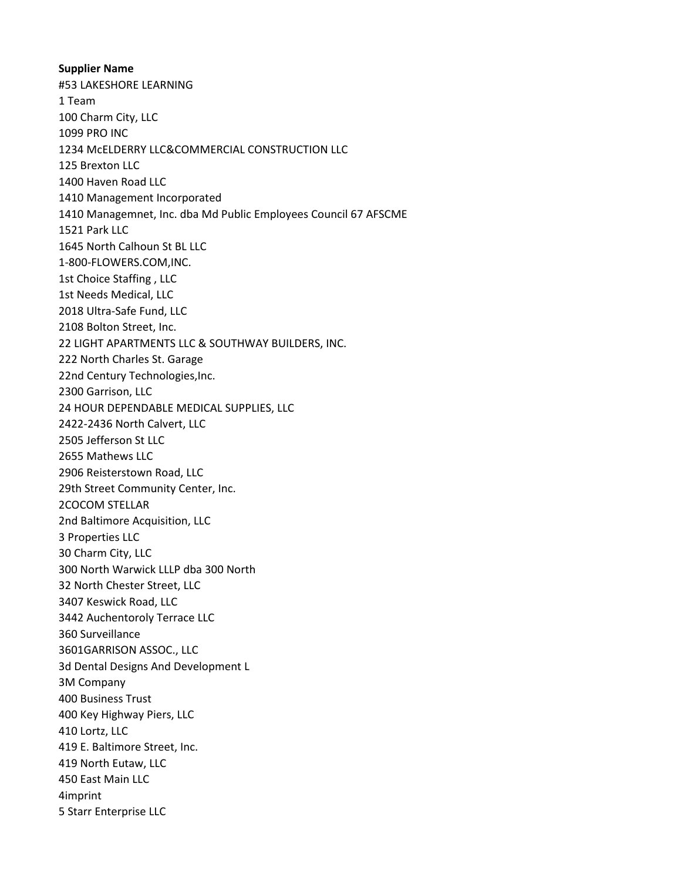**Supplier Name**

#53 LAKESHORE LEARNING
1 Team
100 Charm City, LLC
1099 PRO INC
1234 McELDERRY LLC&COMMERCIAL CONSTRUCTION LLC
125 Brexton LLC
1400 Haven Road LLC
1410 Management Incorporated
1410 Managemnet, Inc. dba Md Public Employees Council 67 AFSCME
1521 Park LLC
1645 North Calhoun St BL LLC
1-800-FLOWERS.COM,INC.
1st Choice Staffing , LLC
1st Needs Medical, LLC
2018 Ultra-Safe Fund, LLC
2108 Bolton Street, Inc.
22 LIGHT APARTMENTS LLC & SOUTHWAY BUILDERS, INC.
222 North Charles St. Garage
22nd Century Technologies,Inc.
2300 Garrison, LLC
24 HOUR DEPENDABLE MEDICAL SUPPLIES, LLC
2422-2436 North Calvert, LLC
2505 Jefferson St LLC
2655 Mathews LLC
2906 Reisterstown Road, LLC
29th Street Community Center, Inc.
2COCOM STELLAR
2nd Baltimore Acquisition, LLC
3 Properties LLC
30 Charm City, LLC
300 North Warwick LLLP dba 300 North
32 North Chester Street, LLC
3407 Keswick Road, LLC
3442 Auchentoroly Terrace LLC
360 Surveillance
3601GARRISON ASSOC., LLC
3d Dental Designs And Development L
3M Company
400 Business Trust
400 Key Highway Piers, LLC
410 Lortz, LLC
419 E. Baltimore Street, Inc.
419 North Eutaw, LLC
450 East Main LLC
4imprint
5 Starr Enterprise LLC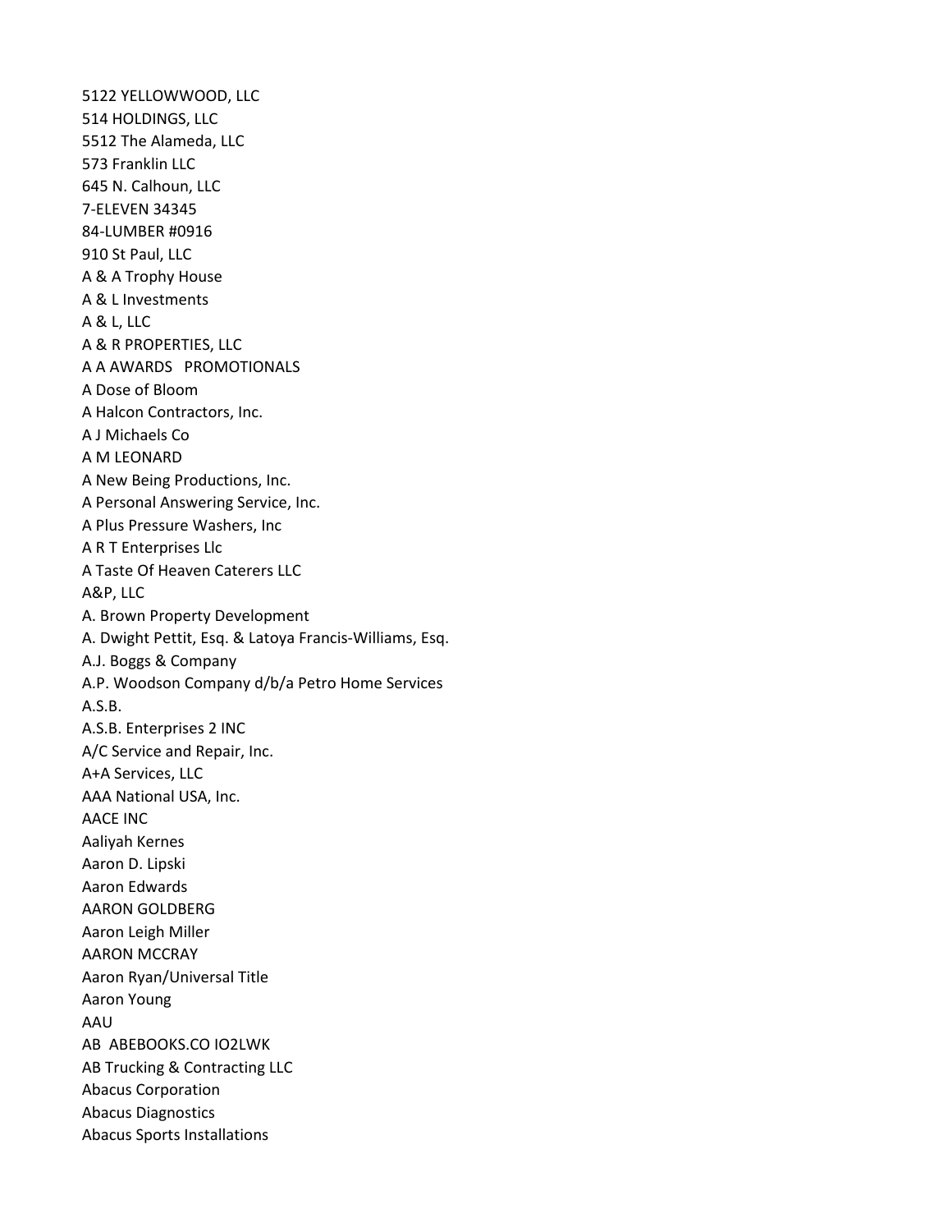5122 YELLOWWOOD, LLC
514 HOLDINGS, LLC
5512 The Alameda, LLC
573 Franklin LLC
645 N. Calhoun, LLC
7-ELEVEN 34345
84-LUMBER #0916
910 St Paul, LLC
A & A Trophy House
A & L Investments
A & L, LLC
A & R PROPERTIES, LLC
A A AWARDS PROMOTIONALS
A Dose of Bloom
A Halcon Contractors, Inc.
A J Michaels Co
A M LEONARD
A New Being Productions, Inc.
A Personal Answering Service, Inc.
A Plus Pressure Washers, Inc
A R T Enterprises Llc
A Taste Of Heaven Caterers LLC
A&P, LLC
A. Brown Property Development
A. Dwight Pettit, Esq. & Latoya Francis-Williams, Esq.
A.J. Boggs & Company
A.P. Woodson Company d/b/a Petro Home Services
A.S.B.
A.S.B. Enterprises 2 INC
A/C Service and Repair, Inc.
A+A Services, LLC
AAA National USA, Inc.
AACE INC
Aaliyah Kernes
Aaron D. Lipski
Aaron Edwards
AARON GOLDBERG
Aaron Leigh Miller
AARON MCCRAY
Aaron Ryan/Universal Title
Aaron Young
AAU
AB ABEBOOKS.CO IO2LWK
AB Trucking & Contracting LLC
Abacus Corporation
Abacus Diagnostics
Abacus Sports Installations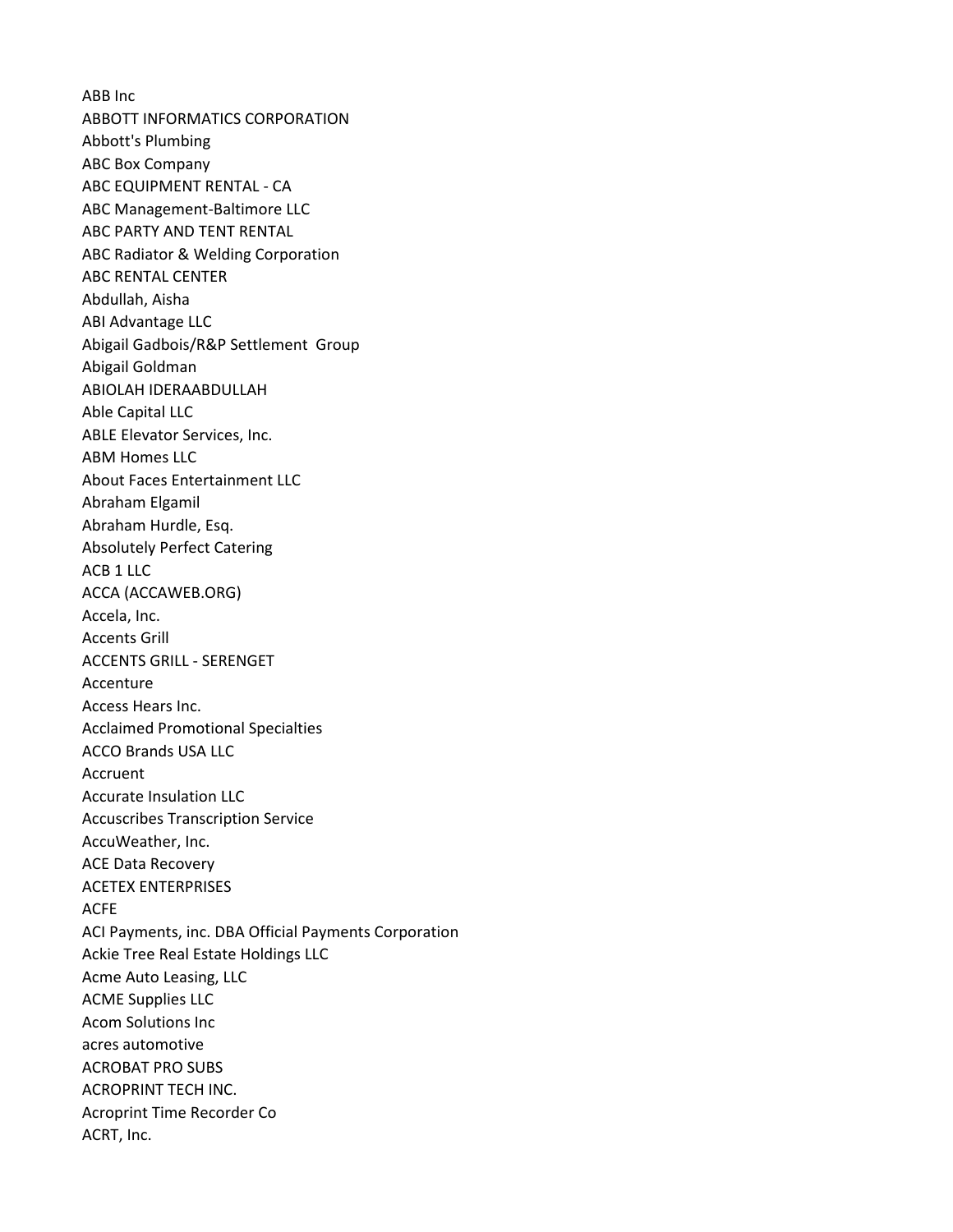ABB Inc
ABBOTT INFORMATICS CORPORATION
Abbott's Plumbing
ABC Box Company
ABC EQUIPMENT RENTAL - CA
ABC Management-Baltimore LLC
ABC PARTY AND TENT RENTAL
ABC Radiator & Welding Corporation
ABC RENTAL CENTER
Abdullah, Aisha
ABI Advantage LLC
Abigail Gadbois/R&P Settlement  Group
Abigail Goldman
ABIOLAH IDERAABDULLAH
Able Capital LLC
ABLE Elevator Services, Inc.
ABM Homes LLC
About Faces Entertainment LLC
Abraham Elgamil
Abraham Hurdle, Esq.
Absolutely Perfect Catering
ACB 1 LLC
ACCA (ACCAWEB.ORG)
Accela, Inc.
Accents Grill
ACCENTS GRILL - SERENGET
Accenture
Access Hears Inc.
Acclaimed Promotional Specialties
ACCO Brands USA LLC
Accruent
Accurate Insulation LLC
Accuscribes Transcription Service
AccuWeather, Inc.
ACE Data Recovery
ACETEX ENTERPRISES
ACFE
ACI Payments, inc. DBA Official Payments Corporation
Ackie Tree Real Estate Holdings LLC
Acme Auto Leasing, LLC
ACME Supplies LLC
Acom Solutions Inc
acres automotive
ACROBAT PRO SUBS
ACROPRINT TECH INC.
Acroprint Time Recorder Co
ACRT, Inc.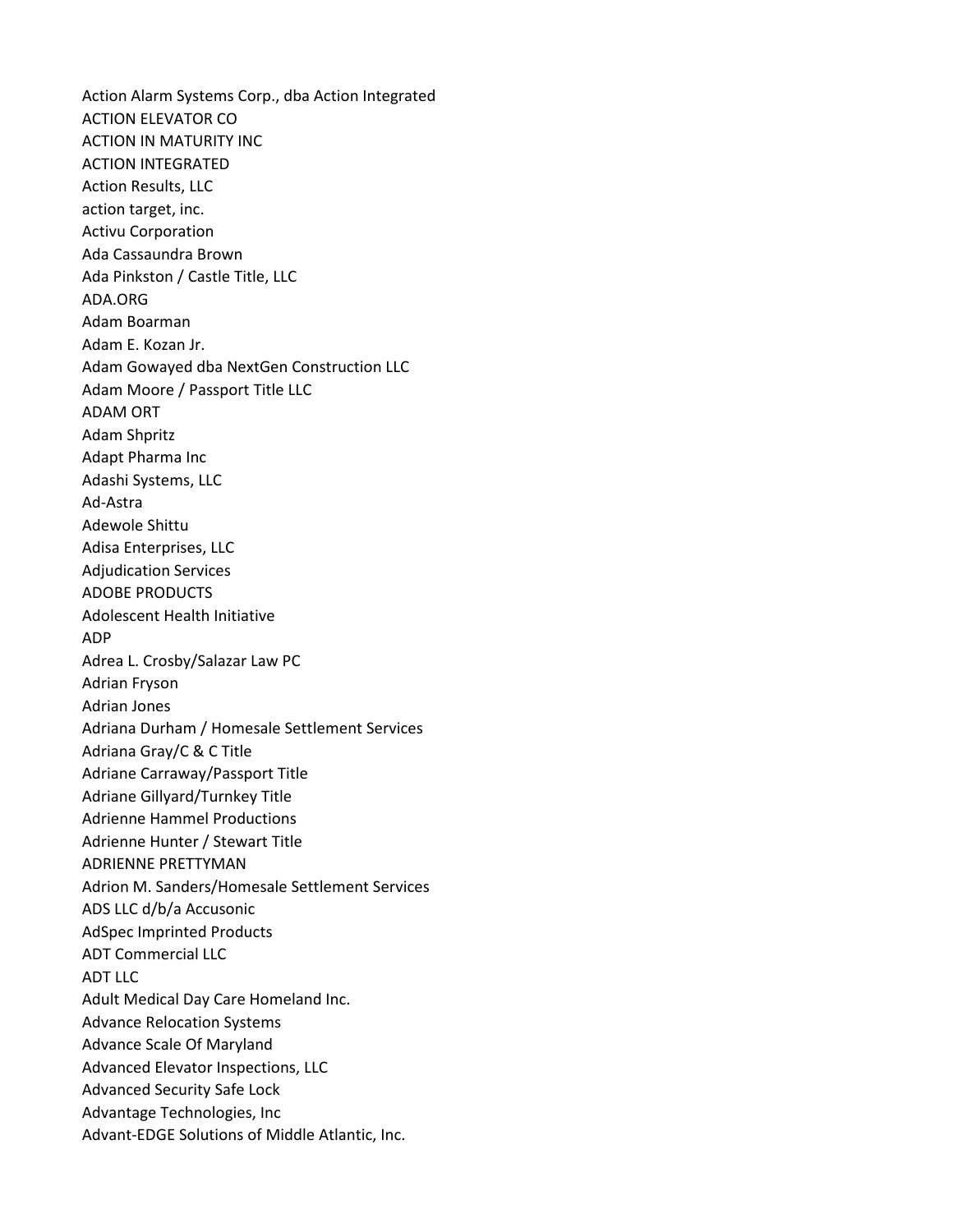Action Alarm Systems Corp., dba Action Integrated
ACTION ELEVATOR CO
ACTION IN MATURITY INC
ACTION INTEGRATED
Action Results, LLC
action target, inc.
Activu Corporation
Ada Cassaundra Brown
Ada Pinkston / Castle Title, LLC
ADA.ORG
Adam Boarman
Adam E. Kozan Jr.
Adam Gowayed dba NextGen Construction LLC
Adam Moore / Passport Title LLC
ADAM ORT
Adam Shpritz
Adapt Pharma Inc
Adashi Systems, LLC
Ad-Astra
Adewole Shittu
Adisa Enterprises, LLC
Adjudication Services
ADOBE PRODUCTS
Adolescent Health Initiative
ADP
Adrea L. Crosby/Salazar Law PC
Adrian Fryson
Adrian Jones
Adriana Durham / Homesale Settlement Services
Adriana Gray/C & C Title
Adriane Carraway/Passport Title
Adriane Gillyard/Turnkey Title
Adrienne Hammel Productions
Adrienne Hunter / Stewart Title
ADRIENNE PRETTYMAN
Adrion M. Sanders/Homesale Settlement Services
ADS LLC d/b/a Accusonic
AdSpec Imprinted Products
ADT Commercial LLC
ADT LLC
Adult Medical Day Care Homeland Inc.
Advance Relocation Systems
Advance Scale Of Maryland
Advanced Elevator Inspections, LLC
Advanced Security Safe Lock
Advantage Technologies, Inc
Advant-EDGE Solutions of Middle Atlantic, Inc.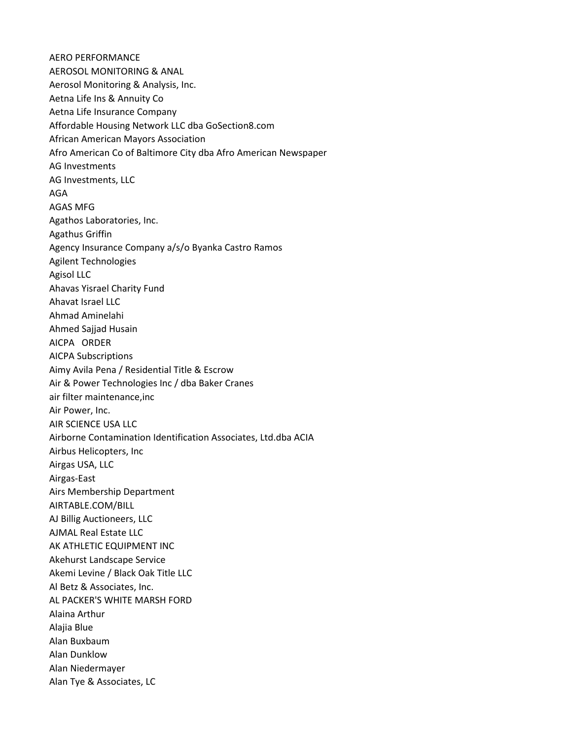AERO PERFORMANCE
AEROSOL MONITORING & ANAL
Aerosol Monitoring & Analysis, Inc.
Aetna Life Ins & Annuity Co
Aetna Life Insurance Company
Affordable Housing Network LLC dba GoSection8.com
African American Mayors Association
Afro American Co of Baltimore City dba Afro American Newspaper
AG Investments
AG Investments, LLC
AGA
AGAS MFG
Agathos Laboratories, Inc.
Agathus Griffin
Agency Insurance Company a/s/o Byanka Castro Ramos
Agilent Technologies
Agisol LLC
Ahavas Yisrael Charity Fund
Ahavat Israel LLC
Ahmad Aminelahi
Ahmed Sajjad Husain
AICPA ORDER
AICPA Subscriptions
Aimy Avila Pena / Residential Title & Escrow
Air & Power Technologies Inc / dba Baker Cranes
air filter maintenance,inc
Air Power, Inc.
AIR SCIENCE USA LLC
Airborne Contamination Identification Associates, Ltd.dba ACIA
Airbus Helicopters, Inc
Airgas USA, LLC
Airgas-East
Airs Membership Department
AIRTABLE.COM/BILL
AJ Billig Auctioneers, LLC
AJMAL Real Estate LLC
AK ATHLETIC EQUIPMENT INC
Akehurst Landscape Service
Akemi Levine / Black Oak Title LLC
Al Betz & Associates, Inc.
AL PACKER'S WHITE MARSH FORD
Alaina Arthur
Alajia Blue
Alan Buxbaum
Alan Dunklow
Alan Niedermayer
Alan Tye & Associates, LC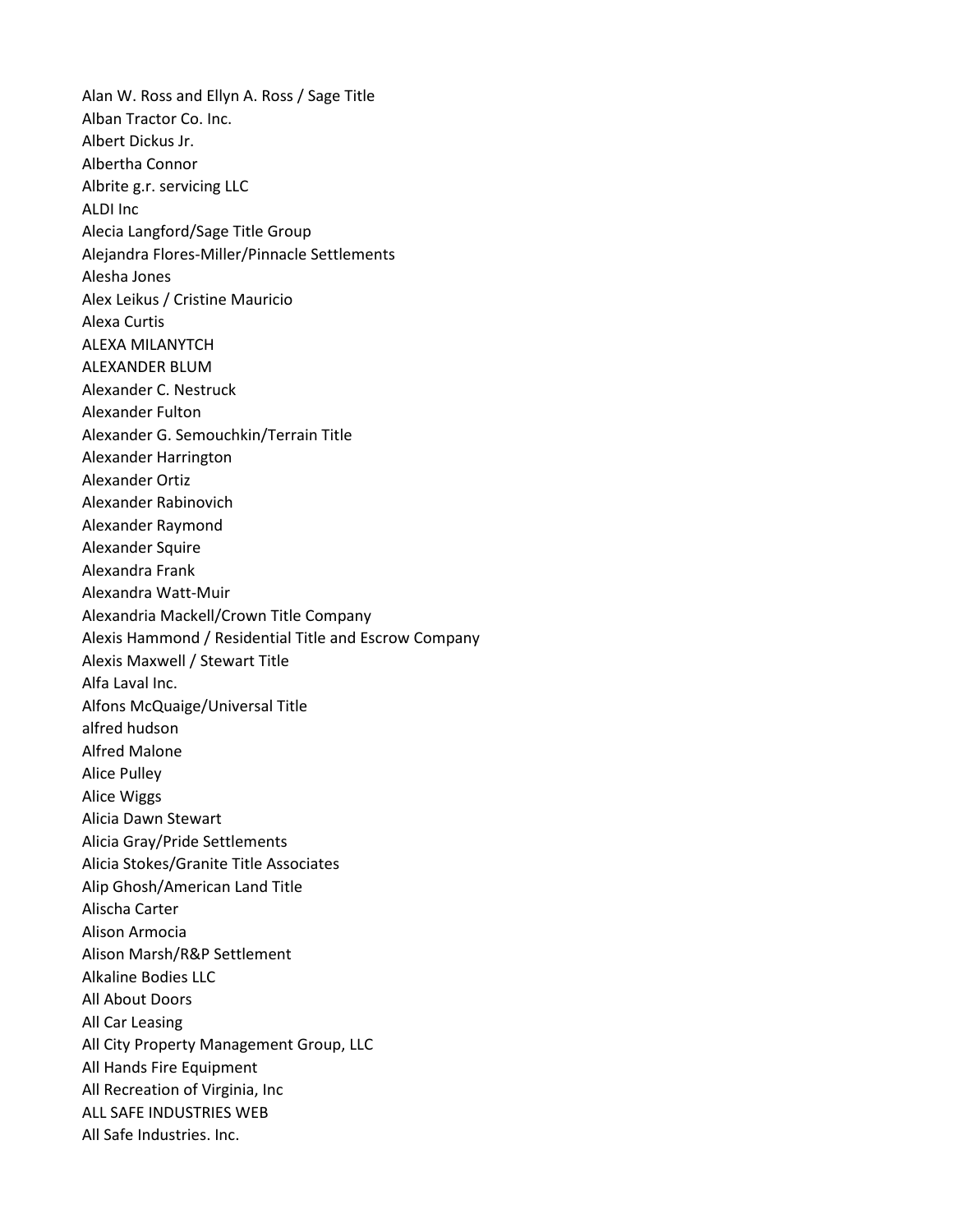Alan W. Ross and Ellyn A. Ross / Sage Title
Alban Tractor Co. Inc.
Albert Dickus Jr.
Albertha Connor
Albrite g.r. servicing LLC
ALDI Inc
Alecia Langford/Sage Title Group
Alejandra Flores-Miller/Pinnacle Settlements
Alesha Jones
Alex Leikus / Cristine Mauricio
Alexa Curtis
ALEXA MILANYTCH
ALEXANDER BLUM
Alexander C. Nestruck
Alexander Fulton
Alexander G. Semouchkin/Terrain Title
Alexander Harrington
Alexander Ortiz
Alexander Rabinovich
Alexander Raymond
Alexander Squire
Alexandra Frank
Alexandra Watt-Muir
Alexandria Mackell/Crown Title Company
Alexis Hammond / Residential Title and Escrow Company
Alexis Maxwell / Stewart Title
Alfa Laval Inc.
Alfons McQuaige/Universal Title
alfred hudson
Alfred Malone
Alice Pulley
Alice Wiggs
Alicia Dawn Stewart
Alicia Gray/Pride Settlements
Alicia Stokes/Granite Title Associates
Alip Ghosh/American Land Title
Alischa Carter
Alison Armocia
Alison Marsh/R&P Settlement
Alkaline Bodies LLC
All About Doors
All Car Leasing
All City Property Management Group, LLC
All Hands Fire Equipment
All Recreation of Virginia, Inc
ALL SAFE INDUSTRIES WEB
All Safe Industries. Inc.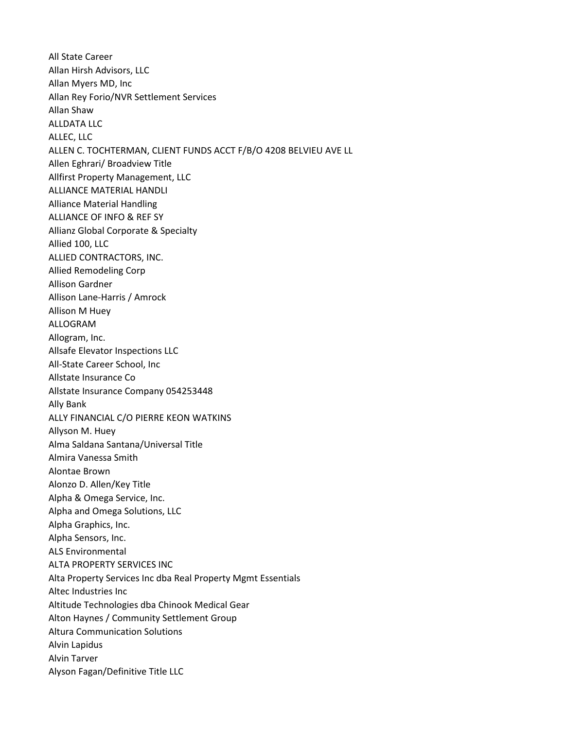All State Career
Allan Hirsh Advisors, LLC
Allan Myers MD, Inc
Allan Rey Forio/NVR Settlement Services
Allan Shaw
ALLDATA LLC
ALLEC, LLC
ALLEN C. TOCHTERMAN, CLIENT FUNDS ACCT F/B/O 4208 BELVIEU AVE LL
Allen Eghrari/ Broadview Title
Allfirst Property Management, LLC
ALLIANCE MATERIAL HANDLI
Alliance Material Handling
ALLIANCE OF INFO & REF SY
Allianz Global Corporate & Specialty
Allied 100, LLC
ALLIED CONTRACTORS, INC.
Allied Remodeling Corp
Allison Gardner
Allison Lane-Harris / Amrock
Allison M Huey
ALLOGRAM
Allogram, Inc.
Allsafe Elevator Inspections LLC
All-State Career School, Inc
Allstate Insurance Co
Allstate Insurance Company 054253448
Ally Bank
ALLY FINANCIAL C/O PIERRE KEON WATKINS
Allyson M. Huey
Alma Saldana Santana/Universal Title
Almira Vanessa Smith
Alontae Brown
Alonzo D. Allen/Key Title
Alpha & Omega Service, Inc.
Alpha and Omega Solutions, LLC
Alpha Graphics, Inc.
Alpha Sensors, Inc.
ALS Environmental
ALTA PROPERTY SERVICES INC
Alta Property Services Inc dba Real Property Mgmt Essentials
Altec Industries Inc
Altitude Technologies dba Chinook Medical Gear
Alton Haynes / Community Settlement Group
Altura Communication Solutions
Alvin Lapidus
Alvin Tarver
Alyson Fagan/Definitive Title LLC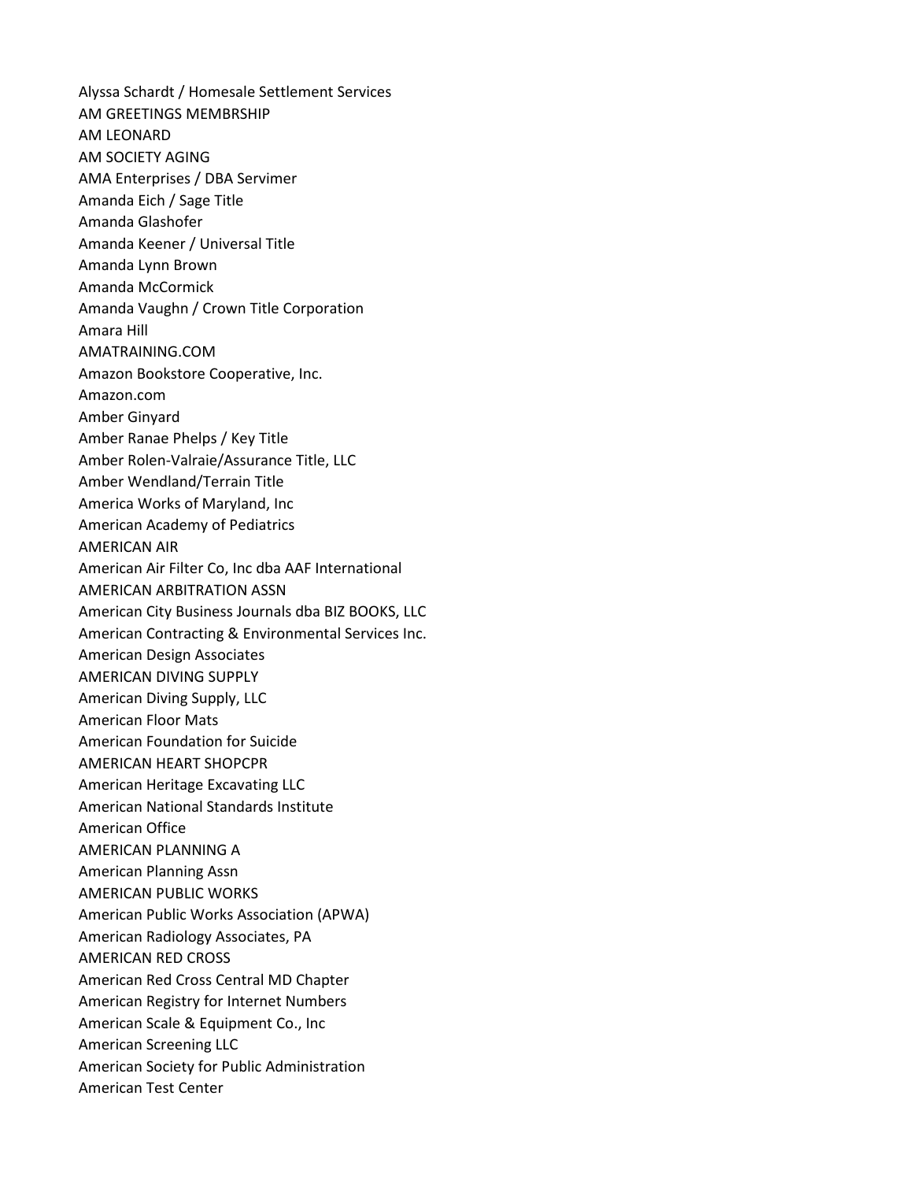Alyssa Schardt / Homesale Settlement Services
AM GREETINGS MEMBRSHIP
AM LEONARD
AM SOCIETY AGING
AMA Enterprises / DBA Servimer
Amanda Eich / Sage Title
Amanda Glashofer
Amanda Keener / Universal Title
Amanda Lynn Brown
Amanda McCormick
Amanda Vaughn / Crown Title Corporation
Amara Hill
AMATRAINING.COM
Amazon Bookstore Cooperative, Inc.
Amazon.com
Amber Ginyard
Amber Ranae Phelps / Key Title
Amber Rolen-Valraie/Assurance Title, LLC
Amber Wendland/Terrain Title
America Works of Maryland, Inc
American Academy of Pediatrics
AMERICAN AIR
American Air Filter Co, Inc dba AAF International
AMERICAN ARBITRATION ASSN
American City Business Journals dba BIZ BOOKS, LLC
American Contracting & Environmental Services Inc.
American Design Associates
AMERICAN DIVING SUPPLY
American Diving Supply, LLC
American Floor Mats
American Foundation for Suicide
AMERICAN HEART SHOPCPR
American Heritage Excavating LLC
American National Standards Institute
American Office
AMERICAN PLANNING A
American Planning Assn
AMERICAN PUBLIC WORKS
American Public Works Association (APWA)
American Radiology Associates, PA
AMERICAN RED CROSS
American Red Cross Central MD Chapter
American Registry for Internet Numbers
American Scale & Equipment Co., Inc
American Screening LLC
American Society for Public Administration
American Test Center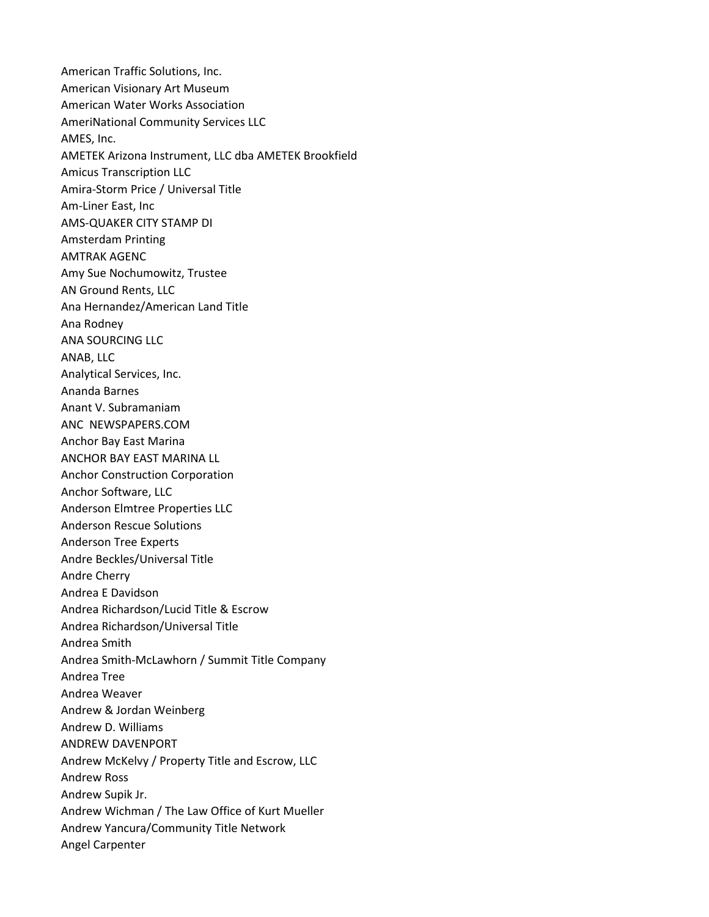American Traffic Solutions, Inc.
American Visionary Art Museum
American Water Works Association
AmeriNational Community Services LLC
AMES, Inc.
AMETEK Arizona Instrument, LLC dba AMETEK Brookfield
Amicus Transcription LLC
Amira-Storm Price / Universal Title
Am-Liner East, Inc
AMS-QUAKER CITY STAMP DI
Amsterdam Printing
AMTRAK AGENC
Amy Sue Nochumowitz, Trustee
AN Ground Rents, LLC
Ana Hernandez/American Land Title
Ana Rodney
ANA SOURCING LLC
ANAB, LLC
Analytical Services, Inc.
Ananda Barnes
Anant V. Subramaniam
ANC  NEWSPAPERS.COM
Anchor Bay East Marina
ANCHOR BAY EAST MARINA LL
Anchor Construction Corporation
Anchor Software, LLC
Anderson Elmtree Properties LLC
Anderson Rescue Solutions
Anderson Tree Experts
Andre Beckles/Universal Title
Andre Cherry
Andrea E Davidson
Andrea Richardson/Lucid Title & Escrow
Andrea Richardson/Universal Title
Andrea Smith
Andrea Smith-McLawhorn / Summit Title Company
Andrea Tree
Andrea Weaver
Andrew & Jordan Weinberg
Andrew D. Williams
ANDREW DAVENPORT
Andrew McKelvy / Property Title and Escrow, LLC
Andrew Ross
Andrew Supik Jr.
Andrew Wichman / The Law Office of Kurt Mueller
Andrew Yancura/Community Title Network
Angel Carpenter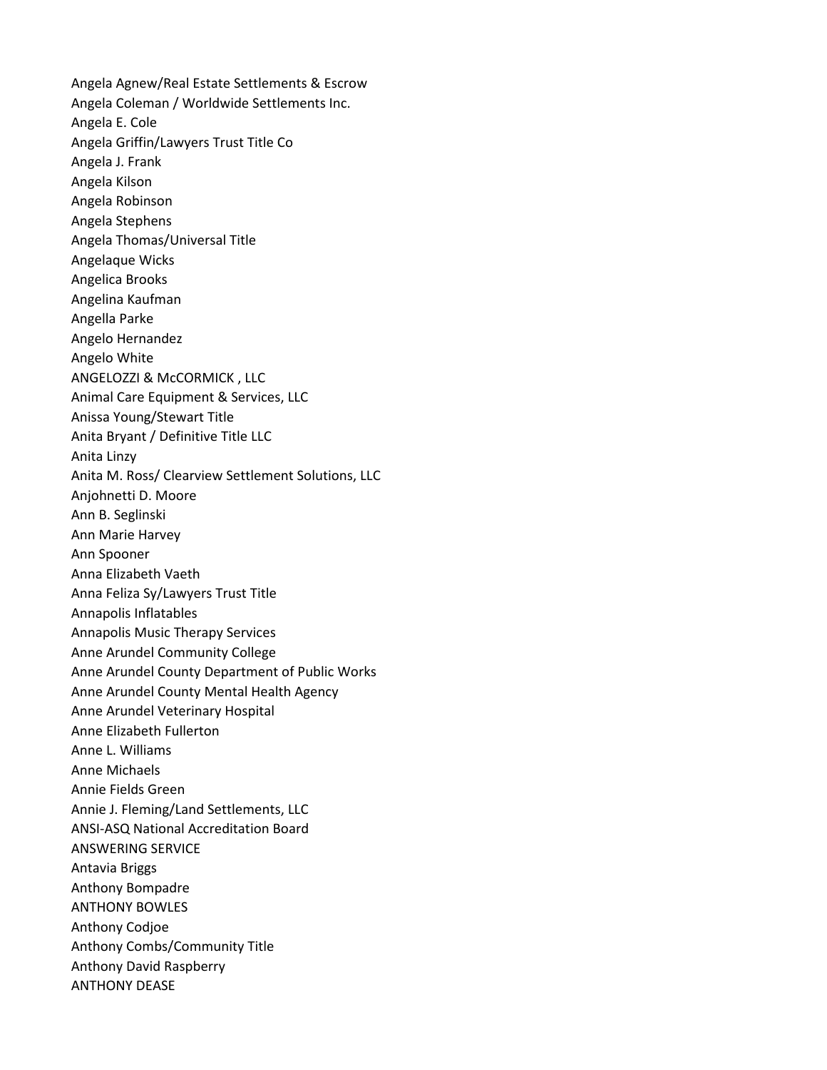Angela Agnew/Real Estate Settlements & Escrow
Angela Coleman / Worldwide Settlements Inc.
Angela E. Cole
Angela Griffin/Lawyers Trust Title Co
Angela J. Frank
Angela Kilson
Angela Robinson
Angela Stephens
Angela Thomas/Universal Title
Angelaque Wicks
Angelica Brooks
Angelina Kaufman
Angella Parke
Angelo Hernandez
Angelo White
ANGELOZZI & McCORMICK , LLC
Animal Care Equipment & Services, LLC
Anissa Young/Stewart Title
Anita Bryant / Definitive Title LLC
Anita Linzy
Anita M. Ross/ Clearview Settlement Solutions, LLC
Anjohnetti D. Moore
Ann B. Seglinski
Ann Marie Harvey
Ann Spooner
Anna Elizabeth Vaeth
Anna Feliza Sy/Lawyers Trust Title
Annapolis Inflatables
Annapolis Music Therapy Services
Anne Arundel Community College
Anne Arundel County Department of Public Works
Anne Arundel County Mental Health Agency
Anne Arundel Veterinary Hospital
Anne Elizabeth Fullerton
Anne L. Williams
Anne Michaels
Annie Fields Green
Annie J. Fleming/Land Settlements, LLC
ANSI-ASQ National Accreditation Board
ANSWERING SERVICE
Antavia Briggs
Anthony Bompadre
ANTHONY BOWLES
Anthony Codjoe
Anthony Combs/Community Title
Anthony David Raspberry
ANTHONY DEASE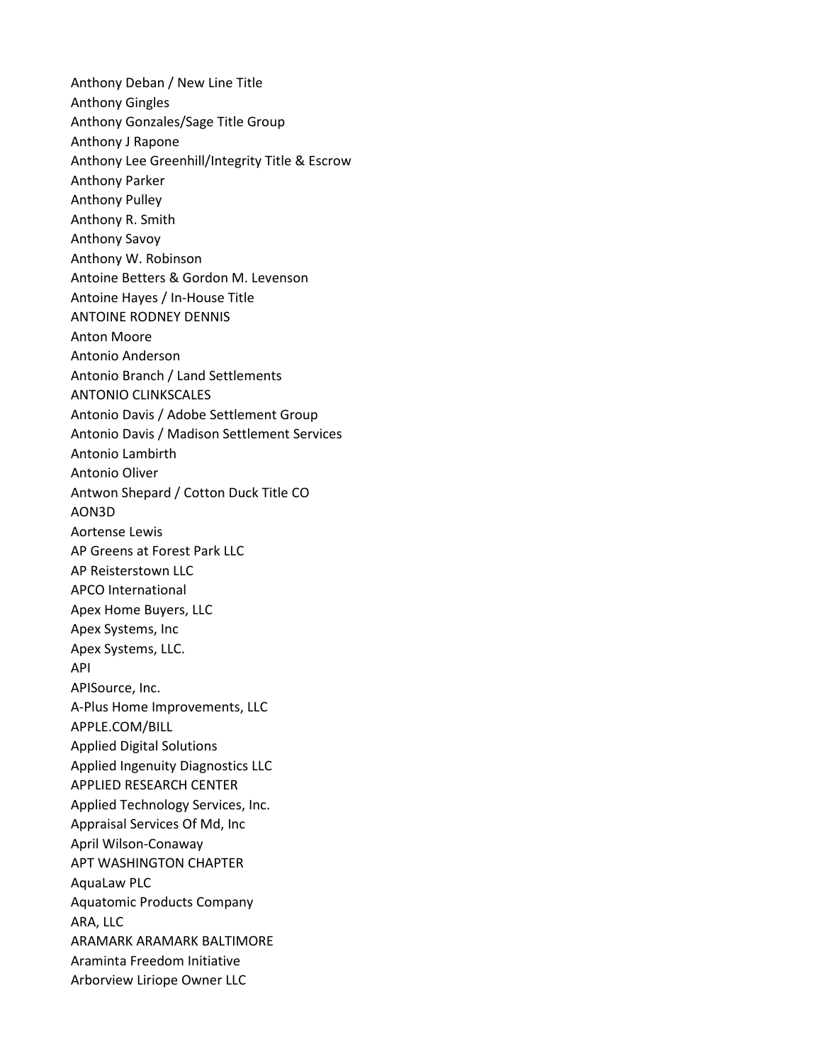Anthony Deban / New Line Title
Anthony Gingles
Anthony Gonzales/Sage Title Group
Anthony J Rapone
Anthony Lee Greenhill/Integrity Title & Escrow
Anthony Parker
Anthony Pulley
Anthony R. Smith
Anthony Savoy
Anthony W. Robinson
Antoine Betters & Gordon M. Levenson
Antoine Hayes / In-House Title
ANTOINE RODNEY DENNIS
Anton Moore
Antonio Anderson
Antonio Branch / Land Settlements
ANTONIO CLINKSCALES
Antonio Davis / Adobe Settlement Group
Antonio Davis / Madison Settlement Services
Antonio Lambirth
Antonio Oliver
Antwon Shepard / Cotton Duck Title CO
AON3D
Aortense Lewis
AP Greens at Forest Park LLC
AP Reisterstown LLC
APCO International
Apex Home Buyers, LLC
Apex Systems, Inc
Apex Systems, LLC.
API
APISource, Inc.
A-Plus Home Improvements, LLC
APPLE.COM/BILL
Applied Digital Solutions
Applied Ingenuity Diagnostics LLC
APPLIED RESEARCH CENTER
Applied Technology Services, Inc.
Appraisal Services Of Md, Inc
April Wilson-Conaway
APT WASHINGTON CHAPTER
AquaLaw PLC
Aquatomic Products Company
ARA, LLC
ARAMARK ARAMARK BALTIMORE
Araminta Freedom Initiative
Arborview Liriope Owner LLC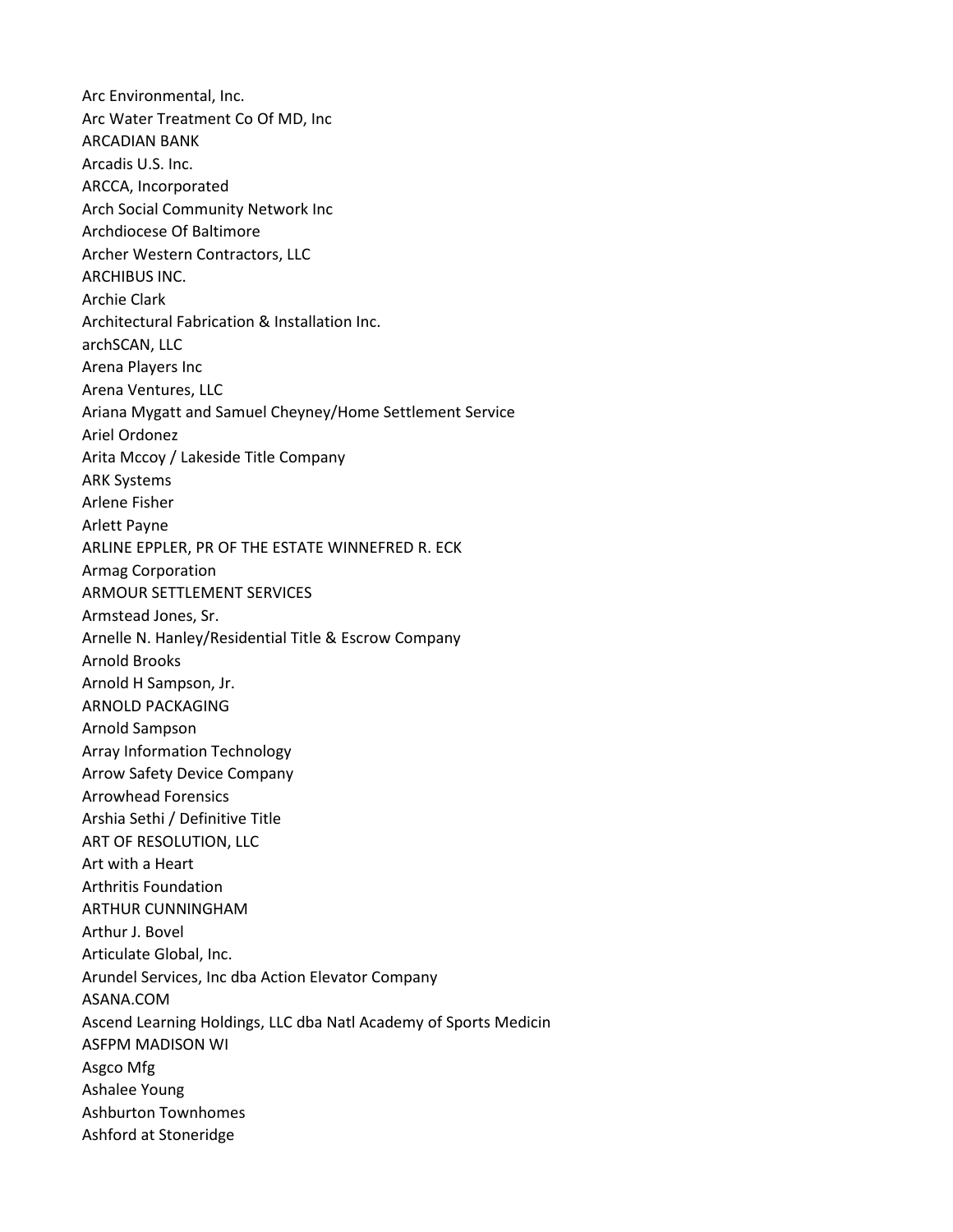Arc Environmental, Inc.
Arc Water Treatment Co Of MD, Inc
ARCADIAN BANK
Arcadis U.S. Inc.
ARCCA, Incorporated
Arch Social Community Network Inc
Archdiocese Of Baltimore
Archer Western Contractors, LLC
ARCHIBUS INC.
Archie Clark
Architectural Fabrication & Installation Inc.
archSCAN, LLC
Arena Players Inc
Arena Ventures, LLC
Ariana Mygatt and Samuel Cheyney/Home Settlement Service
Ariel Ordonez
Arita Mccoy / Lakeside Title Company
ARK Systems
Arlene Fisher
Arlett Payne
ARLINE EPPLER, PR OF THE ESTATE WINNEFRED R. ECK
Armag Corporation
ARMOUR SETTLEMENT SERVICES
Armstead Jones, Sr.
Arnelle N. Hanley/Residential Title & Escrow Company
Arnold Brooks
Arnold H Sampson, Jr.
ARNOLD PACKAGING
Arnold Sampson
Array Information Technology
Arrow Safety Device Company
Arrowhead Forensics
Arshia Sethi / Definitive Title
ART OF RESOLUTION, LLC
Art with a Heart
Arthritis Foundation
ARTHUR CUNNINGHAM
Arthur J. Bovel
Articulate Global, Inc.
Arundel Services, Inc dba Action Elevator Company
ASANA.COM
Ascend Learning Holdings, LLC dba Natl Academy of Sports Medicin
ASFPM MADISON WI
Asgco Mfg
Ashalee Young
Ashburton Townhomes
Ashford at Stoneridge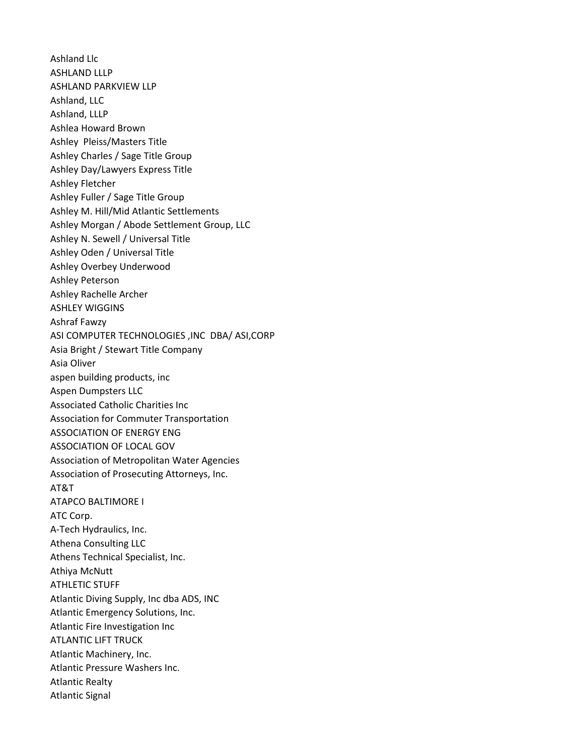Ashland Llc
ASHLAND LLLP
ASHLAND PARKVIEW LLP
Ashland, LLC
Ashland, LLLP
Ashlea Howard Brown
Ashley  Pleiss/Masters Title
Ashley Charles / Sage Title Group
Ashley Day/Lawyers Express Title
Ashley Fletcher
Ashley Fuller / Sage Title Group
Ashley M. Hill/Mid Atlantic Settlements
Ashley Morgan / Abode Settlement Group, LLC
Ashley N. Sewell / Universal Title
Ashley Oden / Universal Title
Ashley Overbey Underwood
Ashley Peterson
Ashley Rachelle Archer
ASHLEY WIGGINS
Ashraf Fawzy
ASI COMPUTER TECHNOLOGIES ,INC  DBA/ ASI,CORP
Asia Bright / Stewart Title Company
Asia Oliver
aspen building products, inc
Aspen Dumpsters LLC
Associated Catholic Charities Inc
Association for Commuter Transportation
ASSOCIATION OF ENERGY ENG
ASSOCIATION OF LOCAL GOV
Association of Metropolitan Water Agencies
Association of Prosecuting Attorneys, Inc.
AT&T
ATAPCO BALTIMORE I
ATC Corp.
A-Tech Hydraulics, Inc.
Athena Consulting LLC
Athens Technical Specialist, Inc.
Athiya McNutt
ATHLETIC STUFF
Atlantic Diving Supply, Inc dba ADS, INC
Atlantic Emergency Solutions, Inc.
Atlantic Fire Investigation Inc
ATLANTIC LIFT TRUCK
Atlantic Machinery, Inc.
Atlantic Pressure Washers Inc.
Atlantic Realty
Atlantic Signal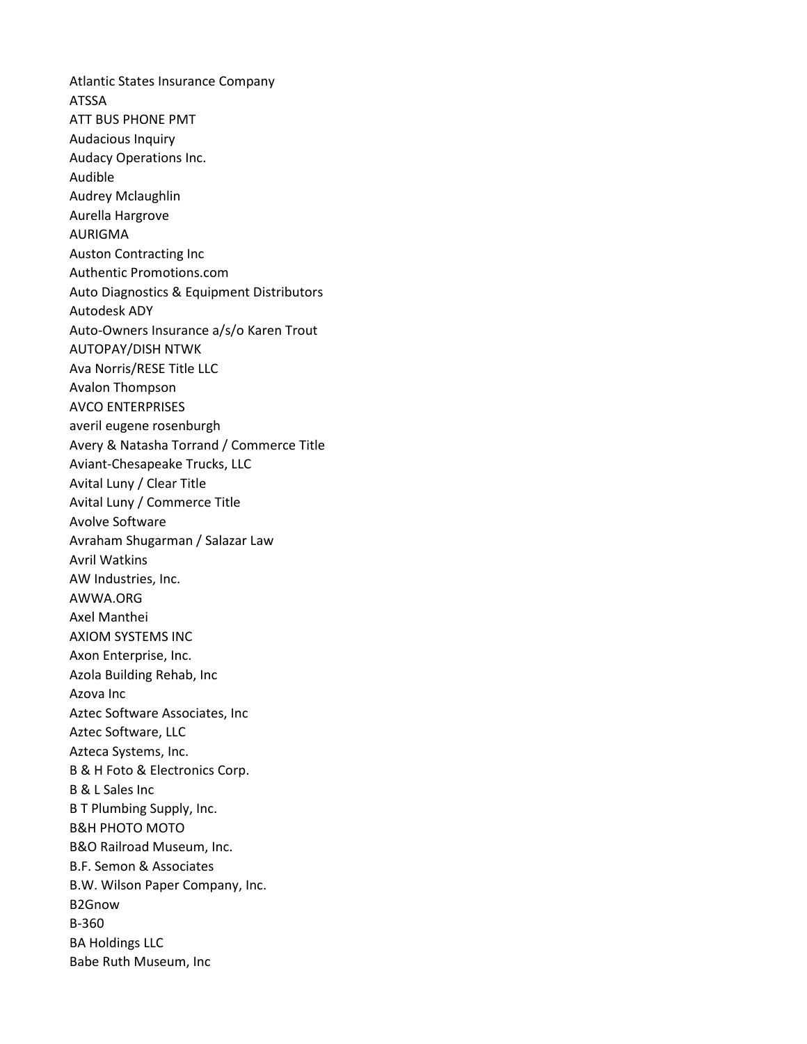Atlantic States Insurance Company
ATSSA
ATT BUS PHONE PMT
Audacious Inquiry
Audacy Operations Inc.
Audible
Audrey Mclaughlin
Aurella Hargrove
AURIGMA
Auston Contracting Inc
Authentic Promotions.com
Auto Diagnostics & Equipment Distributors
Autodesk ADY
Auto-Owners Insurance a/s/o Karen Trout
AUTOPAY/DISH NTWK
Ava Norris/RESE Title LLC
Avalon Thompson
AVCO ENTERPRISES
averil eugene rosenburgh
Avery & Natasha Torrand / Commerce Title
Aviant-Chesapeake Trucks, LLC
Avital Luny / Clear Title
Avital Luny / Commerce Title
Avolve Software
Avraham Shugarman / Salazar Law
Avril Watkins
AW Industries, Inc.
AWWA.ORG
Axel Manthei
AXIOM SYSTEMS INC
Axon Enterprise, Inc.
Azola Building Rehab, Inc
Azova Inc
Aztec Software Associates, Inc
Aztec Software, LLC
Azteca Systems, Inc.
B & H Foto & Electronics Corp.
B & L Sales Inc
B T Plumbing Supply, Inc.
B&H PHOTO MOTO
B&O Railroad Museum, Inc.
B.F. Semon & Associates
B.W. Wilson Paper Company, Inc.
B2Gnow
B-360
BA Holdings LLC
Babe Ruth Museum, Inc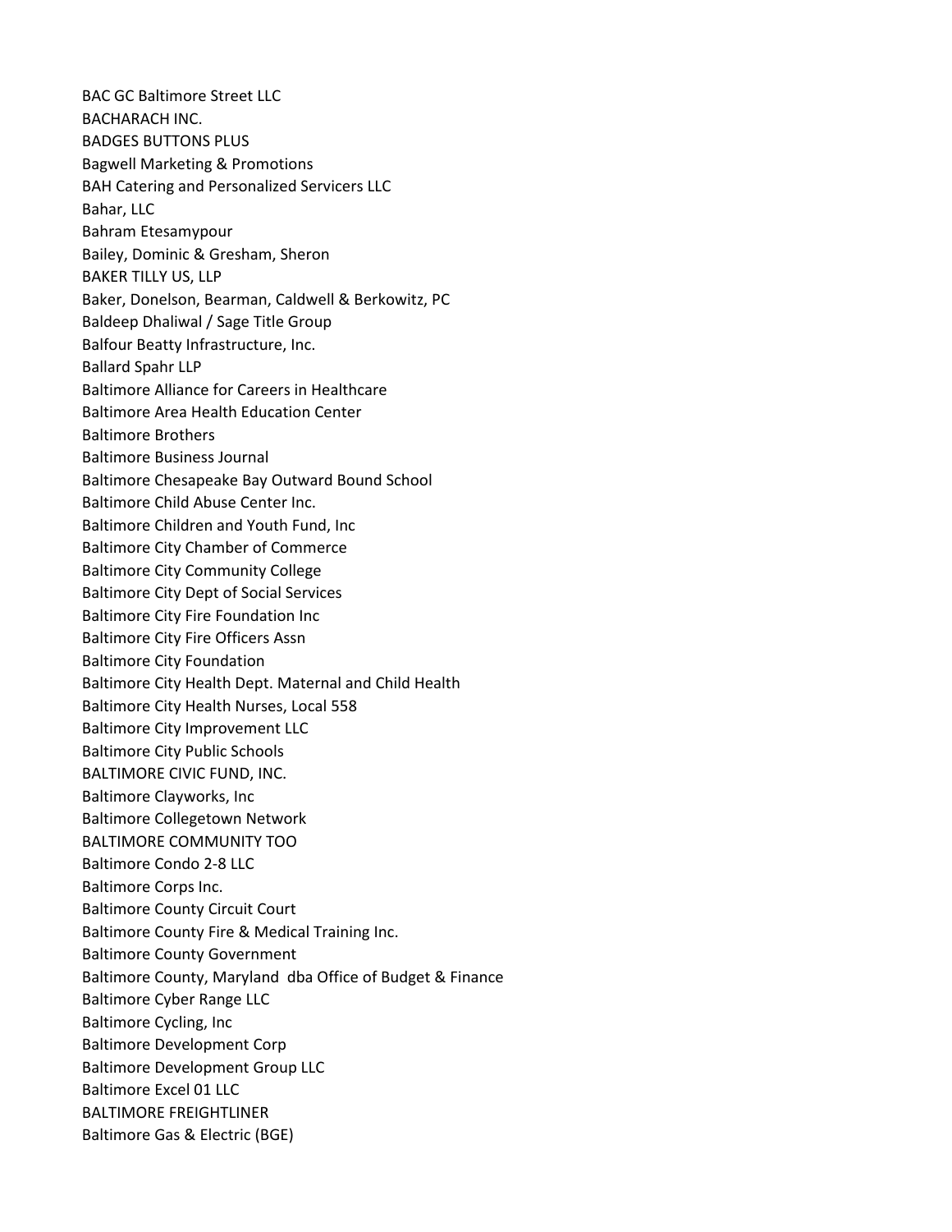BAC GC Baltimore Street LLC
BACHARACH INC.
BADGES BUTTONS PLUS
Bagwell Marketing & Promotions
BAH Catering and Personalized Servicers LLC
Bahar, LLC
Bahram Etesamypour
Bailey, Dominic & Gresham, Sheron
BAKER TILLY US, LLP
Baker, Donelson, Bearman, Caldwell & Berkowitz, PC
Baldeep Dhaliwal / Sage Title Group
Balfour Beatty Infrastructure, Inc.
Ballard Spahr LLP
Baltimore Alliance for Careers in Healthcare
Baltimore Area Health Education Center
Baltimore Brothers
Baltimore Business Journal
Baltimore Chesapeake Bay Outward Bound School
Baltimore Child Abuse Center Inc.
Baltimore Children and Youth Fund, Inc
Baltimore City Chamber of Commerce
Baltimore City Community College
Baltimore City Dept of Social Services
Baltimore City Fire Foundation Inc
Baltimore City Fire Officers Assn
Baltimore City Foundation
Baltimore City Health Dept. Maternal and Child Health
Baltimore City Health Nurses, Local 558
Baltimore City Improvement LLC
Baltimore City Public Schools
BALTIMORE CIVIC FUND, INC.
Baltimore Clayworks, Inc
Baltimore Collegetown Network
BALTIMORE COMMUNITY TOO
Baltimore Condo 2-8 LLC
Baltimore Corps Inc.
Baltimore County Circuit Court
Baltimore County Fire & Medical Training Inc.
Baltimore County Government
Baltimore County, Maryland dba Office of Budget & Finance
Baltimore Cyber Range LLC
Baltimore Cycling, Inc
Baltimore Development Corp
Baltimore Development Group LLC
Baltimore Excel 01 LLC
BALTIMORE FREIGHTLINER
Baltimore Gas & Electric (BGE)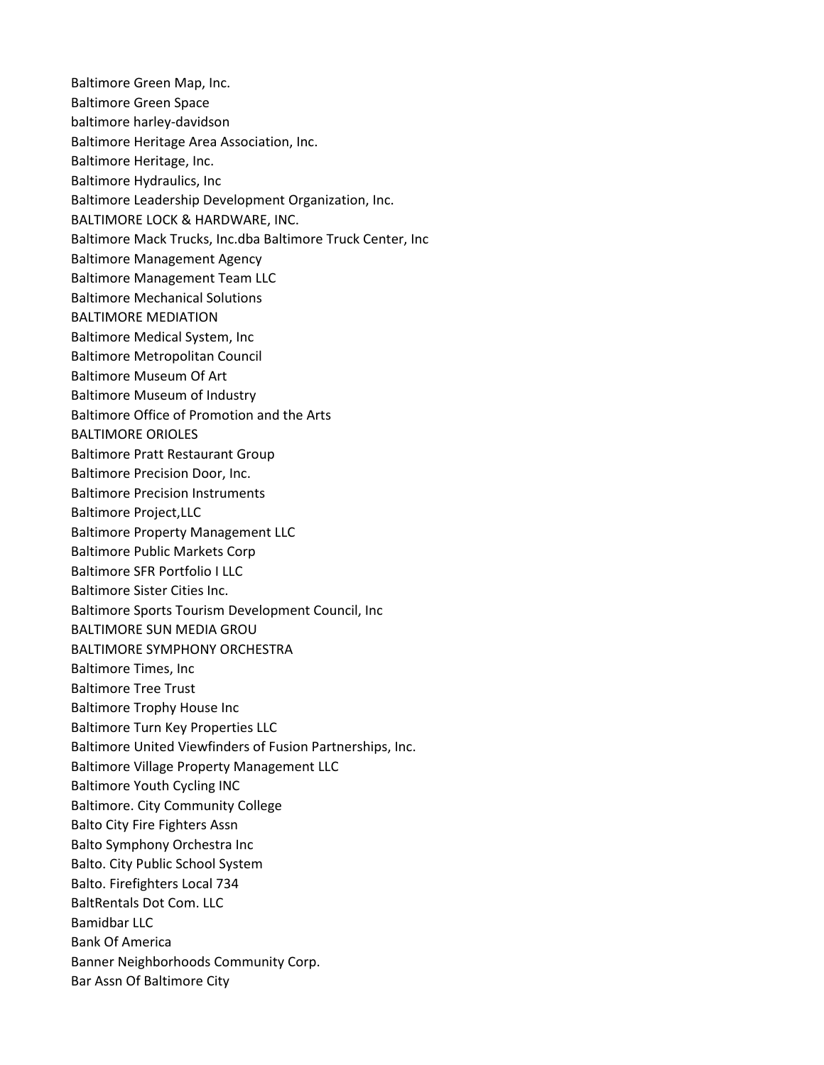Baltimore Green Map, Inc.
Baltimore Green Space
baltimore harley-davidson
Baltimore Heritage Area Association, Inc.
Baltimore Heritage, Inc.
Baltimore Hydraulics, Inc
Baltimore Leadership Development Organization, Inc.
BALTIMORE LOCK & HARDWARE, INC.
Baltimore Mack Trucks, Inc.dba Baltimore Truck Center, Inc
Baltimore Management Agency
Baltimore Management Team LLC
Baltimore Mechanical Solutions
BALTIMORE MEDIATION
Baltimore Medical System, Inc
Baltimore Metropolitan Council
Baltimore Museum Of Art
Baltimore Museum of Industry
Baltimore Office of Promotion and the Arts
BALTIMORE ORIOLES
Baltimore Pratt Restaurant Group
Baltimore Precision Door, Inc.
Baltimore Precision Instruments
Baltimore Project,LLC
Baltimore Property Management LLC
Baltimore Public Markets Corp
Baltimore SFR Portfolio I LLC
Baltimore Sister Cities Inc.
Baltimore Sports Tourism Development Council, Inc
BALTIMORE SUN MEDIA GROU
BALTIMORE SYMPHONY ORCHESTRA
Baltimore Times, Inc
Baltimore Tree Trust
Baltimore Trophy House Inc
Baltimore Turn Key Properties LLC
Baltimore United Viewfinders of Fusion Partnerships, Inc.
Baltimore Village Property Management LLC
Baltimore Youth Cycling INC
Baltimore. City Community College
Balto City Fire Fighters Assn
Balto Symphony Orchestra Inc
Balto. City Public School System
Balto. Firefighters Local 734
BaltRentals Dot Com. LLC
Bamidbar LLC
Bank Of America
Banner Neighborhoods Community Corp.
Bar Assn Of Baltimore City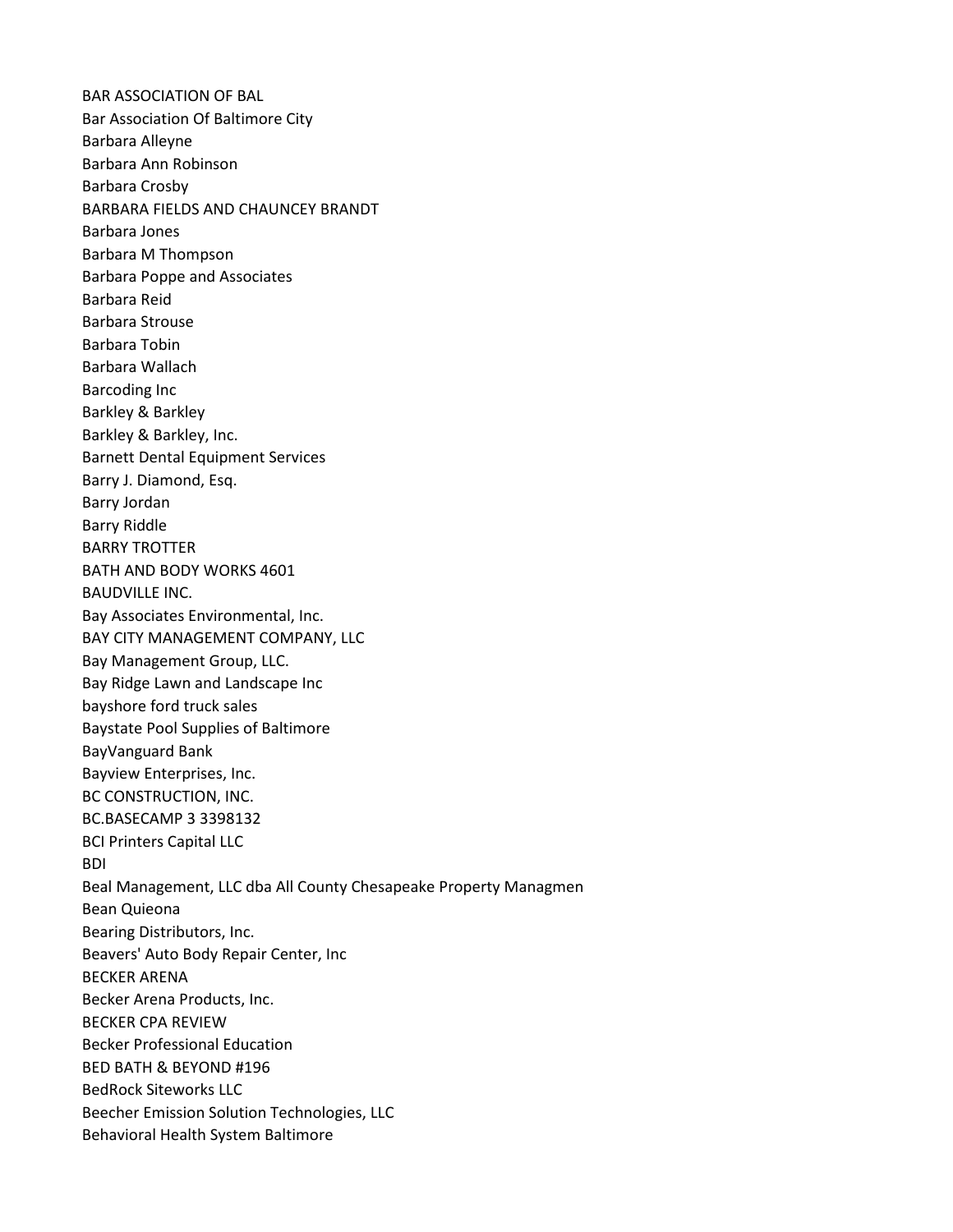BAR ASSOCIATION OF BAL
Bar Association Of Baltimore City
Barbara Alleyne
Barbara Ann Robinson
Barbara Crosby
BARBARA FIELDS AND CHAUNCEY BRANDT
Barbara Jones
Barbara M Thompson
Barbara Poppe and Associates
Barbara Reid
Barbara Strouse
Barbara Tobin
Barbara Wallach
Barcoding Inc
Barkley & Barkley
Barkley & Barkley, Inc.
Barnett Dental Equipment Services
Barry J. Diamond, Esq.
Barry Jordan
Barry Riddle
BARRY TROTTER
BATH AND BODY WORKS 4601
BAUDVILLE INC.
Bay Associates Environmental, Inc.
BAY CITY MANAGEMENT COMPANY, LLC
Bay Management Group, LLC.
Bay Ridge Lawn and Landscape Inc
bayshore ford truck sales
Baystate Pool Supplies of Baltimore
BayVanguard Bank
Bayview Enterprises, Inc.
BC CONSTRUCTION, INC.
BC.BASECAMP 3 3398132
BCI Printers Capital LLC
BDI
Beal Management, LLC dba All County Chesapeake Property Managmen
Bean Quieona
Bearing Distributors, Inc.
Beavers' Auto Body Repair Center, Inc
BECKER ARENA
Becker Arena Products, Inc.
BECKER CPA REVIEW
Becker Professional Education
BED BATH & BEYOND #196
BedRock Siteworks LLC
Beecher Emission Solution Technologies, LLC
Behavioral Health System Baltimore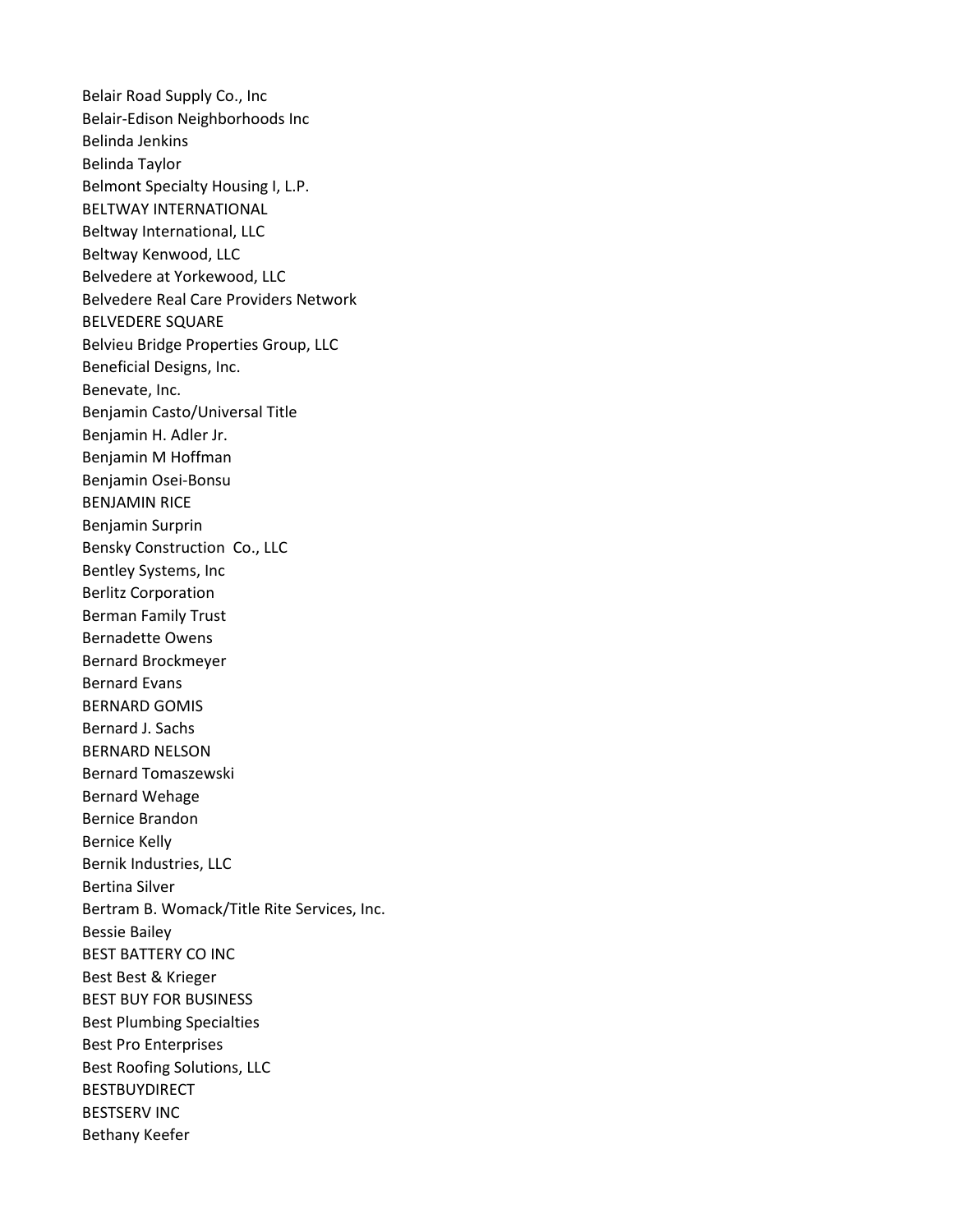Belair Road Supply Co., Inc
Belair-Edison Neighborhoods Inc
Belinda Jenkins
Belinda Taylor
Belmont Specialty Housing I, L.P.
BELTWAY INTERNATIONAL
Beltway International, LLC
Beltway Kenwood, LLC
Belvedere at Yorkewood, LLC
Belvedere Real Care Providers Network
BELVEDERE SQUARE
Belvieu Bridge Properties Group, LLC
Beneficial Designs, Inc.
Benevate, Inc.
Benjamin Casto/Universal Title
Benjamin H. Adler Jr.
Benjamin M Hoffman
Benjamin Osei-Bonsu
BENJAMIN RICE
Benjamin Surprin
Bensky Construction Co., LLC
Bentley Systems, Inc
Berlitz Corporation
Berman Family Trust
Bernadette Owens
Bernard Brockmeyer
Bernard Evans
BERNARD GOMIS
Bernard J. Sachs
BERNARD NELSON
Bernard Tomaszewski
Bernard Wehage
Bernice Brandon
Bernice Kelly
Bernik Industries, LLC
Bertina Silver
Bertram B. Womack/Title Rite Services, Inc.
Bessie Bailey
BEST BATTERY CO INC
Best Best & Krieger
BEST BUY FOR BUSINESS
Best Plumbing Specialties
Best Pro Enterprises
Best Roofing Solutions, LLC
BESTBUYDIRECT
BESTSERV INC
Bethany Keefer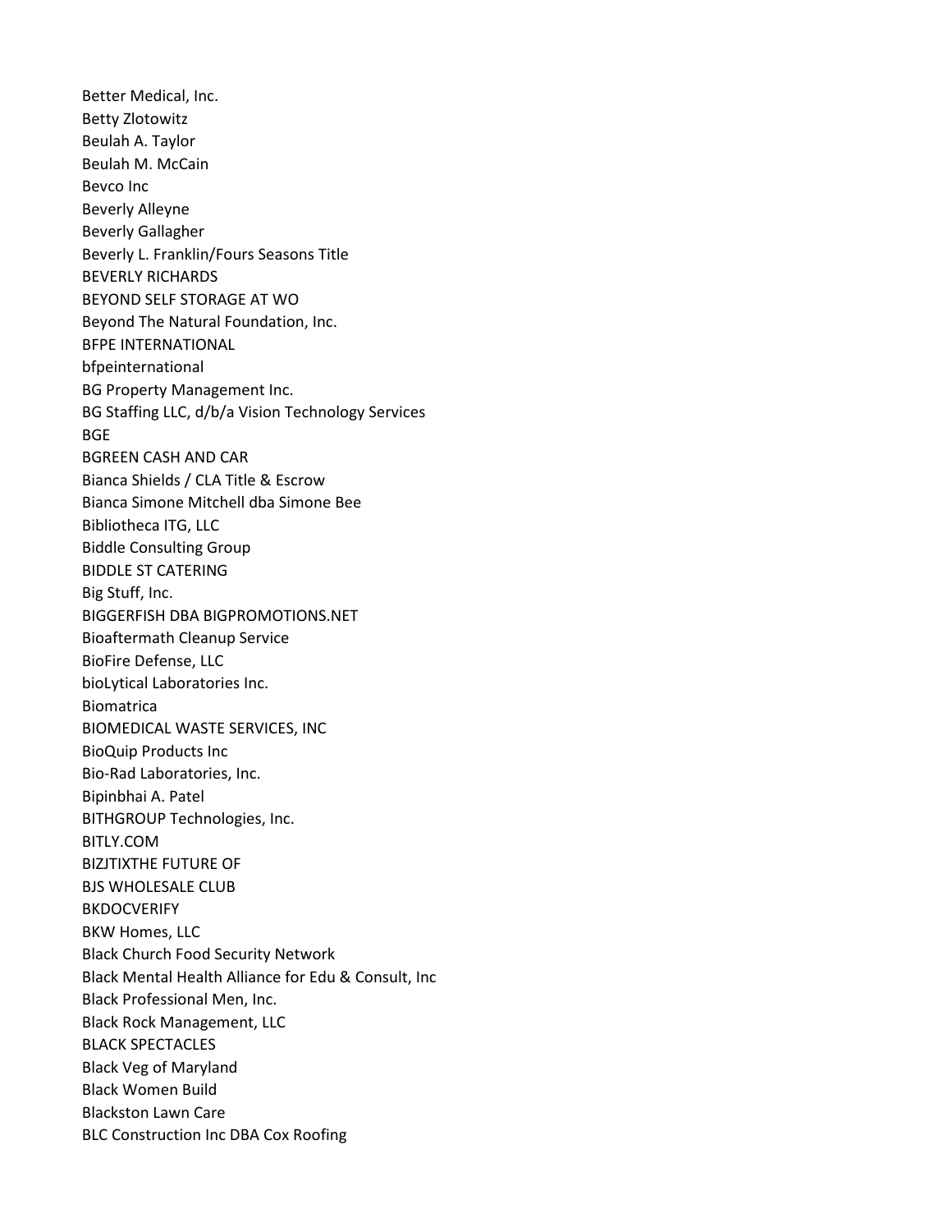Better Medical, Inc.
Betty Zlotowitz
Beulah A. Taylor
Beulah M. McCain
Bevco Inc
Beverly Alleyne
Beverly Gallagher
Beverly L. Franklin/Fours Seasons Title
BEVERLY RICHARDS
BEYOND SELF STORAGE AT WO
Beyond The Natural Foundation, Inc.
BFPE INTERNATIONAL
bfpeinternational
BG Property Management Inc.
BG Staffing LLC, d/b/a Vision Technology Services
BGE
BGREEN CASH AND CAR
Bianca Shields / CLA Title & Escrow
Bianca Simone Mitchell dba Simone Bee
Bibliotheca ITG, LLC
Biddle Consulting Group
BIDDLE ST CATERING
Big Stuff, Inc.
BIGGERFISH DBA BIGPROMOTIONS.NET
Bioaftermath Cleanup Service
BioFire Defense, LLC
bioLytical Laboratories Inc.
Biomatrica
BIOMEDICAL WASTE SERVICES, INC
BioQuip Products Inc
Bio-Rad Laboratories, Inc.
Bipinbhai A. Patel
BITHGROUP Technologies, Inc.
BITLY.COM
BIZJTIXTHE FUTURE OF
BJS WHOLESALE CLUB
BKDOCVERIFY
BKW Homes, LLC
Black Church Food Security Network
Black Mental Health Alliance for Edu & Consult, Inc
Black Professional Men, Inc.
Black Rock Management, LLC
BLACK SPECTACLES
Black Veg of Maryland
Black Women Build
Blackston Lawn Care
BLC Construction Inc DBA Cox Roofing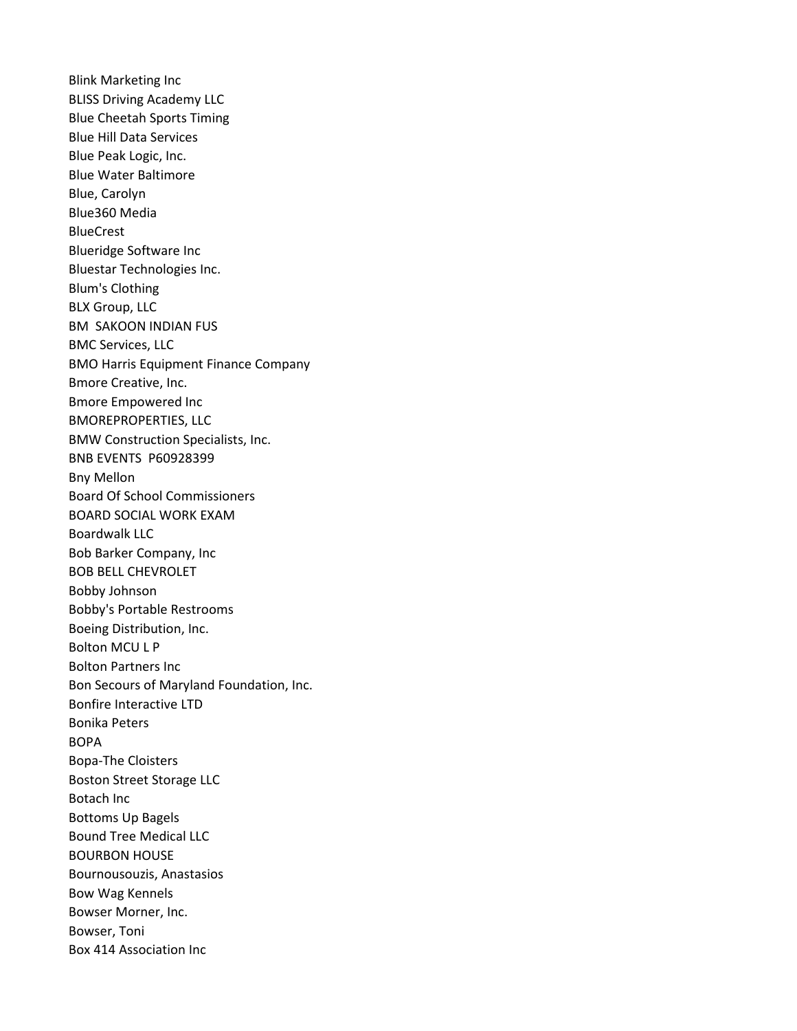Blink Marketing Inc
BLISS Driving Academy LLC
Blue Cheetah Sports Timing
Blue Hill Data Services
Blue Peak Logic, Inc.
Blue Water Baltimore
Blue, Carolyn
Blue360 Media
BlueCrest
Blueridge Software Inc
Bluestar Technologies Inc.
Blum's Clothing
BLX Group, LLC
BM  SAKOON INDIAN FUS
BMC Services, LLC
BMO Harris Equipment Finance Company
Bmore Creative, Inc.
Bmore Empowered Inc
BMOREPROPERTIES, LLC
BMW Construction Specialists, Inc.
BNB EVENTS  P60928399
Bny Mellon
Board Of School Commissioners
BOARD SOCIAL WORK EXAM
Boardwalk LLC
Bob Barker Company, Inc
BOB BELL CHEVROLET
Bobby Johnson
Bobby's Portable Restrooms
Boeing Distribution, Inc.
Bolton MCU L P
Bolton Partners Inc
Bon Secours of Maryland Foundation, Inc.
Bonfire Interactive LTD
Bonika Peters
BOPA
Bopa-The Cloisters
Boston Street Storage LLC
Botach Inc
Bottoms Up Bagels
Bound Tree Medical LLC
BOURBON HOUSE
Bournousouzis, Anastasios
Bow Wag Kennels
Bowser Morner, Inc.
Bowser, Toni
Box 414 Association Inc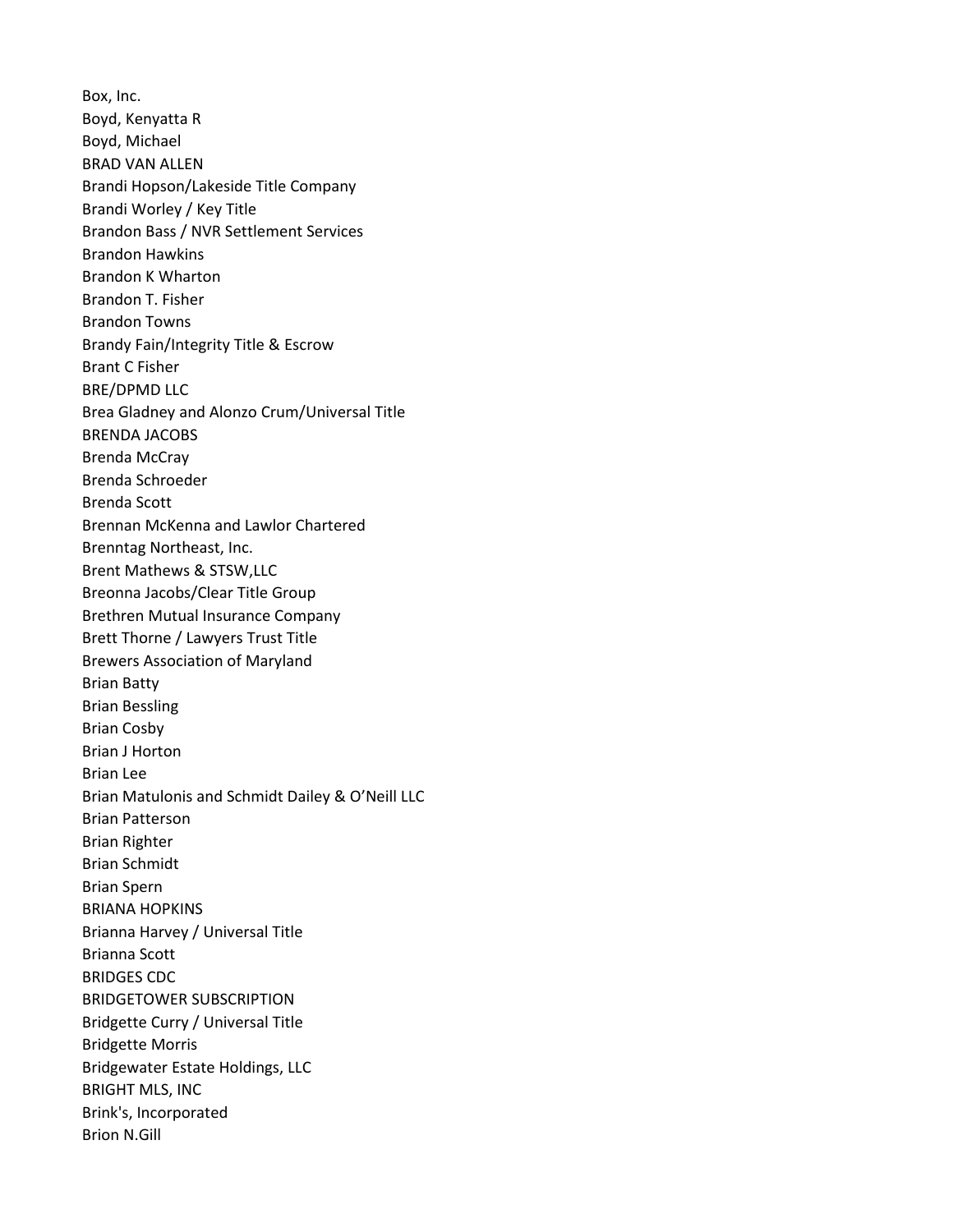Box, Inc.
Boyd, Kenyatta R
Boyd, Michael
BRAD VAN ALLEN
Brandi Hopson/Lakeside Title Company
Brandi Worley / Key Title
Brandon Bass / NVR Settlement Services
Brandon Hawkins
Brandon K Wharton
Brandon T. Fisher
Brandon Towns
Brandy Fain/Integrity Title & Escrow
Brant C Fisher
BRE/DPMD LLC
Brea Gladney and Alonzo Crum/Universal Title
BRENDA JACOBS
Brenda McCray
Brenda Schroeder
Brenda Scott
Brennan McKenna and Lawlor Chartered
Brenntag Northeast, Inc.
Brent Mathews & STSW,LLC
Breonna Jacobs/Clear Title Group
Brethren Mutual Insurance Company
Brett Thorne / Lawyers Trust Title
Brewers Association of Maryland
Brian Batty
Brian Bessling
Brian Cosby
Brian J Horton
Brian Lee
Brian Matulonis and Schmidt Dailey & O'Neill LLC
Brian Patterson
Brian Righter
Brian Schmidt
Brian Spern
BRIANA HOPKINS
Brianna Harvey / Universal Title
Brianna Scott
BRIDGES CDC
BRIDGETOWER SUBSCRIPTION
Bridgette Curry / Universal Title
Bridgette Morris
Bridgewater Estate Holdings, LLC
BRIGHT MLS, INC
Brink's, Incorporated
Brion N.Gill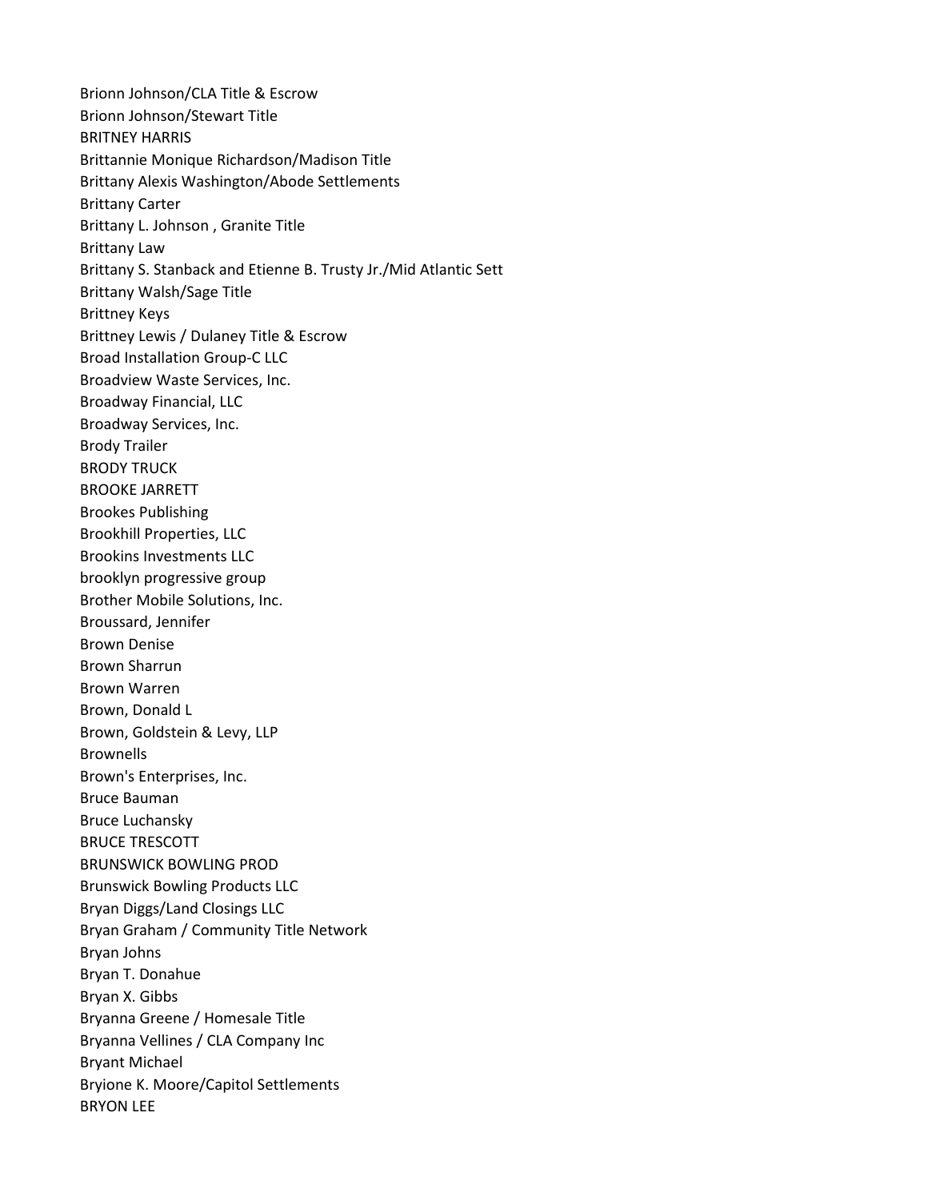Brionn Johnson/CLA Title & Escrow
Brionn Johnson/Stewart Title
BRITNEY HARRIS
Brittannie Monique Richardson/Madison Title
Brittany Alexis Washington/Abode Settlements
Brittany Carter
Brittany L. Johnson , Granite Title
Brittany Law
Brittany S. Stanback and Etienne B. Trusty Jr./Mid Atlantic Sett
Brittany Walsh/Sage Title
Brittney Keys
Brittney Lewis / Dulaney Title & Escrow
Broad Installation Group-C LLC
Broadview Waste Services, Inc.
Broadway Financial, LLC
Broadway Services, Inc.
Brody Trailer
BRODY TRUCK
BROOKE JARRETT
Brookes Publishing
Brookhill Properties, LLC
Brookins Investments LLC
brooklyn progressive group
Brother Mobile Solutions, Inc.
Broussard, Jennifer
Brown Denise
Brown Sharrun
Brown Warren
Brown, Donald L
Brown, Goldstein & Levy, LLP
Brownells
Brown's Enterprises, Inc.
Bruce Bauman
Bruce Luchansky
BRUCE TRESCOTT
BRUNSWICK BOWLING PROD
Brunswick Bowling Products LLC
Bryan Diggs/Land Closings LLC
Bryan Graham / Community Title Network
Bryan Johns
Bryan T. Donahue
Bryan X. Gibbs
Bryanna Greene / Homesale Title
Bryanna Vellines / CLA Company Inc
Bryant Michael
Bryione K. Moore/Capitol Settlements
BRYON LEE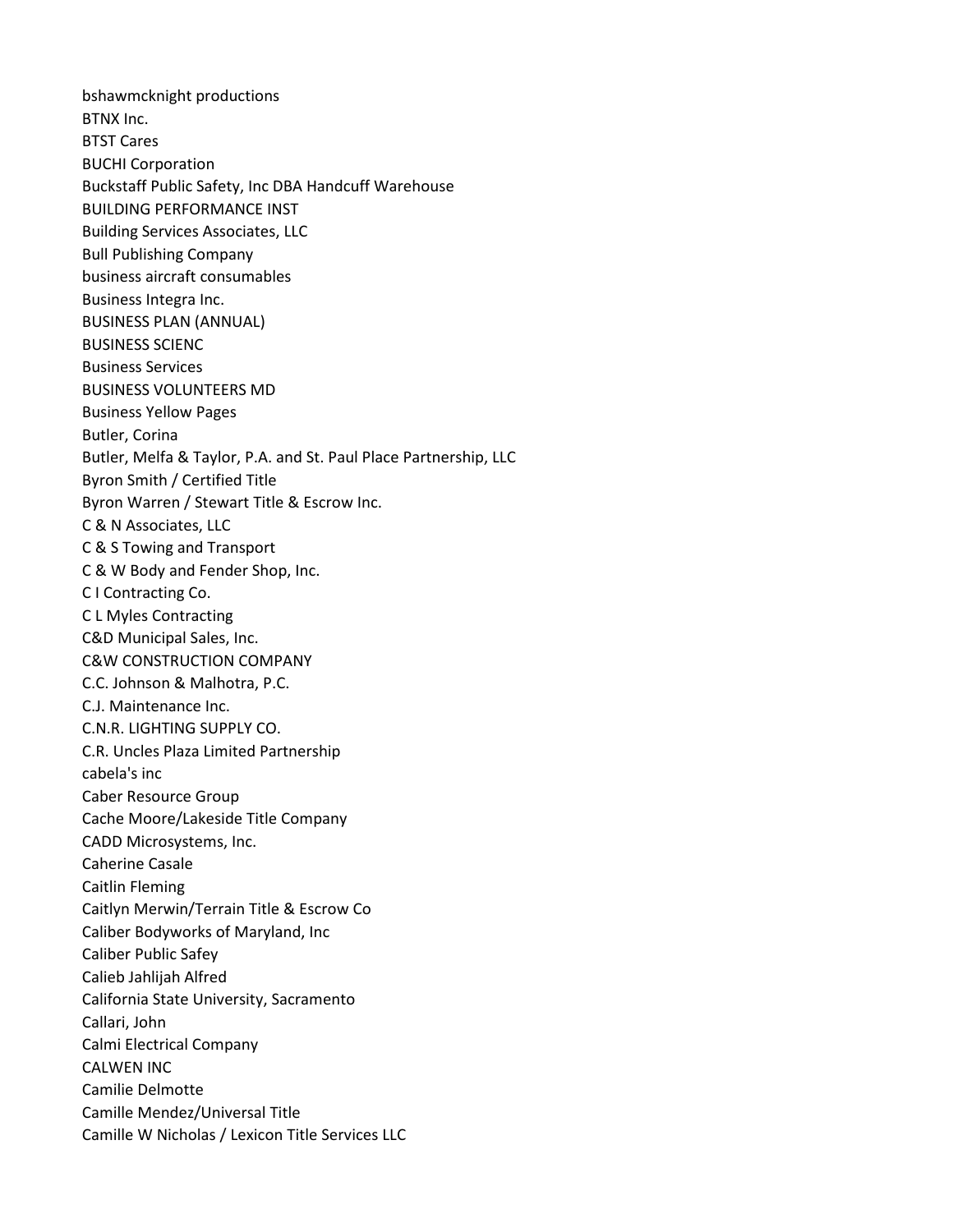bshawmcknight productions
BTNX Inc.
BTST Cares
BUCHI Corporation
Buckstaff Public Safety, Inc DBA Handcuff Warehouse
BUILDING PERFORMANCE INST
Building Services Associates, LLC
Bull Publishing Company
business aircraft consumables
Business Integra Inc.
BUSINESS PLAN (ANNUAL)
BUSINESS SCIENC
Business Services
BUSINESS VOLUNTEERS MD
Business Yellow Pages
Butler, Corina
Butler, Melfa & Taylor, P.A. and St. Paul Place Partnership, LLC
Byron Smith / Certified Title
Byron Warren / Stewart Title & Escrow Inc.
C & N Associates, LLC
C & S Towing and Transport
C & W Body and Fender Shop, Inc.
C I Contracting Co.
C L Myles Contracting
C&D Municipal Sales, Inc.
C&W CONSTRUCTION COMPANY
C.C. Johnson & Malhotra, P.C.
C.J. Maintenance Inc.
C.N.R. LIGHTING SUPPLY CO.
C.R. Uncles Plaza Limited Partnership
cabela's inc
Caber Resource Group
Cache Moore/Lakeside Title Company
CADD Microsystems, Inc.
Caherine Casale
Caitlin Fleming
Caitlyn Merwin/Terrain Title & Escrow Co
Caliber Bodyworks of Maryland, Inc
Caliber Public Safey
Calieb Jahlijah Alfred
California State University, Sacramento
Callari, John
Calmi Electrical Company
CALWEN INC
Camilie Delmotte
Camille Mendez/Universal Title
Camille W Nicholas / Lexicon Title Services LLC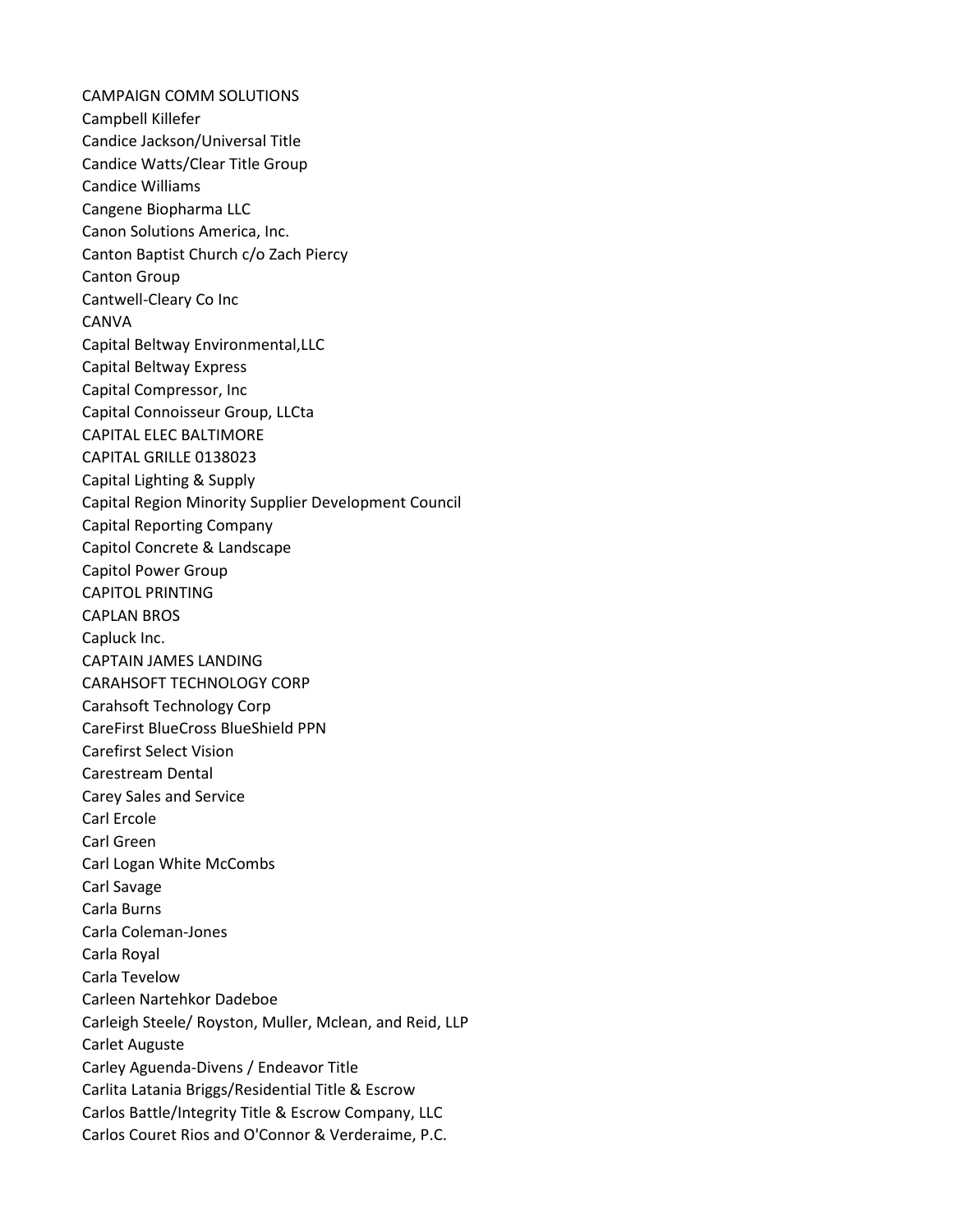CAMPAIGN COMM SOLUTIONS
Campbell Killefer
Candice Jackson/Universal Title
Candice Watts/Clear Title Group
Candice Williams
Cangene Biopharma LLC
Canon Solutions America, Inc.
Canton Baptist Church c/o Zach Piercy
Canton Group
Cantwell-Cleary Co Inc
CANVA
Capital Beltway Environmental,LLC
Capital Beltway Express
Capital Compressor, Inc
Capital Connoisseur Group, LLCta
CAPITAL ELEC BALTIMORE
CAPITAL GRILLE 0138023
Capital Lighting & Supply
Capital Region Minority Supplier Development Council
Capital Reporting Company
Capitol Concrete & Landscape
Capitol Power Group
CAPITOL PRINTING
CAPLAN BROS
Capluck Inc.
CAPTAIN JAMES LANDING
CARAHSOFT TECHNOLOGY CORP
Carahsoft Technology Corp
CareFirst BlueCross BlueShield PPN
Carefirst Select Vision
Carestream Dental
Carey Sales and Service
Carl Ercole
Carl Green
Carl Logan White McCombs
Carl Savage
Carla Burns
Carla Coleman-Jones
Carla Royal
Carla Tevelow
Carleen Nartehkor Dadeboe
Carleigh Steele/ Royston, Muller, Mclean, and Reid, LLP
Carlet Auguste
Carley Aguenda-Divens / Endeavor Title
Carlita Latania Briggs/Residential Title & Escrow
Carlos Battle/Integrity Title & Escrow Company, LLC
Carlos Couret Rios and O'Connor & Verderaime, P.C.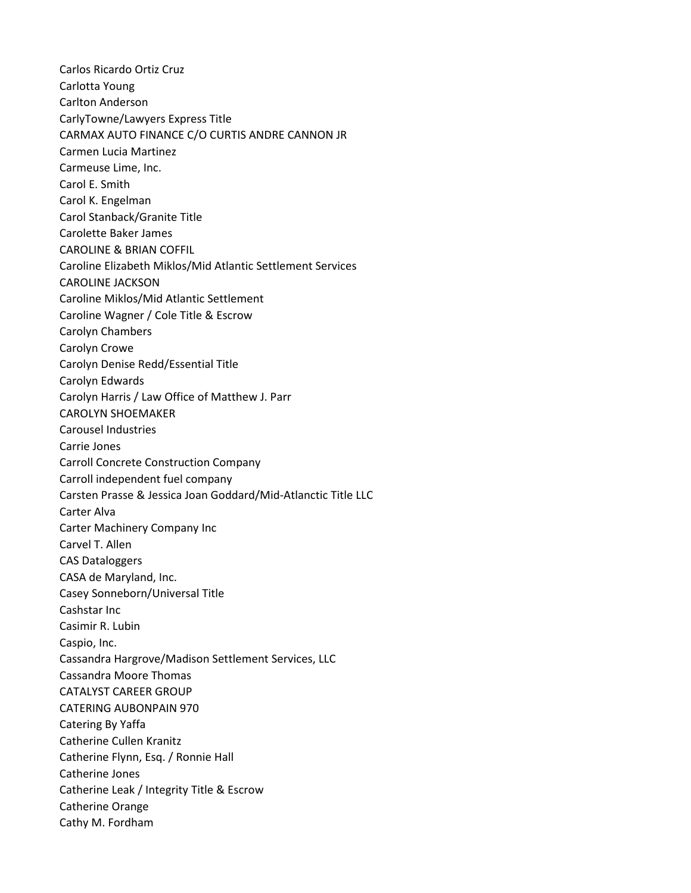Carlos Ricardo Ortiz Cruz
Carlotta Young
Carlton Anderson
CarlyTowne/Lawyers Express Title
CARMAX AUTO FINANCE C/O CURTIS ANDRE CANNON JR
Carmen Lucia Martinez
Carmeuse Lime, Inc.
Carol E. Smith
Carol K. Engelman
Carol Stanback/Granite Title
Carolette Baker James
CAROLINE & BRIAN COFFIL
Caroline Elizabeth Miklos/Mid Atlantic Settlement Services
CAROLINE JACKSON
Caroline Miklos/Mid Atlantic Settlement
Caroline Wagner / Cole Title & Escrow
Carolyn Chambers
Carolyn Crowe
Carolyn Denise Redd/Essential Title
Carolyn Edwards
Carolyn Harris / Law Office of Matthew J. Parr
CAROLYN SHOEMAKER
Carousel Industries
Carrie Jones
Carroll Concrete Construction Company
Carroll independent fuel company
Carsten Prasse & Jessica Joan Goddard/Mid-Atlanctic Title LLC
Carter Alva
Carter Machinery Company Inc
Carvel T. Allen
CAS Dataloggers
CASA de Maryland, Inc.
Casey Sonneborn/Universal Title
Cashstar Inc
Casimir R. Lubin
Caspio, Inc.
Cassandra Hargrove/Madison Settlement Services, LLC
Cassandra Moore Thomas
CATALYST CAREER GROUP
CATERING AUBONPAIN 970
Catering By Yaffa
Catherine Cullen Kranitz
Catherine Flynn, Esq. / Ronnie Hall
Catherine Jones
Catherine Leak / Integrity Title & Escrow
Catherine Orange
Cathy M. Fordham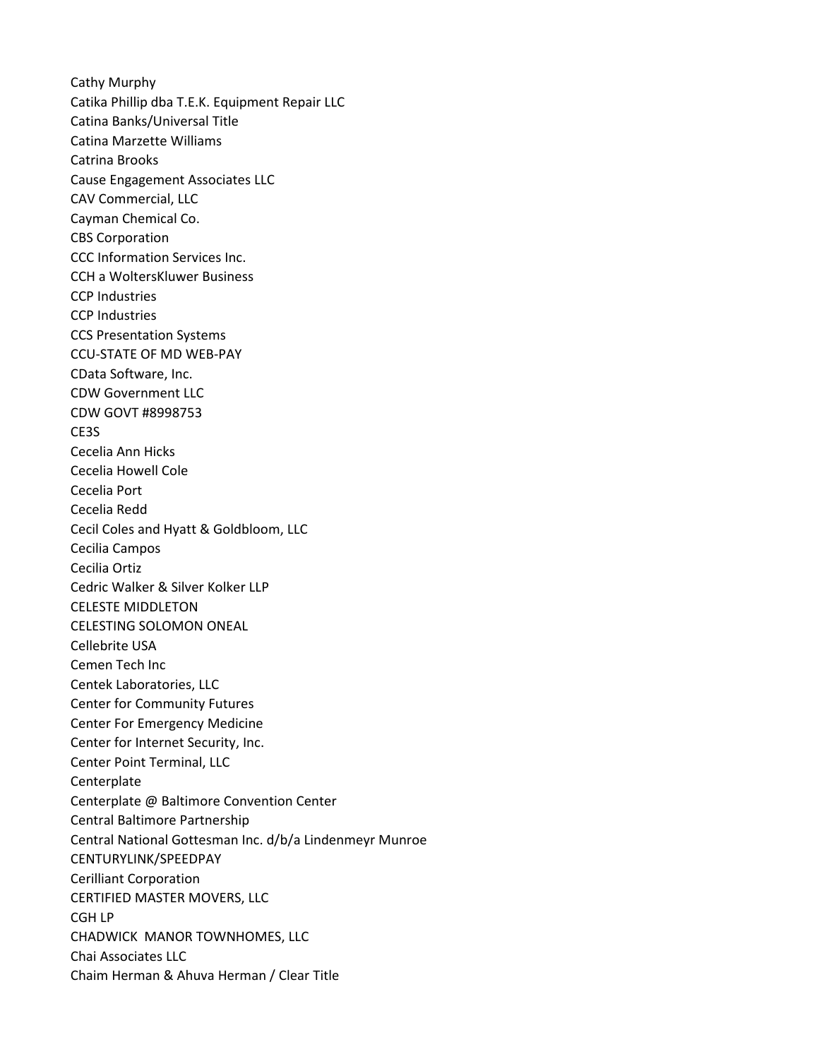Cathy Murphy
Catika Phillip dba T.E.K. Equipment Repair LLC
Catina Banks/Universal Title
Catina Marzette Williams
Catrina Brooks
Cause Engagement Associates LLC
CAV Commercial, LLC
Cayman Chemical Co.
CBS Corporation
CCC Information Services Inc.
CCH a WoltersKluwer Business
CCP Industries
CCP Industries
CCS Presentation Systems
CCU-STATE OF MD WEB-PAY
CData Software, Inc.
CDW Government LLC
CDW GOVT #8998753
CE3S
Cecelia Ann Hicks
Cecelia Howell Cole
Cecelia Port
Cecelia Redd
Cecil Coles and Hyatt & Goldbloom, LLC
Cecilia Campos
Cecilia Ortiz
Cedric Walker & Silver Kolker LLP
CELESTE MIDDLETON
CELESTING SOLOMON ONEAL
Cellebrite USA
Cemen Tech Inc
Centek Laboratories, LLC
Center for Community Futures
Center For Emergency Medicine
Center for Internet Security, Inc.
Center Point Terminal, LLC
Centerplate
Centerplate @ Baltimore Convention Center
Central Baltimore Partnership
Central National Gottesman Inc. d/b/a Lindenmeyr Munroe
CENTURYLINK/SPEEDPAY
Cerilliant Corporation
CERTIFIED MASTER MOVERS, LLC
CGH LP
CHADWICK MANOR TOWNHOMES, LLC
Chai Associates LLC
Chaim Herman & Ahuva Herman / Clear Title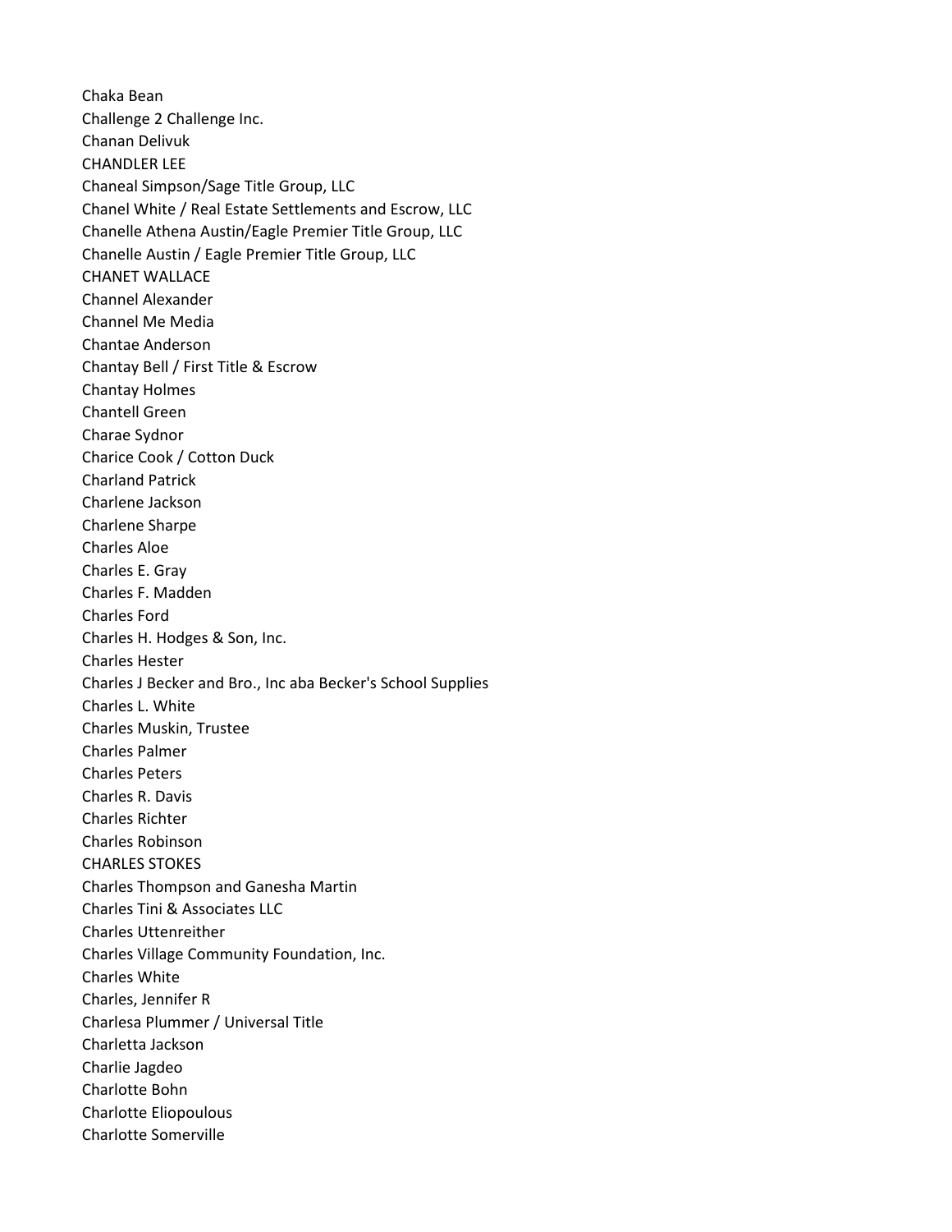Chaka Bean
Challenge 2 Challenge Inc.
Chanan Delivuk
CHANDLER LEE
Chaneal Simpson/Sage Title Group, LLC
Chanel White / Real Estate Settlements and Escrow, LLC
Chanelle Athena Austin/Eagle Premier Title Group, LLC
Chanelle Austin / Eagle Premier Title Group, LLC
CHANET WALLACE
Channel Alexander
Channel Me Media
Chantae Anderson
Chantay Bell / First Title & Escrow
Chantay Holmes
Chantell Green
Charae Sydnor
Charice Cook / Cotton Duck
Charland Patrick
Charlene Jackson
Charlene Sharpe
Charles Aloe
Charles E. Gray
Charles F. Madden
Charles Ford
Charles H. Hodges & Son, Inc.
Charles Hester
Charles J Becker and Bro., Inc aba Becker's School Supplies
Charles L. White
Charles Muskin, Trustee
Charles Palmer
Charles Peters
Charles R. Davis
Charles Richter
Charles Robinson
CHARLES STOKES
Charles Thompson and Ganesha Martin
Charles Tini & Associates LLC
Charles Uttenreither
Charles Village Community Foundation, Inc.
Charles White
Charles, Jennifer R
Charlesa Plummer / Universal Title
Charletta Jackson
Charlie Jagdeo
Charlotte Bohn
Charlotte Eliopoulous
Charlotte Somerville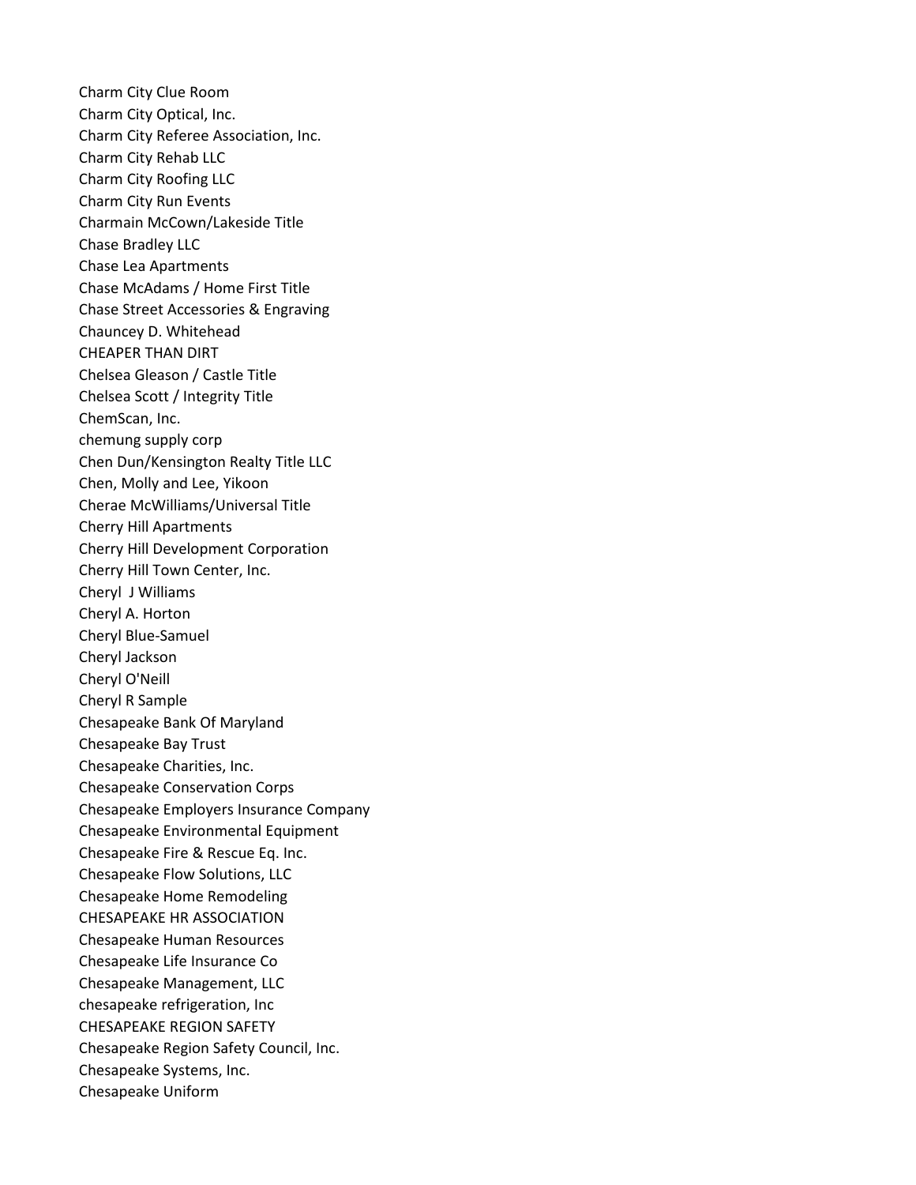Charm City Clue Room
Charm City Optical, Inc.
Charm City Referee Association, Inc.
Charm City Rehab LLC
Charm City Roofing LLC
Charm City Run Events
Charmain McCown/Lakeside Title
Chase Bradley LLC
Chase Lea Apartments
Chase McAdams / Home First Title
Chase Street Accessories & Engraving
Chauncey D. Whitehead
CHEAPER THAN DIRT
Chelsea Gleason / Castle Title
Chelsea Scott / Integrity Title
ChemScan, Inc.
chemung supply corp
Chen Dun/Kensington Realty Title LLC
Chen, Molly and Lee, Yikoon
Cherae McWilliams/Universal Title
Cherry Hill Apartments
Cherry Hill Development Corporation
Cherry Hill Town Center, Inc.
Cheryl  J Williams
Cheryl A. Horton
Cheryl Blue-Samuel
Cheryl Jackson
Cheryl O'Neill
Cheryl R Sample
Chesapeake Bank Of Maryland
Chesapeake Bay Trust
Chesapeake Charities, Inc.
Chesapeake Conservation Corps
Chesapeake Employers Insurance Company
Chesapeake Environmental Equipment
Chesapeake Fire & Rescue Eq. Inc.
Chesapeake Flow Solutions, LLC
Chesapeake Home Remodeling
CHESAPEAKE HR ASSOCIATION
Chesapeake Human Resources
Chesapeake Life Insurance Co
Chesapeake Management, LLC
chesapeake refrigeration, Inc
CHESAPEAKE REGION SAFETY
Chesapeake Region Safety Council, Inc.
Chesapeake Systems, Inc.
Chesapeake Uniform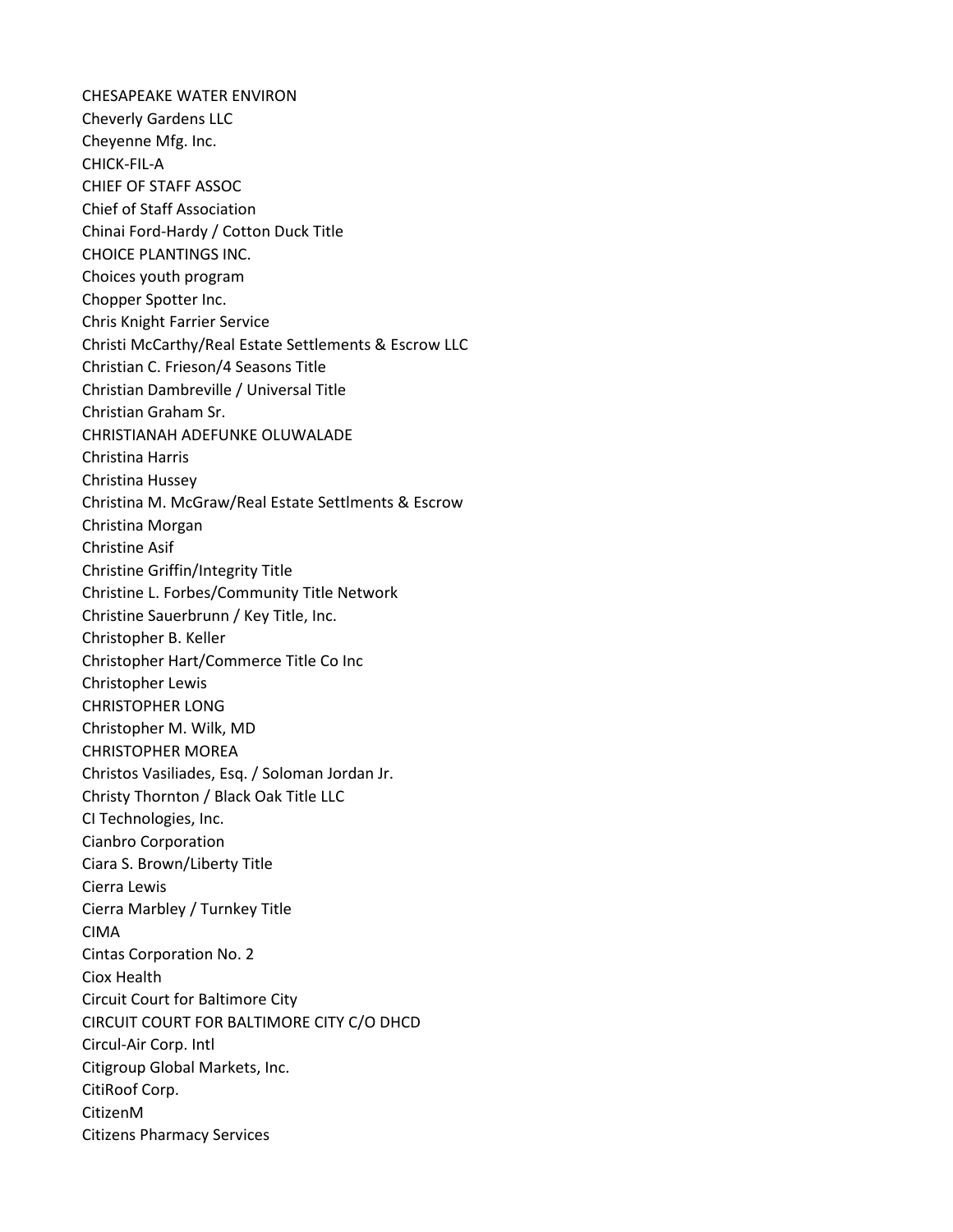CHESAPEAKE WATER ENVIRON
Cheverly Gardens LLC
Cheyenne Mfg. Inc.
CHICK-FIL-A
CHIEF OF STAFF ASSOC
Chief of Staff Association
Chinai Ford-Hardy / Cotton Duck Title
CHOICE PLANTINGS INC.
Choices youth program
Chopper Spotter Inc.
Chris Knight Farrier Service
Christi McCarthy/Real Estate Settlements & Escrow LLC
Christian C. Frieson/4 Seasons Title
Christian Dambreville / Universal Title
Christian Graham Sr.
CHRISTIANAH ADEFUNKE OLUWALADE
Christina Harris
Christina Hussey
Christina M. McGraw/Real Estate Settlments & Escrow
Christina Morgan
Christine Asif
Christine Griffin/Integrity Title
Christine L. Forbes/Community Title Network
Christine Sauerbrunn / Key Title, Inc.
Christopher B. Keller
Christopher Hart/Commerce Title Co Inc
Christopher Lewis
CHRISTOPHER LONG
Christopher M. Wilk, MD
CHRISTOPHER MOREA
Christos Vasiliades, Esq. / Soloman Jordan Jr.
Christy Thornton / Black Oak Title LLC
CI Technologies, Inc.
Cianbro Corporation
Ciara S. Brown/Liberty Title
Cierra Lewis
Cierra Marbley / Turnkey Title
CIMA
Cintas Corporation No. 2
Ciox Health
Circuit Court for Baltimore City
CIRCUIT COURT FOR BALTIMORE CITY C/O DHCD
Circul-Air Corp. Intl
Citigroup Global Markets, Inc.
CitiRoof Corp.
CitizenM
Citizens Pharmacy Services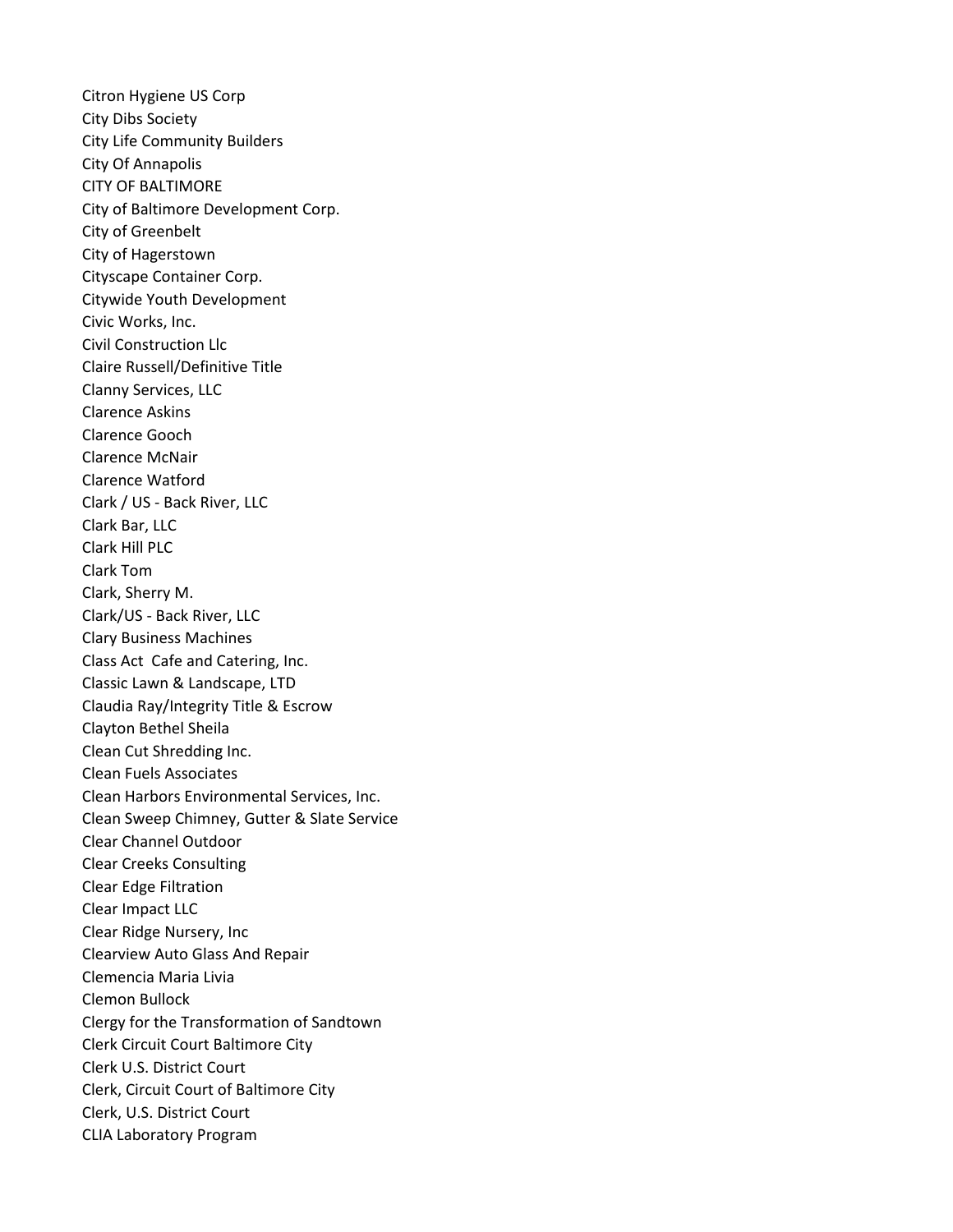Citron Hygiene US Corp
City Dibs Society
City Life Community Builders
City Of Annapolis
CITY OF BALTIMORE
City of Baltimore Development Corp.
City of Greenbelt
City of Hagerstown
Cityscape Container Corp.
Citywide Youth Development
Civic Works, Inc.
Civil Construction Llc
Claire Russell/Definitive Title
Clanny Services, LLC
Clarence Askins
Clarence Gooch
Clarence McNair
Clarence Watford
Clark / US - Back River, LLC
Clark Bar, LLC
Clark Hill PLC
Clark Tom
Clark, Sherry M.
Clark/US - Back River, LLC
Clary Business Machines
Class Act  Cafe and Catering, Inc.
Classic Lawn & Landscape, LTD
Claudia Ray/Integrity Title & Escrow
Clayton Bethel Sheila
Clean Cut Shredding Inc.
Clean Fuels Associates
Clean Harbors Environmental Services, Inc.
Clean Sweep Chimney, Gutter & Slate Service
Clear Channel Outdoor
Clear Creeks Consulting
Clear Edge Filtration
Clear Impact LLC
Clear Ridge Nursery, Inc
Clearview Auto Glass And Repair
Clemencia Maria Livia
Clemon Bullock
Clergy for the Transformation of Sandtown
Clerk Circuit Court Baltimore City
Clerk U.S. District Court
Clerk, Circuit Court of Baltimore City
Clerk, U.S. District Court
CLIA Laboratory Program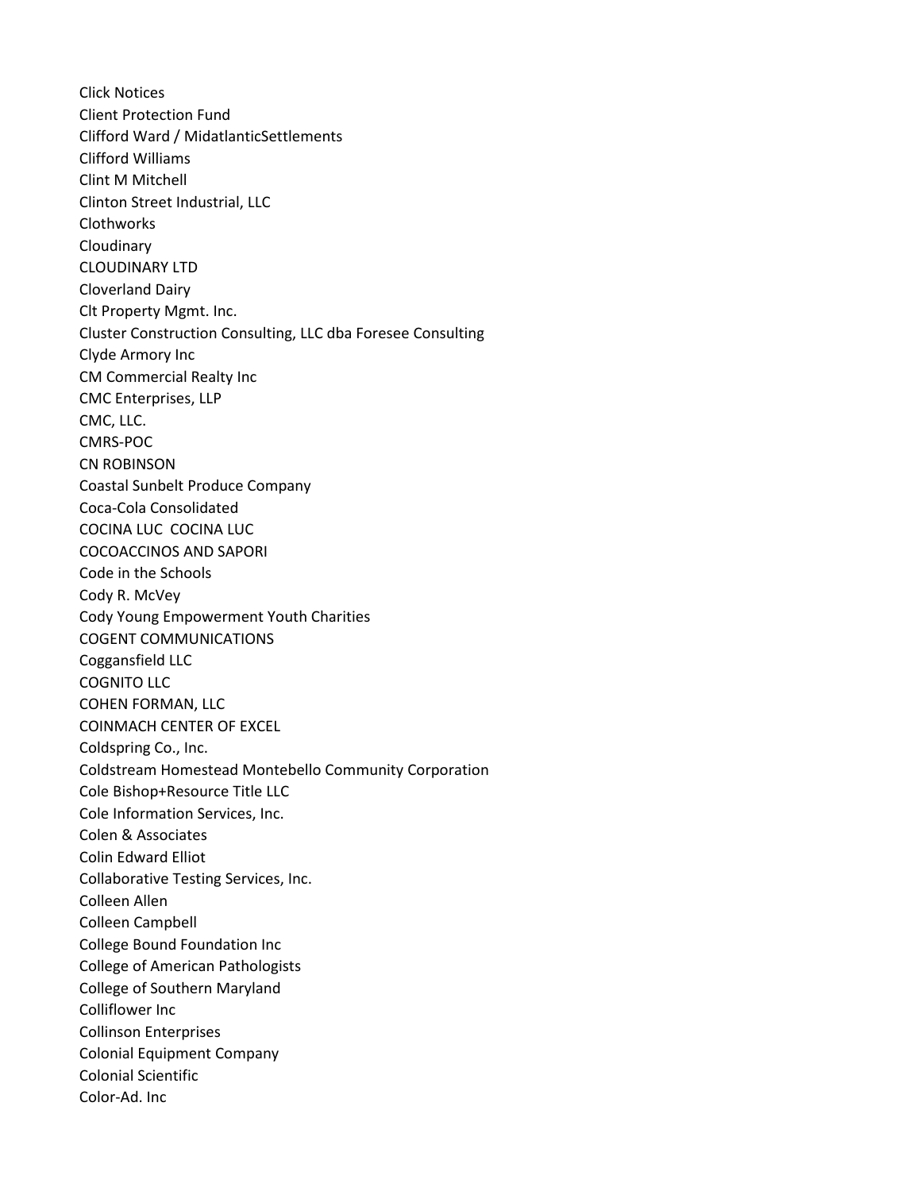Click Notices
Client Protection Fund
Clifford Ward / MidatlanticSettlements
Clifford Williams
Clint M Mitchell
Clinton Street Industrial, LLC
Clothworks
Cloudinary
CLOUDINARY LTD
Cloverland Dairy
Clt Property Mgmt. Inc.
Cluster Construction Consulting, LLC dba Foresee Consulting
Clyde Armory Inc
CM Commercial Realty Inc
CMC Enterprises, LLP
CMC, LLC.
CMRS-POC
CN ROBINSON
Coastal Sunbelt Produce Company
Coca-Cola Consolidated
COCINA LUC  COCINA LUC
COCOACCINOS AND SAPORI
Code in the Schools
Cody R. McVey
Cody Young Empowerment Youth Charities
COGENT COMMUNICATIONS
Coggansfield LLC
COGNITO LLC
COHEN FORMAN, LLC
COINMACH CENTER OF EXCEL
Coldspring Co., Inc.
Coldstream Homestead Montebello Community Corporation
Cole Bishop+Resource Title LLC
Cole Information Services, Inc.
Colen & Associates
Colin Edward Elliot
Collaborative Testing Services, Inc.
Colleen Allen
Colleen Campbell
College Bound Foundation Inc
College of American Pathologists
College of Southern Maryland
Colliflower Inc
Collinson Enterprises
Colonial Equipment Company
Colonial Scientific
Color-Ad. Inc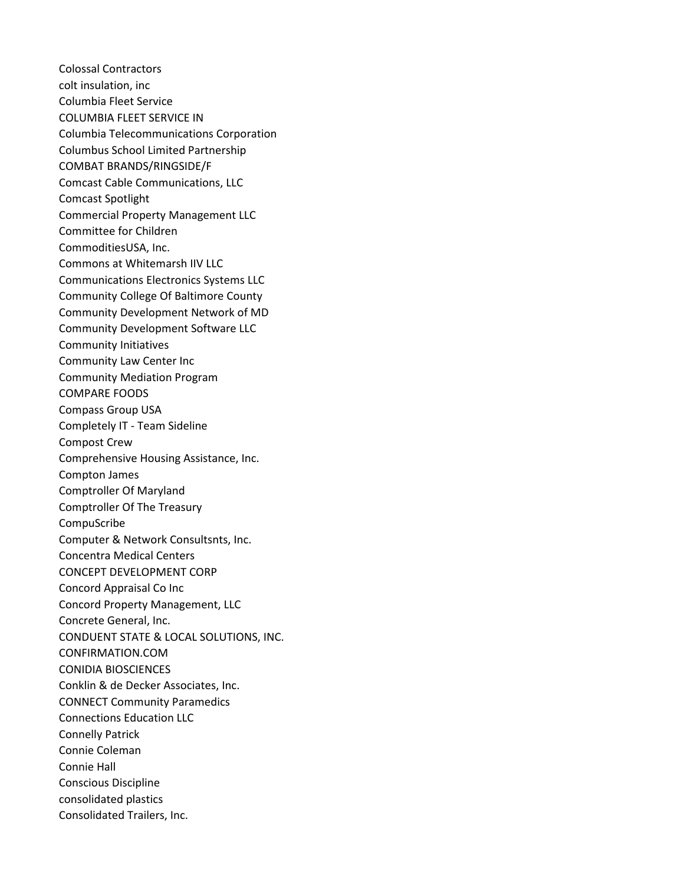Colossal Contractors
colt insulation, inc
Columbia Fleet Service
COLUMBIA FLEET SERVICE IN
Columbia Telecommunications Corporation
Columbus School Limited Partnership
COMBAT BRANDS/RINGSIDE/F
Comcast Cable Communications, LLC
Comcast Spotlight
Commercial Property Management LLC
Committee for Children
CommoditiesUSA, Inc.
Commons at Whitemarsh IIV LLC
Communications Electronics Systems LLC
Community College Of Baltimore County
Community Development Network of MD
Community Development Software LLC
Community Initiatives
Community Law Center Inc
Community Mediation Program
COMPARE FOODS
Compass Group USA
Completely IT - Team Sideline
Compost Crew
Comprehensive Housing Assistance, Inc.
Compton James
Comptroller Of Maryland
Comptroller Of The Treasury
CompuScribe
Computer & Network Consultsnts, Inc.
Concentra Medical Centers
CONCEPT DEVELOPMENT CORP
Concord Appraisal Co Inc
Concord Property Management, LLC
Concrete General, Inc.
CONDUENT STATE & LOCAL SOLUTIONS, INC.
CONFIRMATION.COM
CONIDIA BIOSCIENCES
Conklin & de Decker Associates, Inc.
CONNECT Community Paramedics
Connections Education LLC
Connelly Patrick
Connie Coleman
Connie Hall
Conscious Discipline
consolidated plastics
Consolidated Trailers, Inc.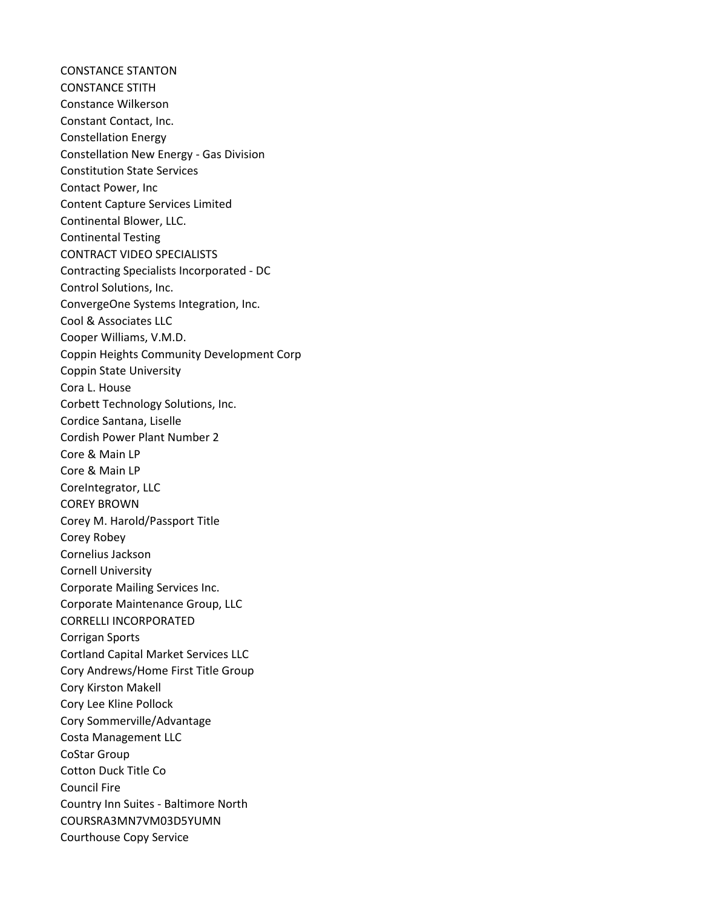CONSTANCE STANTON
CONSTANCE STITH
Constance Wilkerson
Constant Contact, Inc.
Constellation Energy
Constellation New Energy - Gas Division
Constitution State Services
Contact Power, Inc
Content Capture Services Limited
Continental Blower, LLC.
Continental Testing
CONTRACT VIDEO SPECIALISTS
Contracting Specialists Incorporated - DC
Control Solutions, Inc.
ConvergeOne Systems Integration, Inc.
Cool & Associates LLC
Cooper Williams, V.M.D.
Coppin Heights Community Development Corp
Coppin State University
Cora L. House
Corbett Technology Solutions, Inc.
Cordice Santana, Liselle
Cordish Power Plant Number 2
Core & Main LP
Core & Main LP
CoreIntegrator, LLC
COREY BROWN
Corey M. Harold/Passport Title
Corey Robey
Cornelius Jackson
Cornell University
Corporate Mailing Services Inc.
Corporate Maintenance Group, LLC
CORRELLI INCORPORATED
Corrigan Sports
Cortland Capital Market Services LLC
Cory Andrews/Home First Title Group
Cory Kirston Makell
Cory Lee Kline Pollock
Cory Sommerville/Advantage
Costa Management LLC
CoStar Group
Cotton Duck Title Co
Council Fire
Country Inn Suites - Baltimore North
COURSRA3MN7VM03D5YUMN
Courthouse Copy Service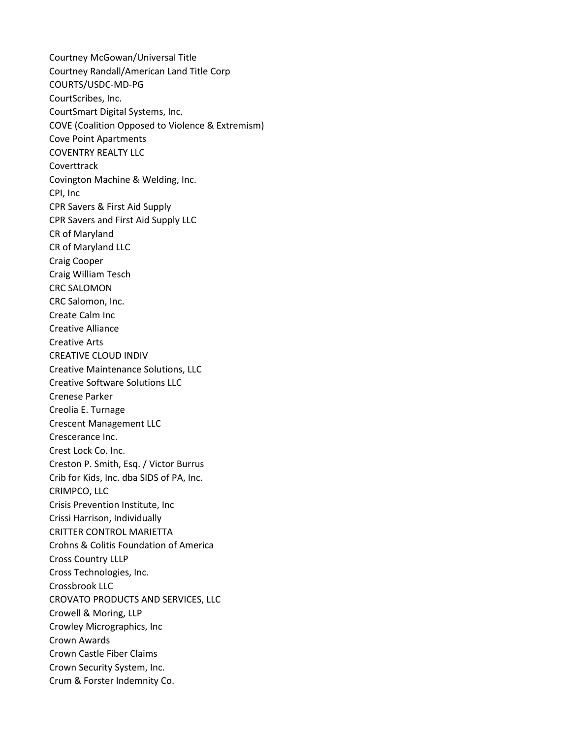Courtney McGowan/Universal Title
Courtney Randall/American Land Title Corp
COURTS/USDC-MD-PG
CourtScribes, Inc.
CourtSmart Digital Systems, Inc.
COVE (Coalition Opposed to Violence & Extremism)
Cove Point Apartments
COVENTRY REALTY LLC
Coverttrack
Covington Machine & Welding, Inc.
CPI, Inc
CPR Savers & First Aid Supply
CPR Savers and First Aid Supply LLC
CR of Maryland
CR of Maryland LLC
Craig Cooper
Craig William Tesch
CRC SALOMON
CRC Salomon, Inc.
Create Calm Inc
Creative Alliance
Creative Arts
CREATIVE CLOUD INDIV
Creative Maintenance Solutions, LLC
Creative Software Solutions LLC
Crenese Parker
Creolia E. Turnage
Crescent Management LLC
Crescerance Inc.
Crest Lock Co. Inc.
Creston P. Smith, Esq. / Victor Burrus
Crib for Kids, Inc. dba SIDS of PA, Inc.
CRIMPCO, LLC
Crisis Prevention Institute, Inc
Crissi Harrison, Individually
CRITTER CONTROL MARIETTA
Crohns & Colitis Foundation of America
Cross Country LLLP
Cross Technologies, Inc.
Crossbrook LLC
CROVATO PRODUCTS AND SERVICES, LLC
Crowell & Moring, LLP
Crowley Micrographics, Inc
Crown Awards
Crown Castle Fiber Claims
Crown Security System, Inc.
Crum & Forster Indemnity Co.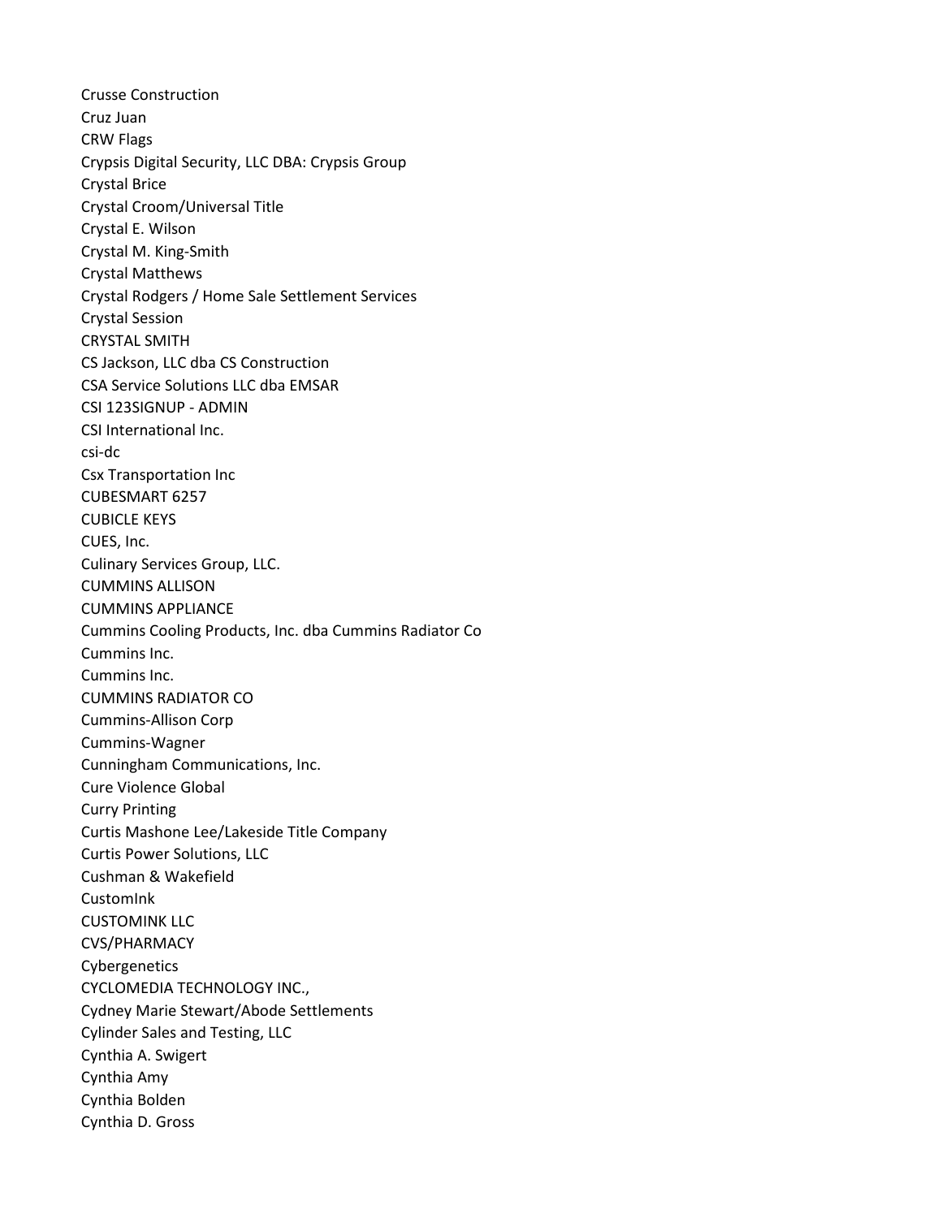Crusse Construction
Cruz Juan
CRW Flags
Crypsis Digital Security, LLC DBA: Crypsis Group
Crystal Brice
Crystal Croom/Universal Title
Crystal E. Wilson
Crystal M. King-Smith
Crystal Matthews
Crystal Rodgers / Home Sale Settlement Services
Crystal Session
CRYSTAL SMITH
CS Jackson, LLC dba CS Construction
CSA Service Solutions LLC dba EMSAR
CSI 123SIGNUP - ADMIN
CSI International Inc.
csi-dc
Csx Transportation Inc
CUBESMART 6257
CUBICLE KEYS
CUES, Inc.
Culinary Services Group, LLC.
CUMMINS ALLISON
CUMMINS APPLIANCE
Cummins Cooling Products, Inc. dba Cummins Radiator Co
Cummins Inc.
Cummins Inc.
CUMMINS RADIATOR CO
Cummins-Allison Corp
Cummins-Wagner
Cunningham Communications, Inc.
Cure Violence Global
Curry Printing
Curtis Mashone Lee/Lakeside Title Company
Curtis Power Solutions, LLC
Cushman & Wakefield
CustomInk
CUSTOMINK LLC
CVS/PHARMACY
Cybergenetics
CYCLOMEDIA TECHNOLOGY INC.,
Cydney Marie Stewart/Abode Settlements
Cylinder Sales and Testing, LLC
Cynthia A. Swigert
Cynthia Amy
Cynthia Bolden
Cynthia D. Gross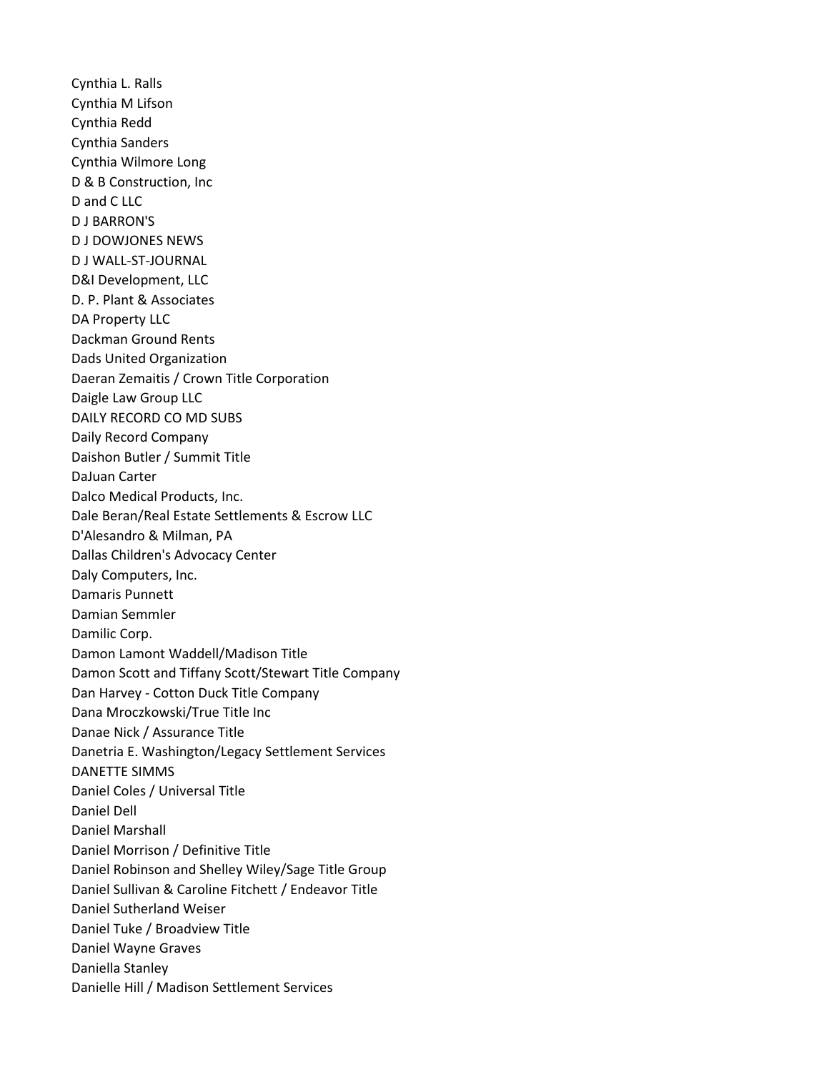Cynthia L. Ralls
Cynthia M Lifson
Cynthia Redd
Cynthia Sanders
Cynthia Wilmore Long
D & B Construction, Inc
D and C LLC
D J BARRON'S
D J DOWJONES NEWS
D J WALL-ST-JOURNAL
D&I Development, LLC
D. P. Plant & Associates
DA Property LLC
Dackman Ground Rents
Dads United Organization
Daeran Zemaitis / Crown Title Corporation
Daigle Law Group LLC
DAILY RECORD CO MD SUBS
Daily Record Company
Daishon Butler / Summit Title
DaJuan Carter
Dalco Medical Products, Inc.
Dale Beran/Real Estate Settlements & Escrow LLC
D'Alesandro & Milman, PA
Dallas Children's Advocacy Center
Daly Computers, Inc.
Damaris Punnett
Damian Semmler
Damilic Corp.
Damon Lamont Waddell/Madison Title
Damon Scott and Tiffany Scott/Stewart Title Company
Dan Harvey - Cotton Duck Title Company
Dana Mroczkowski/True Title Inc
Danae Nick / Assurance Title
Danetria E. Washington/Legacy Settlement Services
DANETTE SIMMS
Daniel Coles / Universal Title
Daniel Dell
Daniel Marshall
Daniel Morrison / Definitive Title
Daniel Robinson and Shelley Wiley/Sage Title Group
Daniel Sullivan & Caroline Fitchett / Endeavor Title
Daniel Sutherland Weiser
Daniel Tuke / Broadview Title
Daniel Wayne Graves
Daniella Stanley
Danielle Hill / Madison Settlement Services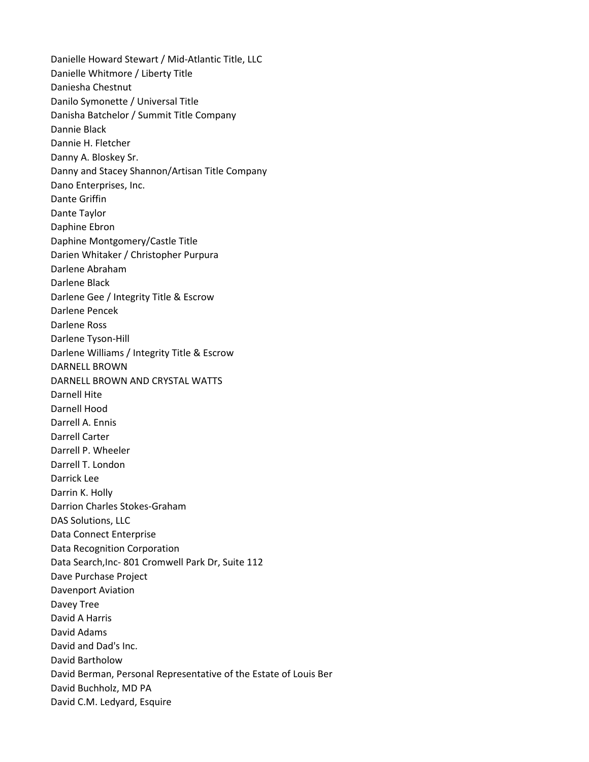Danielle Howard Stewart / Mid-Atlantic Title, LLC
Danielle Whitmore / Liberty Title
Daniesha Chestnut
Danilo Symonette / Universal Title
Danisha Batchelor / Summit Title Company
Dannie Black
Dannie H. Fletcher
Danny A. Bloskey Sr.
Danny and Stacey Shannon/Artisan Title Company
Dano Enterprises, Inc.
Dante Griffin
Dante Taylor
Daphine Ebron
Daphine Montgomery/Castle Title
Darien Whitaker / Christopher Purpura
Darlene Abraham
Darlene Black
Darlene Gee / Integrity Title & Escrow
Darlene Pencek
Darlene Ross
Darlene Tyson-Hill
Darlene Williams / Integrity Title & Escrow
DARNELL BROWN
DARNELL BROWN AND CRYSTAL WATTS
Darnell Hite
Darnell Hood
Darrell A. Ennis
Darrell Carter
Darrell P. Wheeler
Darrell T. London
Darrick Lee
Darrin K. Holly
Darrion Charles Stokes-Graham
DAS Solutions, LLC
Data Connect Enterprise
Data Recognition Corporation
Data Search,Inc- 801 Cromwell Park Dr, Suite 112
Dave Purchase Project
Davenport Aviation
Davey Tree
David A Harris
David Adams
David and Dad's Inc.
David Bartholow
David Berman, Personal Representative of the Estate of Louis Ber
David Buchholz, MD PA
David C.M. Ledyard, Esquire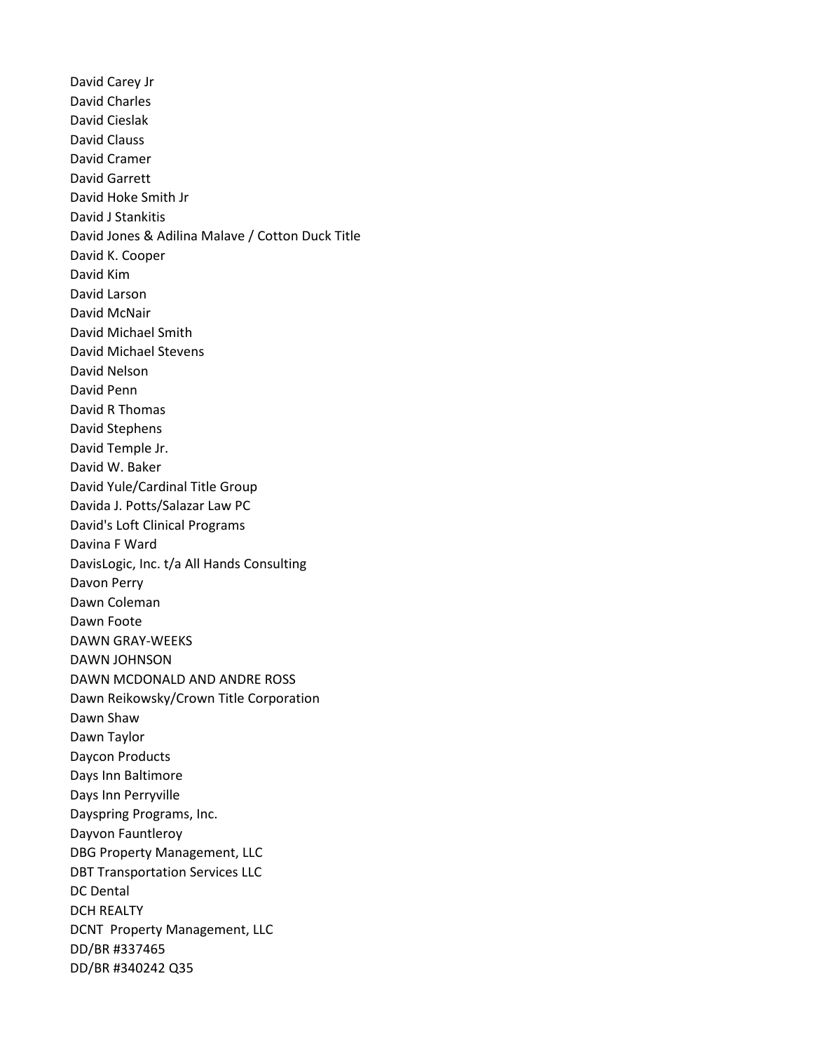David Carey Jr
David Charles
David Cieslak
David Clauss
David Cramer
David Garrett
David Hoke Smith Jr
David J Stankitis
David Jones & Adilina Malave / Cotton Duck Title
David K. Cooper
David Kim
David Larson
David McNair
David Michael Smith
David Michael Stevens
David Nelson
David Penn
David R Thomas
David Stephens
David Temple Jr.
David W. Baker
David Yule/Cardinal Title Group
Davida J. Potts/Salazar Law PC
David's Loft Clinical Programs
Davina F Ward
DavisLogic, Inc. t/a All Hands Consulting
Davon Perry
Dawn Coleman
Dawn Foote
DAWN GRAY-WEEKS
DAWN JOHNSON
DAWN MCDONALD AND ANDRE ROSS
Dawn Reikowsky/Crown Title Corporation
Dawn Shaw
Dawn Taylor
Daycon Products
Days Inn Baltimore
Days Inn Perryville
Dayspring Programs, Inc.
Dayvon Fauntleroy
DBG Property Management, LLC
DBT Transportation Services LLC
DC Dental
DCH REALTY
DCNT  Property Management, LLC
DD/BR #337465
DD/BR #340242 Q35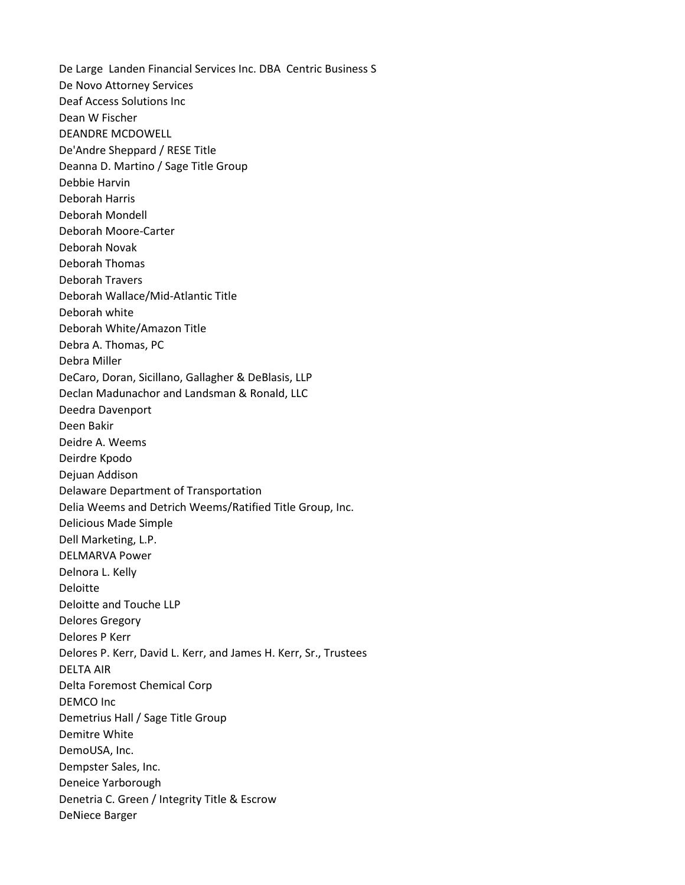De Large  Landen Financial Services Inc. DBA  Centric Business S
De Novo Attorney Services
Deaf Access Solutions Inc
Dean W Fischer
DEANDRE MCDOWELL
De'Andre Sheppard / RESE Title
Deanna D. Martino / Sage Title Group
Debbie Harvin
Deborah Harris
Deborah Mondell
Deborah Moore-Carter
Deborah Novak
Deborah Thomas
Deborah Travers
Deborah Wallace/Mid-Atlantic Title
Deborah white
Deborah White/Amazon Title
Debra A. Thomas, PC
Debra Miller
DeCaro, Doran, Sicillano, Gallagher & DeBlasis, LLP
Declan Madunachor and Landsman & Ronald, LLC
Deedra Davenport
Deen Bakir
Deidre A. Weems
Deirdre Kpodo
Dejuan Addison
Delaware Department of Transportation
Delia Weems and Detrich Weems/Ratified Title Group, Inc.
Delicious Made Simple
Dell Marketing, L.P.
DELMARVA Power
Delnora L. Kelly
Deloitte
Deloitte and Touche LLP
Delores Gregory
Delores P Kerr
Delores P. Kerr, David L. Kerr, and James H. Kerr, Sr., Trustees
DELTA AIR
Delta Foremost Chemical Corp
DEMCO Inc
Demetrius Hall / Sage Title Group
Demitre White
DemoUSA, Inc.
Dempster Sales, Inc.
Deneice Yarborough
Denetria C. Green / Integrity Title & Escrow
DeNiece Barger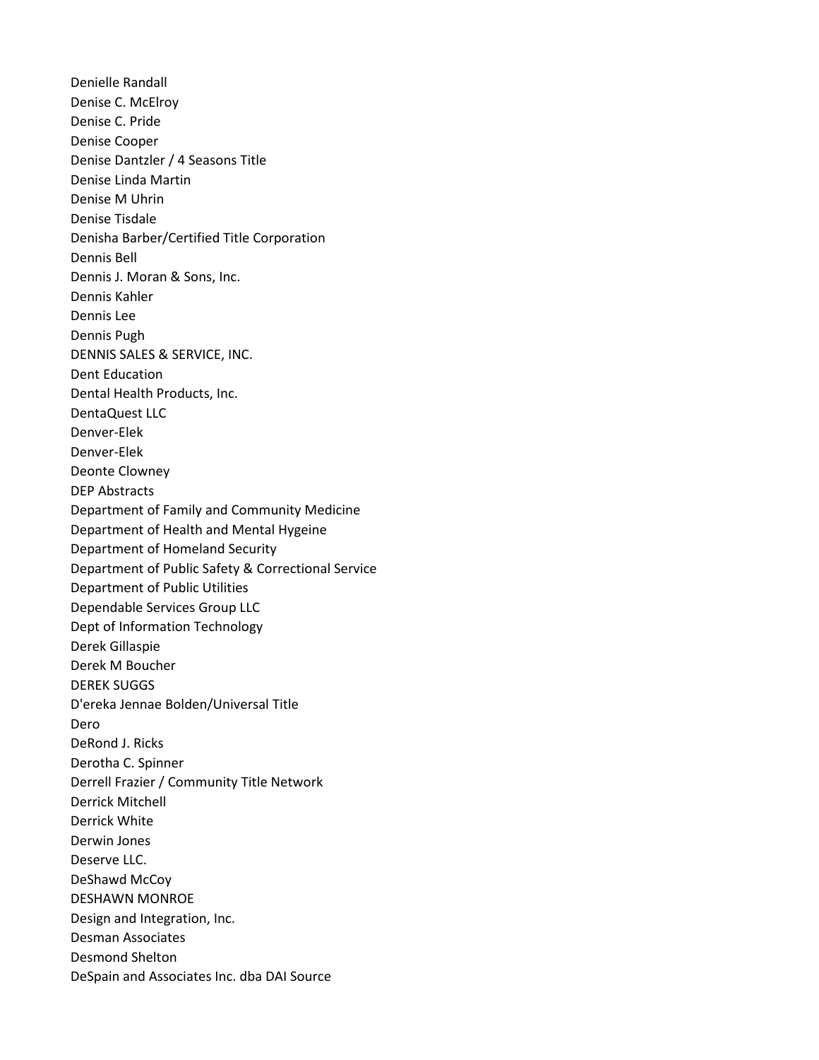Denielle Randall
Denise C. McElroy
Denise C. Pride
Denise Cooper
Denise Dantzler / 4 Seasons Title
Denise Linda Martin
Denise M Uhrin
Denise Tisdale
Denisha Barber/Certified Title Corporation
Dennis Bell
Dennis J. Moran & Sons, Inc.
Dennis Kahler
Dennis Lee
Dennis Pugh
DENNIS SALES & SERVICE, INC.
Dent Education
Dental Health Products, Inc.
DentaQuest LLC
Denver-Elek
Denver-Elek
Deonte Clowney
DEP Abstracts
Department of Family and Community Medicine
Department of Health and Mental Hygeine
Department of Homeland Security
Department of Public Safety & Correctional Service
Department of Public Utilities
Dependable Services Group LLC
Dept of Information Technology
Derek Gillaspie
Derek M Boucher
DEREK SUGGS
D'ereka Jennae Bolden/Universal Title
Dero
DeRond J. Ricks
Derotha C. Spinner
Derrell Frazier / Community Title Network
Derrick Mitchell
Derrick White
Derwin Jones
Deserve LLC.
DeShawd McCoy
DESHAWN MONROE
Design and Integration, Inc.
Desman Associates
Desmond Shelton
DeSpain and Associates Inc. dba DAI Source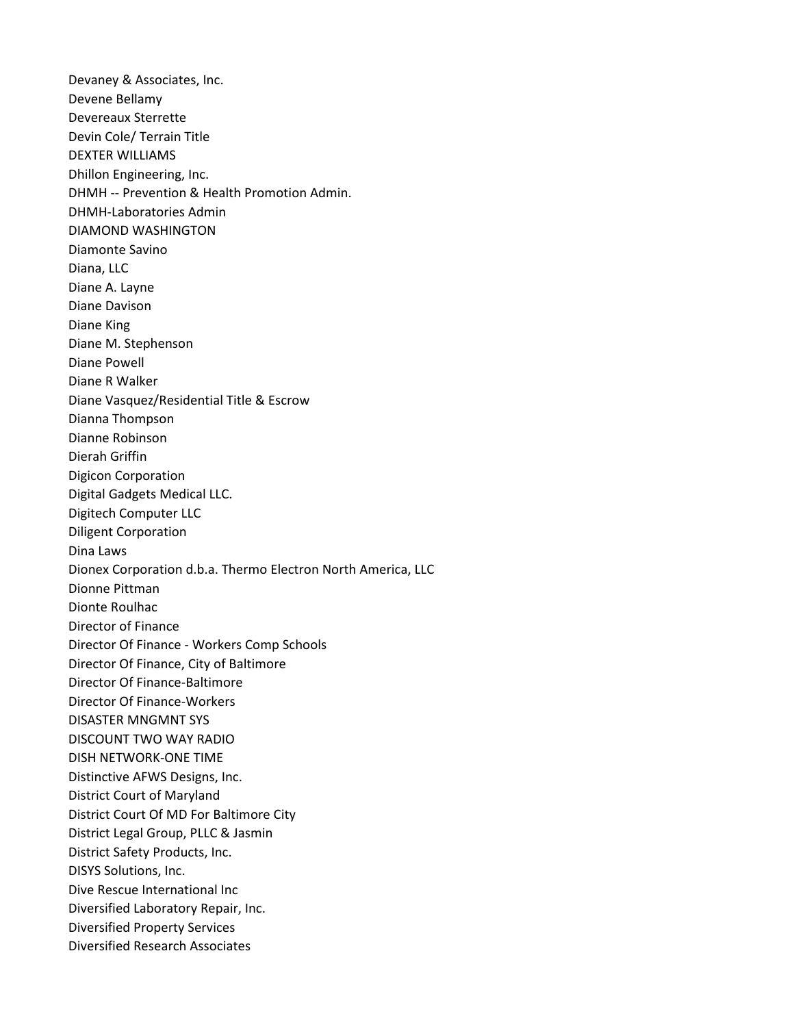Devaney & Associates, Inc.
Devene Bellamy
Devereaux Sterrette
Devin Cole/ Terrain Title
DEXTER WILLIAMS
Dhillon Engineering, Inc.
DHMH -- Prevention & Health Promotion Admin.
DHMH-Laboratories Admin
DIAMOND WASHINGTON
Diamonte Savino
Diana, LLC
Diane A. Layne
Diane Davison
Diane King
Diane M. Stephenson
Diane Powell
Diane R Walker
Diane Vasquez/Residential Title & Escrow
Dianna Thompson
Dianne Robinson
Dierah Griffin
Digicon Corporation
Digital Gadgets Medical LLC.
Digitech Computer LLC
Diligent Corporation
Dina Laws
Dionex Corporation d.b.a. Thermo Electron North America, LLC
Dionne Pittman
Dionte Roulhac
Director of Finance
Director Of Finance - Workers Comp Schools
Director Of Finance, City of Baltimore
Director Of Finance-Baltimore
Director Of Finance-Workers
DISASTER MNGMNT SYS
DISCOUNT TWO WAY RADIO
DISH NETWORK-ONE TIME
Distinctive AFWS Designs, Inc.
District Court of Maryland
District Court Of MD For Baltimore City
District Legal Group, PLLC & Jasmin
District Safety Products, Inc.
DISYS Solutions, Inc.
Dive Rescue International Inc
Diversified Laboratory Repair, Inc.
Diversified Property Services
Diversified Research Associates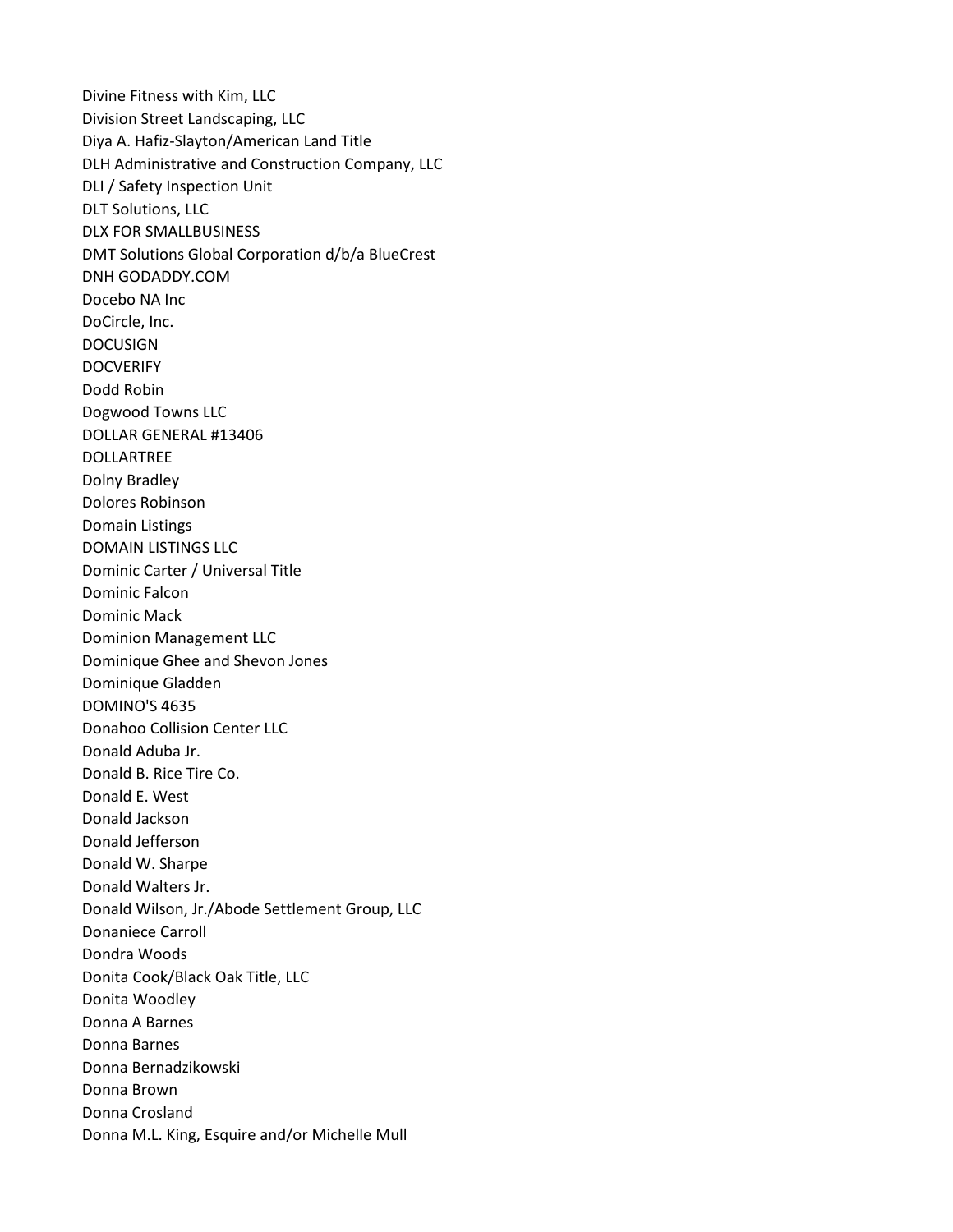Divine Fitness with Kim, LLC
Division Street Landscaping, LLC
Diya A. Hafiz-Slayton/American Land Title
DLH Administrative and Construction Company, LLC
DLI / Safety Inspection Unit
DLT Solutions, LLC
DLX FOR SMALLBUSINESS
DMT Solutions Global Corporation d/b/a BlueCrest
DNH GODADDY.COM
Docebo NA Inc
DoCircle, Inc.
DOCUSIGN
DOCVERIFY
Dodd Robin
Dogwood Towns LLC
DOLLAR GENERAL #13406
DOLLARTREE
Dolny Bradley
Dolores Robinson
Domain Listings
DOMAIN LISTINGS LLC
Dominic Carter / Universal Title
Dominic Falcon
Dominic Mack
Dominion Management LLC
Dominique Ghee and Shevon Jones
Dominique Gladden
DOMINO'S 4635
Donahoo Collision Center LLC
Donald Aduba Jr.
Donald B. Rice Tire Co.
Donald E. West
Donald Jackson
Donald Jefferson
Donald W. Sharpe
Donald Walters Jr.
Donald Wilson, Jr./Abode Settlement Group, LLC
Donaniece Carroll
Dondra Woods
Donita Cook/Black Oak Title, LLC
Donita Woodley
Donna A Barnes
Donna Barnes
Donna Bernadzikowski
Donna Brown
Donna Crosland
Donna M.L. King, Esquire and/or Michelle Mull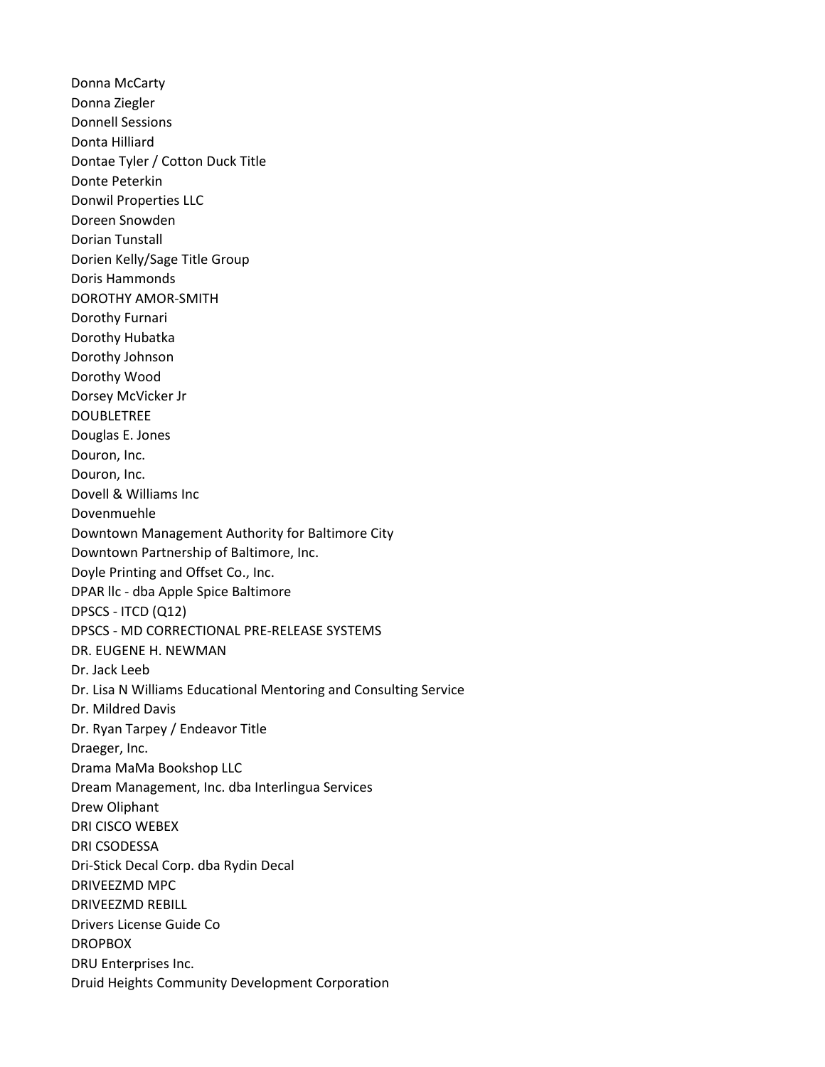Donna McCarty
Donna Ziegler
Donnell Sessions
Donta Hilliard
Dontae Tyler / Cotton Duck Title
Donte Peterkin
Donwil Properties LLC
Doreen Snowden
Dorian Tunstall
Dorien Kelly/Sage Title Group
Doris Hammonds
DOROTHY AMOR-SMITH
Dorothy Furnari
Dorothy Hubatka
Dorothy Johnson
Dorothy Wood
Dorsey McVicker Jr
DOUBLETREE
Douglas E. Jones
Douron, Inc.
Douron, Inc.
Dovell & Williams Inc
Dovenmuehle
Downtown Management Authority for Baltimore City
Downtown Partnership of Baltimore, Inc.
Doyle Printing and Offset Co., Inc.
DPAR llc - dba Apple Spice Baltimore
DPSCS - ITCD (Q12)
DPSCS - MD CORRECTIONAL PRE-RELEASE SYSTEMS
DR. EUGENE H. NEWMAN
Dr. Jack Leeb
Dr. Lisa N Williams Educational Mentoring and Consulting Service
Dr. Mildred Davis
Dr. Ryan Tarpey / Endeavor Title
Draeger, Inc.
Drama MaMa Bookshop LLC
Dream Management, Inc. dba Interlingua Services
Drew Oliphant
DRI CISCO WEBEX
DRI CSODESSA
Dri-Stick Decal Corp. dba Rydin Decal
DRIVEEZMD MPC
DRIVEEZMD REBILL
Drivers License Guide Co
DROPBOX
DRU Enterprises Inc.
Druid Heights Community Development Corporation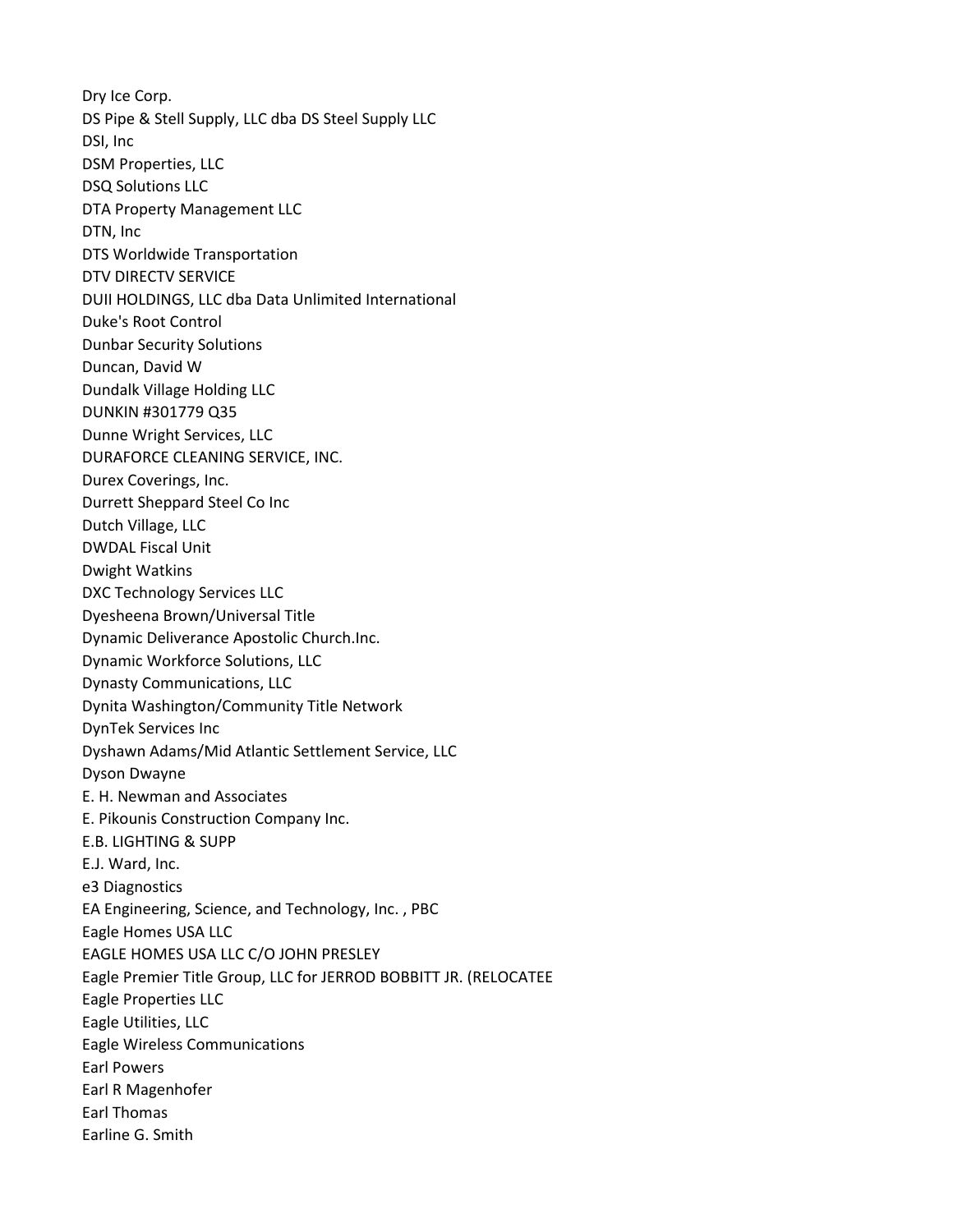Dry Ice Corp.

DS Pipe & Stell Supply, LLC dba DS Steel Supply LLC

DSI, Inc

DSM Properties, LLC

DSQ Solutions LLC

DTA Property Management LLC

DTN, Inc

DTS Worldwide Transportation

DTV DIRECTV SERVICE

DUII HOLDINGS, LLC dba Data Unlimited International

Duke's Root Control

Dunbar Security Solutions

Duncan, David W

Dundalk Village Holding LLC

DUNKIN #301779 Q35

Dunne Wright Services, LLC

DURAFORCE CLEANING SERVICE, INC.

Durex Coverings, Inc.

Durrett Sheppard Steel Co Inc

Dutch Village, LLC

DWDAL Fiscal Unit

Dwight Watkins

DXC Technology Services LLC

Dyesheena Brown/Universal Title

Dynamic Deliverance Apostolic Church.Inc.

Dynamic Workforce Solutions, LLC

Dynasty Communications, LLC

Dynita Washington/Community Title Network

DynTek Services Inc

Dyshawn Adams/Mid Atlantic Settlement Service, LLC

Dyson Dwayne

E. H. Newman and Associates

E. Pikounis Construction Company Inc.

E.B. LIGHTING & SUPP

E.J. Ward, Inc.

e3 Diagnostics

EA Engineering, Science, and Technology, Inc. , PBC

Eagle Homes USA LLC

EAGLE HOMES USA LLC C/O JOHN PRESLEY

Eagle Premier Title Group, LLC for JERROD BOBBITT JR. (RELOCATEE

Eagle Properties LLC

Eagle Utilities, LLC

Eagle Wireless Communications

Earl Powers

Earl R Magenhofer

Earl Thomas

Earline G. Smith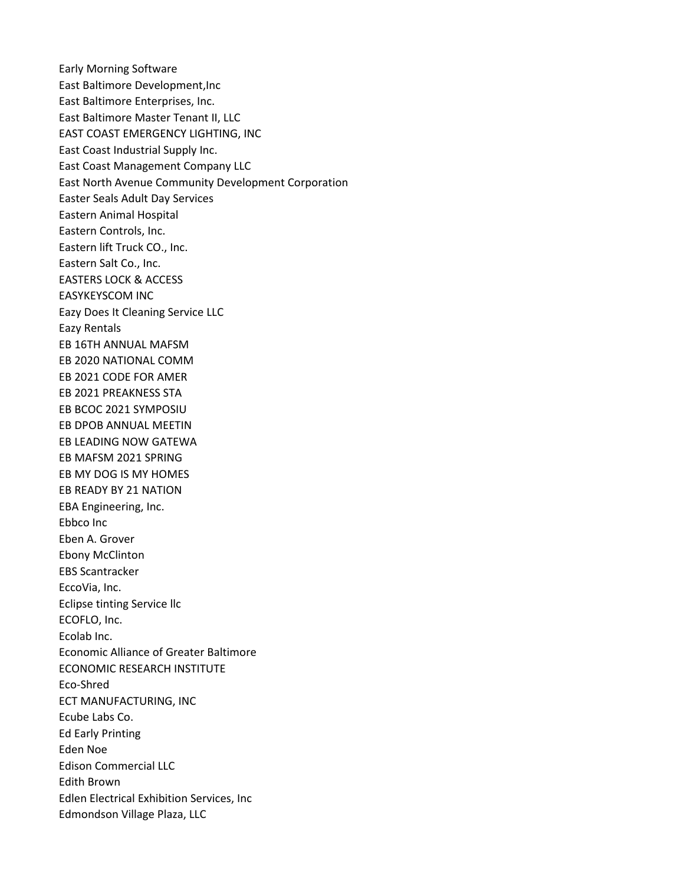Early Morning Software
East Baltimore Development,Inc
East Baltimore Enterprises, Inc.
East Baltimore Master Tenant II, LLC
EAST COAST EMERGENCY LIGHTING, INC
East Coast Industrial Supply Inc.
East Coast Management Company LLC
East North Avenue Community Development Corporation
Easter Seals Adult Day Services
Eastern Animal Hospital
Eastern Controls, Inc.
Eastern lift Truck CO., Inc.
Eastern Salt Co., Inc.
EASTERS LOCK & ACCESS
EASYKEYSCOM INC
Eazy Does It Cleaning Service LLC
Eazy Rentals
EB 16TH ANNUAL MAFSM
EB 2020 NATIONAL COMM
EB 2021 CODE FOR AMER
EB 2021 PREAKNESS STA
EB BCOC 2021 SYMPOSIU
EB DPOB ANNUAL MEETIN
EB LEADING NOW GATEWA
EB MAFSM 2021 SPRING
EB MY DOG IS MY HOMES
EB READY BY 21 NATION
EBA Engineering, Inc.
Ebbco Inc
Eben A. Grover
Ebony McClinton
EBS Scantracker
EccoVia, Inc.
Eclipse tinting Service llc
ECOFLO, Inc.
Ecolab Inc.
Economic Alliance of Greater Baltimore
ECONOMIC RESEARCH INSTITUTE
Eco-Shred
ECT MANUFACTURING, INC
Ecube Labs Co.
Ed Early Printing
Eden Noe
Edison Commercial LLC
Edith Brown
Edlen Electrical Exhibition Services, Inc
Edmondson Village Plaza, LLC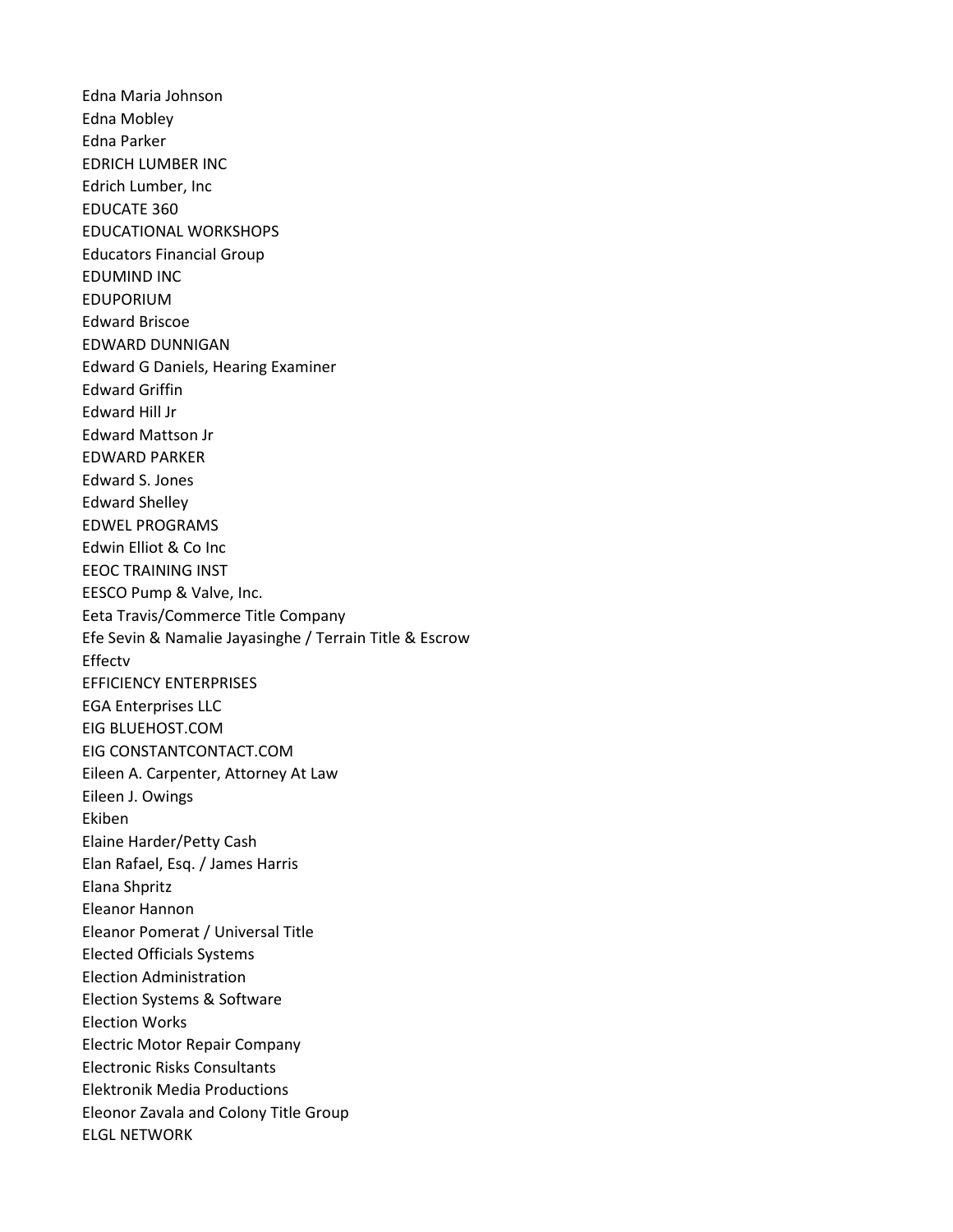Edna Maria Johnson
Edna Mobley
Edna Parker
EDRICH LUMBER INC
Edrich Lumber, Inc
EDUCATE 360
EDUCATIONAL WORKSHOPS
Educators Financial Group
EDUMIND INC
EDUPORIUM
Edward Briscoe
EDWARD DUNNIGAN
Edward G Daniels, Hearing Examiner
Edward Griffin
Edward Hill Jr
Edward Mattson Jr
EDWARD PARKER
Edward S. Jones
Edward Shelley
EDWEL PROGRAMS
Edwin Elliot & Co Inc
EEOC TRAINING INST
EESCO Pump & Valve, Inc.
Eeta Travis/Commerce Title Company
Efe Sevin & Namalie Jayasinghe / Terrain Title & Escrow
Effectv
EFFICIENCY ENTERPRISES
EGA Enterprises LLC
EIG BLUEHOST.COM
EIG CONSTANTCONTACT.COM
Eileen A. Carpenter, Attorney At Law
Eileen J. Owings
Ekiben
Elaine Harder/Petty Cash
Elan Rafael, Esq. / James Harris
Elana Shpritz
Eleanor Hannon
Eleanor Pomerat / Universal Title
Elected Officials Systems
Election Administration
Election Systems & Software
Election Works
Electric Motor Repair Company
Electronic Risks Consultants
Elektronik Media Productions
Eleonor Zavala and Colony Title Group
ELGL NETWORK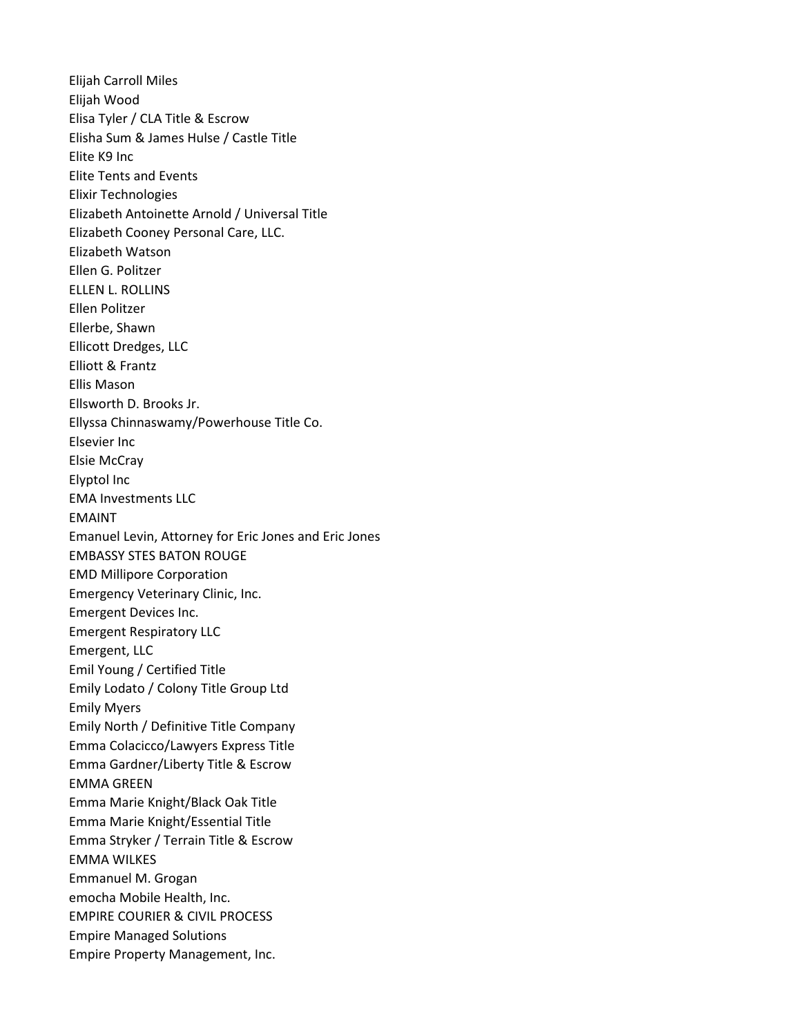Elijah Carroll Miles
Elijah Wood
Elisa Tyler / CLA Title & Escrow
Elisha Sum & James Hulse / Castle Title
Elite K9 Inc
Elite Tents and Events
Elixir Technologies
Elizabeth Antoinette Arnold / Universal Title
Elizabeth Cooney Personal Care, LLC.
Elizabeth Watson
Ellen G. Politzer
ELLEN L. ROLLINS
Ellen Politzer
Ellerbe, Shawn
Ellicott Dredges, LLC
Elliott & Frantz
Ellis Mason
Ellsworth D. Brooks Jr.
Ellyssa Chinnaswamy/Powerhouse Title Co.
Elsevier Inc
Elsie McCray
Elyptol Inc
EMA Investments LLC
EMAINT
Emanuel Levin, Attorney for Eric Jones and Eric Jones
EMBASSY STES BATON ROUGE
EMD Millipore Corporation
Emergency Veterinary Clinic, Inc.
Emergent Devices Inc.
Emergent Respiratory LLC
Emergent, LLC
Emil Young / Certified Title
Emily Lodato / Colony Title Group Ltd
Emily Myers
Emily North / Definitive Title Company
Emma Colacicco/Lawyers Express Title
Emma Gardner/Liberty Title & Escrow
EMMA GREEN
Emma Marie Knight/Black Oak Title
Emma Marie Knight/Essential Title
Emma Stryker / Terrain Title & Escrow
EMMA WILKES
Emmanuel M. Grogan
emocha Mobile Health, Inc.
EMPIRE COURIER & CIVIL PROCESS
Empire Managed Solutions
Empire Property Management, Inc.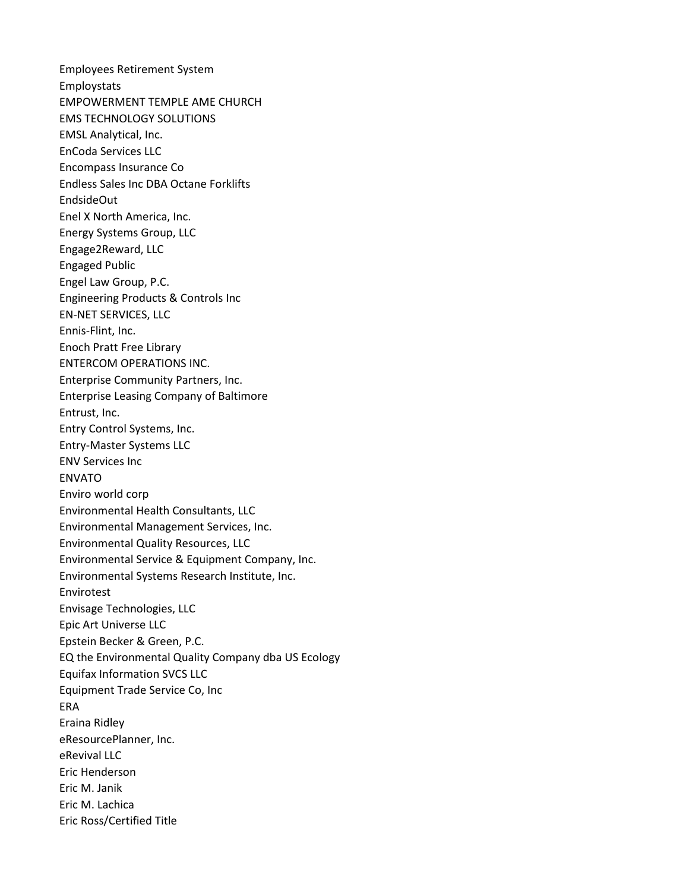Employees Retirement System
Employstats
EMPOWERMENT TEMPLE AME CHURCH
EMS TECHNOLOGY SOLUTIONS
EMSL Analytical, Inc.
EnCoda Services LLC
Encompass Insurance Co
Endless Sales Inc DBA Octane Forklifts
EndsideOut
Enel X North America, Inc.
Energy Systems Group, LLC
Engage2Reward, LLC
Engaged Public
Engel Law Group, P.C.
Engineering Products & Controls Inc
EN-NET SERVICES, LLC
Ennis-Flint, Inc.
Enoch Pratt Free Library
ENTERCOM OPERATIONS INC.
Enterprise Community Partners, Inc.
Enterprise Leasing Company of Baltimore
Entrust, Inc.
Entry Control Systems, Inc.
Entry-Master Systems LLC
ENV Services Inc
ENVATO
Enviro world corp
Environmental Health Consultants, LLC
Environmental Management Services, Inc.
Environmental Quality Resources, LLC
Environmental Service & Equipment Company, Inc.
Environmental Systems Research Institute, Inc.
Envirotest
Envisage Technologies, LLC
Epic Art Universe LLC
Epstein Becker & Green, P.C.
EQ the Environmental Quality Company dba US Ecology
Equifax Information SVCS LLC
Equipment Trade Service Co, Inc
ERA
Eraina Ridley
eResourcePlanner, Inc.
eRevival LLC
Eric Henderson
Eric M. Janik
Eric M. Lachica
Eric Ross/Certified Title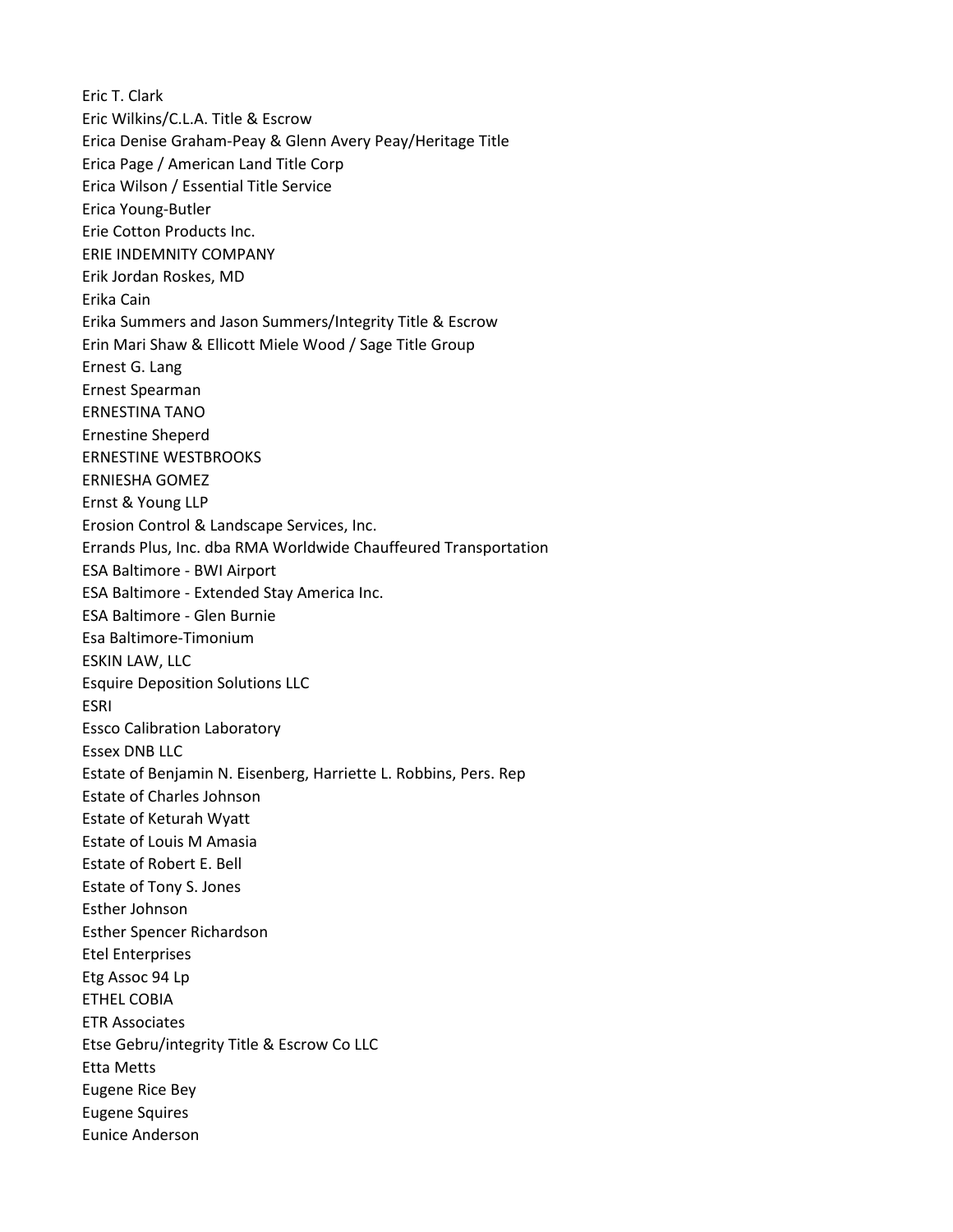Eric T. Clark
Eric Wilkins/C.L.A. Title & Escrow
Erica Denise Graham-Peay & Glenn Avery Peay/Heritage Title
Erica Page / American Land Title Corp
Erica Wilson / Essential Title Service
Erica Young-Butler
Erie Cotton Products Inc.
ERIE INDEMNITY COMPANY
Erik Jordan Roskes, MD
Erika Cain
Erika Summers and Jason Summers/Integrity Title & Escrow
Erin Mari Shaw & Ellicott Miele Wood / Sage Title Group
Ernest G. Lang
Ernest Spearman
ERNESTINA TANO
Ernestine Sheperd
ERNESTINE WESTBROOKS
ERNIESHA GOMEZ
Ernst & Young LLP
Erosion Control & Landscape Services, Inc.
Errands Plus, Inc. dba RMA Worldwide Chauffeured Transportation
ESA Baltimore - BWI Airport
ESA Baltimore - Extended Stay America Inc.
ESA Baltimore - Glen Burnie
Esa Baltimore-Timonium
ESKIN LAW, LLC
Esquire Deposition Solutions LLC
ESRI
Essco Calibration Laboratory
Essex DNB LLC
Estate of Benjamin N. Eisenberg, Harriette L. Robbins, Pers. Rep
Estate of Charles Johnson
Estate of Keturah Wyatt
Estate of Louis M Amasia
Estate of Robert E. Bell
Estate of Tony S. Jones
Esther Johnson
Esther Spencer Richardson
Etel Enterprises
Etg Assoc 94 Lp
ETHEL COBIA
ETR Associates
Etse Gebru/integrity Title & Escrow Co LLC
Etta Metts
Eugene Rice Bey
Eugene Squires
Eunice Anderson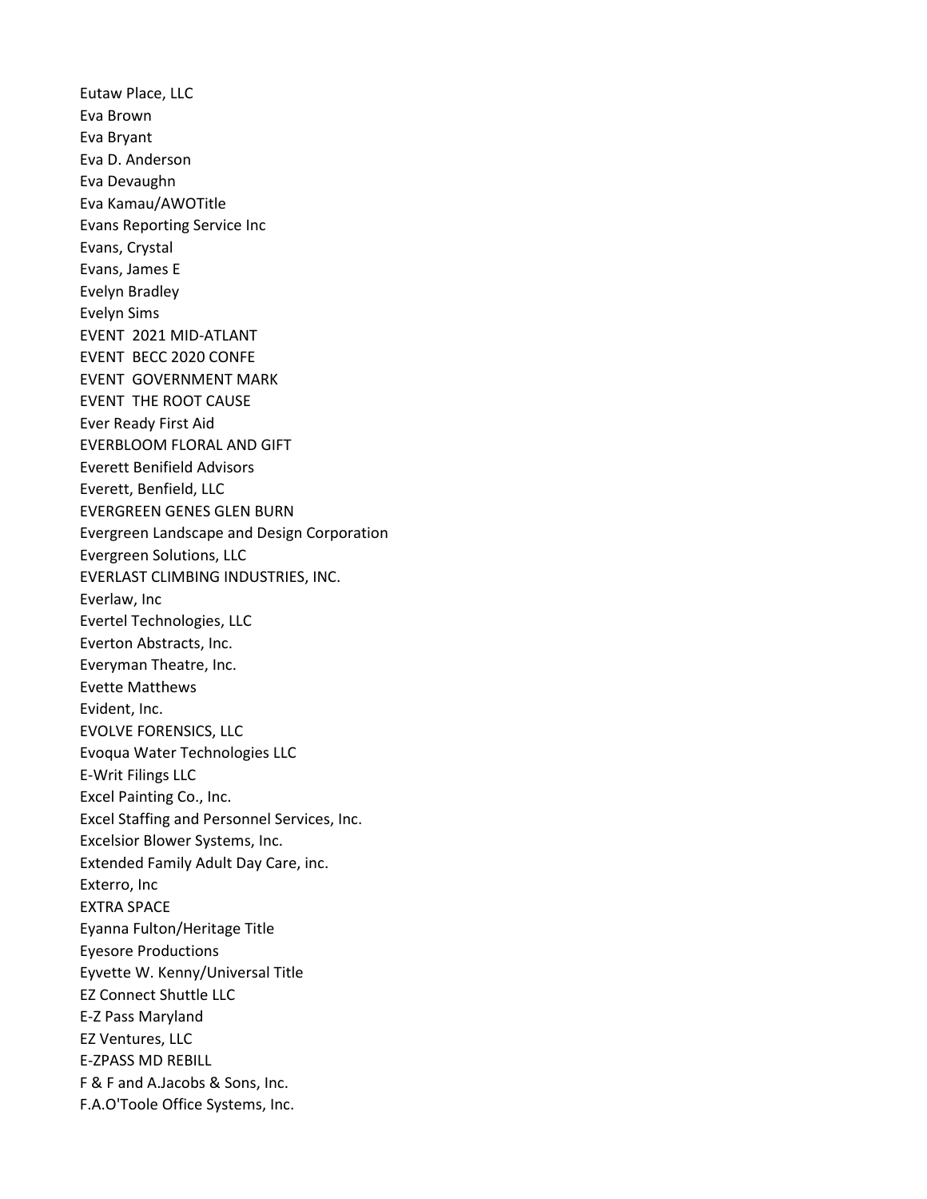Eutaw Place, LLC
Eva Brown
Eva Bryant
Eva D. Anderson
Eva Devaughn
Eva Kamau/AWOTitle
Evans Reporting Service Inc
Evans, Crystal
Evans, James E
Evelyn Bradley
Evelyn Sims
EVENT 2021 MID-ATLANT
EVENT BECC 2020 CONFE
EVENT GOVERNMENT MARK
EVENT THE ROOT CAUSE
Ever Ready First Aid
EVERBLOOM FLORAL AND GIFT
Everett Benifield Advisors
Everett, Benfield, LLC
EVERGREEN GENES GLEN BURN
Evergreen Landscape and Design Corporation
Evergreen Solutions, LLC
EVERLAST CLIMBING INDUSTRIES, INC.
Everlaw, Inc
Evertel Technologies, LLC
Everton Abstracts, Inc.
Everyman Theatre, Inc.
Evette Matthews
Evident, Inc.
EVOLVE FORENSICS, LLC
Evoqua Water Technologies LLC
E-Writ Filings LLC
Excel Painting Co., Inc.
Excel Staffing and Personnel Services, Inc.
Excelsior Blower Systems, Inc.
Extended Family Adult Day Care, inc.
Exterro, Inc
EXTRA SPACE
Eyanna Fulton/Heritage Title
Eyesore Productions
Eyvette W. Kenny/Universal Title
EZ Connect Shuttle LLC
E-Z Pass Maryland
EZ Ventures, LLC
E-ZPASS MD REBILL
F & F and A.Jacobs & Sons, Inc.
F.A.O'Toole Office Systems, Inc.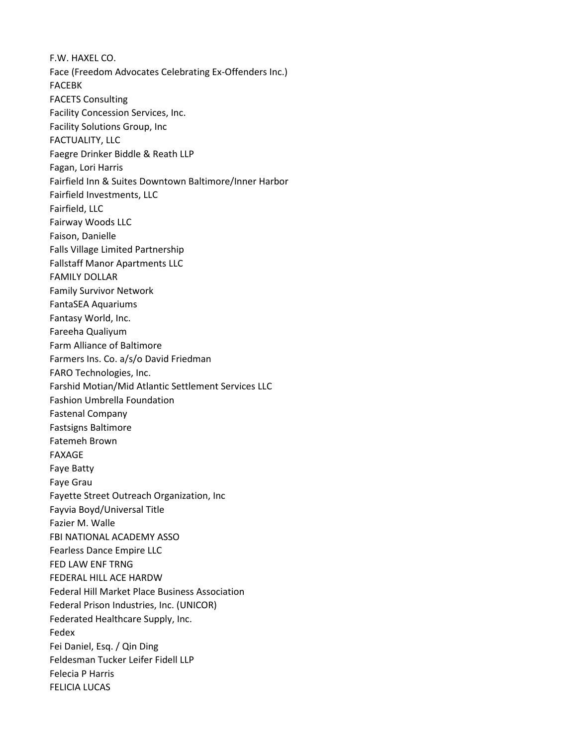F.W. HAXEL CO.
Face (Freedom Advocates Celebrating Ex-Offenders Inc.)
FACEBK
FACETS Consulting
Facility Concession Services, Inc.
Facility Solutions Group, Inc
FACTUALITY, LLC
Faegre Drinker Biddle & Reath LLP
Fagan, Lori Harris
Fairfield Inn & Suites Downtown Baltimore/Inner Harbor
Fairfield Investments, LLC
Fairfield, LLC
Fairway Woods LLC
Faison, Danielle
Falls Village Limited Partnership
Fallstaff Manor Apartments LLC
FAMILY DOLLAR
Family Survivor Network
FantaSEA Aquariums
Fantasy World, Inc.
Fareeha Qualiyum
Farm Alliance of Baltimore
Farmers Ins. Co. a/s/o David Friedman
FARO Technologies, Inc.
Farshid Motian/Mid Atlantic Settlement Services LLC
Fashion Umbrella Foundation
Fastenal Company
Fastsigns Baltimore
Fatemeh Brown
FAXAGE
Faye Batty
Faye Grau
Fayette Street Outreach Organization, Inc
Fayvia Boyd/Universal Title
Fazier M. Walle
FBI NATIONAL ACADEMY ASSO
Fearless Dance Empire LLC
FED LAW ENF TRNG
FEDERAL HILL ACE HARDW
Federal Hill Market Place Business Association
Federal Prison Industries, Inc. (UNICOR)
Federated Healthcare Supply, Inc.
Fedex
Fei Daniel, Esq. / Qin Ding
Feldesman Tucker Leifer Fidell LLP
Felecia P Harris
FELICIA LUCAS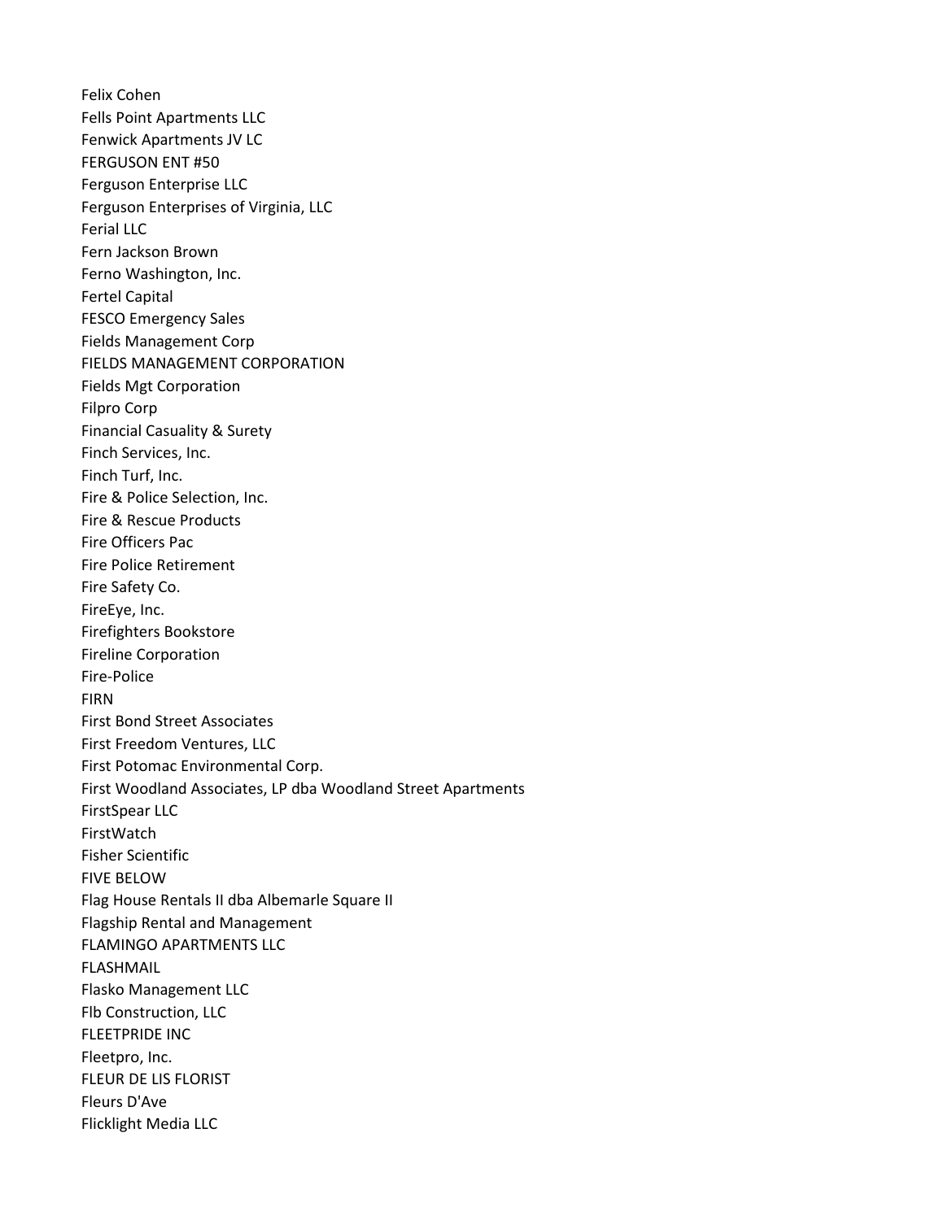Felix Cohen
Fells Point Apartments LLC
Fenwick Apartments JV LC
FERGUSON ENT #50
Ferguson Enterprise LLC
Ferguson Enterprises of Virginia, LLC
Ferial LLC
Fern Jackson Brown
Ferno Washington, Inc.
Fertel Capital
FESCO Emergency Sales
Fields Management Corp
FIELDS MANAGEMENT CORPORATION
Fields Mgt Corporation
Filpro Corp
Financial Casuality & Surety
Finch Services, Inc.
Finch Turf, Inc.
Fire & Police Selection, Inc.
Fire & Rescue Products
Fire Officers Pac
Fire Police Retirement
Fire Safety Co.
FireEye, Inc.
Firefighters Bookstore
Fireline Corporation
Fire-Police
FIRN
First Bond Street Associates
First Freedom Ventures, LLC
First Potomac Environmental Corp.
First Woodland Associates, LP dba Woodland Street Apartments
FirstSpear LLC
FirstWatch
Fisher Scientific
FIVE BELOW
Flag House Rentals II dba Albemarle Square II
Flagship Rental and Management
FLAMINGO APARTMENTS LLC
FLASHMAIL
Flasko Management LLC
Flb Construction, LLC
FLEETPRIDE INC
Fleetpro, Inc.
FLEUR DE LIS FLORIST
Fleurs D'Ave
Flicklight Media LLC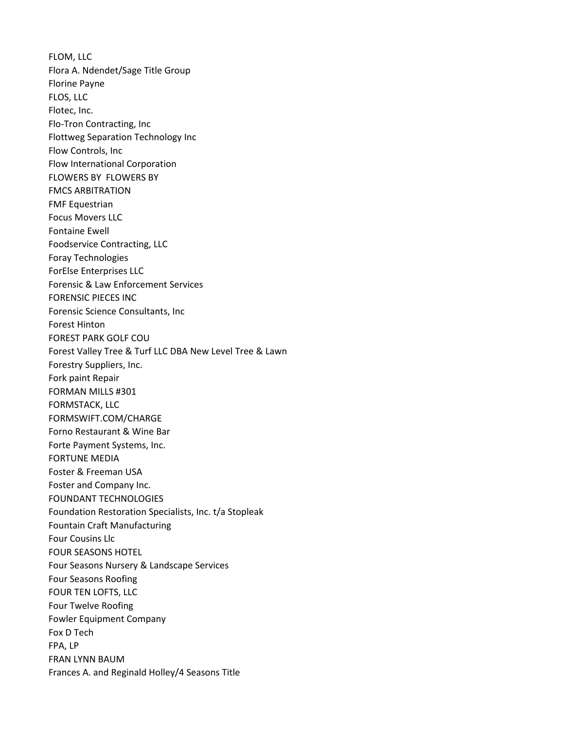FLOM, LLC
Flora A. Ndendet/Sage Title Group
Florine Payne
FLOS, LLC
Flotec, Inc.
Flo-Tron Contracting, Inc
Flottweg Separation Technology Inc
Flow Controls, Inc
Flow International Corporation
FLOWERS BY  FLOWERS BY
FMCS ARBITRATION
FMF Equestrian
Focus Movers LLC
Fontaine Ewell
Foodservice Contracting, LLC
Foray Technologies
ForElse Enterprises LLC
Forensic & Law Enforcement Services
FORENSIC PIECES INC
Forensic Science Consultants, Inc
Forest Hinton
FOREST PARK GOLF COU
Forest Valley Tree & Turf LLC DBA New Level Tree & Lawn
Forestry Suppliers, Inc.
Fork paint Repair
FORMAN MILLS #301
FORMSTACK, LLC
FORMSWIFT.COM/CHARGE
Forno Restaurant & Wine Bar
Forte Payment Systems, Inc.
FORTUNE MEDIA
Foster & Freeman USA
Foster and Company Inc.
FOUNDANT TECHNOLOGIES
Foundation Restoration Specialists, Inc. t/a Stopleak
Fountain Craft Manufacturing
Four Cousins Llc
FOUR SEASONS HOTEL
Four Seasons Nursery & Landscape Services
Four Seasons Roofing
FOUR TEN LOFTS, LLC
Four Twelve Roofing
Fowler Equipment Company
Fox D Tech
FPA, LP
FRAN LYNN BAUM
Frances A. and Reginald Holley/4 Seasons Title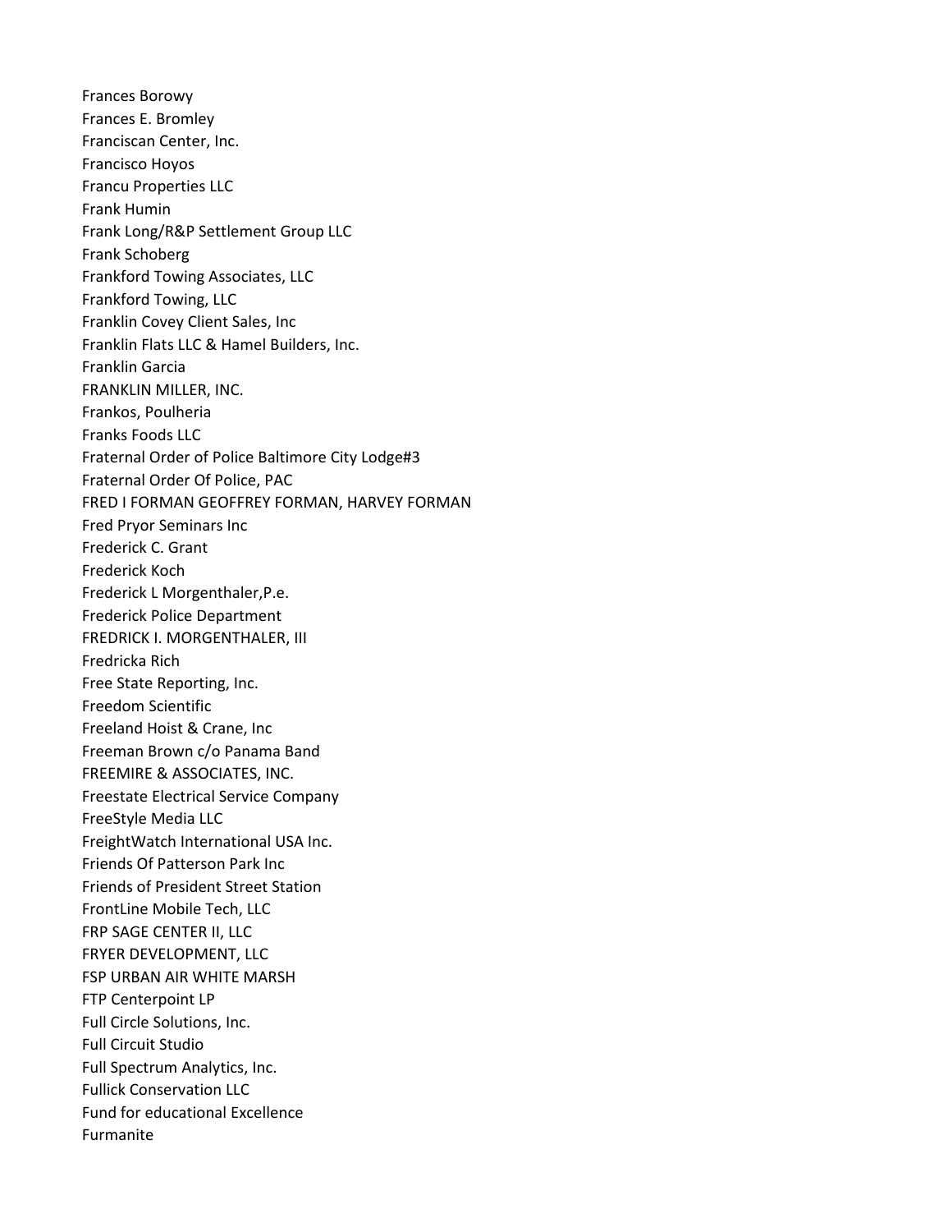Frances Borowy
Frances E. Bromley
Franciscan Center, Inc.
Francisco Hoyos
Francu Properties LLC
Frank Humin
Frank Long/R&P Settlement Group LLC
Frank Schoberg
Frankford Towing Associates, LLC
Frankford Towing, LLC
Franklin Covey Client Sales, Inc
Franklin Flats LLC & Hamel Builders, Inc.
Franklin Garcia
FRANKLIN MILLER, INC.
Frankos, Poulheria
Franks Foods LLC
Fraternal Order of Police Baltimore City Lodge#3
Fraternal Order Of Police, PAC
FRED I FORMAN GEOFFREY FORMAN, HARVEY FORMAN
Fred Pryor Seminars Inc
Frederick C. Grant
Frederick Koch
Frederick L Morgenthaler,P.e.
Frederick Police Department
FREDRICK I. MORGENTHALER, III
Fredricka Rich
Free State Reporting, Inc.
Freedom Scientific
Freeland Hoist & Crane, Inc
Freeman Brown c/o Panama Band
FREEMIRE & ASSOCIATES, INC.
Freestate Electrical Service Company
FreeStyle Media LLC
FreightWatch International USA Inc.
Friends Of Patterson Park Inc
Friends of President Street Station
FrontLine Mobile Tech, LLC
FRP SAGE CENTER II, LLC
FRYER DEVELOPMENT, LLC
FSP URBAN AIR WHITE MARSH
FTP Centerpoint LP
Full Circle Solutions, Inc.
Full Circuit Studio
Full Spectrum Analytics, Inc.
Fullick Conservation LLC
Fund for educational Excellence
Furmanite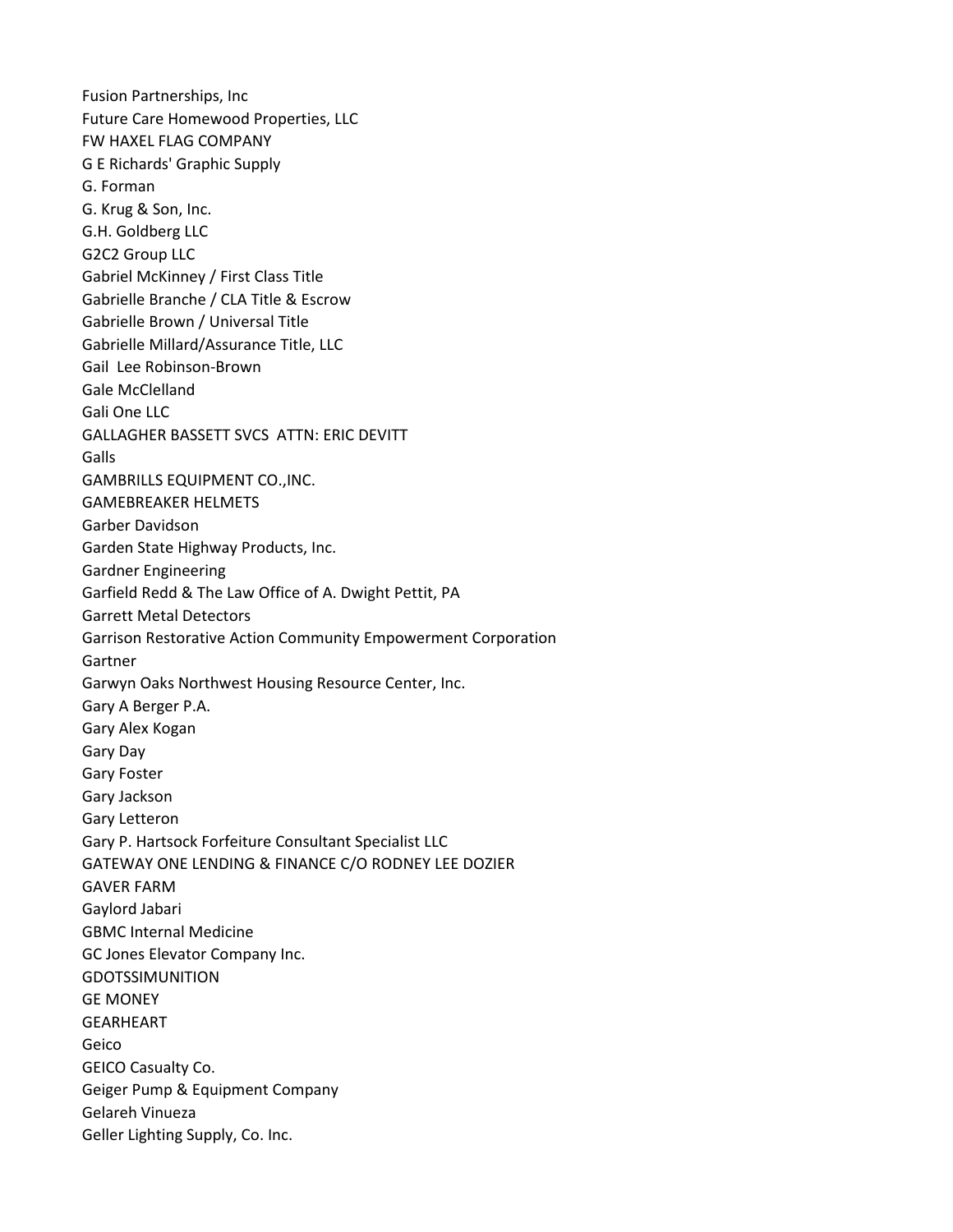Fusion Partnerships, Inc
Future Care Homewood Properties, LLC
FW HAXEL FLAG COMPANY
G E Richards' Graphic Supply
G. Forman
G. Krug & Son, Inc.
G.H. Goldberg LLC
G2C2 Group LLC
Gabriel McKinney / First Class Title
Gabrielle Branche / CLA Title & Escrow
Gabrielle Brown / Universal Title
Gabrielle Millard/Assurance Title, LLC
Gail Lee Robinson-Brown
Gale McClelland
Gali One LLC
GALLAGHER BASSETT SVCS ATTN: ERIC DEVITT
Galls
GAMBRILLS EQUIPMENT CO.,INC.
GAMEBREAKER HELMETS
Garber Davidson
Garden State Highway Products, Inc.
Gardner Engineering
Garfield Redd & The Law Office of A. Dwight Pettit, PA
Garrett Metal Detectors
Garrison Restorative Action Community Empowerment Corporation
Gartner
Garwyn Oaks Northwest Housing Resource Center, Inc.
Gary A Berger P.A.
Gary Alex Kogan
Gary Day
Gary Foster
Gary Jackson
Gary Letteron
Gary P. Hartsock Forfeiture Consultant Specialist LLC
GATEWAY ONE LENDING & FINANCE C/O RODNEY LEE DOZIER
GAVER FARM
Gaylord Jabari
GBMC Internal Medicine
GC Jones Elevator Company Inc.
GDOTSSIMUNITION
GE MONEY
GEARHEART
Geico
GEICO Casualty Co.
Geiger Pump & Equipment Company
Gelareh Vinueza
Geller Lighting Supply, Co. Inc.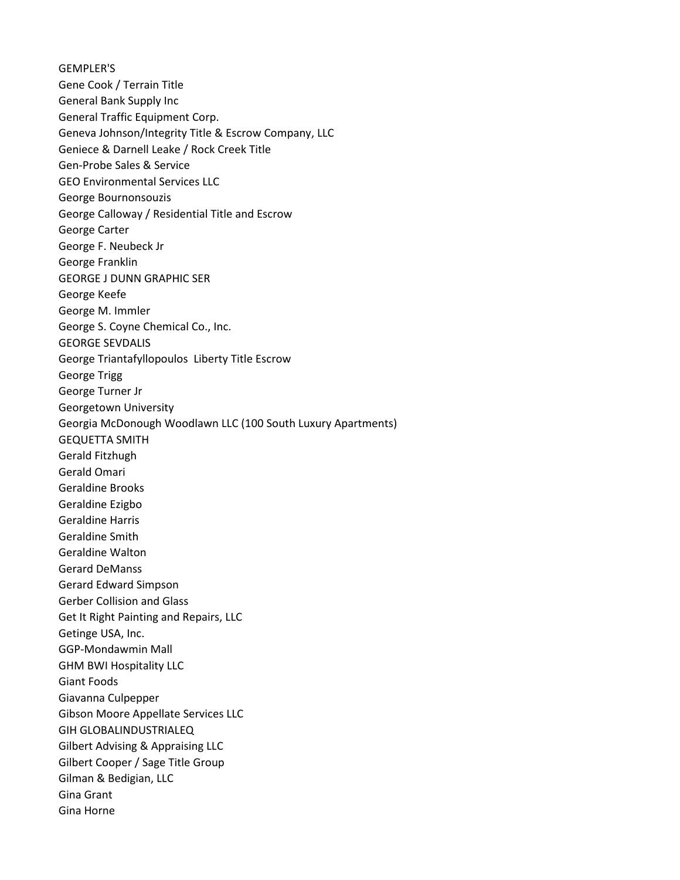GEMPLER'S
Gene Cook / Terrain Title
General Bank Supply Inc
General Traffic Equipment Corp.
Geneva Johnson/Integrity Title & Escrow Company, LLC
Geniece & Darnell Leake / Rock Creek Title
Gen-Probe Sales & Service
GEO Environmental Services LLC
George Bournonsouzis
George Calloway / Residential Title and Escrow
George Carter
George F. Neubeck Jr
George Franklin
GEORGE J DUNN GRAPHIC SER
George Keefe
George M. Immler
George S. Coyne Chemical Co., Inc.
GEORGE SEVDALIS
George Triantafyllopoulos  Liberty Title Escrow
George Trigg
George Turner Jr
Georgetown University
Georgia McDonough Woodlawn LLC (100 South Luxury Apartments)
GEQUETTA SMITH
Gerald Fitzhugh
Gerald Omari
Geraldine Brooks
Geraldine Ezigbo
Geraldine Harris
Geraldine Smith
Geraldine Walton
Gerard DeManss
Gerard Edward Simpson
Gerber Collision and Glass
Get It Right Painting and Repairs, LLC
Getinge USA, Inc.
GGP-Mondawmin Mall
GHM BWI Hospitality LLC
Giant Foods
Giavanna Culpepper
Gibson Moore Appellate Services LLC
GIH GLOBALINDUSTRIALEQ
Gilbert Advising & Appraising LLC
Gilbert Cooper / Sage Title Group
Gilman & Bedigian, LLC
Gina Grant
Gina Horne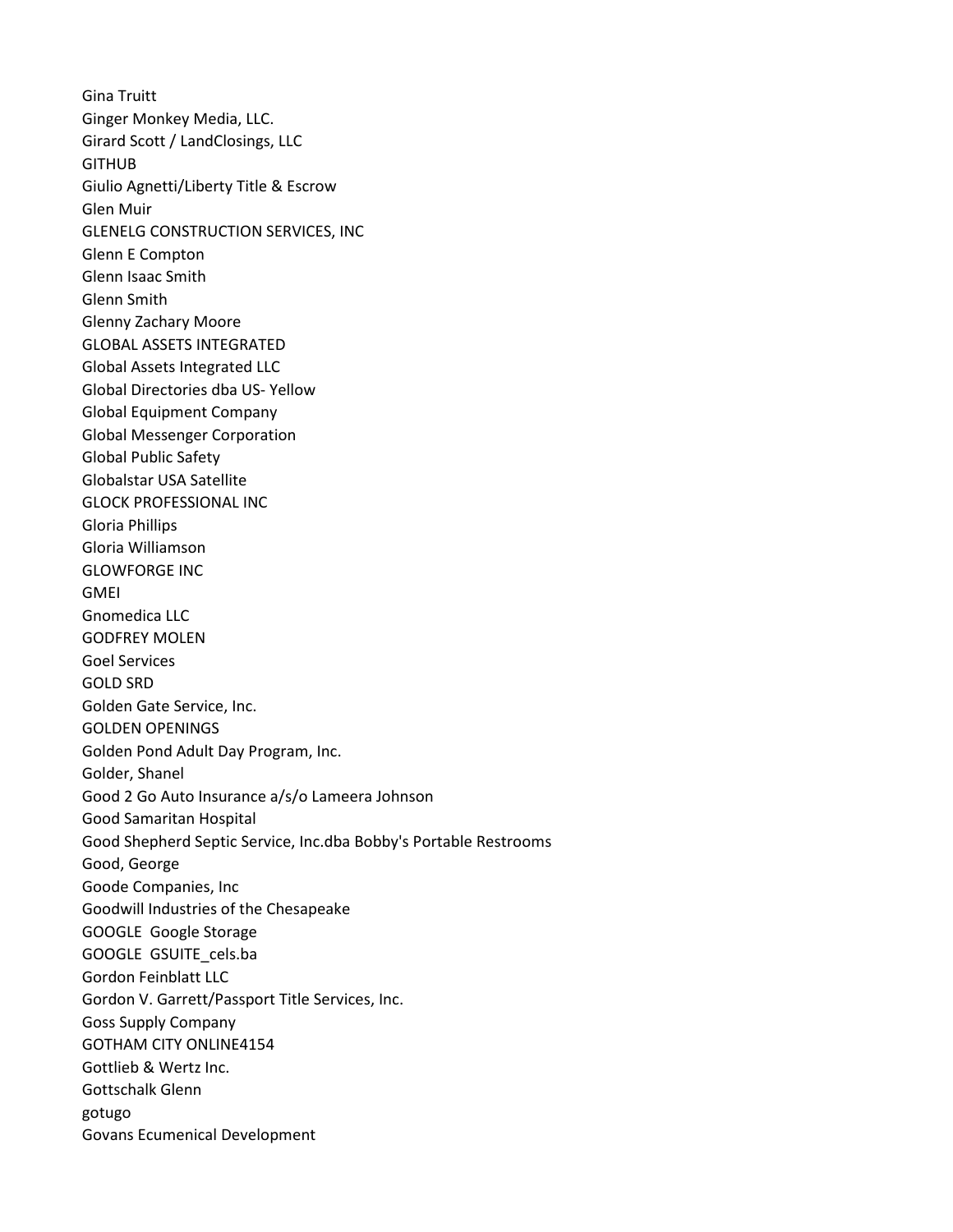Gina Truitt
Ginger Monkey Media, LLC.
Girard Scott / LandClosings, LLC
GITHUB
Giulio Agnetti/Liberty Title & Escrow
Glen Muir
GLENELG CONSTRUCTION SERVICES, INC
Glenn E Compton
Glenn Isaac Smith
Glenn Smith
Glenny Zachary Moore
GLOBAL ASSETS INTEGRATED
Global Assets Integrated LLC
Global Directories dba US- Yellow
Global Equipment Company
Global Messenger Corporation
Global Public Safety
Globalstar USA Satellite
GLOCK PROFESSIONAL INC
Gloria Phillips
Gloria Williamson
GLOWFORGE INC
GMEI
Gnomedica LLC
GODFREY MOLEN
Goel Services
GOLD SRD
Golden Gate Service, Inc.
GOLDEN OPENINGS
Golden Pond Adult Day Program, Inc.
Golder, Shanel
Good 2 Go Auto Insurance a/s/o Lameera Johnson
Good Samaritan Hospital
Good Shepherd Septic Service, Inc.dba Bobby's Portable Restrooms
Good, George
Goode Companies, Inc
Goodwill Industries of the Chesapeake
GOOGLE  Google Storage
GOOGLE  GSUITE_cels.ba
Gordon Feinblatt LLC
Gordon V. Garrett/Passport Title Services, Inc.
Goss Supply Company
GOTHAM CITY ONLINE4154
Gottlieb & Wertz Inc.
Gottschalk Glenn
gotugo
Govans Ecumenical Development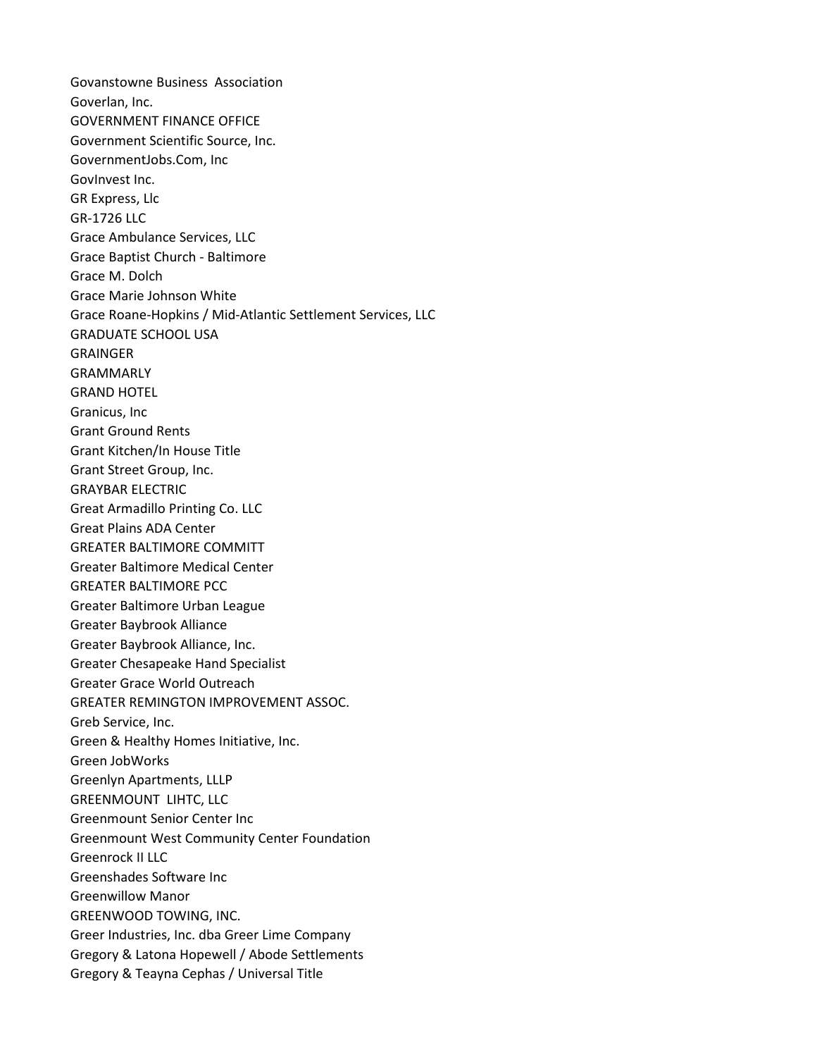Govanstowne Business  Association
Goverlan, Inc.
GOVERNMENT FINANCE OFFICE
Government Scientific Source, Inc.
GovernmentJobs.Com, Inc
GovInvest Inc.
GR Express, Llc
GR-1726 LLC
Grace Ambulance Services, LLC
Grace Baptist Church - Baltimore
Grace M. Dolch
Grace Marie Johnson White
Grace Roane-Hopkins / Mid-Atlantic Settlement Services, LLC
GRADUATE SCHOOL USA
GRAINGER
GRAMMARLY
GRAND HOTEL
Granicus, Inc
Grant Ground Rents
Grant Kitchen/In House Title
Grant Street Group, Inc.
GRAYBAR ELECTRIC
Great Armadillo Printing Co. LLC
Great Plains ADA Center
GREATER BALTIMORE COMMITT
Greater Baltimore Medical Center
GREATER BALTIMORE PCC
Greater Baltimore Urban League
Greater Baybrook Alliance
Greater Baybrook Alliance, Inc.
Greater Chesapeake Hand Specialist
Greater Grace World Outreach
GREATER REMINGTON IMPROVEMENT ASSOC.
Greb Service, Inc.
Green & Healthy Homes Initiative, Inc.
Green JobWorks
Greenlyn Apartments, LLLP
GREENMOUNT  LIHTC, LLC
Greenmount Senior Center Inc
Greenmount West Community Center Foundation
Greenrock II LLC
Greenshades Software Inc
Greenwillow Manor
GREENWOOD TOWING, INC.
Greer Industries, Inc. dba Greer Lime Company
Gregory & Latona Hopewell / Abode Settlements
Gregory & Teayna Cephas / Universal Title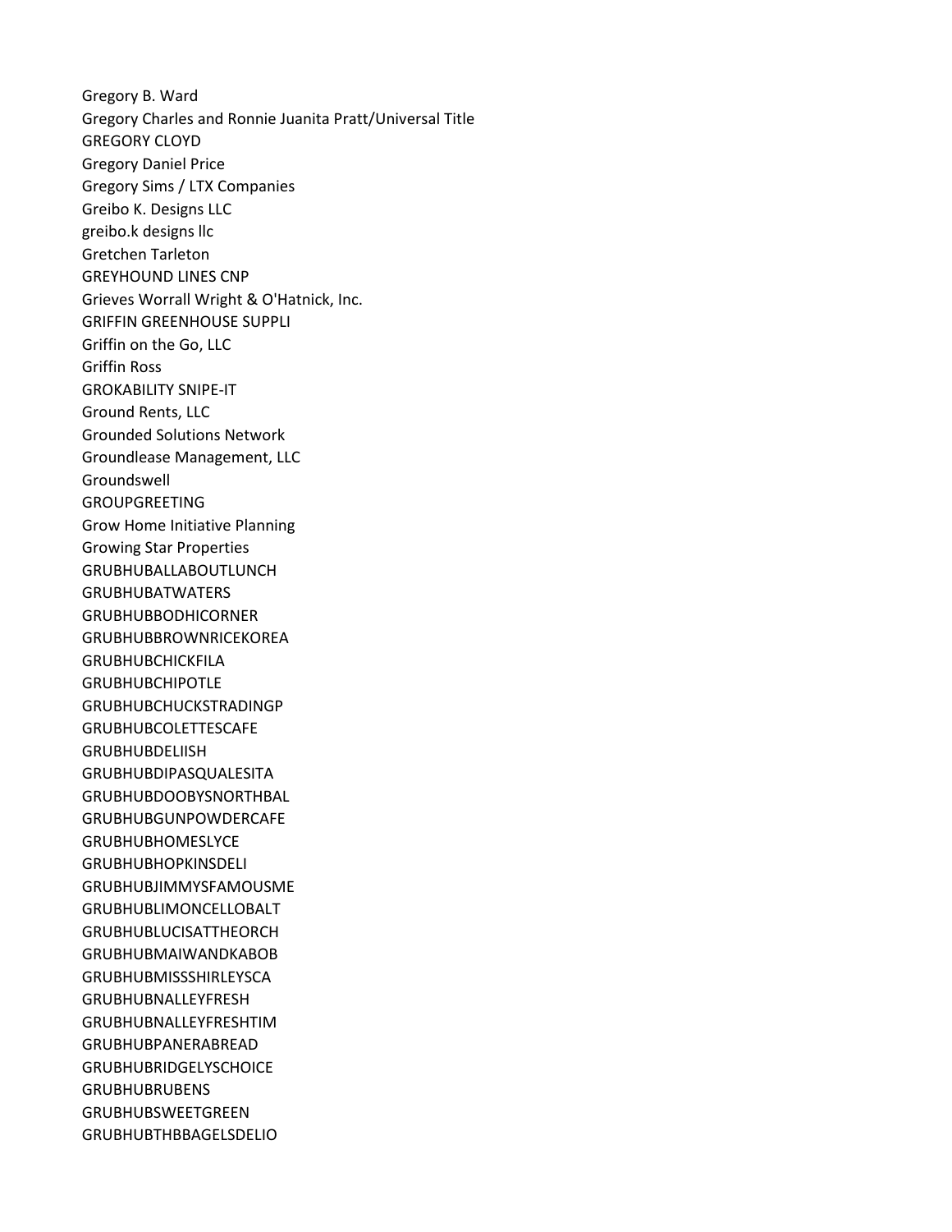Gregory B. Ward
Gregory Charles and Ronnie Juanita Pratt/Universal Title
GREGORY CLOYD
Gregory Daniel Price
Gregory Sims / LTX Companies
Greibo K. Designs LLC
greibo.k designs llc
Gretchen Tarleton
GREYHOUND LINES CNP
Grieves Worrall Wright & O'Hatnick, Inc.
GRIFFIN GREENHOUSE SUPPLI
Griffin on the Go, LLC
Griffin Ross
GROKABILITY SNIPE-IT
Ground Rents, LLC
Grounded Solutions Network
Groundlease Management, LLC
Groundswell
GROUPGREETING
Grow Home Initiative Planning
Growing Star Properties
GRUBHUBALLABOUTLUNCH
GRUBHUBATWATERS
GRUBHUBBODHICORNER
GRUBHUBBROWNRICEKOREA
GRUBHUBCHICKFILA
GRUBHUBCHIPOTLE
GRUBHUBCHUCKSTRADINGP
GRUBHUBCOLETTESCAFE
GRUBHUBDELIISH
GRUBHUBDIPASQUALESITA
GRUBHUBDOOBYSNORTHBAL
GRUBHUBGUNPOWDERCAFE
GRUBHUBHOMESLYCE
GRUBHUBHOPKINSDELI
GRUBHUBJIMMYSFAMOUSME
GRUBHUBLIMONCELLOBALT
GRUBHUBLUCISATTHEORCH
GRUBHUBMAIWANDKABOB
GRUBHUBMISSSHIRLEYSCA
GRUBHUBNALLEYFRESH
GRUBHUBNALLEYFRESHTIM
GRUBHUBPANERABREAD
GRUBHUBRIDGELYSCHOICE
GRUBHUBRUBENS
GRUBHUBSWEETGREEN
GRUBHUBTHBBAGELSDELIO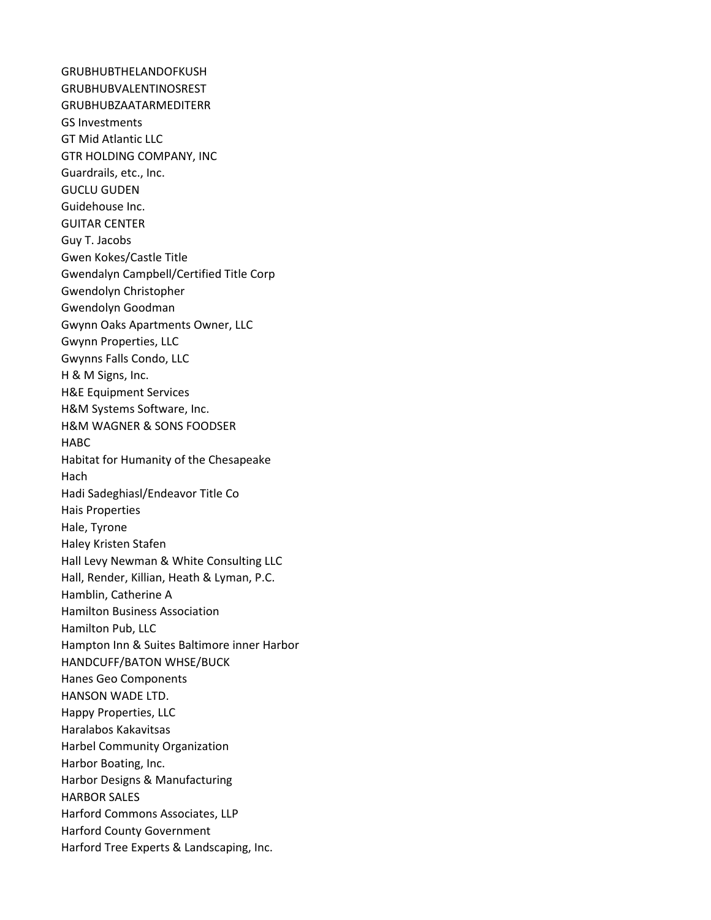GRUBHUBTHELANDOFKUSH
GRUBHUBVALENTINOSREST
GRUBHUBZAATARMEDITERR
GS Investments
GT Mid Atlantic LLC
GTR HOLDING COMPANY, INC
Guardrails, etc., Inc.
GUCLU GUDEN
Guidehouse Inc.
GUITAR CENTER
Guy T. Jacobs
Gwen Kokes/Castle Title
Gwendalyn Campbell/Certified Title Corp
Gwendolyn Christopher
Gwendolyn Goodman
Gwynn Oaks Apartments Owner, LLC
Gwynn Properties, LLC
Gwynns Falls Condo, LLC
H & M Signs, Inc.
H&E Equipment Services
H&M Systems Software, Inc.
H&M WAGNER & SONS FOODSER
HABC
Habitat for Humanity of the Chesapeake
Hach
Hadi Sadeghiasl/Endeavor Title Co
Hais Properties
Hale, Tyrone
Haley Kristen Stafen
Hall Levy Newman & White Consulting LLC
Hall, Render, Killian, Heath & Lyman, P.C.
Hamblin, Catherine A
Hamilton Business Association
Hamilton Pub, LLC
Hampton Inn & Suites Baltimore inner Harbor
HANDCUFF/BATON WHSE/BUCK
Hanes Geo Components
HANSON WADE LTD.
Happy Properties, LLC
Haralabos Kakavitsas
Harbel Community Organization
Harbor Boating, Inc.
Harbor Designs & Manufacturing
HARBOR SALES
Harford Commons Associates, LLP
Harford County Government
Harford Tree Experts & Landscaping, Inc.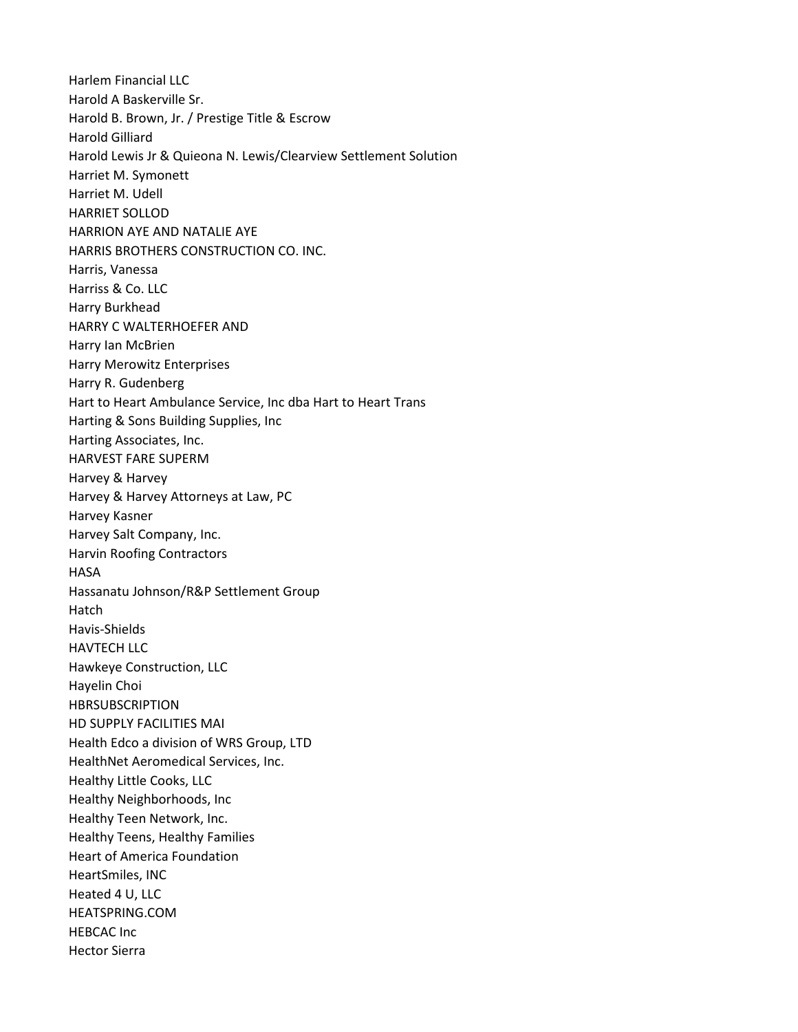Harlem Financial LLC
Harold A Baskerville Sr.
Harold B. Brown, Jr. / Prestige Title & Escrow
Harold Gilliard
Harold Lewis Jr & Quieona N. Lewis/Clearview Settlement Solution
Harriet M. Symonett
Harriet M. Udell
HARRIET SOLLOD
HARRION AYE AND NATALIE AYE
HARRIS BROTHERS CONSTRUCTION CO. INC.
Harris, Vanessa
Harriss & Co. LLC
Harry Burkhead
HARRY C WALTERHOEFER AND
Harry Ian McBrien
Harry Merowitz Enterprises
Harry R. Gudenberg
Hart to Heart Ambulance Service, Inc dba Hart to Heart Trans
Harting & Sons Building Supplies, Inc
Harting Associates, Inc.
HARVEST FARE SUPERM
Harvey & Harvey
Harvey & Harvey Attorneys at Law, PC
Harvey Kasner
Harvey Salt Company, Inc.
Harvin Roofing Contractors
HASA
Hassanatu Johnson/R&P Settlement Group
Hatch
Havis-Shields
HAVTECH LLC
Hawkeye Construction, LLC
Hayelin Choi
HBRSUBSCRIPTION
HD SUPPLY FACILITIES MAI
Health Edco a division of WRS Group, LTD
HealthNet Aeromedical Services, Inc.
Healthy Little Cooks, LLC
Healthy Neighborhoods, Inc
Healthy Teen Network, Inc.
Healthy Teens, Healthy Families
Heart of America Foundation
HeartSmiles, INC
Heated 4 U, LLC
HEATSPRING.COM
HEBCAC Inc
Hector Sierra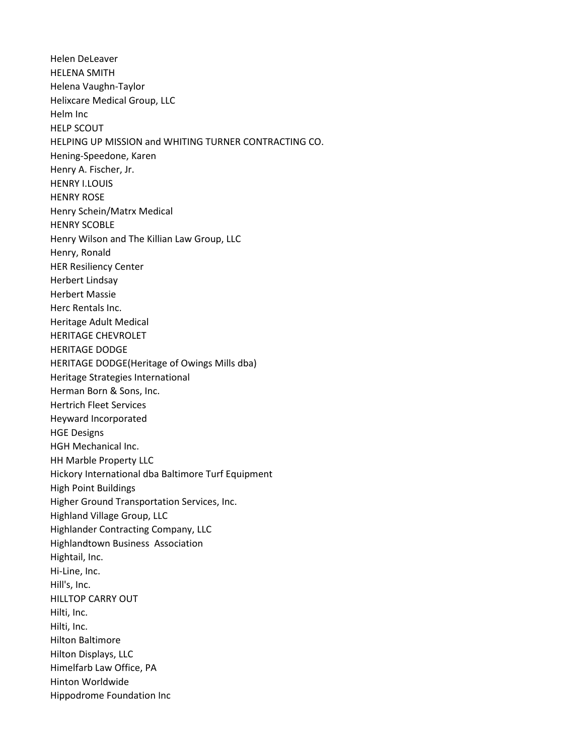Helen DeLeaver
HELENA SMITH
Helena Vaughn-Taylor
Helixcare Medical Group, LLC
Helm Inc
HELP SCOUT
HELPING UP MISSION and WHITING TURNER CONTRACTING CO.
Hening-Speedone, Karen
Henry A. Fischer, Jr.
HENRY I.LOUIS
HENRY ROSE
Henry Schein/Matrx Medical
HENRY SCOBLE
Henry Wilson and The Killian Law Group, LLC
Henry, Ronald
HER Resiliency Center
Herbert Lindsay
Herbert Massie
Herc Rentals Inc.
Heritage Adult Medical
HERITAGE CHEVROLET
HERITAGE DODGE
HERITAGE DODGE(Heritage of Owings Mills dba)
Heritage Strategies International
Herman Born & Sons, Inc.
Hertrich Fleet Services
Heyward Incorporated
HGE Designs
HGH Mechanical Inc.
HH Marble Property LLC
Hickory International dba Baltimore Turf Equipment
High Point Buildings
Higher Ground Transportation Services, Inc.
Highland Village Group, LLC
Highlander Contracting Company, LLC
Highlandtown Business Association
Hightail, Inc.
Hi-Line, Inc.
Hill's, Inc.
HILLTOP CARRY OUT
Hilti, Inc.
Hilti, Inc.
Hilton Baltimore
Hilton Displays, LLC
Himelfarb Law Office, PA
Hinton Worldwide
Hippodrome Foundation Inc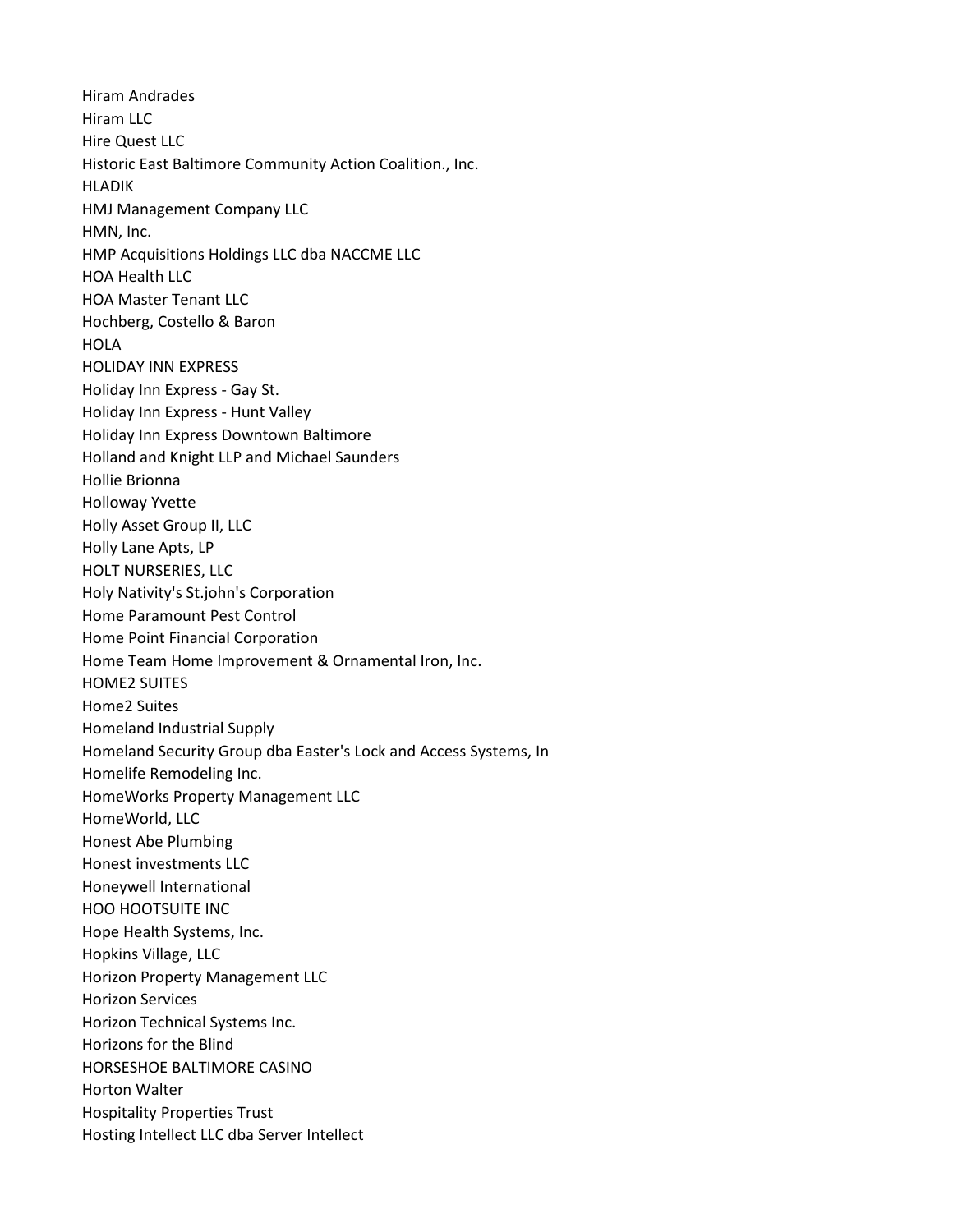Hiram Andrades
Hiram LLC
Hire Quest LLC
Historic East Baltimore Community Action Coalition., Inc.
HLADIK
HMJ Management Company LLC
HMN, Inc.
HMP Acquisitions Holdings LLC dba NACCME LLC
HOA Health LLC
HOA Master Tenant LLC
Hochberg, Costello & Baron
HOLA
HOLIDAY INN EXPRESS
Holiday Inn Express - Gay St.
Holiday Inn Express - Hunt Valley
Holiday Inn Express Downtown Baltimore
Holland and Knight LLP and Michael Saunders
Hollie Brionna
Holloway Yvette
Holly Asset Group II, LLC
Holly Lane Apts, LP
HOLT NURSERIES, LLC
Holy Nativity's St.john's Corporation
Home Paramount Pest Control
Home Point Financial Corporation
Home Team Home Improvement & Ornamental Iron, Inc.
HOME2 SUITES
Home2 Suites
Homeland Industrial Supply
Homeland Security Group dba Easter's Lock and Access Systems, In
Homelife Remodeling Inc.
HomeWorks Property Management LLC
HomeWorld, LLC
Honest Abe Plumbing
Honest investments LLC
Honeywell International
HOO HOOTSUITE INC
Hope Health Systems, Inc.
Hopkins Village, LLC
Horizon Property Management LLC
Horizon Services
Horizon Technical Systems Inc.
Horizons for the Blind
HORSESHOE BALTIMORE CASINO
Horton Walter
Hospitality Properties Trust
Hosting Intellect LLC dba Server Intellect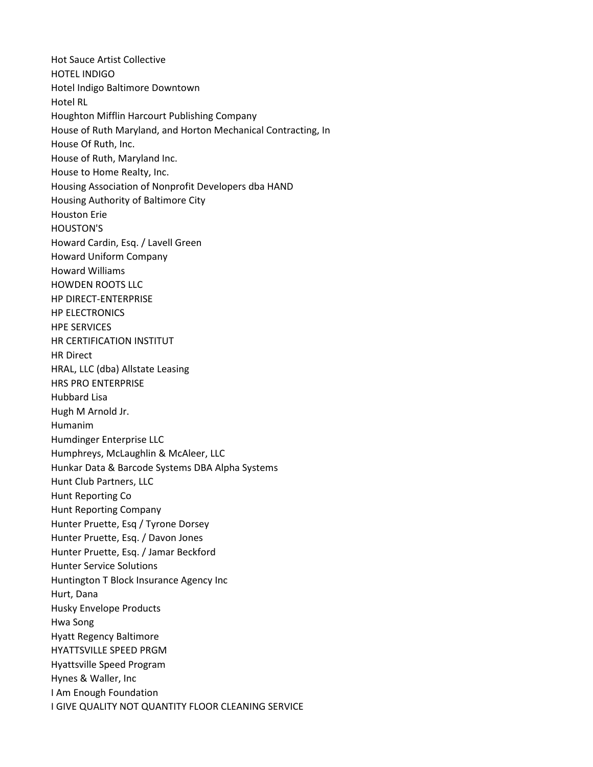Hot Sauce Artist Collective
HOTEL INDIGO
Hotel Indigo Baltimore Downtown
Hotel RL
Houghton Mifflin Harcourt Publishing Company
House of Ruth Maryland, and Horton Mechanical Contracting, In
House Of Ruth, Inc.
House of Ruth, Maryland Inc.
House to Home Realty, Inc.
Housing Association of Nonprofit Developers dba HAND
Housing Authority of Baltimore City
Houston Erie
HOUSTON'S
Howard Cardin, Esq. / Lavell Green
Howard Uniform Company
Howard Williams
HOWDEN ROOTS LLC
HP DIRECT-ENTERPRISE
HP ELECTRONICS
HPE SERVICES
HR CERTIFICATION INSTITUT
HR Direct
HRAL, LLC (dba) Allstate Leasing
HRS PRO ENTERPRISE
Hubbard Lisa
Hugh M Arnold Jr.
Humanim
Humdinger Enterprise LLC
Humphreys, McLaughlin & McAleer, LLC
Hunkar Data & Barcode Systems DBA Alpha Systems
Hunt Club Partners, LLC
Hunt Reporting Co
Hunt Reporting Company
Hunter Pruette, Esq / Tyrone Dorsey
Hunter Pruette, Esq. / Davon Jones
Hunter Pruette, Esq. / Jamar Beckford
Hunter Service Solutions
Huntington T Block Insurance Agency Inc
Hurt, Dana
Husky Envelope Products
Hwa Song
Hyatt Regency Baltimore
HYATTSVILLE SPEED PRGM
Hyattsville Speed Program
Hynes & Waller, Inc
I Am Enough Foundation
I GIVE QUALITY NOT QUANTITY FLOOR CLEANING SERVICE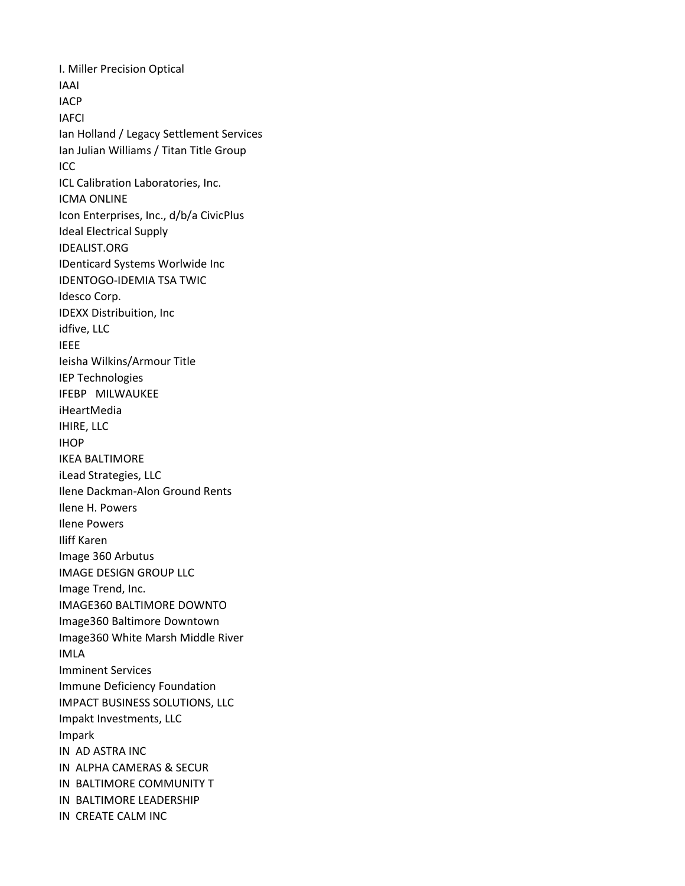I. Miller Precision Optical
IAAI
IACP
IAFCI
Ian Holland / Legacy Settlement Services
Ian Julian Williams / Titan Title Group
ICC
ICL Calibration Laboratories, Inc.
ICMA ONLINE
Icon Enterprises, Inc., d/b/a CivicPlus
Ideal Electrical Supply
IDEALIST.ORG
IDenticard Systems Worlwide Inc
IDENTOGO-IDEMIA TSA TWIC
Idesco Corp.
IDEXX Distribuition, Inc
idfive, LLC
IEEE
Ieisha Wilkins/Armour Title
IEP Technologies
IFEBP   MILWAUKEE
iHeartMedia
IHIRE, LLC
IHOP
IKEA BALTIMORE
iLead Strategies, LLC
Ilene Dackman-Alon Ground Rents
Ilene H. Powers
Ilene Powers
Iliff Karen
Image 360 Arbutus
IMAGE DESIGN GROUP LLC
Image Trend, Inc.
IMAGE360 BALTIMORE DOWNTO
Image360 Baltimore Downtown
Image360 White Marsh Middle River
IMLA
Imminent Services
Immune Deficiency Foundation
IMPACT BUSINESS SOLUTIONS, LLC
Impakt Investments, LLC
Impark
IN  AD ASTRA INC
IN  ALPHA CAMERAS & SECUR
IN  BALTIMORE COMMUNITY T
IN  BALTIMORE LEADERSHIP
IN  CREATE CALM INC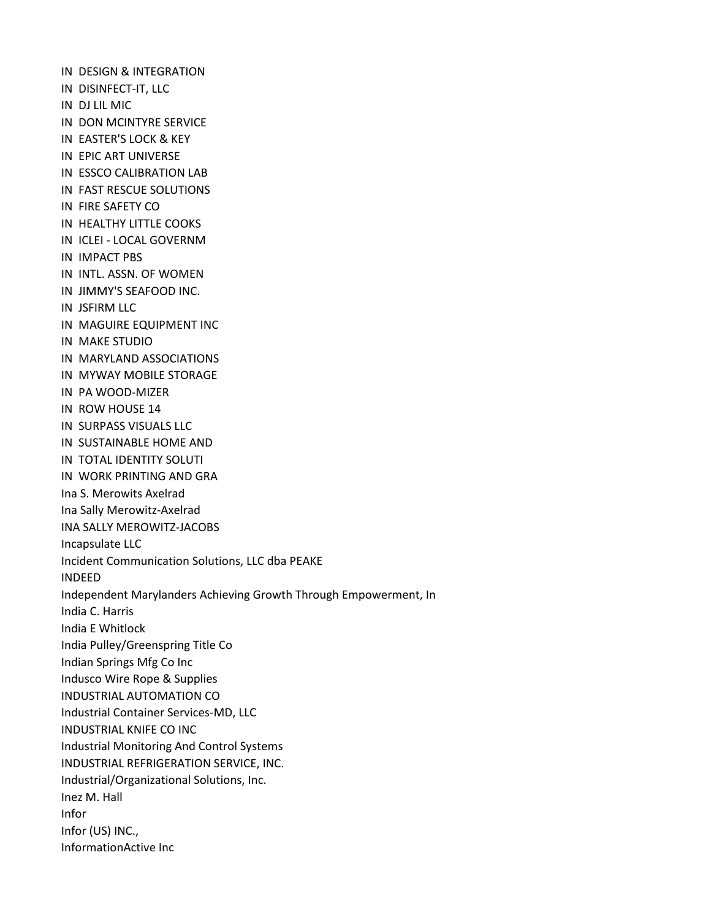IN  DESIGN & INTEGRATION
IN  DISINFECT-IT, LLC
IN  DJ LIL MIC
IN  DON MCINTYRE SERVICE
IN  EASTER'S LOCK & KEY
IN  EPIC ART UNIVERSE
IN  ESSCO CALIBRATION LAB
IN  FAST RESCUE SOLUTIONS
IN  FIRE SAFETY CO
IN  HEALTHY LITTLE COOKS
IN  ICLEI - LOCAL GOVERNM
IN  IMPACT PBS
IN  INTL. ASSN. OF WOMEN
IN  JIMMY'S SEAFOOD INC.
IN  JSFIRM LLC
IN  MAGUIRE EQUIPMENT INC
IN  MAKE STUDIO
IN  MARYLAND ASSOCIATIONS
IN  MYWAY MOBILE STORAGE
IN  PA WOOD-MIZER
IN  ROW HOUSE 14
IN  SURPASS VISUALS LLC
IN  SUSTAINABLE HOME AND
IN  TOTAL IDENTITY SOLUTI
IN  WORK PRINTING AND GRA
Ina S. Merowits Axelrad
Ina Sally Merowitz-Axelrad
INA SALLY MEROWITZ-JACOBS
Incapsulate LLC
Incident Communication Solutions, LLC dba PEAKE
INDEED
Independent Marylanders Achieving Growth Through Empowerment, In
India C. Harris
India E Whitlock
India Pulley/Greenspring Title Co
Indian Springs Mfg Co Inc
Indusco Wire Rope & Supplies
INDUSTRIAL AUTOMATION CO
Industrial Container Services-MD, LLC
INDUSTRIAL KNIFE CO INC
Industrial Monitoring And Control Systems
INDUSTRIAL REFRIGERATION SERVICE, INC.
Industrial/Organizational Solutions, Inc.
Inez M. Hall
Infor
Infor (US) INC.,
InformationActive Inc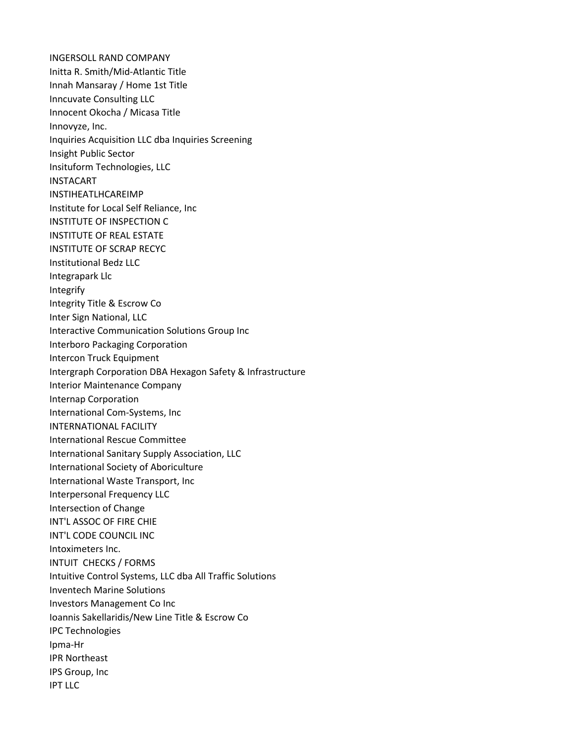INGERSOLL RAND COMPANY
Initta R. Smith/Mid-Atlantic Title
Innah Mansaray / Home 1st Title
Inncuvate Consulting LLC
Innocent Okocha / Micasa Title
Innovyze, Inc.
Inquiries Acquisition LLC dba Inquiries Screening
Insight Public Sector
Insituform Technologies, LLC
INSTACART
INSTIHEATLHCAREIMP
Institute for Local Self Reliance, Inc
INSTITUTE OF INSPECTION C
INSTITUTE OF REAL ESTATE
INSTITUTE OF SCRAP RECYC
Institutional Bedz LLC
Integrapark Llc
Integrify
Integrity Title & Escrow Co
Inter Sign National, LLC
Interactive Communication Solutions Group Inc
Interboro Packaging Corporation
Intercon Truck Equipment
Intergraph Corporation DBA Hexagon Safety & Infrastructure
Interior Maintenance Company
Internap Corporation
International Com-Systems, Inc
INTERNATIONAL FACILITY
International Rescue Committee
International Sanitary Supply Association, LLC
International Society of Aboriculture
International Waste Transport, Inc
Interpersonal Frequency LLC
Intersection of Change
INT'L ASSOC OF FIRE CHIE
INT'L CODE COUNCIL INC
Intoximeters Inc.
INTUIT CHECKS / FORMS
Intuitive Control Systems, LLC dba All Traffic Solutions
Inventech Marine Solutions
Investors Management Co Inc
Ioannis Sakellaridis/New Line Title & Escrow Co
IPC Technologies
Ipma-Hr
IPR Northeast
IPS Group, Inc
IPT LLC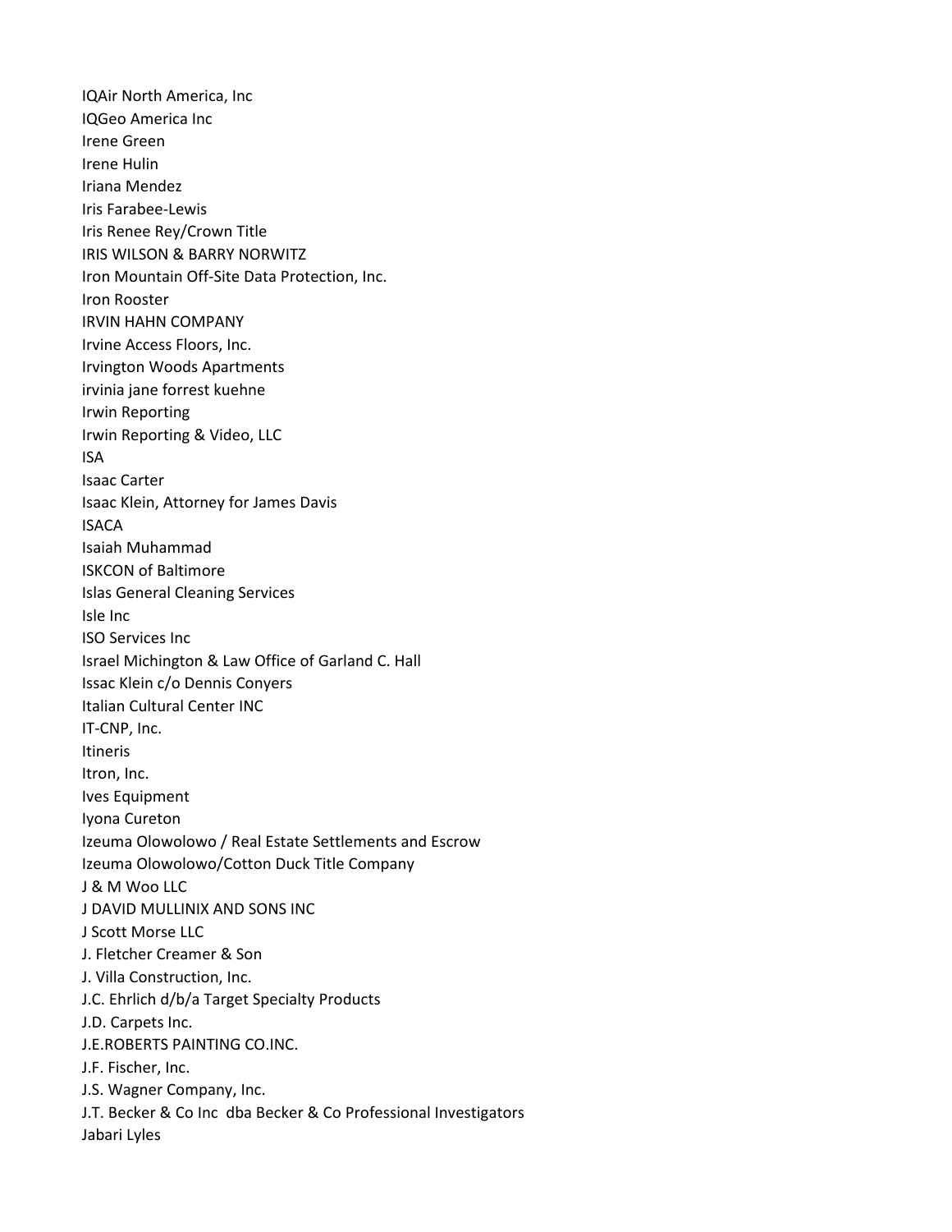IQAir North America, Inc
IQGeo America Inc
Irene Green
Irene Hulin
Iriana Mendez
Iris Farabee-Lewis
Iris Renee Rey/Crown Title
IRIS WILSON & BARRY NORWITZ
Iron Mountain Off-Site Data Protection, Inc.
Iron Rooster
IRVIN HAHN COMPANY
Irvine Access Floors, Inc.
Irvington Woods Apartments
irvinia jane forrest kuehne
Irwin Reporting
Irwin Reporting & Video, LLC
ISA
Isaac Carter
Isaac Klein, Attorney for James Davis
ISACA
Isaiah Muhammad
ISKCON of Baltimore
Islas General Cleaning Services
Isle Inc
ISO Services Inc
Israel Michington & Law Office of Garland C. Hall
Issac Klein c/o Dennis Conyers
Italian Cultural Center INC
IT-CNP, Inc.
Itineris
Itron, Inc.
Ives Equipment
Iyona Cureton
Izeuma Olowolowo / Real Estate Settlements and Escrow
Izeuma Olowolowo/Cotton Duck Title Company
J & M Woo LLC
J DAVID MULLINIX AND SONS INC
J Scott Morse LLC
J. Fletcher Creamer & Son
J. Villa Construction, Inc.
J.C. Ehrlich d/b/a Target Specialty Products
J.D. Carpets Inc.
J.E.ROBERTS PAINTING CO.INC.
J.F. Fischer, Inc.
J.S. Wagner Company, Inc.
J.T. Becker & Co Inc dba Becker & Co Professional Investigators
Jabari Lyles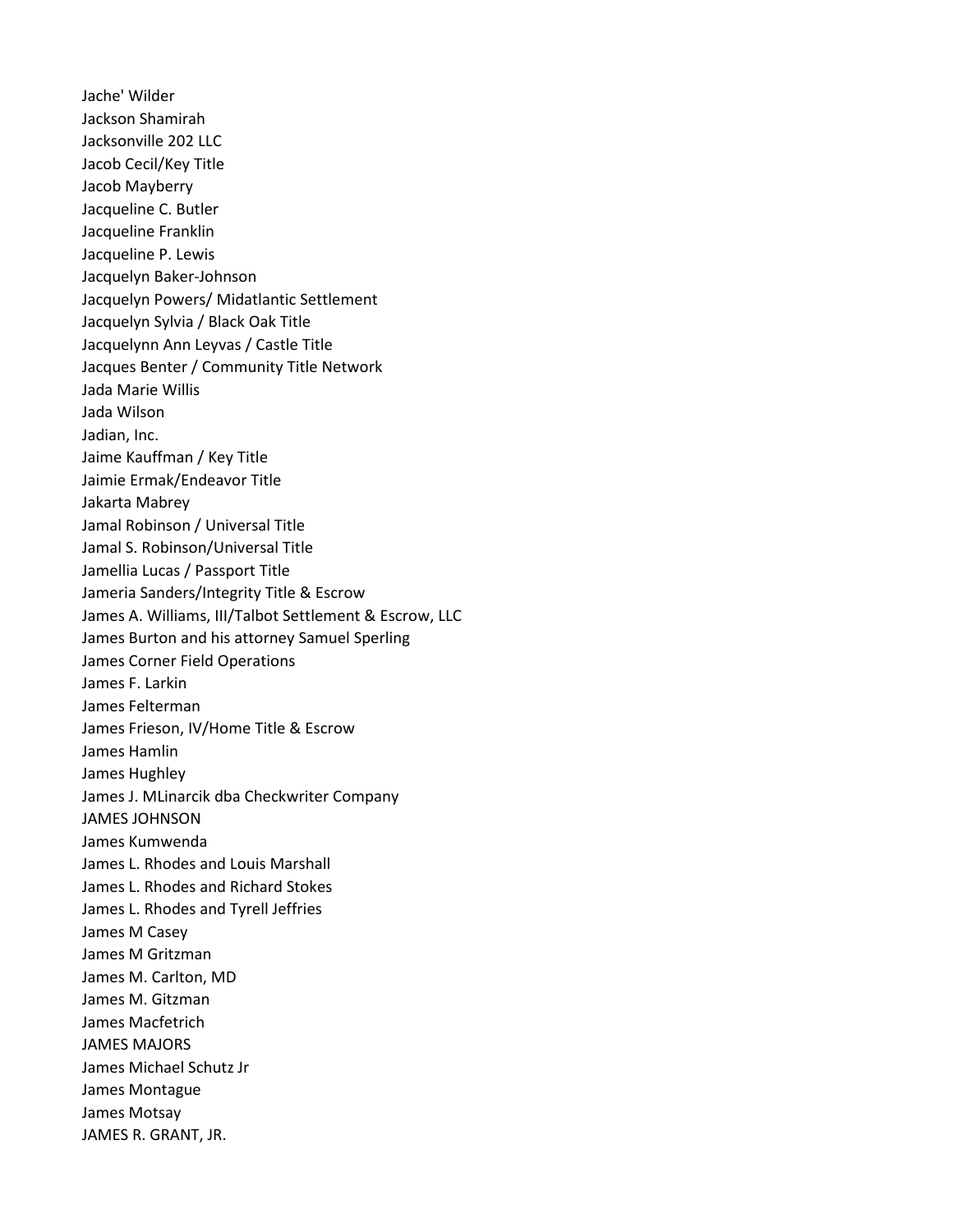Jache' Wilder
Jackson Shamirah
Jacksonville 202 LLC
Jacob Cecil/Key Title
Jacob Mayberry
Jacqueline C. Butler
Jacqueline Franklin
Jacqueline P. Lewis
Jacquelyn Baker-Johnson
Jacquelyn Powers/ Midatlantic Settlement
Jacquelyn Sylvia / Black Oak Title
Jacquelynn Ann Leyvas / Castle Title
Jacques Benter / Community Title Network
Jada Marie Willis
Jada Wilson
Jadian, Inc.
Jaime Kauffman / Key Title
Jaimie Ermak/Endeavor Title
Jakarta Mabrey
Jamal Robinson / Universal Title
Jamal S. Robinson/Universal Title
Jamellia Lucas / Passport Title
Jameria Sanders/Integrity Title & Escrow
James A. Williams, III/Talbot Settlement & Escrow, LLC
James Burton and his attorney Samuel Sperling
James Corner Field Operations
James F. Larkin
James Felterman
James Frieson, IV/Home Title & Escrow
James Hamlin
James Hughley
James J. MLinarcik dba Checkwriter Company
JAMES JOHNSON
James Kumwenda
James L. Rhodes and Louis Marshall
James L. Rhodes and Richard Stokes
James L. Rhodes and Tyrell Jeffries
James M Casey
James M Gritzman
James M. Carlton, MD
James M. Gitzman
James Macfetrich
JAMES MAJORS
James Michael Schutz Jr
James Montague
James Motsay
JAMES R. GRANT, JR.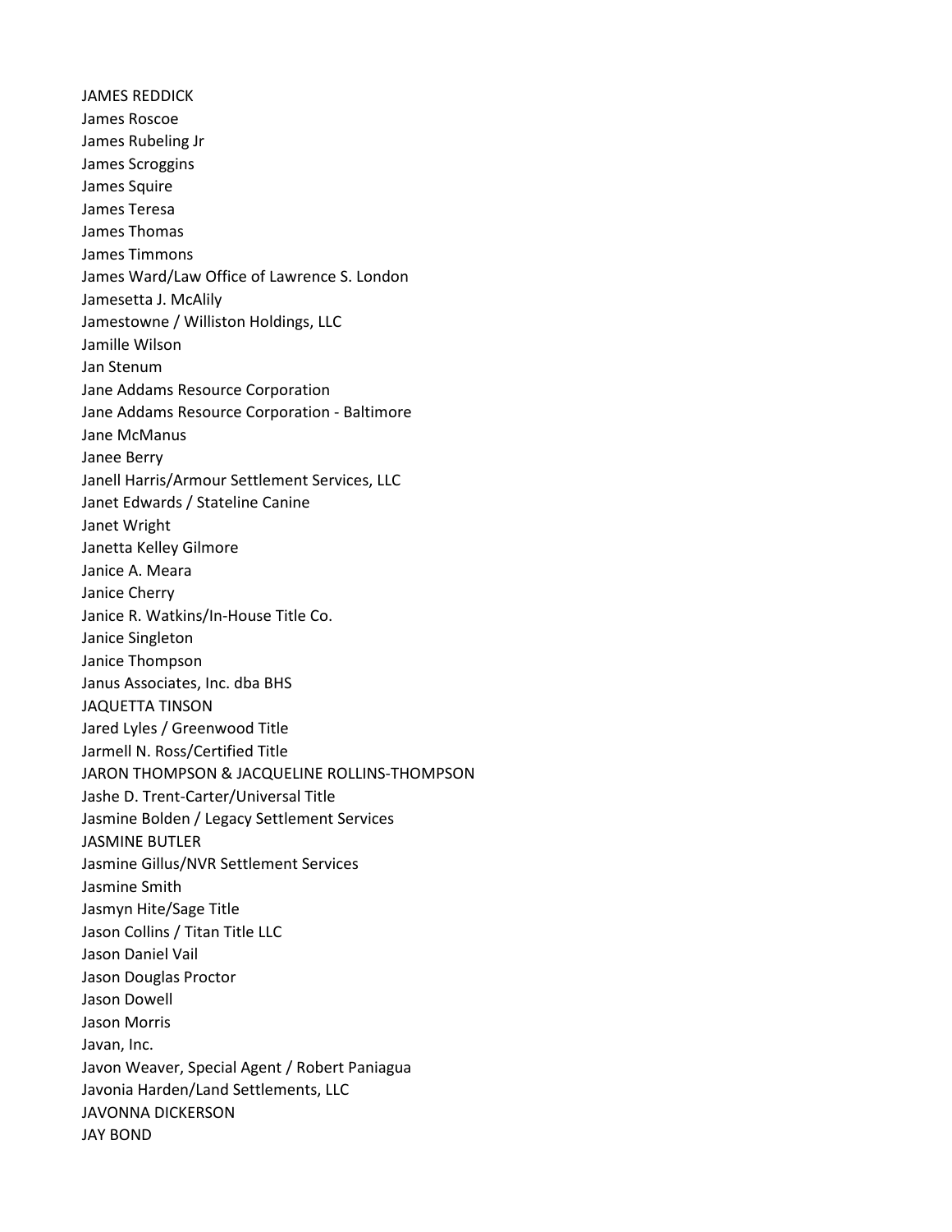JAMES REDDICK
James Roscoe
James Rubeling Jr
James Scroggins
James Squire
James Teresa
James Thomas
James Timmons
James Ward/Law Office of Lawrence S. London
Jamesetta J. McAlily
Jamestowne / Williston Holdings, LLC
Jamille Wilson
Jan Stenum
Jane Addams Resource Corporation
Jane Addams Resource Corporation - Baltimore
Jane McManus
Janee Berry
Janell Harris/Armour Settlement Services, LLC
Janet Edwards / Stateline Canine
Janet Wright
Janetta Kelley Gilmore
Janice A. Meara
Janice Cherry
Janice R. Watkins/In-House Title Co.
Janice Singleton
Janice Thompson
Janus Associates, Inc. dba BHS
JAQUETTA TINSON
Jared Lyles / Greenwood Title
Jarmell N. Ross/Certified Title
JARON THOMPSON & JACQUELINE ROLLINS-THOMPSON
Jashe D. Trent-Carter/Universal Title
Jasmine Bolden / Legacy Settlement Services
JASMINE BUTLER
Jasmine Gillus/NVR Settlement Services
Jasmine Smith
Jasmyn Hite/Sage Title
Jason Collins / Titan Title LLC
Jason Daniel Vail
Jason Douglas Proctor
Jason Dowell
Jason Morris
Javan, Inc.
Javon Weaver, Special Agent / Robert Paniagua
Javonia Harden/Land Settlements, LLC
JAVONNA DICKERSON
JAY BOND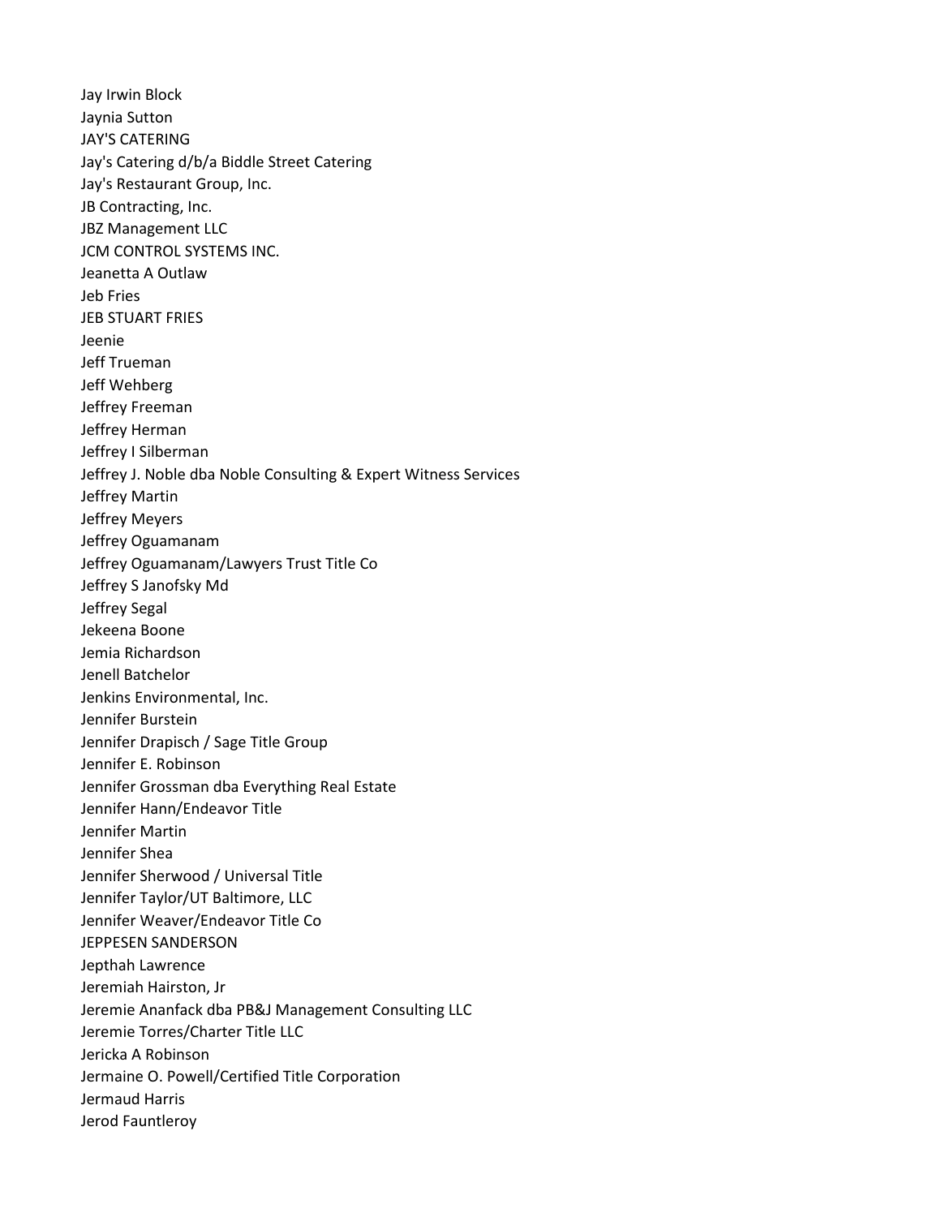Jay Irwin Block
Jaynia Sutton
JAY'S CATERING
Jay's Catering d/b/a Biddle Street Catering
Jay's Restaurant Group, Inc.
JB Contracting, Inc.
JBZ Management LLC
JCM CONTROL SYSTEMS INC.
Jeanetta A Outlaw
Jeb Fries
JEB STUART FRIES
Jeenie
Jeff Trueman
Jeff Wehberg
Jeffrey Freeman
Jeffrey Herman
Jeffrey I Silberman
Jeffrey J. Noble dba Noble Consulting & Expert Witness Services
Jeffrey Martin
Jeffrey Meyers
Jeffrey Oguamanam
Jeffrey Oguamanam/Lawyers Trust Title Co
Jeffrey S Janofsky Md
Jeffrey Segal
Jekeena Boone
Jemia Richardson
Jenell Batchelor
Jenkins Environmental, Inc.
Jennifer Burstein
Jennifer Drapisch / Sage Title Group
Jennifer E. Robinson
Jennifer Grossman dba Everything Real Estate
Jennifer Hann/Endeavor Title
Jennifer Martin
Jennifer Shea
Jennifer Sherwood / Universal Title
Jennifer Taylor/UT Baltimore, LLC
Jennifer Weaver/Endeavor Title Co
JEPPESEN SANDERSON
Jepthah Lawrence
Jeremiah Hairston, Jr
Jeremie Ananfack dba PB&J Management Consulting LLC
Jeremie Torres/Charter Title LLC
Jericka A Robinson
Jermaine O. Powell/Certified Title Corporation
Jermaud Harris
Jerod Fauntleroy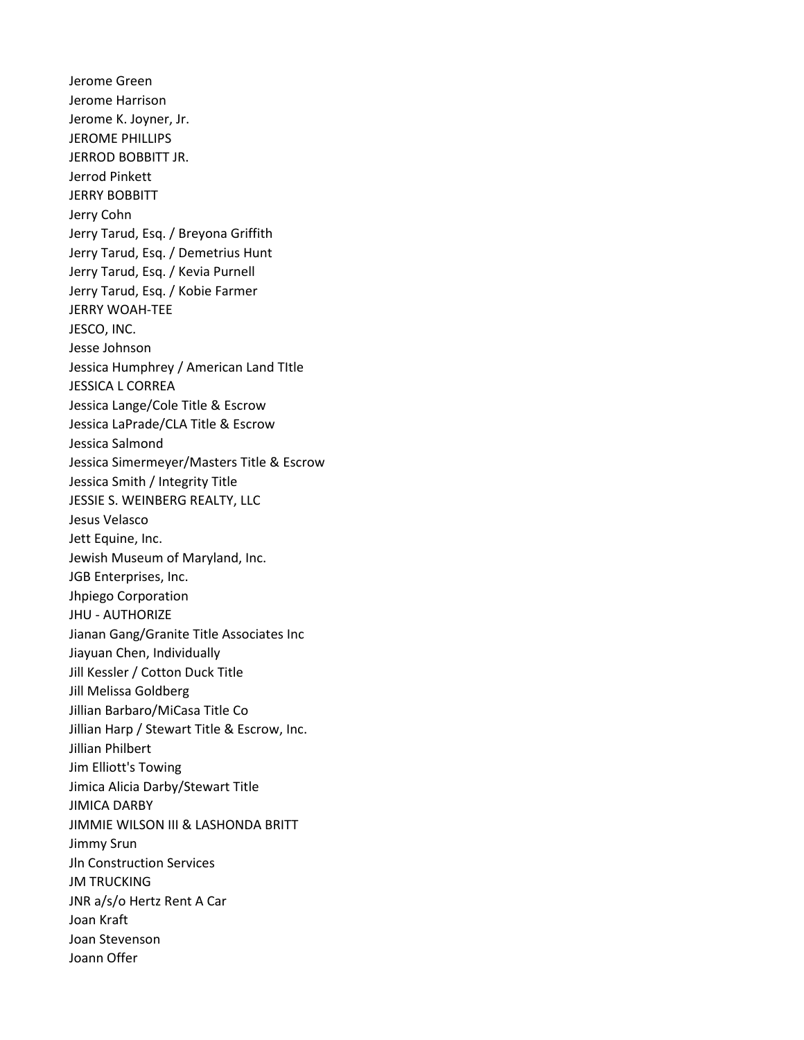Jerome Green
Jerome Harrison
Jerome K. Joyner, Jr.
JEROME PHILLIPS
JERROD BOBBITT JR.
Jerrod Pinkett
JERRY BOBBITT
Jerry Cohn
Jerry Tarud, Esq. / Breyona Griffith
Jerry Tarud, Esq. / Demetrius Hunt
Jerry Tarud, Esq. / Kevia Purnell
Jerry Tarud, Esq. / Kobie Farmer
JERRY WOAH-TEE
JESCO, INC.
Jesse Johnson
Jessica Humphrey / American Land TItle
JESSICA L CORREA
Jessica Lange/Cole Title & Escrow
Jessica LaPrade/CLA Title & Escrow
Jessica Salmond
Jessica Simermeyer/Masters Title & Escrow
Jessica Smith / Integrity Title
JESSIE S. WEINBERG REALTY, LLC
Jesus Velasco
Jett Equine, Inc.
Jewish Museum of Maryland, Inc.
JGB Enterprises, Inc.
Jhpiego Corporation
JHU - AUTHORIZE
Jianan Gang/Granite Title Associates Inc
Jiayuan Chen, Individually
Jill Kessler / Cotton Duck Title
Jill Melissa Goldberg
Jillian Barbaro/MiCasa Title Co
Jillian Harp / Stewart Title & Escrow, Inc.
Jillian Philbert
Jim Elliott's Towing
Jimica Alicia Darby/Stewart Title
JIMICA DARBY
JIMMIE WILSON III & LASHONDA BRITT
Jimmy Srun
Jln Construction Services
JM TRUCKING
JNR a/s/o Hertz Rent A Car
Joan Kraft
Joan Stevenson
Joann Offer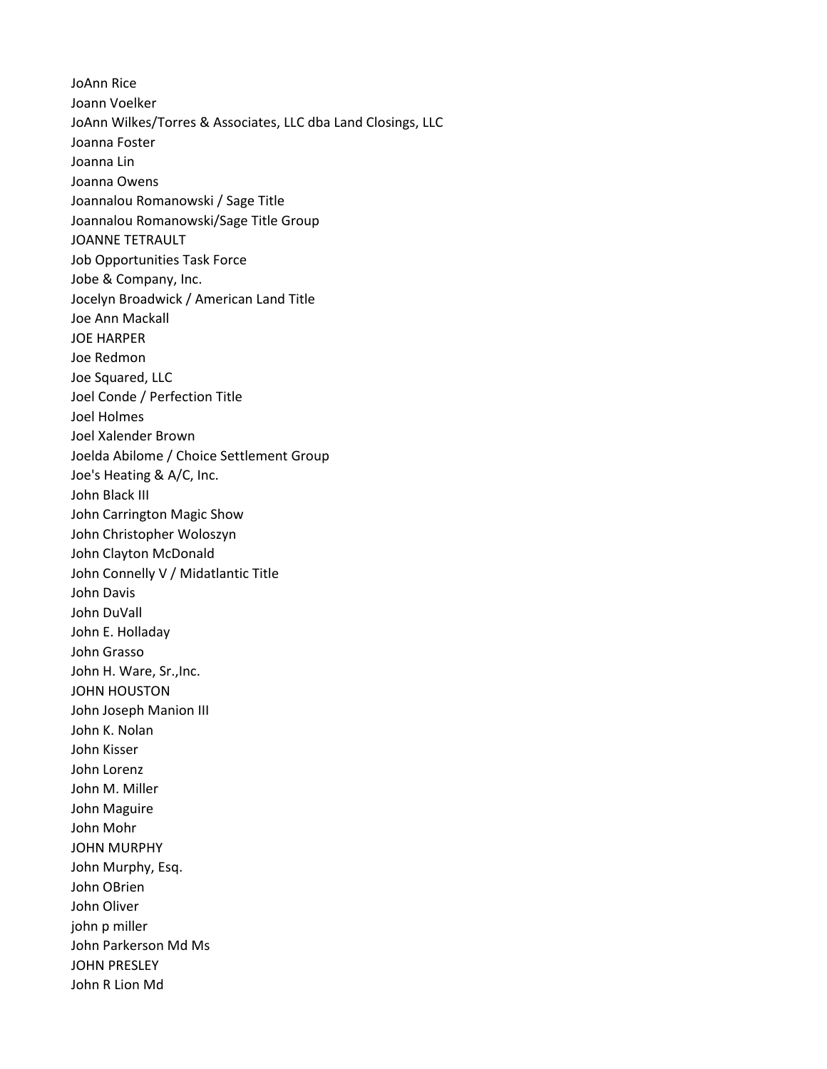JoAnn Rice
Joann Voelker
JoAnn Wilkes/Torres & Associates, LLC dba Land Closings, LLC
Joanna Foster
Joanna Lin
Joanna Owens
Joannalou Romanowski / Sage Title
Joannalou Romanowski/Sage Title Group
JOANNE TETRAULT
Job Opportunities Task Force
Jobe & Company, Inc.
Jocelyn Broadwick / American Land Title
Joe Ann Mackall
JOE HARPER
Joe Redmon
Joe Squared, LLC
Joel Conde / Perfection Title
Joel Holmes
Joel Xalender Brown
Joelda Abilome / Choice Settlement Group
Joe's Heating & A/C, Inc.
John Black III
John Carrington Magic Show
John Christopher Woloszyn
John Clayton McDonald
John Connelly V / Midatlantic Title
John Davis
John DuVall
John E. Holladay
John Grasso
John H. Ware, Sr.,Inc.
JOHN HOUSTON
John Joseph Manion III
John K. Nolan
John Kisser
John Lorenz
John M. Miller
John Maguire
John Mohr
JOHN MURPHY
John Murphy, Esq.
John OBrien
John Oliver
john p miller
John Parkerson Md Ms
JOHN PRESLEY
John R Lion Md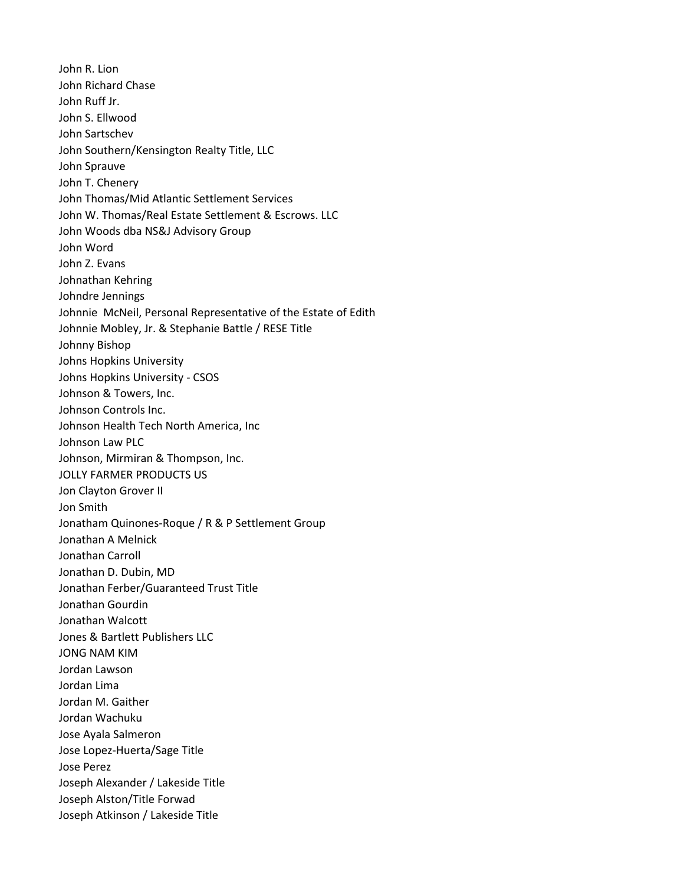John R. Lion
John Richard Chase
John Ruff Jr.
John S. Ellwood
John Sartschev
John Southern/Kensington Realty Title, LLC
John Sprauve
John T. Chenery
John Thomas/Mid Atlantic Settlement Services
John W. Thomas/Real Estate Settlement & Escrows. LLC
John Woods dba NS&J Advisory Group
John Word
John Z. Evans
Johnathan Kehring
Johndre Jennings
Johnnie  McNeil, Personal Representative of the Estate of Edith
Johnnie Mobley, Jr. & Stephanie Battle / RESE Title
Johnny Bishop
Johns Hopkins University
Johns Hopkins University - CSOS
Johnson & Towers, Inc.
Johnson Controls Inc.
Johnson Health Tech North America, Inc
Johnson Law PLC
Johnson, Mirmiran & Thompson, Inc.
JOLLY FARMER PRODUCTS US
Jon Clayton Grover II
Jon Smith
Jonatham Quinones-Roque / R & P Settlement Group
Jonathan A Melnick
Jonathan Carroll
Jonathan D. Dubin, MD
Jonathan Ferber/Guaranteed Trust Title
Jonathan Gourdin
Jonathan Walcott
Jones & Bartlett Publishers LLC
JONG NAM KIM
Jordan Lawson
Jordan Lima
Jordan M. Gaither
Jordan Wachuku
Jose Ayala Salmeron
Jose Lopez-Huerta/Sage Title
Jose Perez
Joseph Alexander / Lakeside Title
Joseph Alston/Title Forwad
Joseph Atkinson / Lakeside Title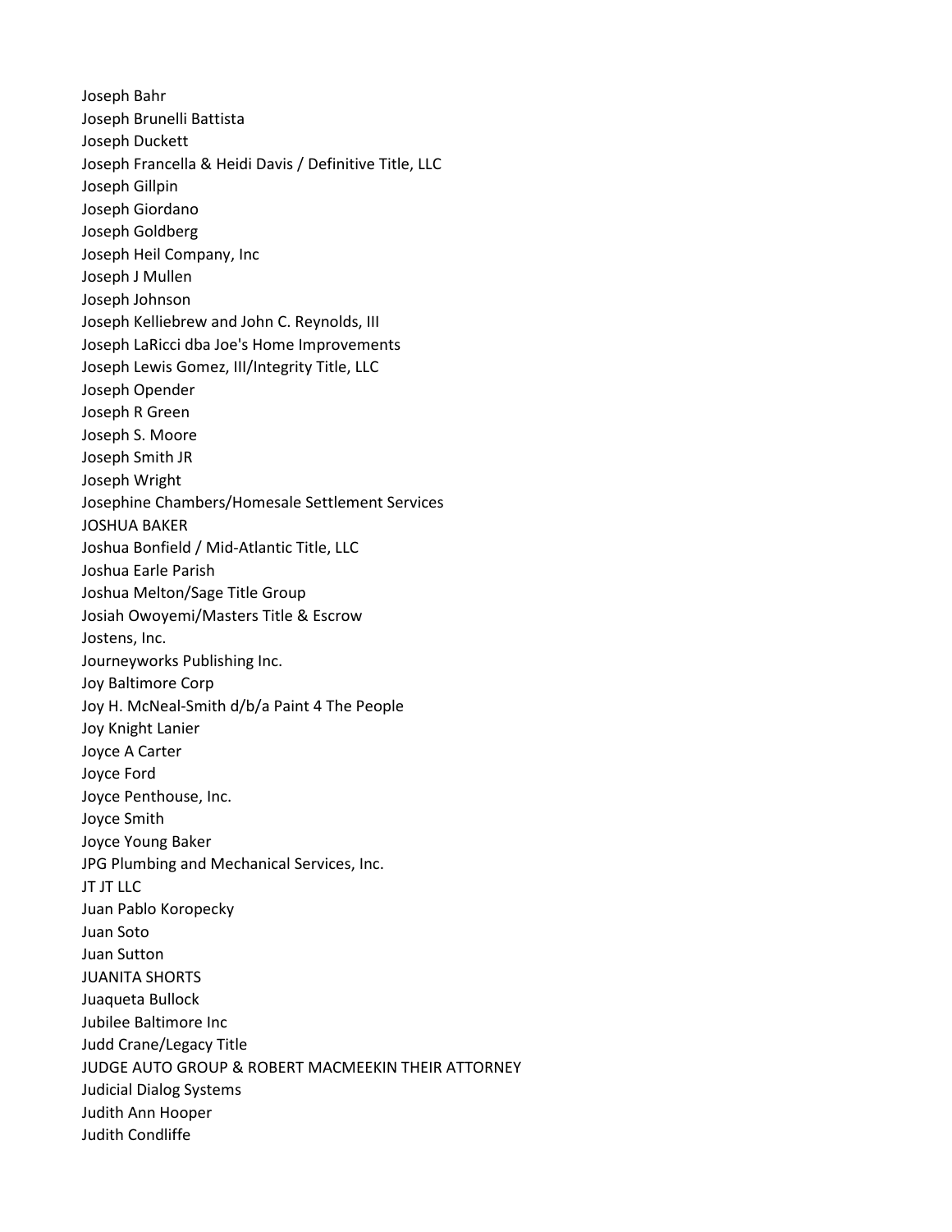Joseph Bahr
Joseph Brunelli Battista
Joseph Duckett
Joseph Francella & Heidi Davis / Definitive Title, LLC
Joseph Gillpin
Joseph Giordano
Joseph Goldberg
Joseph Heil Company, Inc
Joseph J Mullen
Joseph Johnson
Joseph Kelliebrew and John C. Reynolds, III
Joseph LaRicci dba Joe's Home Improvements
Joseph Lewis Gomez, III/Integrity Title, LLC
Joseph Opender
Joseph R Green
Joseph S. Moore
Joseph Smith JR
Joseph Wright
Josephine Chambers/Homesale Settlement Services
JOSHUA BAKER
Joshua Bonfield / Mid-Atlantic Title, LLC
Joshua Earle Parish
Joshua Melton/Sage Title Group
Josiah Owoyemi/Masters Title & Escrow
Jostens, Inc.
Journeyworks Publishing Inc.
Joy Baltimore Corp
Joy H. McNeal-Smith d/b/a Paint 4 The People
Joy Knight Lanier
Joyce A Carter
Joyce Ford
Joyce Penthouse, Inc.
Joyce Smith
Joyce Young Baker
JPG Plumbing and Mechanical Services, Inc.
JT JT LLC
Juan Pablo Koropecky
Juan Soto
Juan Sutton
JUANITA SHORTS
Juaqueta Bullock
Jubilee Baltimore Inc
Judd Crane/Legacy Title
JUDGE AUTO GROUP & ROBERT MACMEEKIN THEIR ATTORNEY
Judicial Dialog Systems
Judith Ann Hooper
Judith Condliffe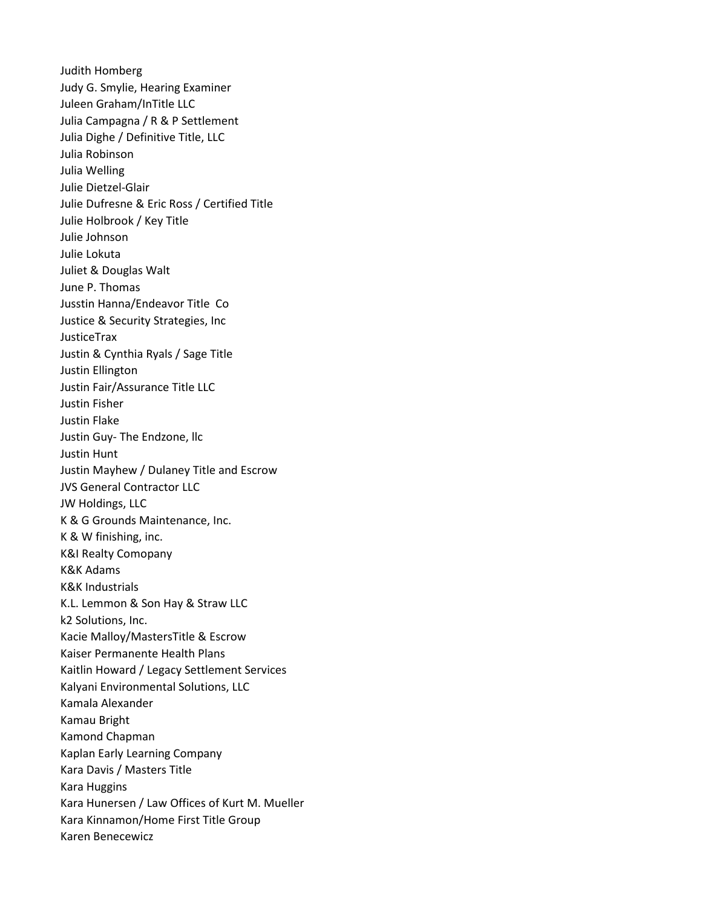Judith Homberg
Judy G. Smylie, Hearing Examiner
Juleen Graham/InTitle LLC
Julia Campagna / R & P Settlement
Julia Dighe / Definitive Title, LLC
Julia Robinson
Julia Welling
Julie Dietzel-Glair
Julie Dufresne & Eric Ross / Certified Title
Julie Holbrook / Key Title
Julie Johnson
Julie Lokuta
Juliet & Douglas Walt
June P. Thomas
Jusstin Hanna/Endeavor Title  Co
Justice & Security Strategies, Inc
JusticeTrax
Justin & Cynthia Ryals / Sage Title
Justin Ellington
Justin Fair/Assurance Title LLC
Justin Fisher
Justin Flake
Justin Guy- The Endzone, llc
Justin Hunt
Justin Mayhew / Dulaney Title and Escrow
JVS General Contractor LLC
JW Holdings, LLC
K & G Grounds Maintenance, Inc.
K & W finishing, inc.
K&I Realty Comopany
K&K Adams
K&K Industrials
K.L. Lemmon & Son Hay & Straw LLC
k2 Solutions, Inc.
Kacie Malloy/MastersTitle & Escrow
Kaiser Permanente Health Plans
Kaitlin Howard / Legacy Settlement Services
Kalyani Environmental Solutions, LLC
Kamala Alexander
Kamau Bright
Kamond Chapman
Kaplan Early Learning Company
Kara Davis / Masters Title
Kara Huggins
Kara Hunersen / Law Offices of Kurt M. Mueller
Kara Kinnamon/Home First Title Group
Karen Benecewicz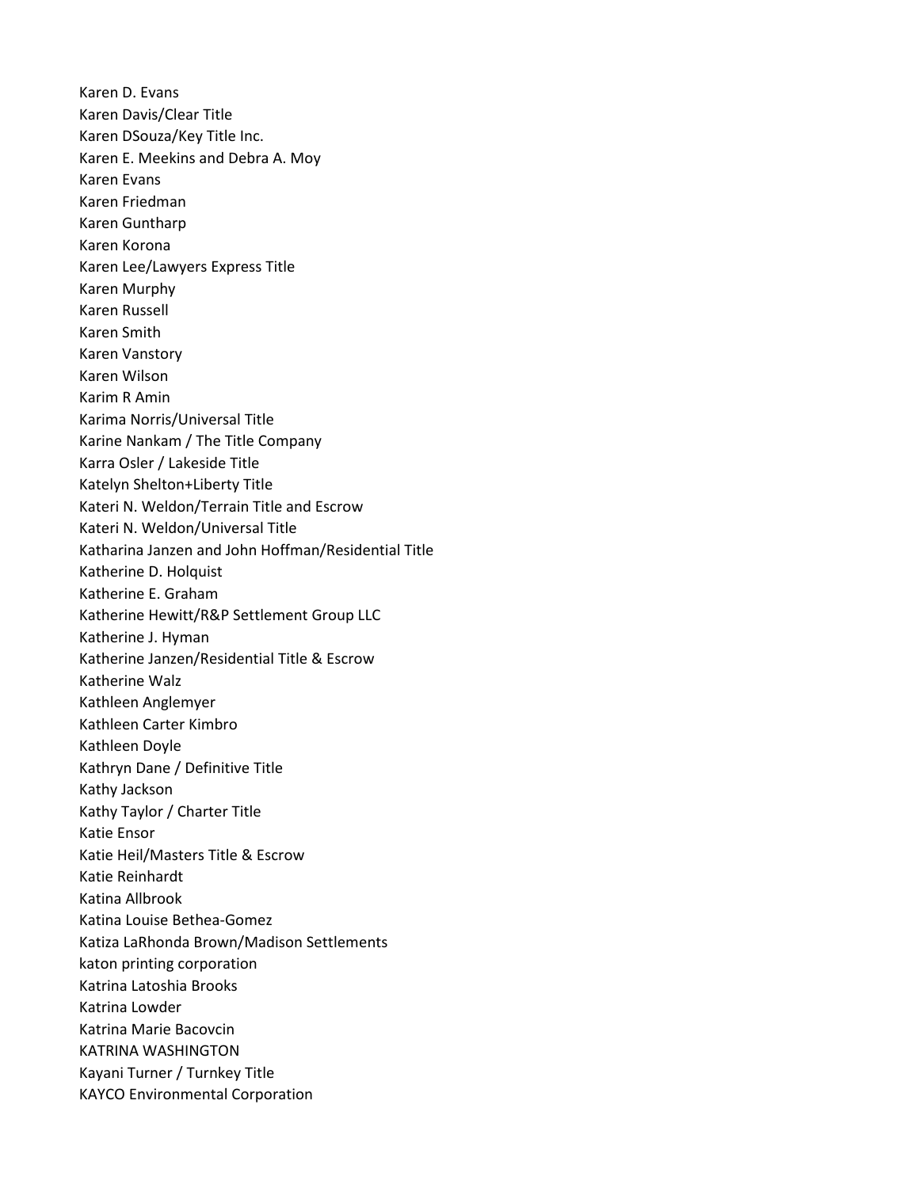Karen D. Evans
Karen Davis/Clear Title
Karen DSouza/Key Title Inc.
Karen E. Meekins and Debra A. Moy
Karen Evans
Karen Friedman
Karen Guntharp
Karen Korona
Karen Lee/Lawyers Express Title
Karen Murphy
Karen Russell
Karen Smith
Karen Vanstory
Karen Wilson
Karim R Amin
Karima Norris/Universal Title
Karine Nankam / The Title Company
Karra Osler / Lakeside Title
Katelyn Shelton+Liberty Title
Kateri N. Weldon/Terrain Title and Escrow
Kateri N. Weldon/Universal Title
Katharina Janzen and John Hoffman/Residential Title
Katherine D. Holquist
Katherine E. Graham
Katherine Hewitt/R&P Settlement Group LLC
Katherine J. Hyman
Katherine Janzen/Residential Title & Escrow
Katherine Walz
Kathleen Anglemyer
Kathleen Carter Kimbro
Kathleen Doyle
Kathryn Dane / Definitive Title
Kathy Jackson
Kathy Taylor / Charter Title
Katie Ensor
Katie Heil/Masters Title & Escrow
Katie Reinhardt
Katina Allbrook
Katina Louise Bethea-Gomez
Katiza LaRhonda Brown/Madison Settlements
katon printing corporation
Katrina Latoshia Brooks
Katrina Lowder
Katrina Marie Bacovcin
KATRINA WASHINGTON
Kayani Turner / Turnkey Title
KAYCO Environmental Corporation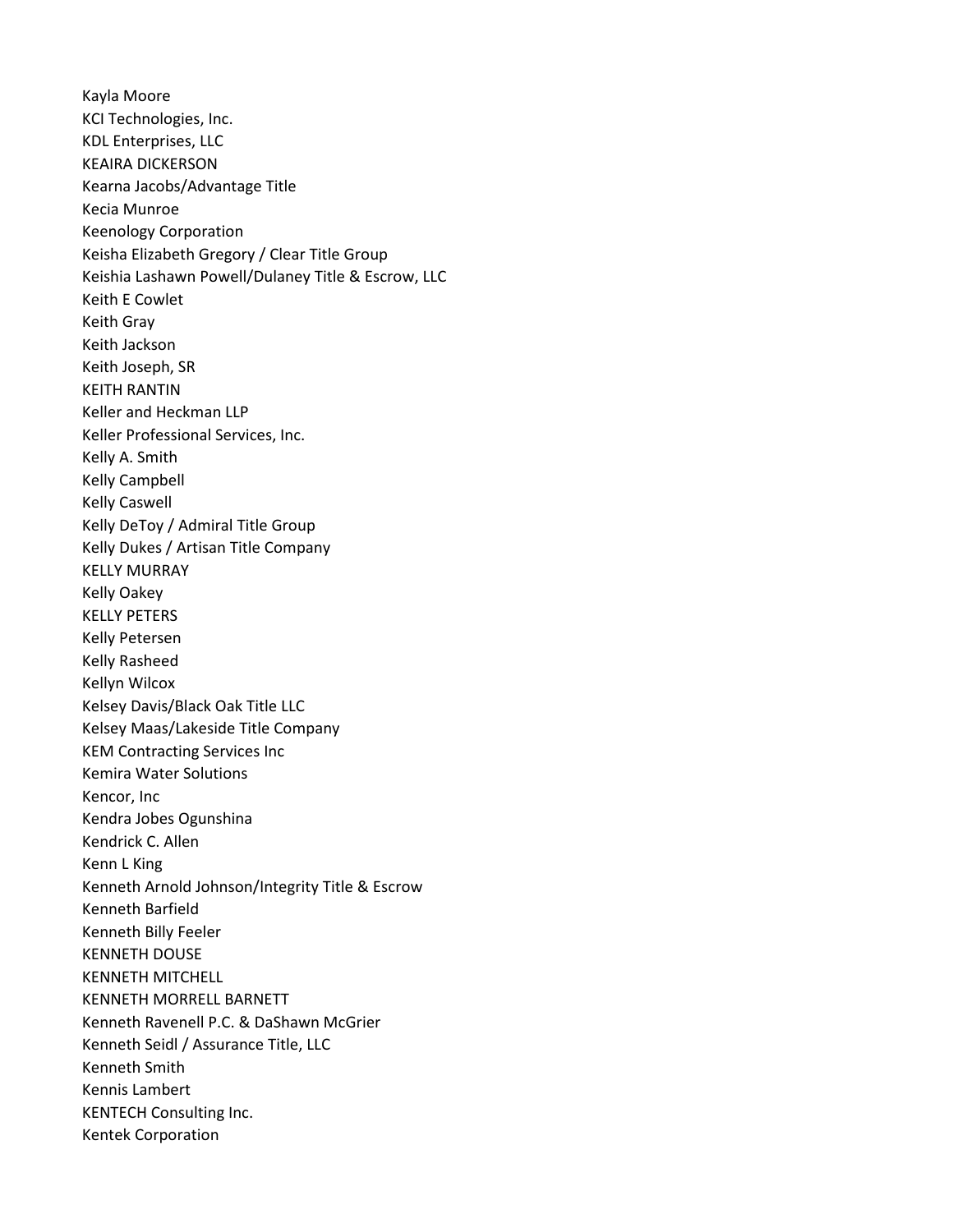Kayla Moore
KCI Technologies, Inc.
KDL Enterprises, LLC
KEAIRA DICKERSON
Kearna Jacobs/Advantage Title
Kecia Munroe
Keenology Corporation
Keisha Elizabeth Gregory / Clear Title Group
Keishia Lashawn Powell/Dulaney Title & Escrow, LLC
Keith E Cowlet
Keith Gray
Keith Jackson
Keith Joseph, SR
KEITH RANTIN
Keller and Heckman LLP
Keller Professional Services, Inc.
Kelly A. Smith
Kelly Campbell
Kelly Caswell
Kelly DeToy / Admiral Title Group
Kelly Dukes / Artisan Title Company
KELLY MURRAY
Kelly Oakey
KELLY PETERS
Kelly Petersen
Kelly Rasheed
Kellyn Wilcox
Kelsey Davis/Black Oak Title LLC
Kelsey Maas/Lakeside Title Company
KEM Contracting Services Inc
Kemira Water Solutions
Kencor, Inc
Kendra Jobes Ogunshina
Kendrick C. Allen
Kenn L King
Kenneth Arnold Johnson/Integrity Title & Escrow
Kenneth Barfield
Kenneth Billy Feeler
KENNETH DOUSE
KENNETH MITCHELL
KENNETH MORRELL BARNETT
Kenneth Ravenell P.C. & DaShawn McGrier
Kenneth Seidl / Assurance Title, LLC
Kenneth Smith
Kennis Lambert
KENTECH Consulting Inc.
Kentek Corporation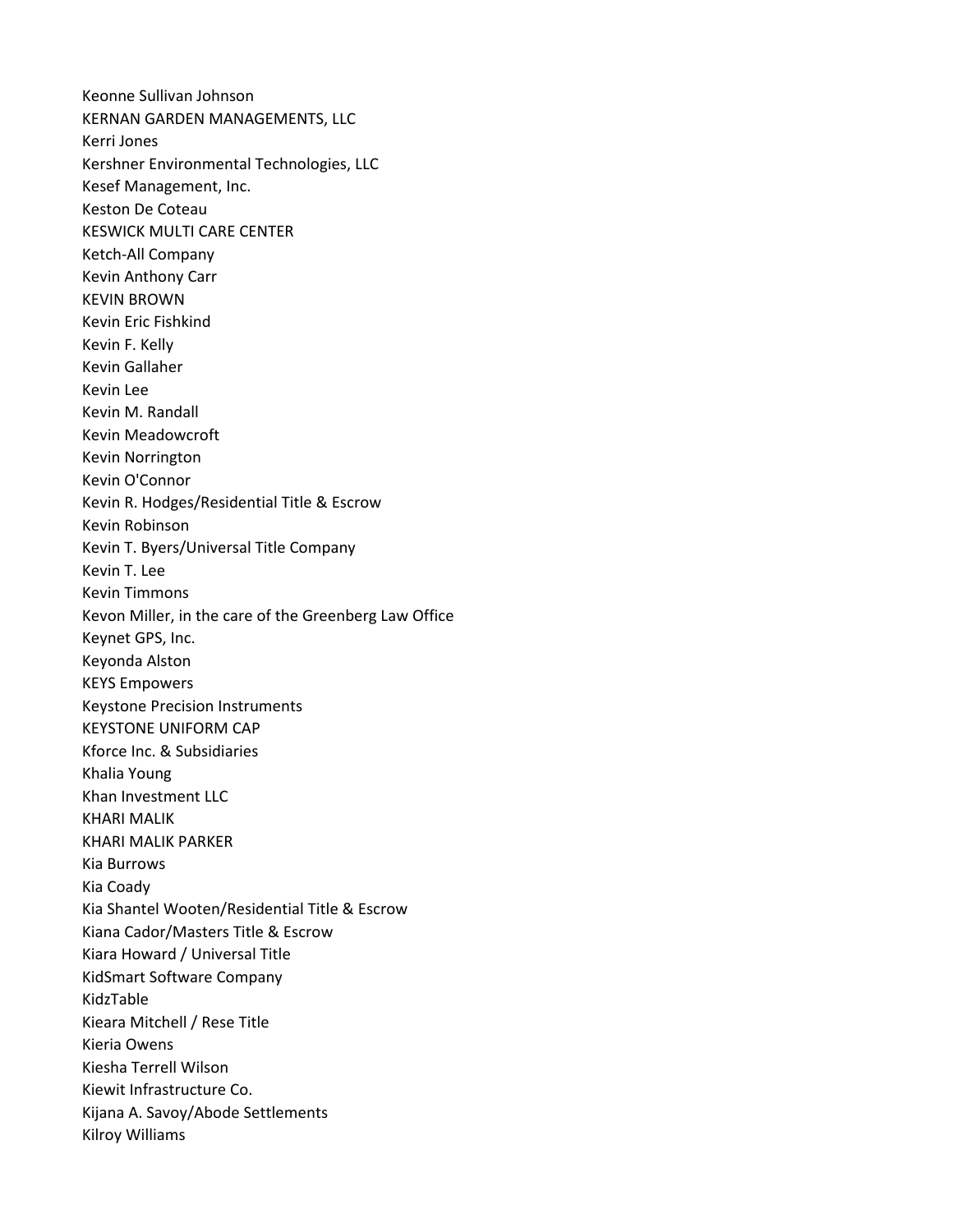Keonne Sullivan Johnson
KERNAN GARDEN MANAGEMENTS, LLC
Kerri Jones
Kershner Environmental Technologies, LLC
Kesef Management, Inc.
Keston De Coteau
KESWICK MULTI CARE CENTER
Ketch-All Company
Kevin Anthony Carr
KEVIN BROWN
Kevin Eric Fishkind
Kevin F. Kelly
Kevin Gallaher
Kevin Lee
Kevin M. Randall
Kevin Meadowcroft
Kevin Norrington
Kevin O'Connor
Kevin R. Hodges/Residential Title & Escrow
Kevin Robinson
Kevin T. Byers/Universal Title Company
Kevin T. Lee
Kevin Timmons
Kevon Miller, in the care of the Greenberg Law Office
Keynet GPS, Inc.
Keyonda Alston
KEYS Empowers
Keystone Precision Instruments
KEYSTONE UNIFORM CAP
Kforce Inc. & Subsidiaries
Khalia Young
Khan Investment LLC
KHARI MALIK
KHARI MALIK PARKER
Kia Burrows
Kia Coady
Kia Shantel Wooten/Residential Title & Escrow
Kiana Cador/Masters Title & Escrow
Kiara Howard / Universal Title
KidSmart Software Company
KidzTable
Kieara Mitchell / Rese Title
Kieria Owens
Kiesha Terrell Wilson
Kiewit Infrastructure Co.
Kijana A. Savoy/Abode Settlements
Kilroy Williams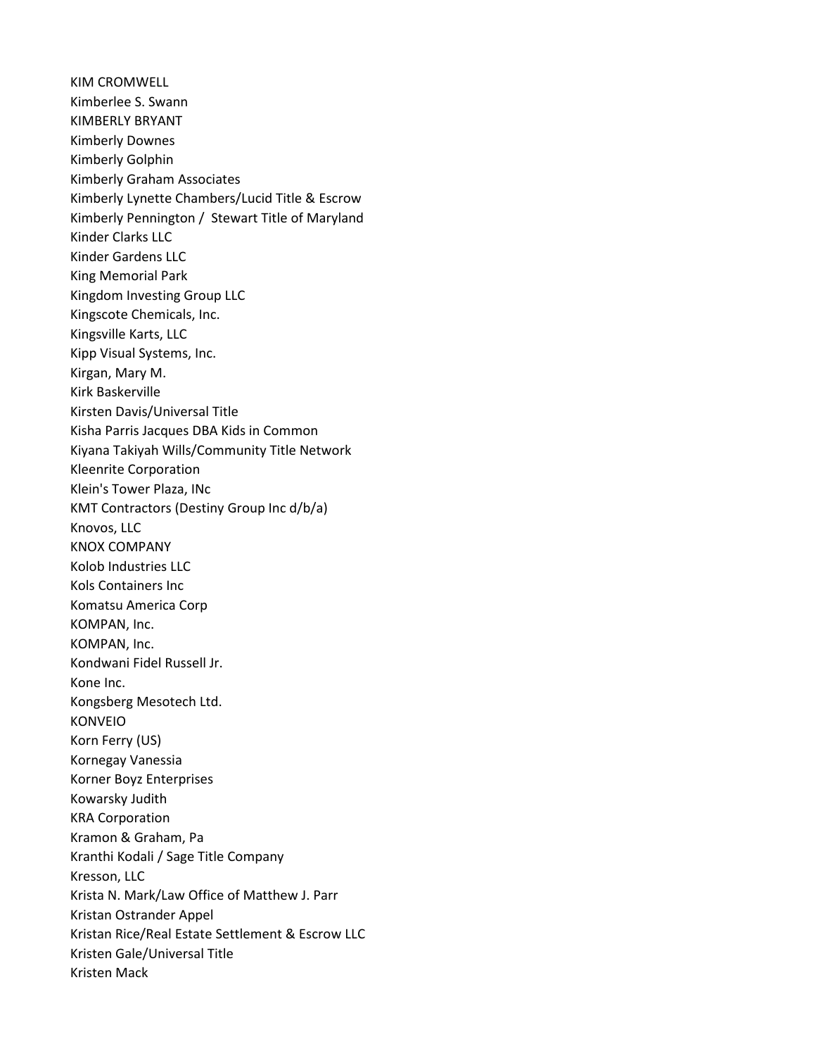KIM CROMWELL
Kimberlee S. Swann
KIMBERLY BRYANT
Kimberly Downes
Kimberly Golphin
Kimberly Graham Associates
Kimberly Lynette Chambers/Lucid Title & Escrow
Kimberly Pennington /  Stewart Title of Maryland
Kinder Clarks LLC
Kinder Gardens LLC
King Memorial Park
Kingdom Investing Group LLC
Kingscote Chemicals, Inc.
Kingsville Karts, LLC
Kipp Visual Systems, Inc.
Kirgan, Mary M.
Kirk Baskerville
Kirsten Davis/Universal Title
Kisha Parris Jacques DBA Kids in Common
Kiyana Takiyah Wills/Community Title Network
Kleenrite Corporation
Klein's Tower Plaza, INc
KMT Contractors (Destiny Group Inc d/b/a)
Knovos, LLC
KNOX COMPANY
Kolob Industries LLC
Kols Containers Inc
Komatsu America Corp
KOMPAN, Inc.
KOMPAN, Inc.
Kondwani Fidel Russell Jr.
Kone Inc.
Kongsberg Mesotech Ltd.
KONVEIO
Korn Ferry (US)
Kornegay Vanessia
Korner Boyz Enterprises
Kowarsky Judith
KRA Corporation
Kramon & Graham, Pa
Kranthi Kodali / Sage Title Company
Kresson, LLC
Krista N. Mark/Law Office of Matthew J. Parr
Kristan Ostrander Appel
Kristan Rice/Real Estate Settlement & Escrow LLC
Kristen Gale/Universal Title
Kristen Mack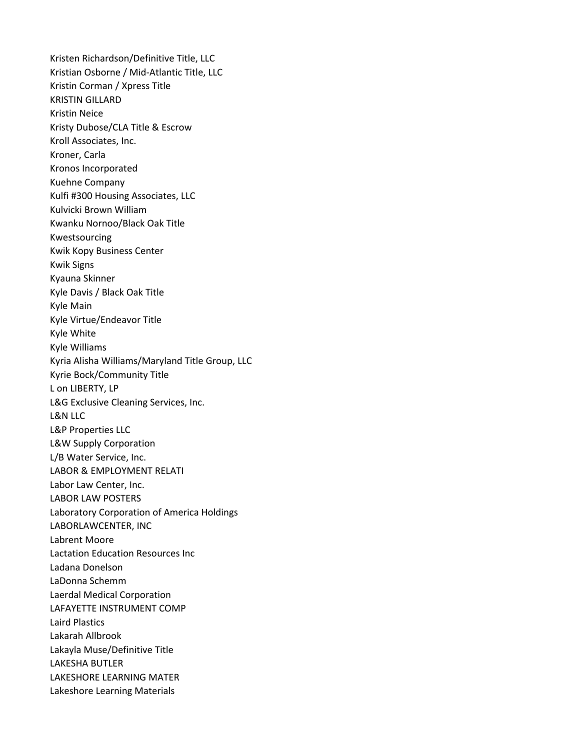Kristen Richardson/Definitive Title, LLC
Kristian Osborne / Mid-Atlantic Title, LLC
Kristin Corman / Xpress Title
KRISTIN GILLARD
Kristin Neice
Kristy Dubose/CLA Title & Escrow
Kroll Associates, Inc.
Kroner, Carla
Kronos Incorporated
Kuehne Company
Kulfi #300 Housing Associates, LLC
Kulvicki Brown William
Kwanku Nornoo/Black Oak Title
Kwestsourcing
Kwik Kopy Business Center
Kwik Signs
Kyauna Skinner
Kyle Davis / Black Oak Title
Kyle Main
Kyle Virtue/Endeavor Title
Kyle White
Kyle Williams
Kyria Alisha Williams/Maryland Title Group, LLC
Kyrie Bock/Community Title
L on LIBERTY, LP
L&G Exclusive Cleaning Services, Inc.
L&N LLC
L&P Properties LLC
L&W Supply Corporation
L/B Water Service, Inc.
LABOR & EMPLOYMENT RELATI
Labor Law Center, Inc.
LABOR LAW POSTERS
Laboratory Corporation of America Holdings
LABORLAWCENTER, INC
Labrent Moore
Lactation Education Resources Inc
Ladana Donelson
LaDonna Schemm
Laerdal Medical Corporation
LAFAYETTE INSTRUMENT COMP
Laird Plastics
Lakarah Allbrook
Lakayla Muse/Definitive Title
LAKESHA BUTLER
LAKESHORE LEARNING MATER
Lakeshore Learning Materials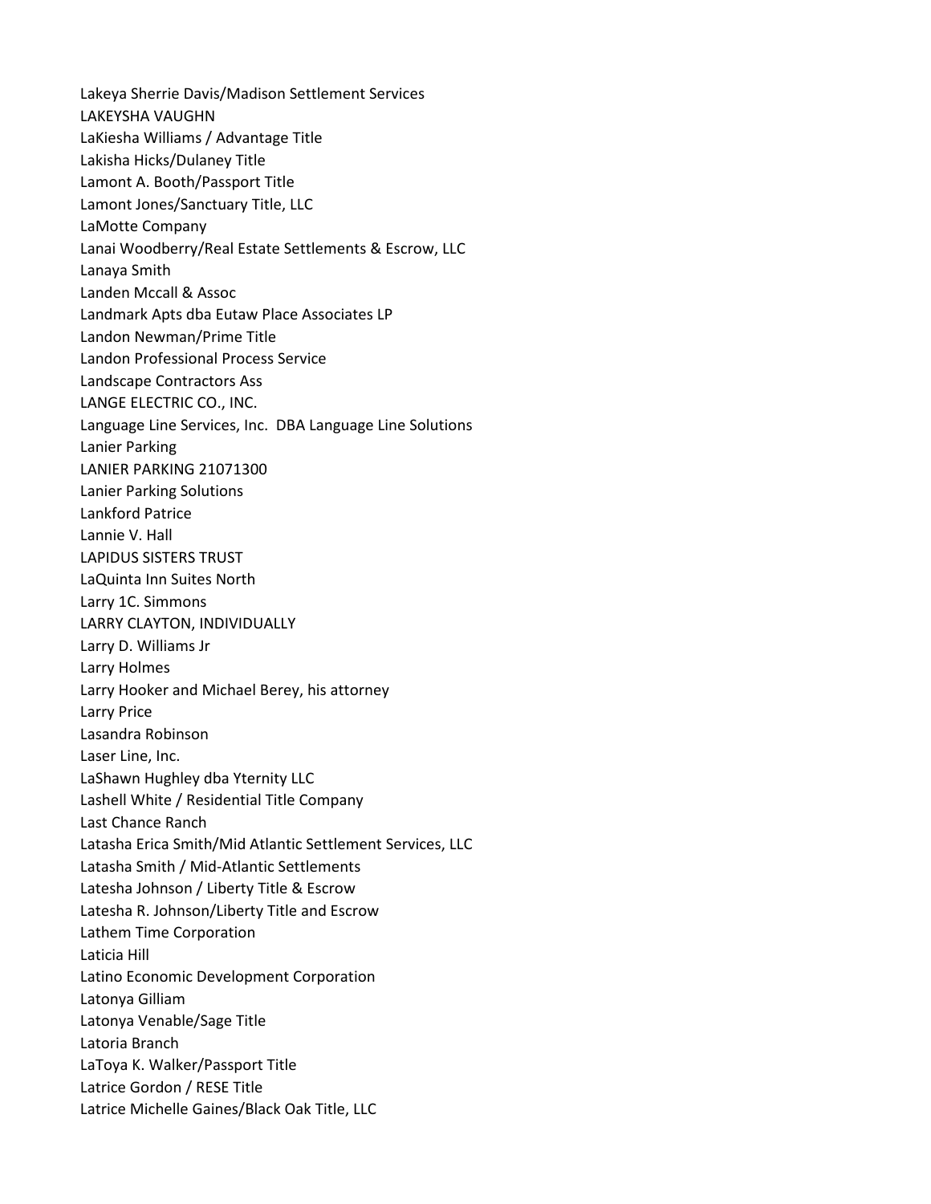Lakeya Sherrie Davis/Madison Settlement Services
LAKEYSHA VAUGHN
LaKiesha Williams / Advantage Title
Lakisha Hicks/Dulaney Title
Lamont A. Booth/Passport Title
Lamont Jones/Sanctuary Title, LLC
LaMotte Company
Lanai Woodberry/Real Estate Settlements & Escrow, LLC
Lanaya Smith
Landen Mccall & Assoc
Landmark Apts dba Eutaw Place Associates LP
Landon Newman/Prime Title
Landon Professional Process Service
Landscape Contractors Ass
LANGE ELECTRIC CO., INC.
Language Line Services, Inc. DBA Language Line Solutions
Lanier Parking
LANIER PARKING 21071300
Lanier Parking Solutions
Lankford Patrice
Lannie V. Hall
LAPIDUS SISTERS TRUST
LaQuinta Inn Suites North
Larry 1C. Simmons
LARRY CLAYTON, INDIVIDUALLY
Larry D. Williams Jr
Larry Holmes
Larry Hooker and Michael Berey, his attorney
Larry Price
Lasandra Robinson
Laser Line, Inc.
LaShawn Hughley dba Yternity LLC
Lashell White / Residential Title Company
Last Chance Ranch
Latasha Erica Smith/Mid Atlantic Settlement Services, LLC
Latasha Smith / Mid-Atlantic Settlements
Latesha Johnson / Liberty Title & Escrow
Latesha R. Johnson/Liberty Title and Escrow
Lathem Time Corporation
Laticia Hill
Latino Economic Development Corporation
Latonya Gilliam
Latonya Venable/Sage Title
Latoria Branch
LaToya K. Walker/Passport Title
Latrice Gordon / RESE Title
Latrice Michelle Gaines/Black Oak Title, LLC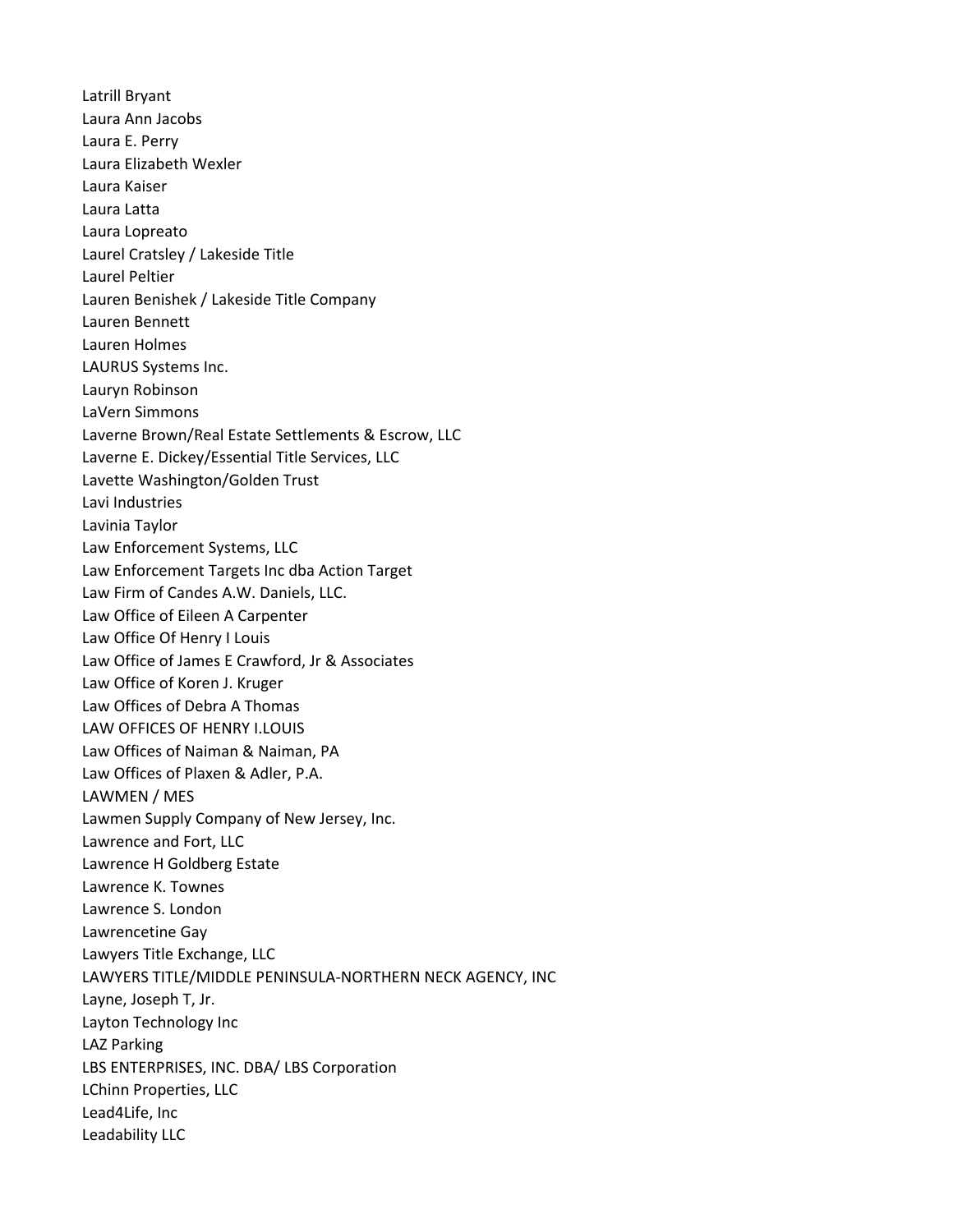Latrill Bryant
Laura Ann Jacobs
Laura E. Perry
Laura Elizabeth Wexler
Laura Kaiser
Laura Latta
Laura Lopreato
Laurel Cratsley / Lakeside Title
Laurel Peltier
Lauren Benishek / Lakeside Title Company
Lauren Bennett
Lauren Holmes
LAURUS Systems Inc.
Lauryn Robinson
LaVern Simmons
Laverne Brown/Real Estate Settlements & Escrow, LLC
Laverne E. Dickey/Essential Title Services, LLC
Lavette Washington/Golden Trust
Lavi Industries
Lavinia Taylor
Law Enforcement Systems, LLC
Law Enforcement Targets Inc dba Action Target
Law Firm of Candes A.W. Daniels, LLC.
Law Office of Eileen A Carpenter
Law Office Of Henry I Louis
Law Office of James E Crawford, Jr & Associates
Law Office of Koren J. Kruger
Law Offices of Debra A Thomas
LAW OFFICES OF HENRY I.LOUIS
Law Offices of Naiman & Naiman, PA
Law Offices of Plaxen & Adler, P.A.
LAWMEN / MES
Lawmen Supply Company of New Jersey, Inc.
Lawrence and Fort, LLC
Lawrence H Goldberg Estate
Lawrence K. Townes
Lawrence S. London
Lawrencetine Gay
Lawyers Title Exchange, LLC
LAWYERS TITLE/MIDDLE PENINSULA-NORTHERN NECK AGENCY, INC
Layne, Joseph T, Jr.
Layton Technology Inc
LAZ Parking
LBS ENTERPRISES, INC. DBA/ LBS Corporation
LChinn Properties, LLC
Lead4Life, Inc
Leadability LLC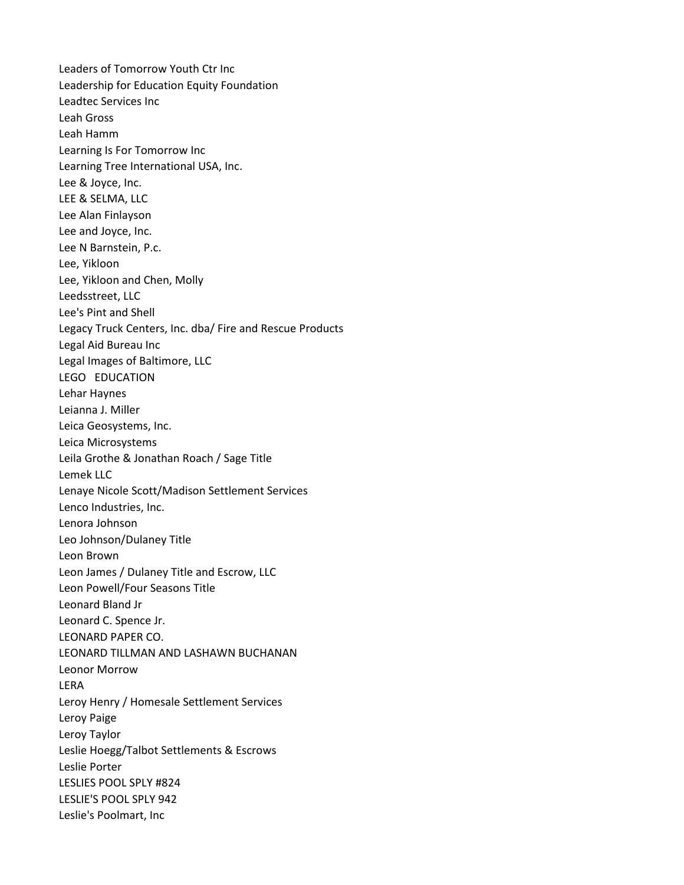Leaders of Tomorrow Youth Ctr Inc
Leadership for Education Equity Foundation
Leadtec Services Inc
Leah Gross
Leah Hamm
Learning Is For Tomorrow Inc
Learning Tree International USA, Inc.
Lee & Joyce, Inc.
LEE & SELMA, LLC
Lee Alan Finlayson
Lee and Joyce, Inc.
Lee N Barnstein, P.c.
Lee, Yikloon
Lee, Yikloon and Chen, Molly
Leedsstreet, LLC
Lee's Pint and Shell
Legacy Truck Centers, Inc. dba/ Fire and Rescue Products
Legal Aid Bureau Inc
Legal Images of Baltimore, LLC
LEGO EDUCATION
Lehar Haynes
Leianna J. Miller
Leica Geosystems, Inc.
Leica Microsystems
Leila Grothe & Jonathan Roach / Sage Title
Lemek LLC
Lenaye Nicole Scott/Madison Settlement Services
Lenco Industries, Inc.
Lenora Johnson
Leo Johnson/Dulaney Title
Leon Brown
Leon James / Dulaney Title and Escrow, LLC
Leon Powell/Four Seasons Title
Leonard Bland Jr
Leonard C. Spence Jr.
LEONARD PAPER CO.
LEONARD TILLMAN AND LASHAWN BUCHANAN
Leonor Morrow
LERA
Leroy Henry / Homesale Settlement Services
Leroy Paige
Leroy Taylor
Leslie Hoegg/Talbot Settlements & Escrows
Leslie Porter
LESLIES POOL SPLY #824
LESLIE'S POOL SPLY 942
Leslie's Poolmart, Inc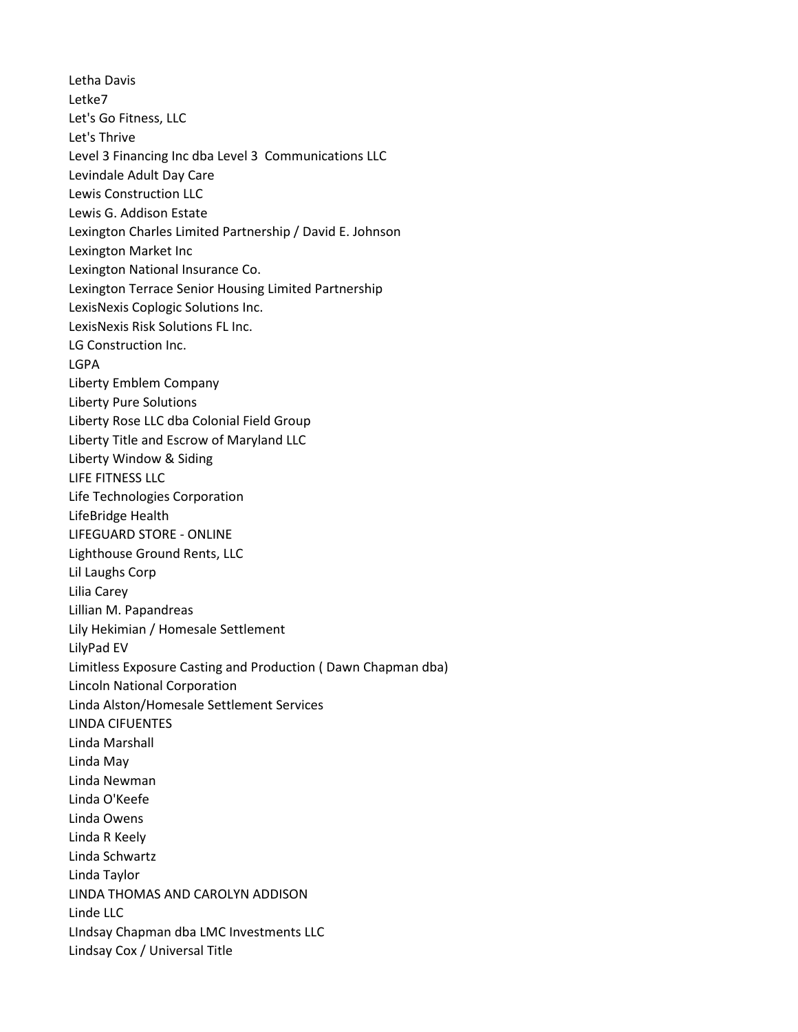Letha Davis
Letke7
Let's Go Fitness, LLC
Let's Thrive
Level 3 Financing Inc dba Level 3  Communications LLC
Levindale Adult Day Care
Lewis Construction LLC
Lewis G. Addison Estate
Lexington Charles Limited Partnership / David E. Johnson
Lexington Market Inc
Lexington National Insurance Co.
Lexington Terrace Senior Housing Limited Partnership
LexisNexis Coplogic Solutions Inc.
LexisNexis Risk Solutions FL Inc.
LG Construction Inc.
LGPA
Liberty Emblem Company
Liberty Pure Solutions
Liberty Rose LLC dba Colonial Field Group
Liberty Title and Escrow of Maryland LLC
Liberty Window & Siding
LIFE FITNESS LLC
Life Technologies Corporation
LifeBridge Health
LIFEGUARD STORE - ONLINE
Lighthouse Ground Rents, LLC
Lil Laughs Corp
Lilia Carey
Lillian M. Papandreas
Lily Hekimian / Homesale Settlement
LilyPad EV
Limitless Exposure Casting and Production ( Dawn Chapman dba)
Lincoln National Corporation
Linda Alston/Homesale Settlement Services
LINDA CIFUENTES
Linda Marshall
Linda May
Linda Newman
Linda O'Keefe
Linda Owens
Linda R Keely
Linda Schwartz
Linda Taylor
LINDA THOMAS AND CAROLYN ADDISON
Linde LLC
LIndsay Chapman dba LMC Investments LLC
Lindsay Cox / Universal Title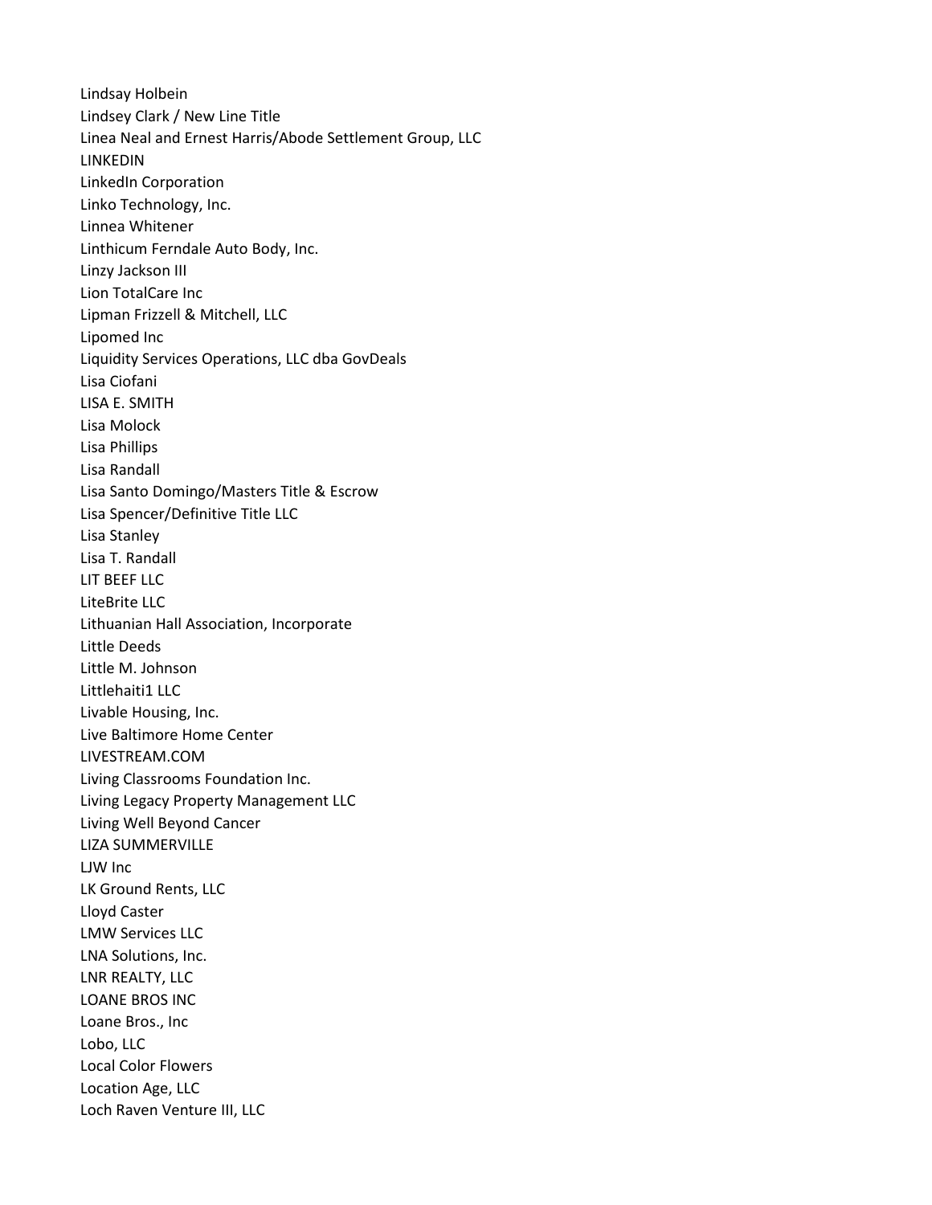Lindsay Holbein
Lindsey Clark / New Line Title
Linea Neal and Ernest Harris/Abode Settlement Group, LLC
LINKEDIN
LinkedIn Corporation
Linko Technology, Inc.
Linnea Whitener
Linthicum Ferndale Auto Body, Inc.
Linzy Jackson III
Lion TotalCare Inc
Lipman Frizzell & Mitchell, LLC
Lipomed Inc
Liquidity Services Operations, LLC dba GovDeals
Lisa Ciofani
LISA E. SMITH
Lisa Molock
Lisa Phillips
Lisa Randall
Lisa Santo Domingo/Masters Title & Escrow
Lisa Spencer/Definitive Title LLC
Lisa Stanley
Lisa T. Randall
LIT BEEF LLC
LiteBrite LLC
Lithuanian Hall Association, Incorporate
Little Deeds
Little M. Johnson
Littlehaiti1 LLC
Livable Housing, Inc.
Live Baltimore Home Center
LIVESTREAM.COM
Living Classrooms Foundation Inc.
Living Legacy Property Management LLC
Living Well Beyond Cancer
LIZA SUMMERVILLE
LJW Inc
LK Ground Rents, LLC
Lloyd Caster
LMW Services LLC
LNA Solutions, Inc.
LNR REALTY, LLC
LOANE BROS INC
Loane Bros., Inc
Lobo, LLC
Local Color Flowers
Location Age, LLC
Loch Raven Venture III, LLC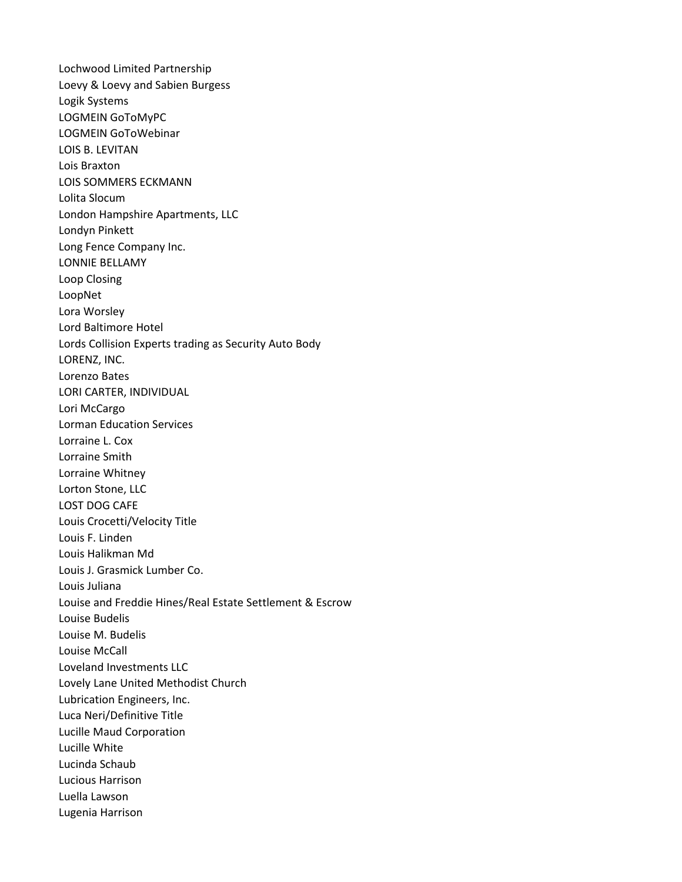Lochwood Limited Partnership
Loevy & Loevy and Sabien Burgess
Logik Systems
LOGMEIN GoToMyPC
LOGMEIN GoToWebinar
LOIS B. LEVITAN
Lois Braxton
LOIS SOMMERS ECKMANN
Lolita Slocum
London Hampshire Apartments, LLC
Londyn Pinkett
Long Fence Company Inc.
LONNIE BELLAMY
Loop Closing
LoopNet
Lora Worsley
Lord Baltimore Hotel
Lords Collision Experts trading as Security Auto Body
LORENZ, INC.
Lorenzo Bates
LORI CARTER, INDIVIDUAL
Lori McCargo
Lorman Education Services
Lorraine L. Cox
Lorraine Smith
Lorraine Whitney
Lorton Stone, LLC
LOST DOG CAFE
Louis Crocetti/Velocity Title
Louis F. Linden
Louis Halikman Md
Louis J. Grasmick Lumber Co.
Louis Juliana
Louise and Freddie Hines/Real Estate Settlement & Escrow
Louise Budelis
Louise M. Budelis
Louise McCall
Loveland Investments LLC
Lovely Lane United Methodist Church
Lubrication Engineers, Inc.
Luca Neri/Definitive Title
Lucille Maud Corporation
Lucille White
Lucinda Schaub
Lucious Harrison
Luella Lawson
Lugenia Harrison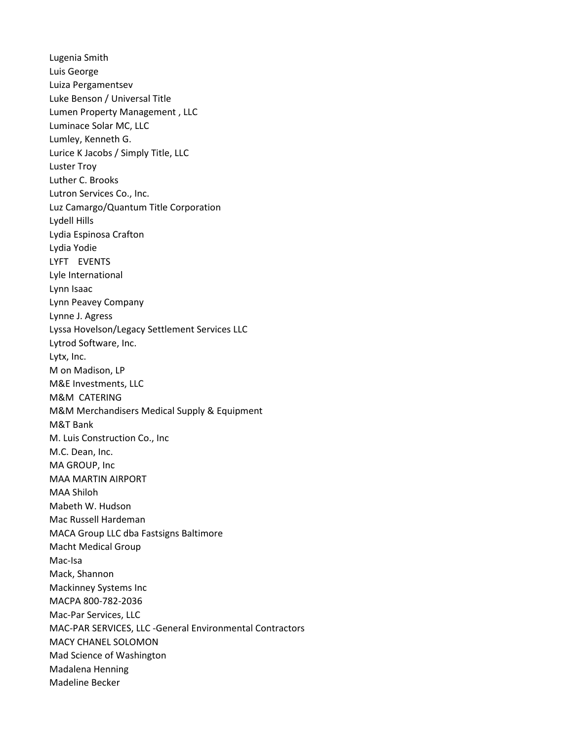Lugenia Smith
Luis George
Luiza Pergamentsev
Luke Benson / Universal Title
Lumen Property Management , LLC
Luminace Solar MC, LLC
Lumley, Kenneth G.
Lurice K Jacobs / Simply Title, LLC
Luster Troy
Luther C. Brooks
Lutron Services Co., Inc.
Luz Camargo/Quantum Title Corporation
Lydell Hills
Lydia Espinosa Crafton
Lydia Yodie
LYFT EVENTS
Lyle International
Lynn Isaac
Lynn Peavey Company
Lynne J. Agress
Lyssa Hovelson/Legacy Settlement Services LLC
Lytrod Software, Inc.
Lytx, Inc.
M on Madison, LP
M&E Investments, LLC
M&M CATERING
M&M Merchandisers Medical Supply & Equipment
M&T Bank
M. Luis Construction Co., Inc
M.C. Dean, Inc.
MA GROUP, Inc
MAA MARTIN AIRPORT
MAA Shiloh
Mabeth W. Hudson
Mac Russell Hardeman
MACA Group LLC dba Fastsigns Baltimore
Macht Medical Group
Mac-Isa
Mack, Shannon
Mackinney Systems Inc
MACPA 800-782-2036
Mac-Par Services, LLC
MAC-PAR SERVICES, LLC -General Environmental Contractors
MACY CHANEL SOLOMON
Mad Science of Washington
Madalena Henning
Madeline Becker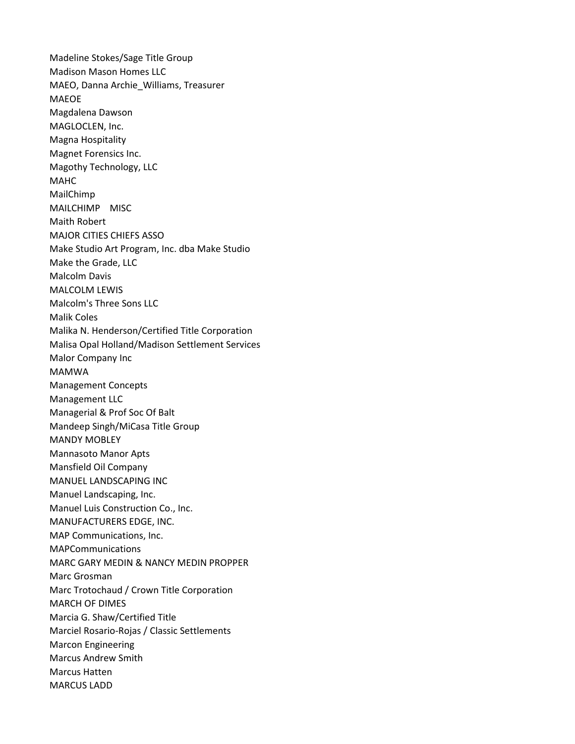Madeline Stokes/Sage Title Group
Madison Mason Homes LLC
MAEO, Danna Archie_Williams, Treasurer
MAEOE
Magdalena Dawson
MAGLOCLEN, Inc.
Magna Hospitality
Magnet Forensics Inc.
Magothy Technology, LLC
MAHC
MailChimp
MAILCHIMP    MISC
Maith Robert
MAJOR CITIES CHIEFS ASSO
Make Studio Art Program, Inc. dba Make Studio
Make the Grade, LLC
Malcolm Davis
MALCOLM LEWIS
Malcolm's Three Sons LLC
Malik Coles
Malika N. Henderson/Certified Title Corporation
Malisa Opal Holland/Madison Settlement Services
Malor Company Inc
MAMWA
Management Concepts
Management LLC
Managerial & Prof Soc Of Balt
Mandeep Singh/MiCasa Title Group
MANDY MOBLEY
Mannasoto Manor Apts
Mansfield Oil Company
MANUEL LANDSCAPING INC
Manuel Landscaping, Inc.
Manuel Luis Construction Co., Inc.
MANUFACTURERS EDGE, INC.
MAP Communications, Inc.
MAPCommunications
MARC GARY MEDIN & NANCY MEDIN PROPPER
Marc Grosman
Marc Trotochaud / Crown Title Corporation
MARCH OF DIMES
Marcia G. Shaw/Certified Title
Marciel Rosario-Rojas / Classic Settlements
Marcon Engineering
Marcus Andrew Smith
Marcus Hatten
MARCUS LADD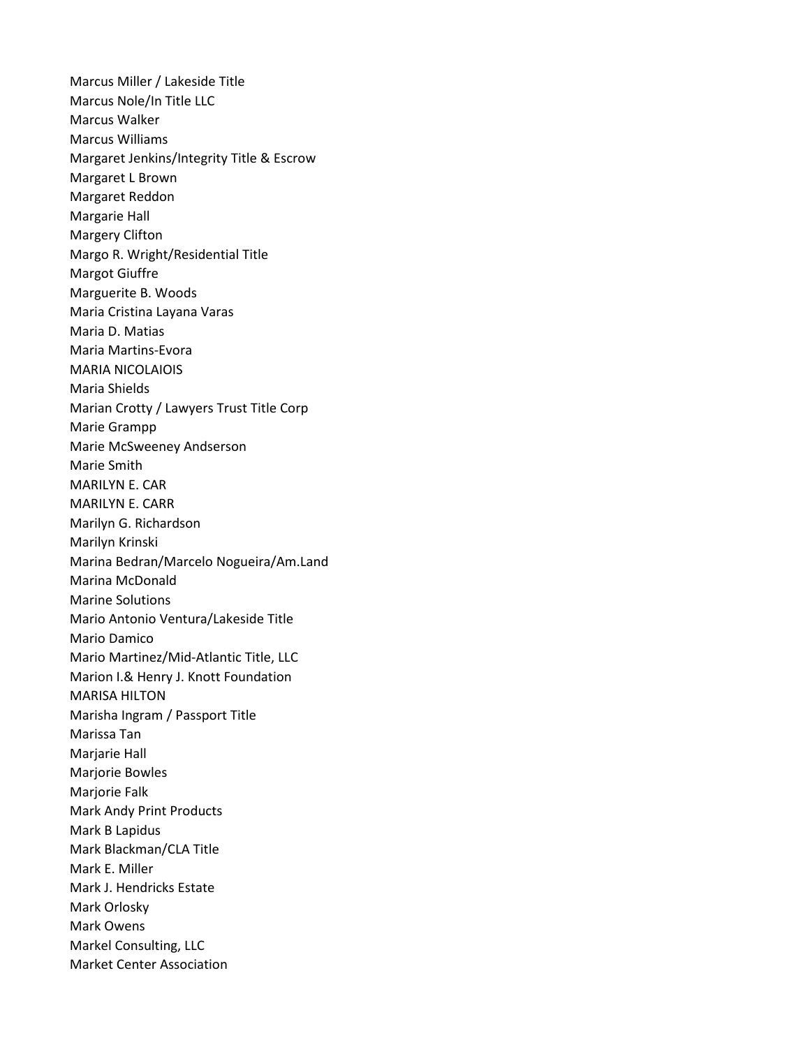Marcus Miller / Lakeside Title
Marcus Nole/In Title LLC
Marcus Walker
Marcus Williams
Margaret Jenkins/Integrity Title & Escrow
Margaret L Brown
Margaret Reddon
Margarie Hall
Margery Clifton
Margo R. Wright/Residential Title
Margot Giuffre
Marguerite B. Woods
Maria Cristina Layana Varas
Maria D. Matias
Maria Martins-Evora
MARIA NICOLAIOIS
Maria Shields
Marian Crotty / Lawyers Trust Title Corp
Marie Grampp
Marie McSweeney Andserson
Marie Smith
MARILYN E. CAR
MARILYN E. CARR
Marilyn G. Richardson
Marilyn Krinski
Marina Bedran/Marcelo Nogueira/Am.Land
Marina McDonald
Marine Solutions
Mario Antonio Ventura/Lakeside Title
Mario Damico
Mario Martinez/Mid-Atlantic Title, LLC
Marion I.& Henry J. Knott Foundation
MARISA HILTON
Marisha Ingram / Passport Title
Marissa Tan
Marjarie Hall
Marjorie Bowles
Marjorie Falk
Mark Andy Print Products
Mark B Lapidus
Mark Blackman/CLA Title
Mark E. Miller
Mark J. Hendricks Estate
Mark Orlosky
Mark Owens
Markel Consulting, LLC
Market Center Association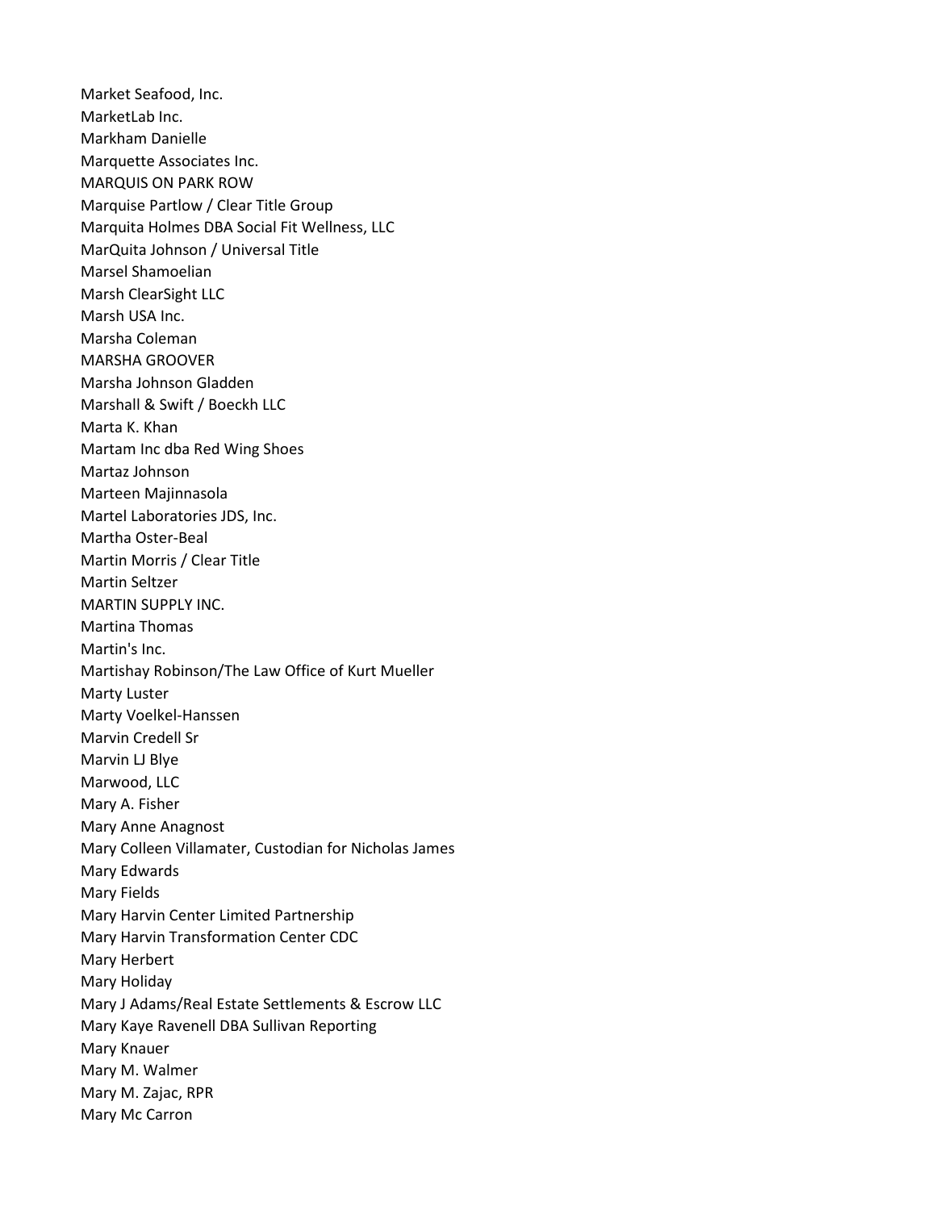Market Seafood, Inc.
MarketLab Inc.
Markham Danielle
Marquette Associates Inc.
MARQUIS ON PARK ROW
Marquise Partlow / Clear Title Group
Marquita Holmes DBA Social Fit Wellness, LLC
MarQuita Johnson / Universal Title
Marsel Shamoelian
Marsh ClearSight LLC
Marsh USA Inc.
Marsha Coleman
MARSHA GROOVER
Marsha Johnson Gladden
Marshall & Swift / Boeckh LLC
Marta K. Khan
Martam Inc dba Red Wing Shoes
Martaz Johnson
Marteen Majinnasola
Martel Laboratories JDS, Inc.
Martha Oster-Beal
Martin Morris / Clear Title
Martin Seltzer
MARTIN SUPPLY INC.
Martina Thomas
Martin's Inc.
Martishay Robinson/The Law Office of Kurt Mueller
Marty Luster
Marty Voelkel-Hanssen
Marvin Credell Sr
Marvin LJ Blye
Marwood, LLC
Mary A. Fisher
Mary Anne Anagnost
Mary Colleen Villamater, Custodian for Nicholas James
Mary Edwards
Mary Fields
Mary Harvin Center Limited Partnership
Mary Harvin Transformation Center CDC
Mary Herbert
Mary Holiday
Mary J Adams/Real Estate Settlements & Escrow LLC
Mary Kaye Ravenell DBA Sullivan Reporting
Mary Knauer
Mary M. Walmer
Mary M. Zajac, RPR
Mary Mc Carron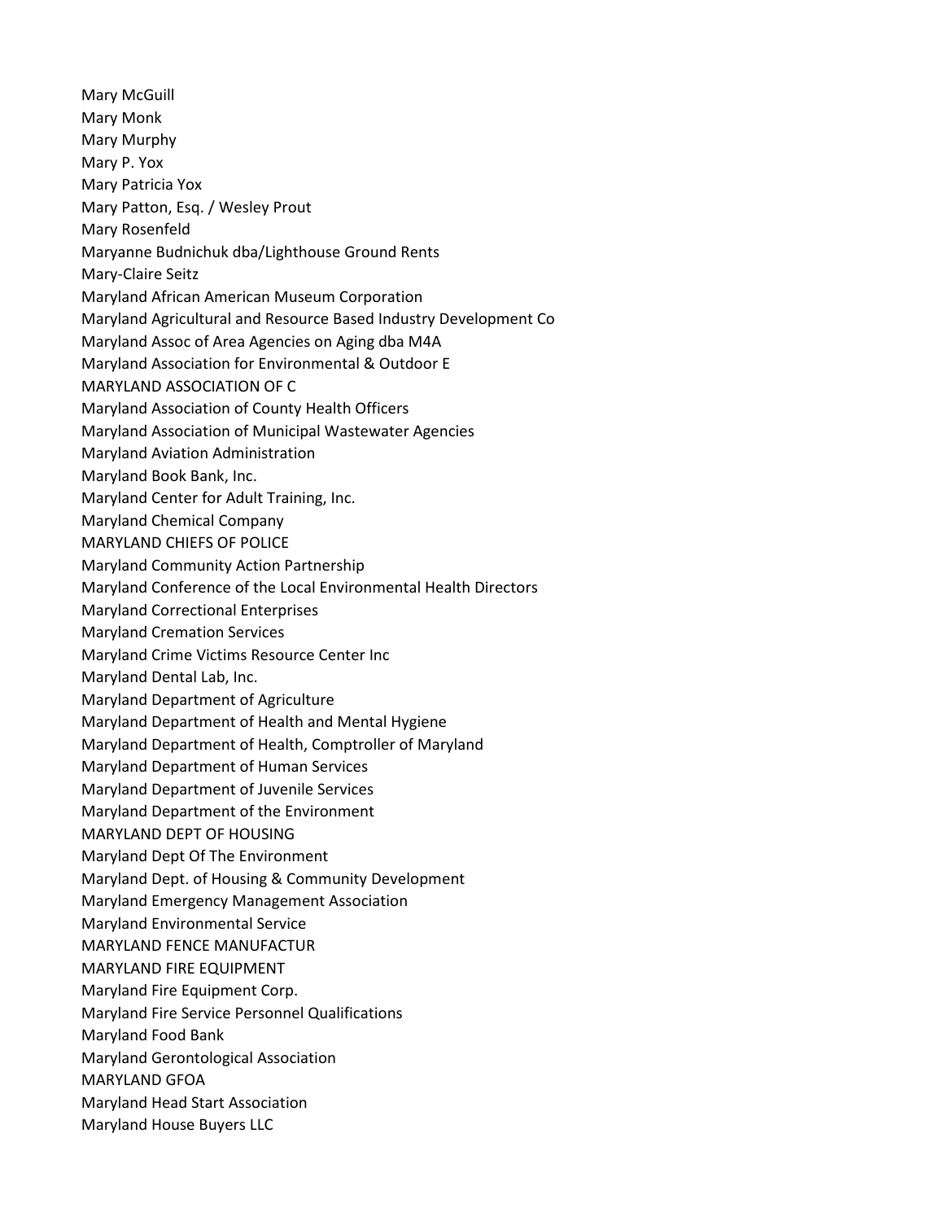Mary McGuill
Mary Monk
Mary Murphy
Mary P. Yox
Mary Patricia Yox
Mary Patton, Esq. / Wesley Prout
Mary Rosenfeld
Maryanne Budnichuk dba/Lighthouse Ground Rents
Mary-Claire Seitz
Maryland African American Museum Corporation
Maryland Agricultural and Resource Based Industry Development Co
Maryland Assoc of Area Agencies on Aging dba M4A
Maryland Association for Environmental & Outdoor E
MARYLAND ASSOCIATION OF C
Maryland Association of County Health Officers
Maryland Association of Municipal Wastewater Agencies
Maryland Aviation Administration
Maryland Book Bank, Inc.
Maryland Center for Adult Training, Inc.
Maryland Chemical Company
MARYLAND CHIEFS OF POLICE
Maryland Community Action Partnership
Maryland Conference of the Local Environmental Health Directors
Maryland Correctional Enterprises
Maryland Cremation Services
Maryland Crime Victims Resource Center Inc
Maryland Dental Lab, Inc.
Maryland Department of Agriculture
Maryland Department of Health and Mental Hygiene
Maryland Department of Health, Comptroller of Maryland
Maryland Department of Human Services
Maryland Department of Juvenile Services
Maryland Department of the Environment
MARYLAND DEPT OF HOUSING
Maryland Dept Of The Environment
Maryland Dept. of Housing & Community Development
Maryland Emergency Management Association
Maryland Environmental Service
MARYLAND FENCE MANUFACTUR
MARYLAND FIRE EQUIPMENT
Maryland Fire Equipment Corp.
Maryland Fire Service Personnel Qualifications
Maryland Food Bank
Maryland Gerontological Association
MARYLAND GFOA
Maryland Head Start Association
Maryland House Buyers LLC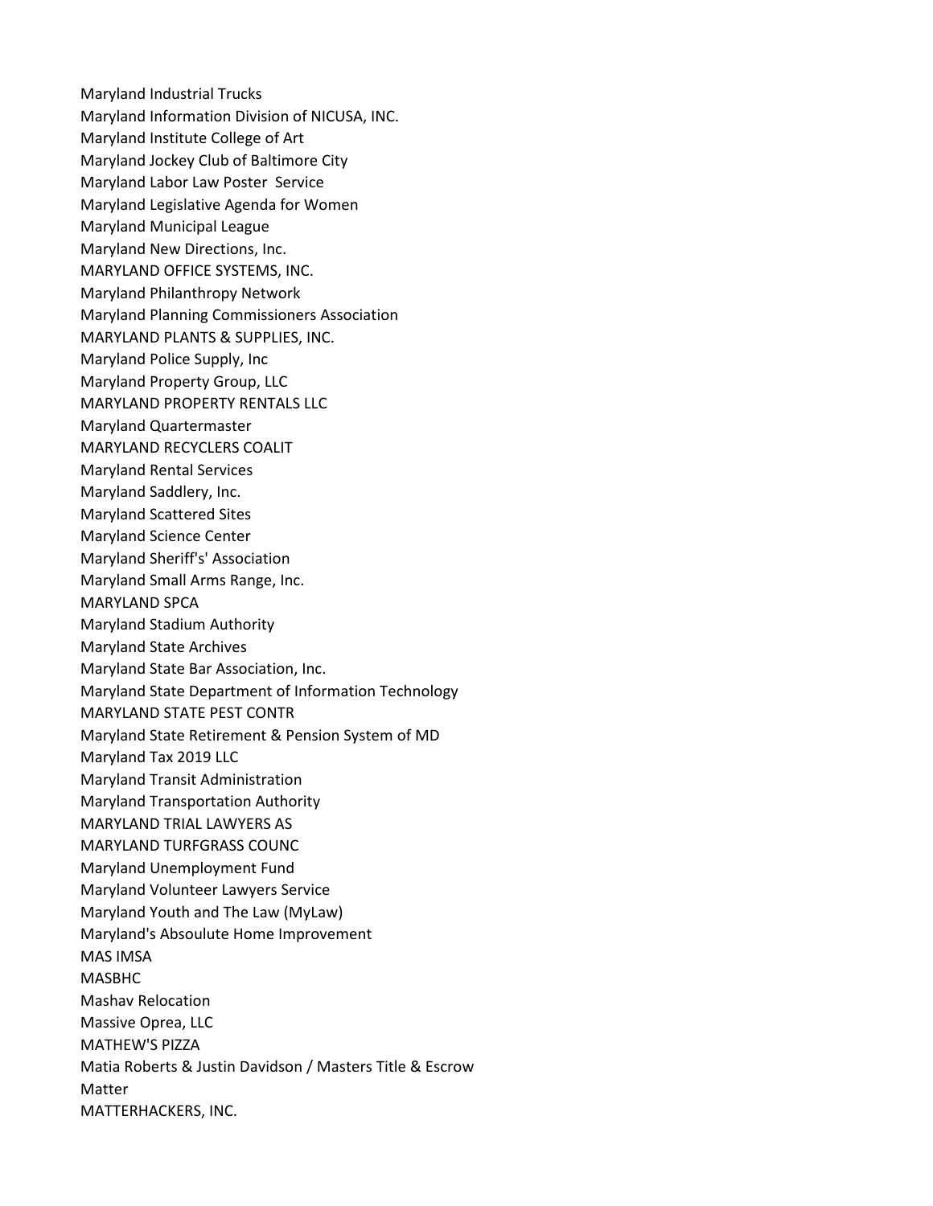Maryland Industrial Trucks
Maryland Information Division of NICUSA, INC.
Maryland Institute College of Art
Maryland Jockey Club of Baltimore City
Maryland Labor Law Poster  Service
Maryland Legislative Agenda for Women
Maryland Municipal League
Maryland New Directions, Inc.
MARYLAND OFFICE SYSTEMS, INC.
Maryland Philanthropy Network
Maryland Planning Commissioners Association
MARYLAND PLANTS & SUPPLIES, INC.
Maryland Police Supply, Inc
Maryland Property Group, LLC
MARYLAND PROPERTY RENTALS LLC
Maryland Quartermaster
MARYLAND RECYCLERS COALIT
Maryland Rental Services
Maryland Saddlery, Inc.
Maryland Scattered Sites
Maryland Science Center
Maryland Sheriff's' Association
Maryland Small Arms Range, Inc.
MARYLAND SPCA
Maryland Stadium Authority
Maryland State Archives
Maryland State Bar Association, Inc.
Maryland State Department of Information Technology
MARYLAND STATE PEST CONTR
Maryland State Retirement & Pension System of MD
Maryland Tax 2019 LLC
Maryland Transit Administration
Maryland Transportation Authority
MARYLAND TRIAL LAWYERS AS
MARYLAND TURFGRASS COUNC
Maryland Unemployment Fund
Maryland Volunteer Lawyers Service
Maryland Youth and The Law (MyLaw)
Maryland's Absoulute Home Improvement
MAS IMSA
MASBHC
Mashav Relocation
Massive Oprea, LLC
MATHEW'S PIZZA
Matia Roberts & Justin Davidson / Masters Title & Escrow
Matter
MATTERHACKERS, INC.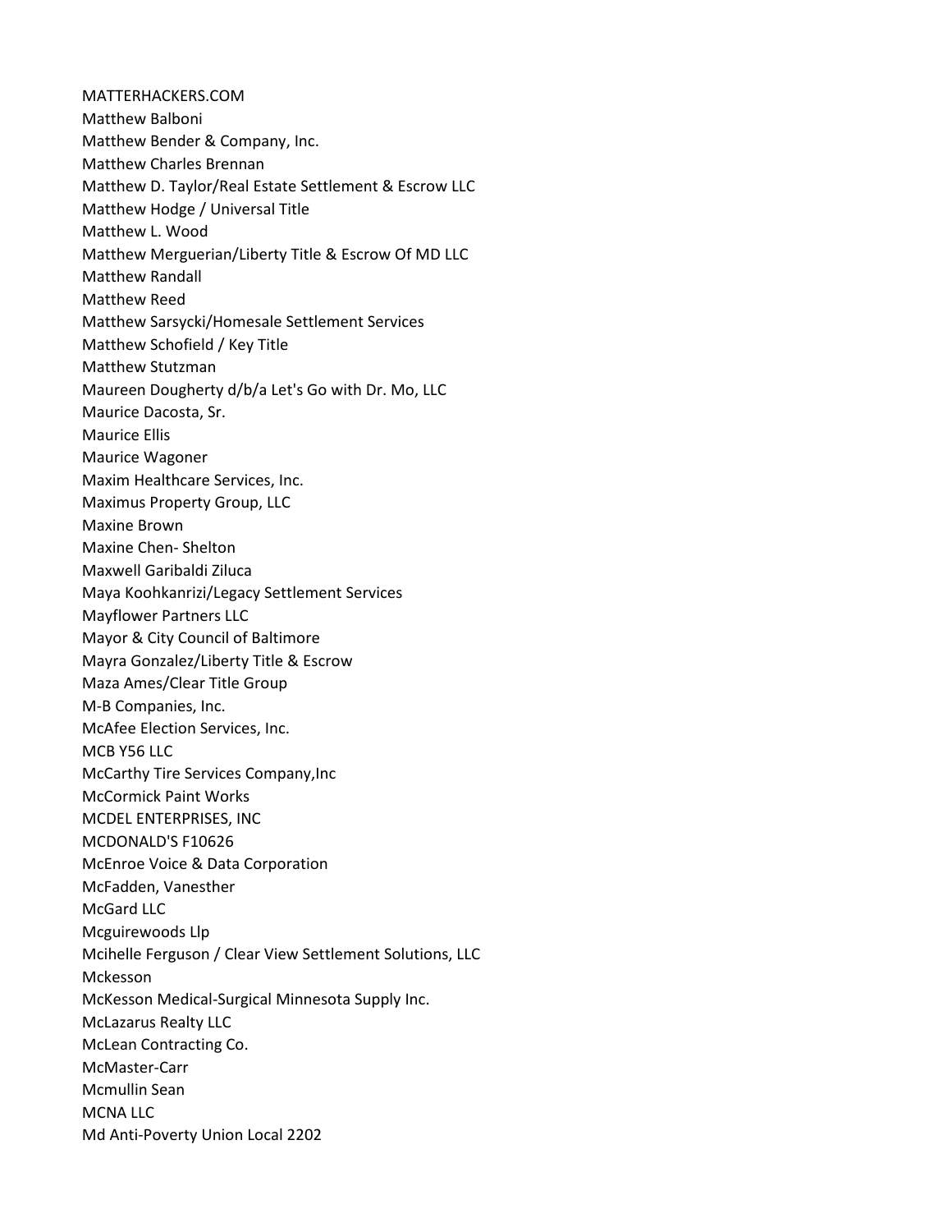MATTERHACKERS.COM
Matthew Balboni
Matthew Bender & Company, Inc.
Matthew Charles Brennan
Matthew D. Taylor/Real Estate Settlement & Escrow LLC
Matthew Hodge / Universal Title
Matthew L. Wood
Matthew Merguerian/Liberty Title & Escrow Of MD LLC
Matthew Randall
Matthew Reed
Matthew Sarsycki/Homesale Settlement Services
Matthew Schofield / Key Title
Matthew Stutzman
Maureen Dougherty d/b/a Let's Go with Dr. Mo, LLC
Maurice Dacosta, Sr.
Maurice Ellis
Maurice Wagoner
Maxim Healthcare Services, Inc.
Maximus Property Group, LLC
Maxine Brown
Maxine Chen- Shelton
Maxwell Garibaldi Ziluca
Maya Koohkanrizi/Legacy Settlement Services
Mayflower Partners LLC
Mayor & City Council of Baltimore
Mayra Gonzalez/Liberty Title & Escrow
Maza Ames/Clear Title Group
M-B Companies, Inc.
McAfee Election Services, Inc.
MCB Y56 LLC
McCarthy Tire Services Company,Inc
McCormick Paint Works
MCDEL ENTERPRISES, INC
MCDONALD'S F10626
McEnroe Voice & Data Corporation
McFadden, Vanesther
McGard LLC
Mcguirewoods Llp
Mcihelle Ferguson / Clear View Settlement Solutions, LLC
Mckesson
McKesson Medical-Surgical Minnesota Supply Inc.
McLazarus Realty LLC
McLean Contracting Co.
McMaster-Carr
Mcmullin Sean
MCNA LLC
Md Anti-Poverty Union Local 2202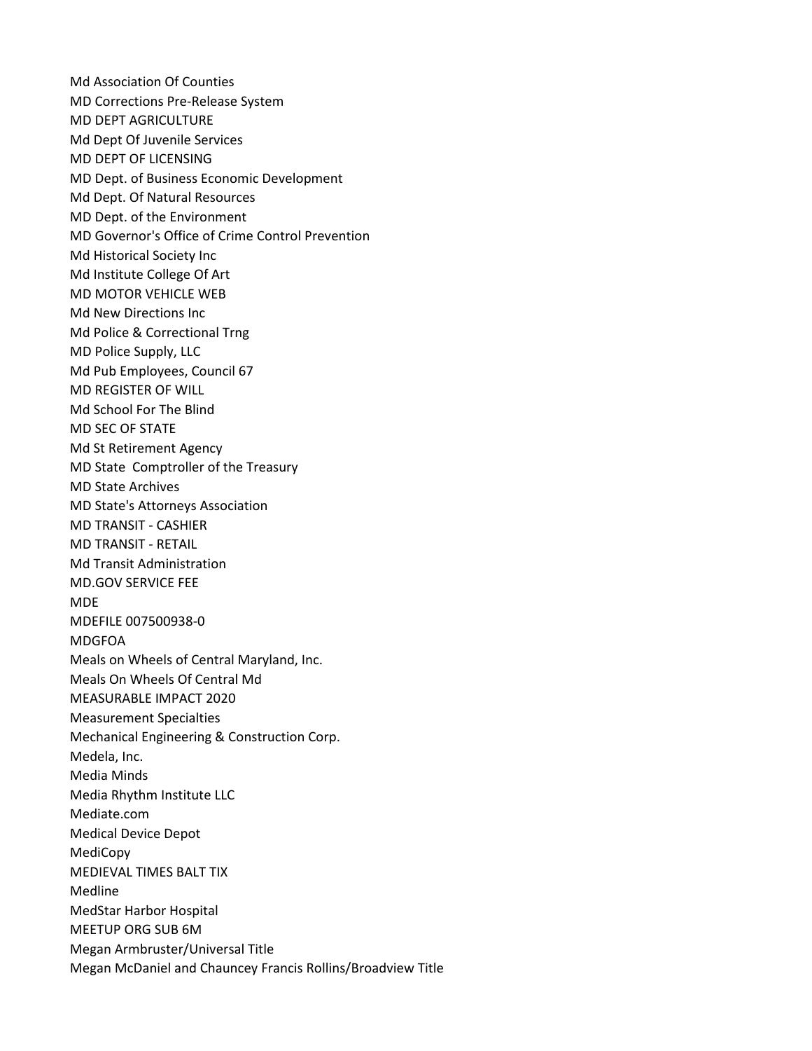Md Association Of Counties
MD Corrections Pre-Release System
MD DEPT AGRICULTURE
Md Dept Of Juvenile Services
MD DEPT OF LICENSING
MD Dept. of Business Economic Development
Md Dept. Of Natural Resources
MD Dept. of the Environment
MD Governor's Office of Crime Control Prevention
Md Historical Society Inc
Md Institute College Of Art
MD MOTOR VEHICLE WEB
Md New Directions Inc
Md Police & Correctional Trng
MD Police Supply, LLC
Md Pub Employees, Council 67
MD REGISTER OF WILL
Md School For The Blind
MD SEC OF STATE
Md St Retirement Agency
MD State  Comptroller of the Treasury
MD State Archives
MD State's Attorneys Association
MD TRANSIT - CASHIER
MD TRANSIT - RETAIL
Md Transit Administration
MD.GOV SERVICE FEE
MDE
MDEFILE 007500938-0
MDGFOA
Meals on Wheels of Central Maryland, Inc.
Meals On Wheels Of Central Md
MEASURABLE IMPACT 2020
Measurement Specialties
Mechanical Engineering & Construction Corp.
Medela, Inc.
Media Minds
Media Rhythm Institute LLC
Mediate.com
Medical Device Depot
MediCopy
MEDIEVAL TIMES BALT TIX
Medline
MedStar Harbor Hospital
MEETUP ORG SUB 6M
Megan Armbruster/Universal Title
Megan McDaniel and Chauncey Francis Rollins/Broadview Title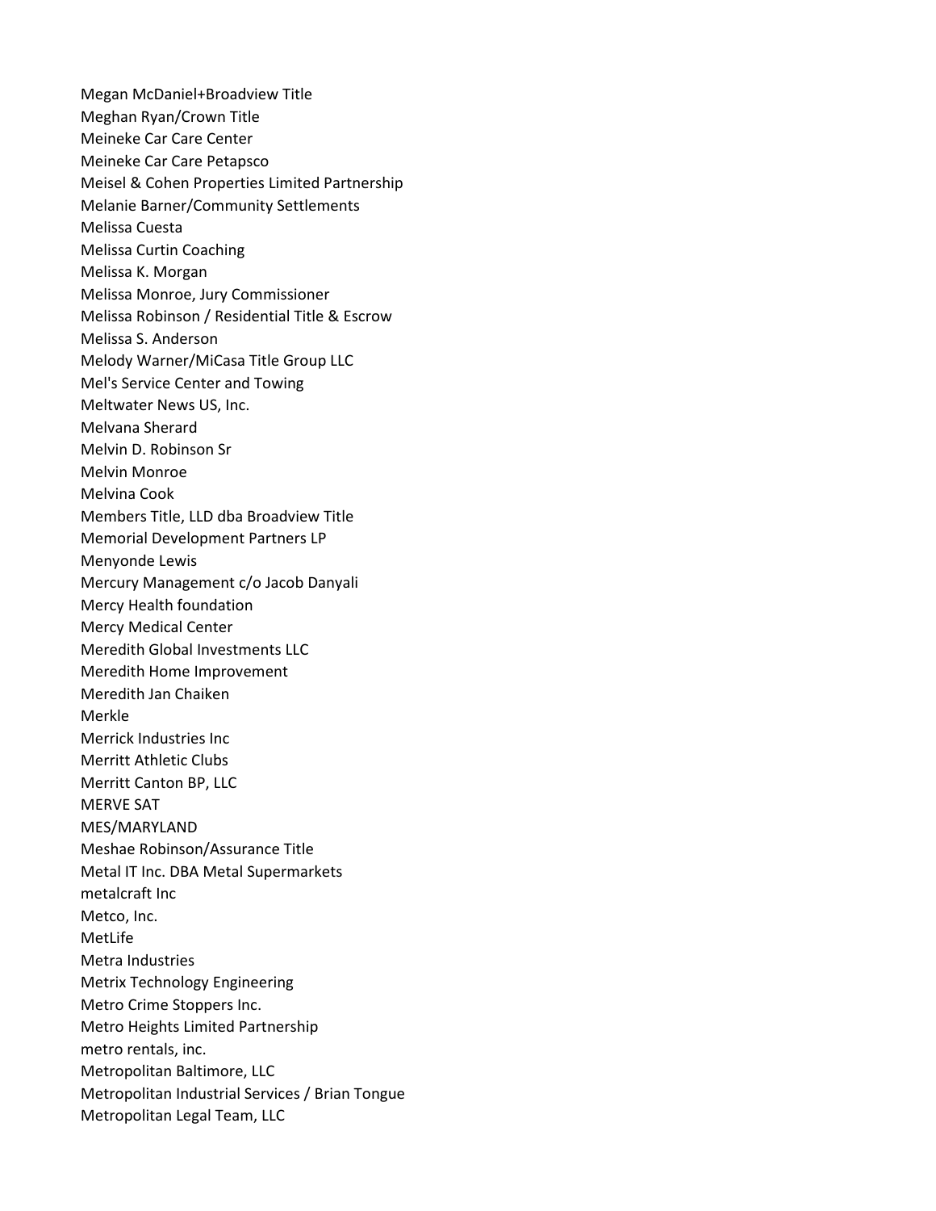Megan McDaniel+Broadview Title
Meghan Ryan/Crown Title
Meineke Car Care Center
Meineke Car Care Petapsco
Meisel & Cohen Properties Limited Partnership
Melanie Barner/Community Settlements
Melissa Cuesta
Melissa Curtin Coaching
Melissa K. Morgan
Melissa Monroe, Jury Commissioner
Melissa Robinson / Residential Title & Escrow
Melissa S. Anderson
Melody Warner/MiCasa Title Group LLC
Mel's Service Center and Towing
Meltwater News US, Inc.
Melvana Sherard
Melvin D. Robinson Sr
Melvin Monroe
Melvina Cook
Members Title, LLD dba Broadview Title
Memorial Development Partners LP
Menyonde Lewis
Mercury Management c/o Jacob Danyali
Mercy Health foundation
Mercy Medical Center
Meredith Global Investments LLC
Meredith Home Improvement
Meredith Jan Chaiken
Merkle
Merrick Industries Inc
Merritt Athletic Clubs
Merritt Canton BP, LLC
MERVE SAT
MES/MARYLAND
Meshae Robinson/Assurance Title
Metal IT Inc. DBA Metal Supermarkets
metalcraft Inc
Metco, Inc.
MetLife
Metra Industries
Metrix Technology Engineering
Metro Crime Stoppers Inc.
Metro Heights Limited Partnership
metro rentals, inc.
Metropolitan Baltimore, LLC
Metropolitan Industrial Services / Brian Tongue
Metropolitan Legal Team, LLC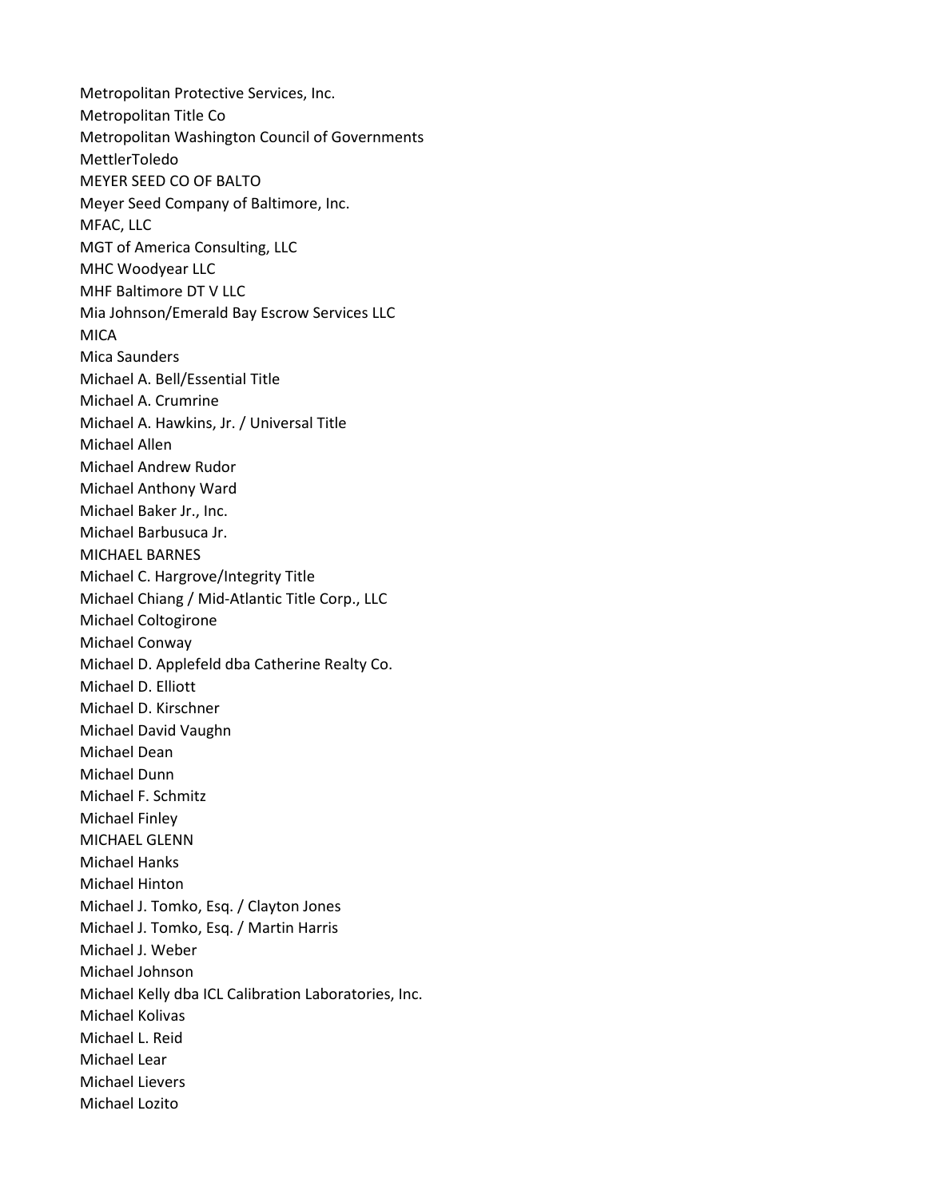Metropolitan Protective Services, Inc.
Metropolitan Title Co
Metropolitan Washington Council of Governments
MettlerToledo
MEYER SEED CO OF BALTO
Meyer Seed Company of Baltimore, Inc.
MFAC, LLC
MGT of America Consulting, LLC
MHC Woodyear LLC
MHF Baltimore DT V LLC
Mia Johnson/Emerald Bay Escrow Services LLC
MICA
Mica Saunders
Michael A. Bell/Essential Title
Michael A. Crumrine
Michael A. Hawkins, Jr. / Universal Title
Michael Allen
Michael Andrew Rudor
Michael Anthony Ward
Michael Baker Jr., Inc.
Michael Barbusuca Jr.
MICHAEL BARNES
Michael C. Hargrove/Integrity Title
Michael Chiang / Mid-Atlantic Title Corp., LLC
Michael Coltogirone
Michael Conway
Michael D. Applefeld dba Catherine Realty Co.
Michael D. Elliott
Michael D. Kirschner
Michael David Vaughn
Michael Dean
Michael Dunn
Michael F. Schmitz
Michael Finley
MICHAEL GLENN
Michael Hanks
Michael Hinton
Michael J. Tomko, Esq. / Clayton Jones
Michael J. Tomko, Esq. / Martin Harris
Michael J. Weber
Michael Johnson
Michael Kelly dba ICL Calibration Laboratories, Inc.
Michael Kolivas
Michael L. Reid
Michael Lear
Michael Lievers
Michael Lozito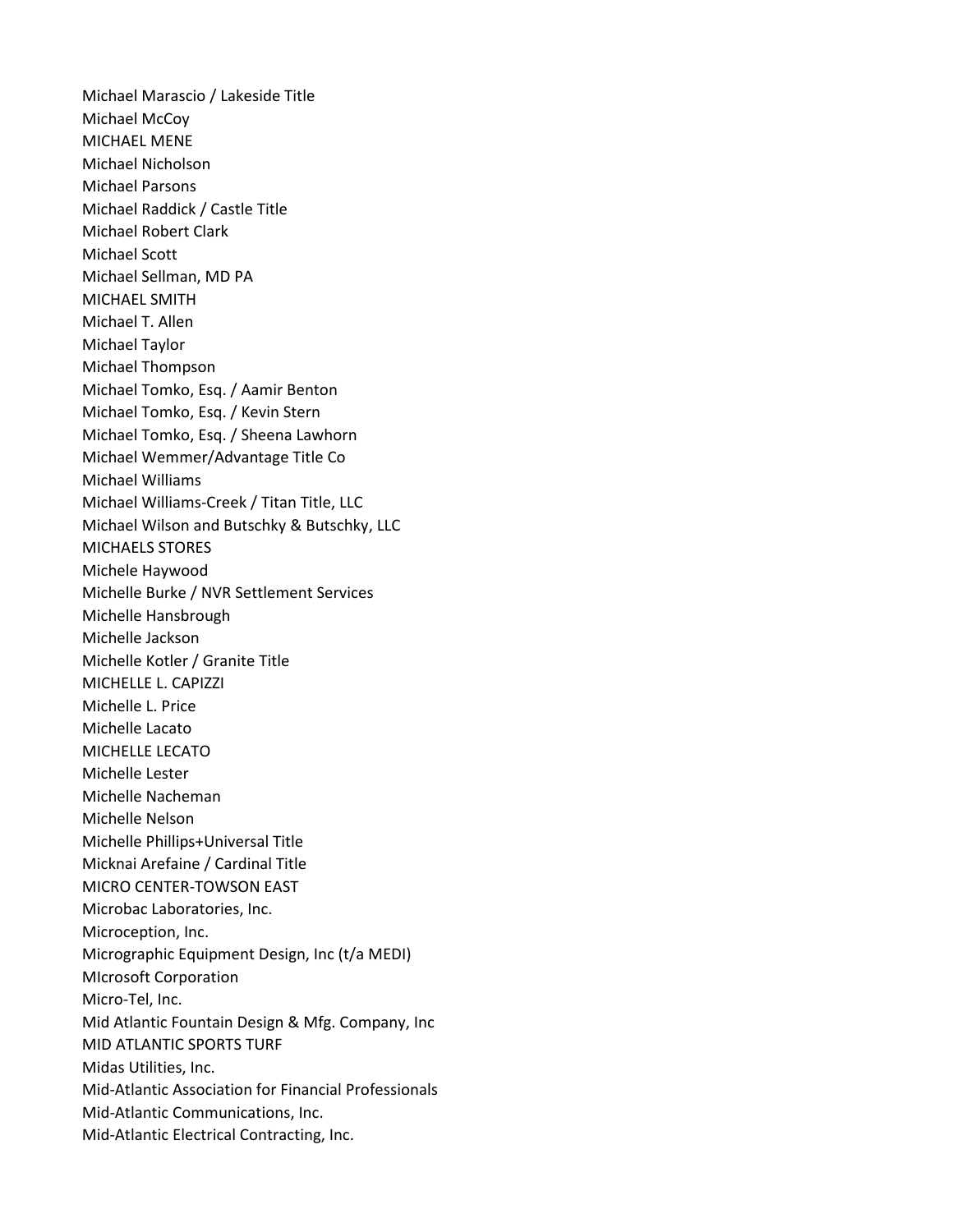Michael Marascio / Lakeside Title
Michael McCoy
MICHAEL MENE
Michael Nicholson
Michael Parsons
Michael Raddick / Castle Title
Michael Robert Clark
Michael Scott
Michael Sellman, MD PA
MICHAEL SMITH
Michael T. Allen
Michael Taylor
Michael Thompson
Michael Tomko, Esq. / Aamir Benton
Michael Tomko, Esq. / Kevin Stern
Michael Tomko, Esq. / Sheena Lawhorn
Michael Wemmer/Advantage Title Co
Michael Williams
Michael Williams-Creek / Titan Title, LLC
Michael Wilson and Butschky & Butschky, LLC
MICHAELS STORES
Michele Haywood
Michelle Burke / NVR Settlement Services
Michelle Hansbrough
Michelle Jackson
Michelle Kotler / Granite Title
MICHELLE L. CAPIZZI
Michelle L. Price
Michelle Lacato
MICHELLE LECATO
Michelle Lester
Michelle Nacheman
Michelle Nelson
Michelle Phillips+Universal Title
Micknai Arefaine / Cardinal Title
MICRO CENTER-TOWSON EAST
Microbac Laboratories, Inc.
Microception, Inc.
Micrographic Equipment Design, Inc (t/a MEDI)
MIcrosoft Corporation
Micro-Tel, Inc.
Mid Atlantic Fountain Design & Mfg. Company, Inc
MID ATLANTIC SPORTS TURF
Midas Utilities, Inc.
Mid-Atlantic Association for Financial Professionals
Mid-Atlantic Communications, Inc.
Mid-Atlantic Electrical Contracting, Inc.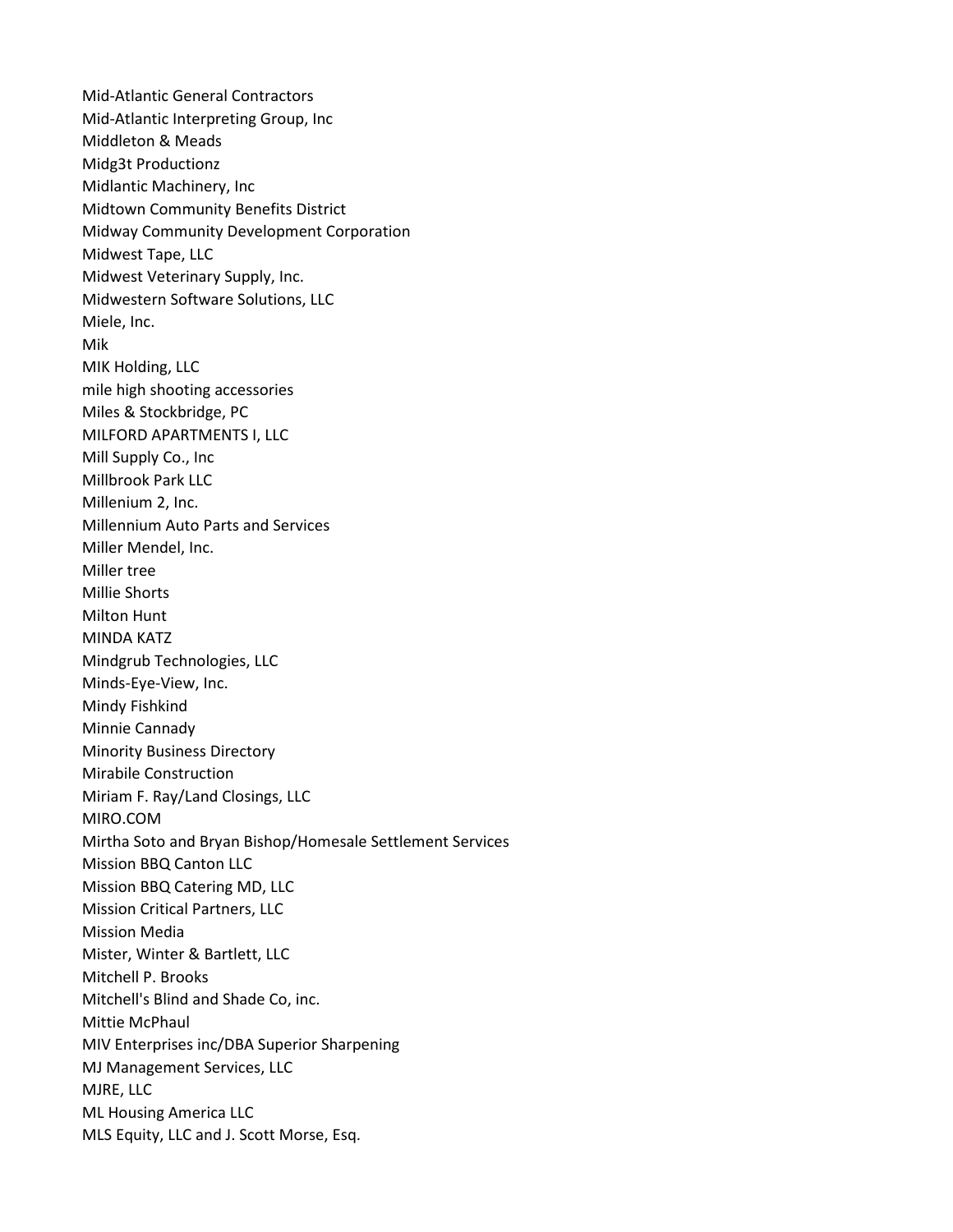Mid-Atlantic General Contractors
Mid-Atlantic Interpreting Group, Inc
Middleton & Meads
Midg3t Productionz
Midlantic Machinery, Inc
Midtown Community Benefits District
Midway Community Development Corporation
Midwest Tape, LLC
Midwest Veterinary Supply, Inc.
Midwestern Software Solutions, LLC
Miele, Inc.
Mik
MIK Holding, LLC
mile high shooting accessories
Miles & Stockbridge, PC
MILFORD APARTMENTS I, LLC
Mill Supply Co., Inc
Millbrook Park LLC
Millenium 2, Inc.
Millennium Auto Parts and Services
Miller Mendel, Inc.
Miller tree
Millie Shorts
Milton Hunt
MINDA KATZ
Mindgrub Technologies, LLC
Minds-Eye-View, Inc.
Mindy Fishkind
Minnie Cannady
Minority Business Directory
Mirabile Construction
Miriam F. Ray/Land Closings, LLC
MIRO.COM
Mirtha Soto and Bryan Bishop/Homesale Settlement Services
Mission BBQ Canton LLC
Mission BBQ Catering MD, LLC
Mission Critical Partners, LLC
Mission Media
Mister, Winter & Bartlett, LLC
Mitchell P. Brooks
Mitchell's Blind and Shade Co, inc.
Mittie McPhaul
MIV Enterprises inc/DBA Superior Sharpening
MJ Management Services, LLC
MJRE, LLC
ML Housing America LLC
MLS Equity, LLC and J. Scott Morse, Esq.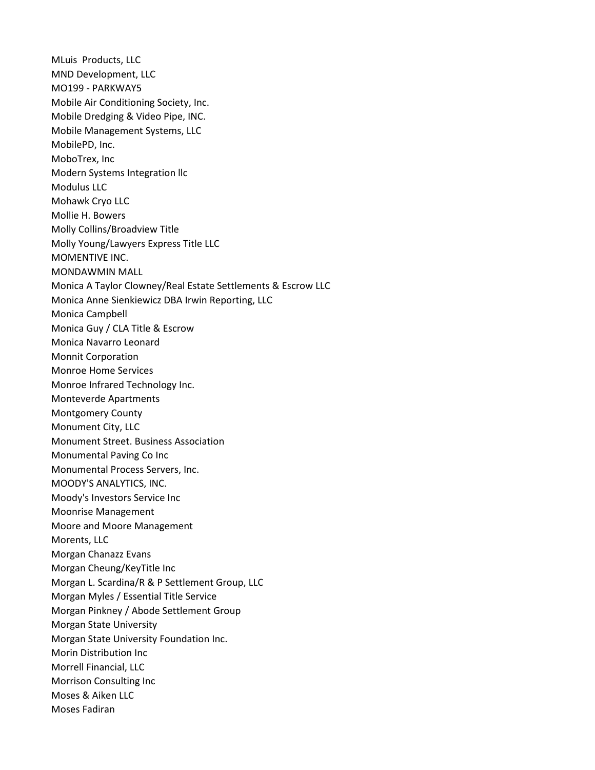MLuis  Products, LLC
MND Development, LLC
MO199 - PARKWAY5
Mobile Air Conditioning Society, Inc.
Mobile Dredging & Video Pipe, INC.
Mobile Management Systems, LLC
MobilePD, Inc.
MoboTrex, Inc
Modern Systems Integration llc
Modulus LLC
Mohawk Cryo LLC
Mollie H. Bowers
Molly Collins/Broadview Title
Molly Young/Lawyers Express Title LLC
MOMENTIVE INC.
MONDAWMIN MALL
Monica A Taylor Clowney/Real Estate Settlements & Escrow LLC
Monica Anne Sienkiewicz DBA Irwin Reporting, LLC
Monica Campbell
Monica Guy / CLA Title & Escrow
Monica Navarro Leonard
Monnit Corporation
Monroe Home Services
Monroe Infrared Technology Inc.
Monteverde Apartments
Montgomery County
Monument City, LLC
Monument Street. Business Association
Monumental Paving Co Inc
Monumental Process Servers, Inc.
MOODY'S ANALYTICS, INC.
Moody's Investors Service Inc
Moonrise Management
Moore and Moore Management
Morents, LLC
Morgan Chanazz Evans
Morgan Cheung/KeyTitle Inc
Morgan L. Scardina/R & P Settlement Group, LLC
Morgan Myles / Essential Title Service
Morgan Pinkney / Abode Settlement Group
Morgan State University
Morgan State University Foundation Inc.
Morin Distribution Inc
Morrell Financial, LLC
Morrison Consulting Inc
Moses & Aiken LLC
Moses Fadiran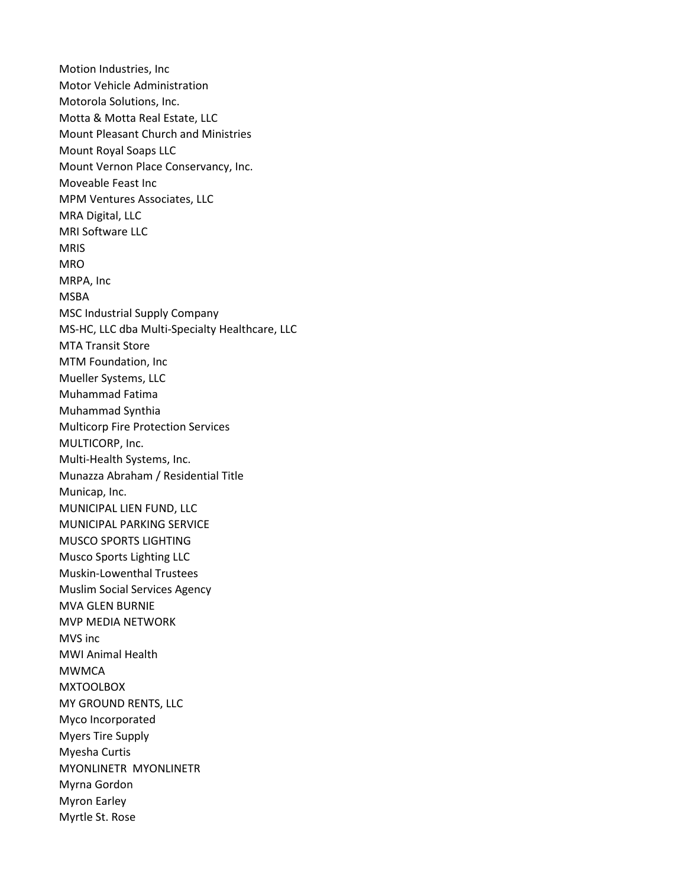Motion Industries, Inc
Motor Vehicle Administration
Motorola Solutions, Inc.
Motta & Motta Real Estate, LLC
Mount Pleasant Church and Ministries
Mount Royal Soaps LLC
Mount Vernon Place Conservancy, Inc.
Moveable Feast Inc
MPM Ventures Associates, LLC
MRA Digital, LLC
MRI Software LLC
MRIS
MRO
MRPA, Inc
MSBA
MSC Industrial Supply Company
MS-HC, LLC dba Multi-Specialty Healthcare, LLC
MTA Transit Store
MTM Foundation, Inc
Mueller Systems, LLC
Muhammad Fatima
Muhammad Synthia
Multicorp Fire Protection Services
MULTICORP, Inc.
Multi-Health Systems, Inc.
Munazza Abraham / Residential Title
Municap, Inc.
MUNICIPAL LIEN FUND, LLC
MUNICIPAL PARKING SERVICE
MUSCO SPORTS LIGHTING
Musco Sports Lighting LLC
Muskin-Lowenthal Trustees
Muslim Social Services Agency
MVA GLEN BURNIE
MVP MEDIA NETWORK
MVS inc
MWI Animal Health
MWMCA
MXTOOLBOX
MY GROUND RENTS, LLC
Myco Incorporated
Myers Tire Supply
Myesha Curtis
MYONLINETR MYONLINETR
Myrna Gordon
Myron Earley
Myrtle St. Rose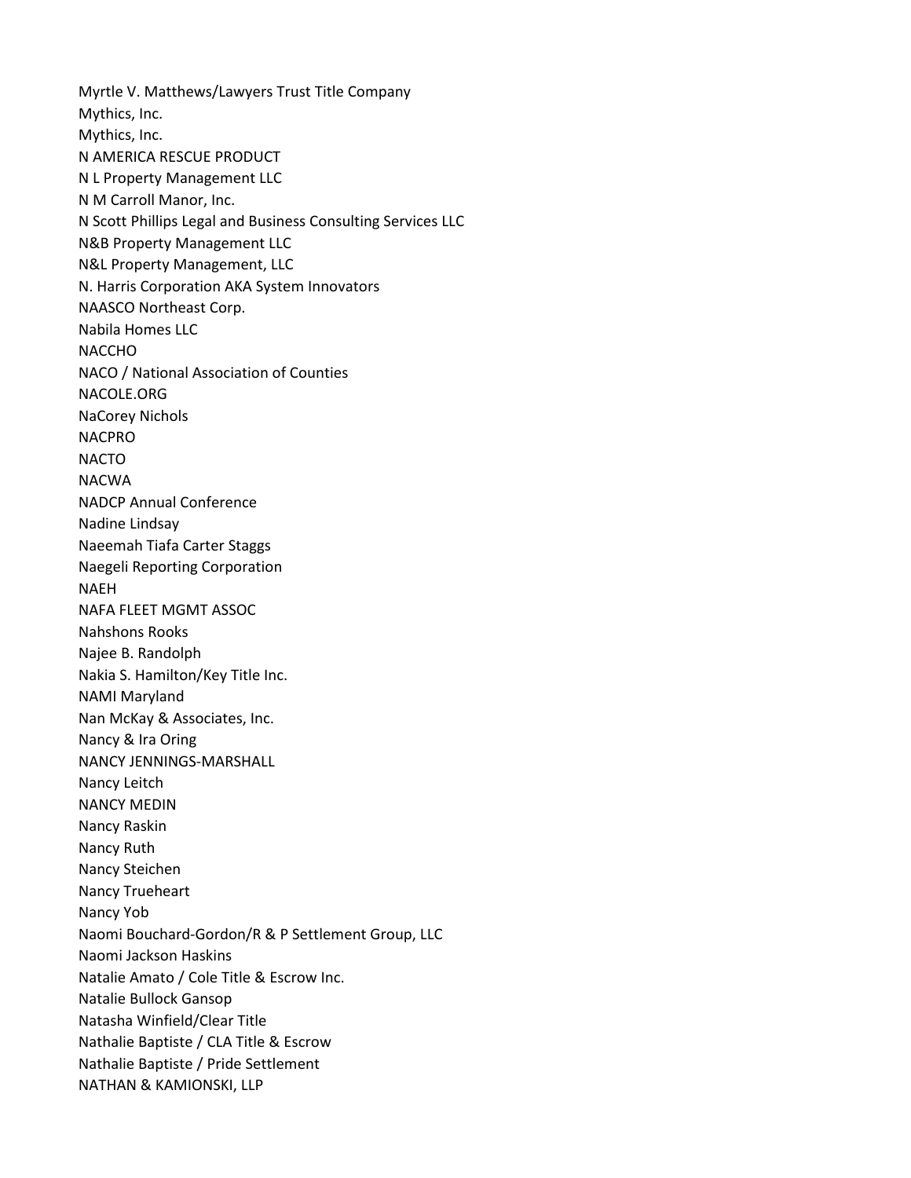Myrtle V. Matthews/Lawyers Trust Title Company
Mythics, Inc.
Mythics, Inc.
N AMERICA RESCUE PRODUCT
N L Property Management LLC
N M Carroll Manor, Inc.
N Scott Phillips Legal and Business Consulting Services LLC
N&B Property Management LLC
N&L Property Management, LLC
N. Harris Corporation AKA System Innovators
NAASCO Northeast Corp.
Nabila Homes LLC
NACCHO
NACO / National Association of Counties
NACOLE.ORG
NaCorey Nichols
NACPRO
NACTO
NACWA
NADCP Annual Conference
Nadine Lindsay
Naeemah Tiafa Carter Staggs
Naegeli Reporting Corporation
NAEH
NAFA FLEET MGMT ASSOC
Nahshons Rooks
Najee B. Randolph
Nakia S. Hamilton/Key Title Inc.
NAMI Maryland
Nan McKay & Associates, Inc.
Nancy & Ira Oring
NANCY JENNINGS-MARSHALL
Nancy Leitch
NANCY MEDIN
Nancy Raskin
Nancy Ruth
Nancy Steichen
Nancy Trueheart
Nancy Yob
Naomi Bouchard-Gordon/R & P Settlement Group, LLC
Naomi Jackson Haskins
Natalie Amato / Cole Title & Escrow Inc.
Natalie Bullock Gansop
Natasha Winfield/Clear Title
Nathalie Baptiste / CLA Title & Escrow
Nathalie Baptiste / Pride Settlement
NATHAN & KAMIONSKI, LLP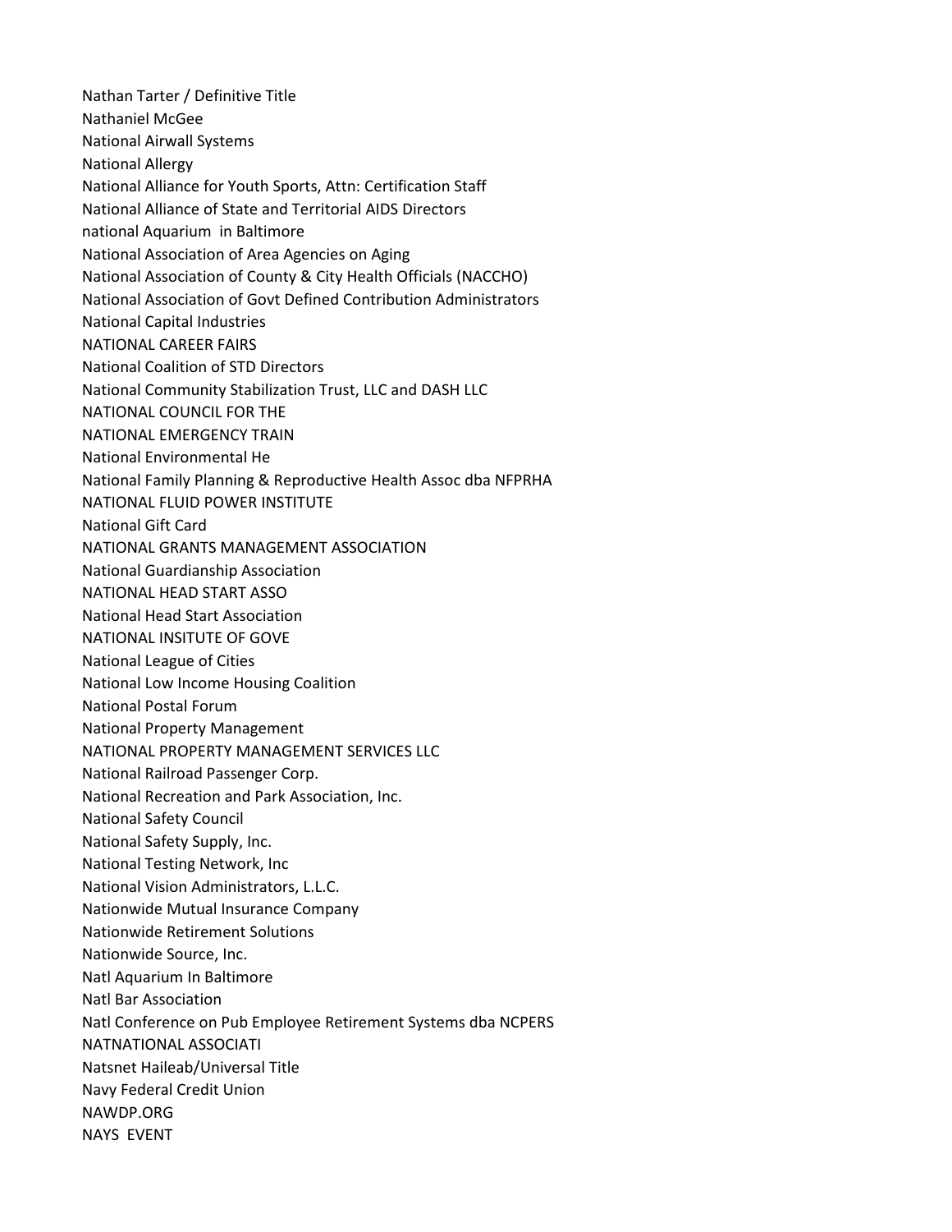Nathan Tarter / Definitive Title
Nathaniel McGee
National Airwall Systems
National Allergy
National Alliance for Youth Sports, Attn: Certification Staff
National Alliance of State and Territorial AIDS Directors
national Aquarium  in Baltimore
National Association of Area Agencies on Aging
National Association of County & City Health Officials (NACCHO)
National Association of Govt Defined Contribution Administrators
National Capital Industries
NATIONAL CAREER FAIRS
National Coalition of STD Directors
National Community Stabilization Trust, LLC and DASH LLC
NATIONAL COUNCIL FOR THE
NATIONAL EMERGENCY TRAIN
National Environmental He
National Family Planning & Reproductive Health Assoc dba NFPRHA
NATIONAL FLUID POWER INSTITUTE
National Gift Card
NATIONAL GRANTS MANAGEMENT ASSOCIATION
National Guardianship Association
NATIONAL HEAD START ASSO
National Head Start Association
NATIONAL INSITUTE OF GOVE
National League of Cities
National Low Income Housing Coalition
National Postal Forum
National Property Management
NATIONAL PROPERTY MANAGEMENT SERVICES LLC
National Railroad Passenger Corp.
National Recreation and Park Association, Inc.
National Safety Council
National Safety Supply, Inc.
National Testing Network, Inc
National Vision Administrators, L.L.C.
Nationwide Mutual Insurance Company
Nationwide Retirement Solutions
Nationwide Source, Inc.
Natl Aquarium In Baltimore
Natl Bar Association
Natl Conference on Pub Employee Retirement Systems dba NCPERS
NATNATIONAL ASSOCIATI
Natsnet Haileab/Universal Title
Navy Federal Credit Union
NAWDP.ORG
NAYS  EVENT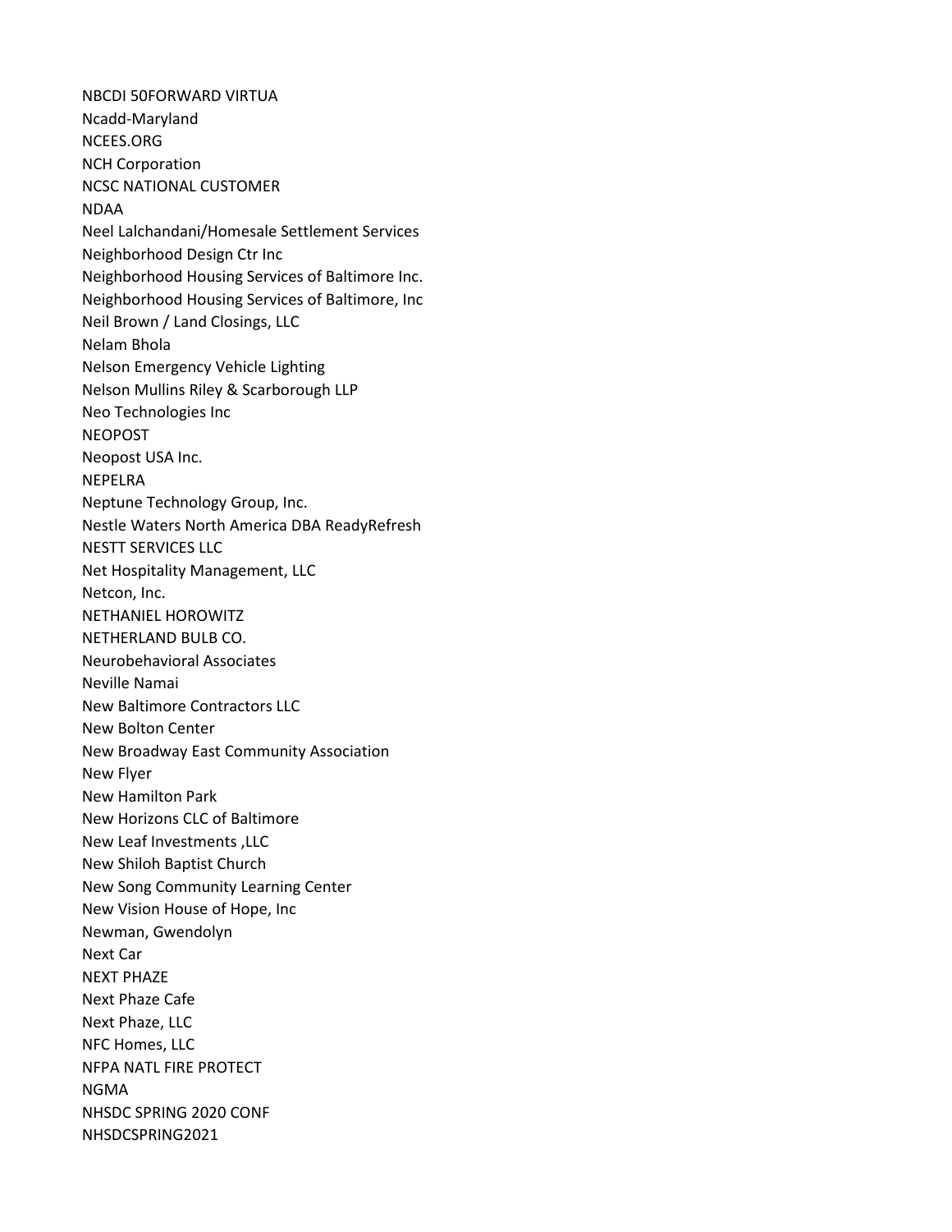NBCDI 50FORWARD VIRTUA
Ncadd-Maryland
NCEES.ORG
NCH Corporation
NCSC NATIONAL CUSTOMER
NDAA
Neel Lalchandani/Homesale Settlement Services
Neighborhood Design Ctr Inc
Neighborhood Housing Services of Baltimore Inc.
Neighborhood Housing Services of Baltimore, Inc
Neil Brown / Land Closings, LLC
Nelam Bhola
Nelson Emergency Vehicle Lighting
Nelson Mullins Riley & Scarborough LLP
Neo Technologies Inc
NEOPOST
Neopost USA Inc.
NEPELRA
Neptune Technology Group, Inc.
Nestle Waters North America DBA ReadyRefresh
NESTT SERVICES LLC
Net Hospitality Management, LLC
Netcon, Inc.
NETHANIEL HOROWITZ
NETHERLAND BULB CO.
Neurobehavioral Associates
Neville Namai
New Baltimore Contractors LLC
New Bolton Center
New Broadway East Community Association
New Flyer
New Hamilton Park
New Horizons CLC of Baltimore
New Leaf Investments ,LLC
New Shiloh Baptist Church
New Song Community Learning Center
New Vision House of Hope, Inc
Newman, Gwendolyn
Next Car
NEXT PHAZE
Next Phaze Cafe
Next Phaze, LLC
NFC Homes, LLC
NFPA NATL FIRE PROTECT
NGMA
NHSDC SPRING 2020 CONF
NHSDCSPRING2021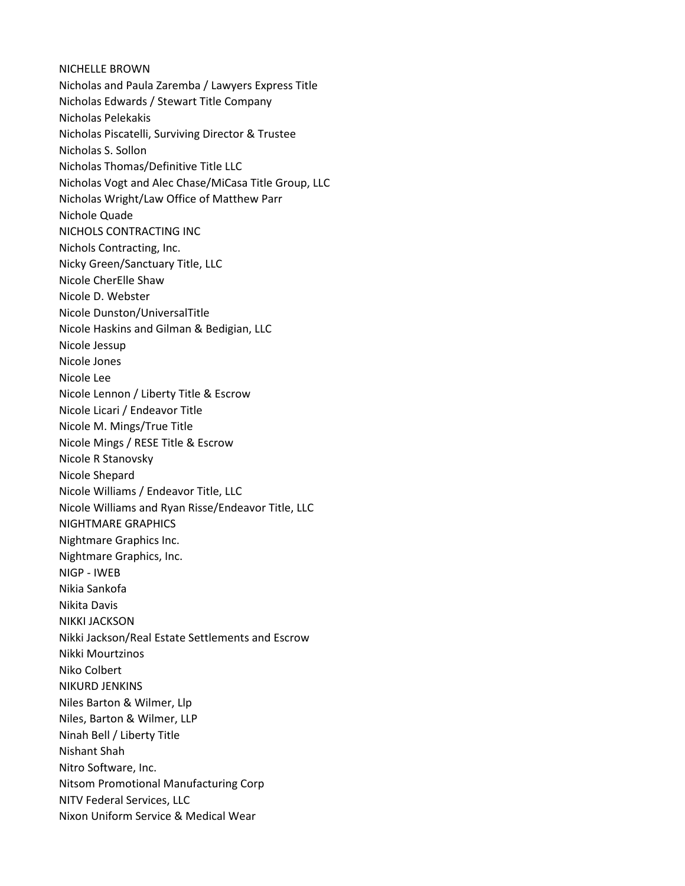NICHELLE BROWN
Nicholas and Paula Zaremba / Lawyers Express Title
Nicholas Edwards / Stewart Title Company
Nicholas Pelekakis
Nicholas Piscatelli, Surviving Director & Trustee
Nicholas S. Sollon
Nicholas Thomas/Definitive Title LLC
Nicholas Vogt and Alec Chase/MiCasa Title Group, LLC
Nicholas Wright/Law Office of Matthew Parr
Nichole Quade
NICHOLS CONTRACTING INC
Nichols Contracting, Inc.
Nicky Green/Sanctuary Title, LLC
Nicole CherElle Shaw
Nicole D. Webster
Nicole Dunston/UniversalTitle
Nicole Haskins and Gilman & Bedigian, LLC
Nicole Jessup
Nicole Jones
Nicole Lee
Nicole Lennon / Liberty Title & Escrow
Nicole Licari / Endeavor Title
Nicole M. Mings/True Title
Nicole Mings / RESE Title & Escrow
Nicole R Stanovsky
Nicole Shepard
Nicole Williams / Endeavor Title, LLC
Nicole Williams and Ryan Risse/Endeavor Title, LLC
NIGHTMARE GRAPHICS
Nightmare Graphics Inc.
Nightmare Graphics, Inc.
NIGP - IWEB
Nikia Sankofa
Nikita Davis
NIKKI JACKSON
Nikki Jackson/Real Estate Settlements and Escrow
Nikki Mourtzinos
Niko Colbert
NIKURD JENKINS
Niles Barton & Wilmer, Llp
Niles, Barton & Wilmer, LLP
Ninah Bell / Liberty Title
Nishant Shah
Nitro Software, Inc.
Nitsom Promotional Manufacturing Corp
NITV Federal Services, LLC
Nixon Uniform Service & Medical Wear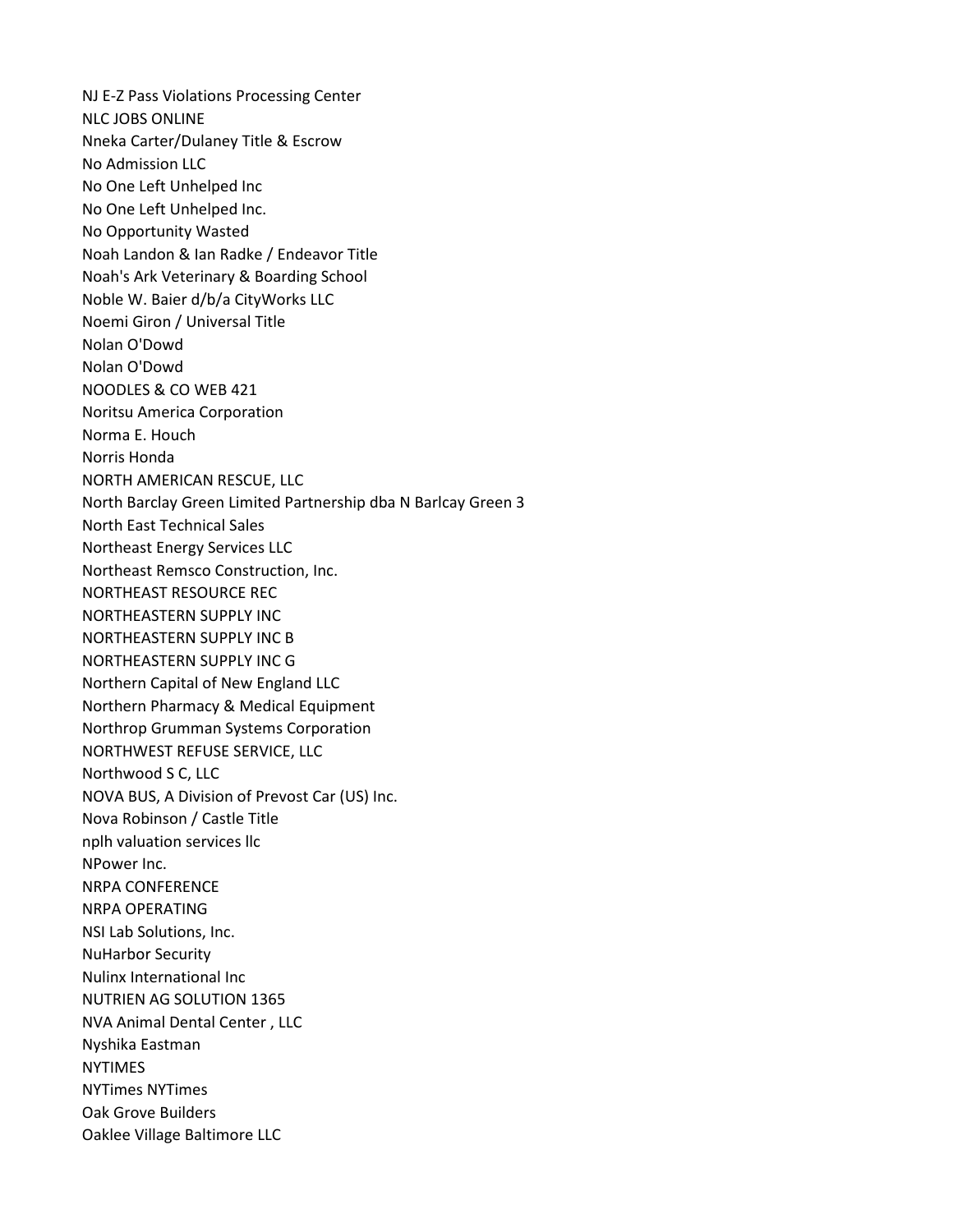NJ E-Z Pass Violations Processing Center
NLC JOBS ONLINE
Nneka Carter/Dulaney Title & Escrow
No Admission LLC
No One Left Unhelped Inc
No One Left Unhelped Inc.
No Opportunity Wasted
Noah Landon & Ian Radke / Endeavor Title
Noah's Ark Veterinary & Boarding School
Noble W. Baier d/b/a CityWorks LLC
Noemi Giron / Universal Title
Nolan O'Dowd
Nolan O'Dowd
NOODLES & CO WEB 421
Noritsu America Corporation
Norma E. Houch
Norris Honda
NORTH AMERICAN RESCUE, LLC
North Barclay Green Limited Partnership dba N Barlcay Green 3
North East Technical Sales
Northeast Energy Services LLC
Northeast Remsco Construction, Inc.
NORTHEAST RESOURCE REC
NORTHEASTERN SUPPLY INC
NORTHEASTERN SUPPLY INC B
NORTHEASTERN SUPPLY INC G
Northern Capital of New England LLC
Northern Pharmacy & Medical Equipment
Northrop Grumman Systems Corporation
NORTHWEST REFUSE SERVICE, LLC
Northwood S C, LLC
NOVA BUS, A Division of Prevost Car (US) Inc.
Nova Robinson / Castle Title
nplh valuation services llc
NPower Inc.
NRPA CONFERENCE
NRPA OPERATING
NSI Lab Solutions, Inc.
NuHarbor Security
Nulinx International Inc
NUTRIEN AG SOLUTION 1365
NVA Animal Dental Center , LLC
Nyshika Eastman
NYTIMES
NYTimes NYTimes
Oak Grove Builders
Oaklee Village Baltimore LLC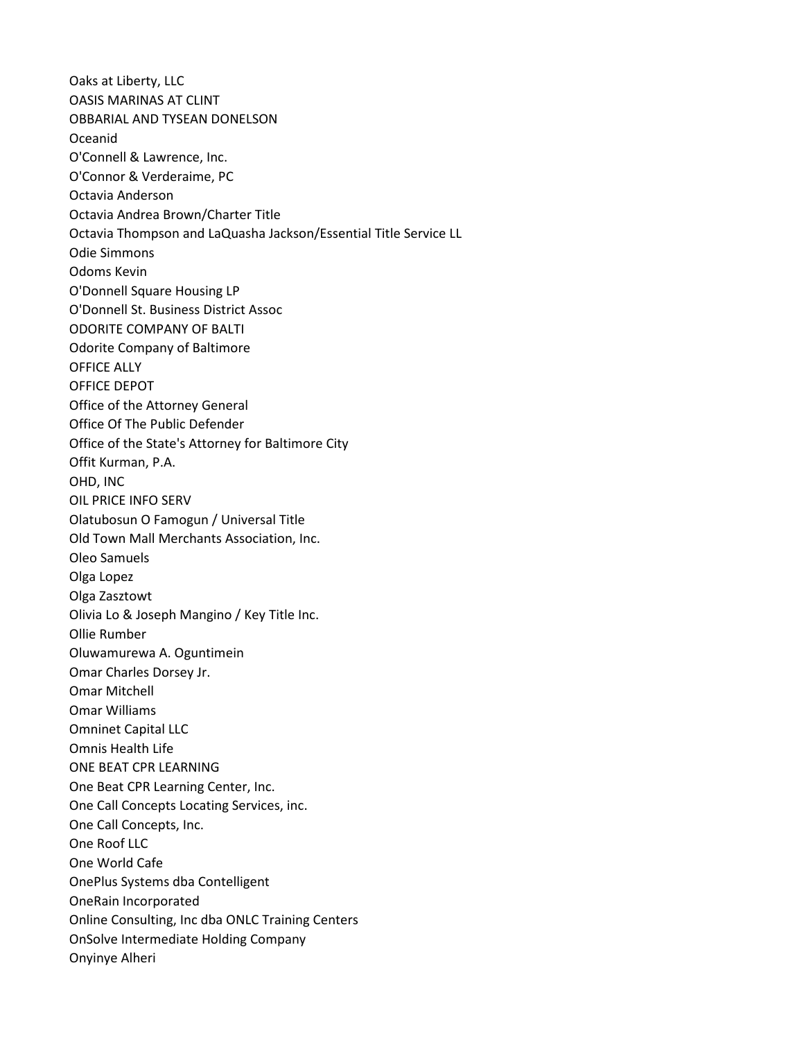Oaks at Liberty, LLC
OASIS MARINAS AT CLINT
OBBARIAL AND TYSEAN DONELSON
Oceanid
O'Connell & Lawrence, Inc.
O'Connor & Verderaime, PC
Octavia Anderson
Octavia Andrea Brown/Charter Title
Octavia Thompson and LaQuasha Jackson/Essential Title Service LL
Odie Simmons
Odoms Kevin
O'Donnell Square Housing LP
O'Donnell St. Business District Assoc
ODORITE COMPANY OF BALTI
Odorite Company of Baltimore
OFFICE ALLY
OFFICE DEPOT
Office of the Attorney General
Office Of The Public Defender
Office of the State's Attorney for Baltimore City
Offit Kurman, P.A.
OHD, INC
OIL PRICE INFO SERV
Olatubosun O Famogun / Universal Title
Old Town Mall Merchants Association, Inc.
Oleo Samuels
Olga Lopez
Olga Zasztowt
Olivia Lo & Joseph Mangino / Key Title Inc.
Ollie Rumber
Oluwamurewa A. Oguntimein
Omar Charles Dorsey Jr.
Omar Mitchell
Omar Williams
Omninet Capital LLC
Omnis Health Life
ONE BEAT CPR LEARNING
One Beat CPR Learning Center, Inc.
One Call Concepts Locating Services, inc.
One Call Concepts, Inc.
One Roof LLC
One World Cafe
OnePlus Systems dba Contelligent
OneRain Incorporated
Online Consulting, Inc dba ONLC Training Centers
OnSolve Intermediate Holding Company
Onyinye Alheri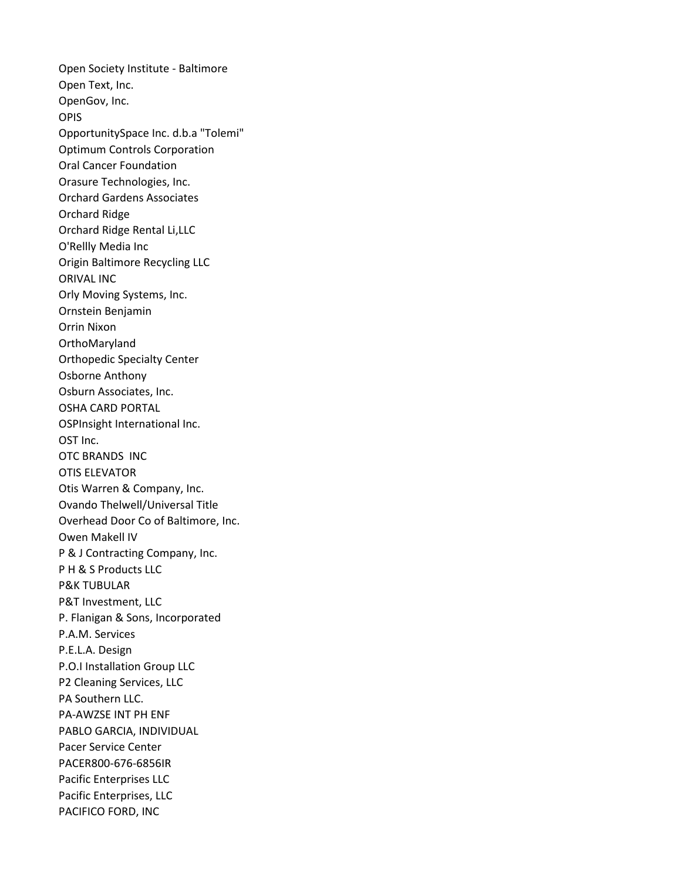Open Society Institute - Baltimore
Open Text, Inc.
OpenGov, Inc.
OPIS
OpportunitySpace Inc. d.b.a "Tolemi"
Optimum Controls Corporation
Oral Cancer Foundation
Orasure Technologies, Inc.
Orchard Gardens Associates
Orchard Ridge
Orchard Ridge Rental Li,LLC
O'Rellly Media Inc
Origin Baltimore Recycling LLC
ORIVAL INC
Orly Moving Systems, Inc.
Ornstein Benjamin
Orrin Nixon
OrthoMaryland
Orthopedic Specialty Center
Osborne Anthony
Osburn Associates, Inc.
OSHA CARD PORTAL
OSPInsight International Inc.
OST Inc.
OTC BRANDS  INC
OTIS ELEVATOR
Otis Warren & Company, Inc.
Ovando Thelwell/Universal Title
Overhead Door Co of Baltimore, Inc.
Owen Makell IV
P & J Contracting Company, Inc.
P H & S Products LLC
P&K TUBULAR
P&T Investment, LLC
P. Flanigan & Sons, Incorporated
P.A.M. Services
P.E.L.A. Design
P.O.I Installation Group LLC
P2 Cleaning Services, LLC
PA Southern LLC.
PA-AWZSE INT PH ENF
PABLO GARCIA, INDIVIDUAL
Pacer Service Center
PACER800-676-6856IR
Pacific Enterprises LLC
Pacific Enterprises, LLC
PACIFICO FORD, INC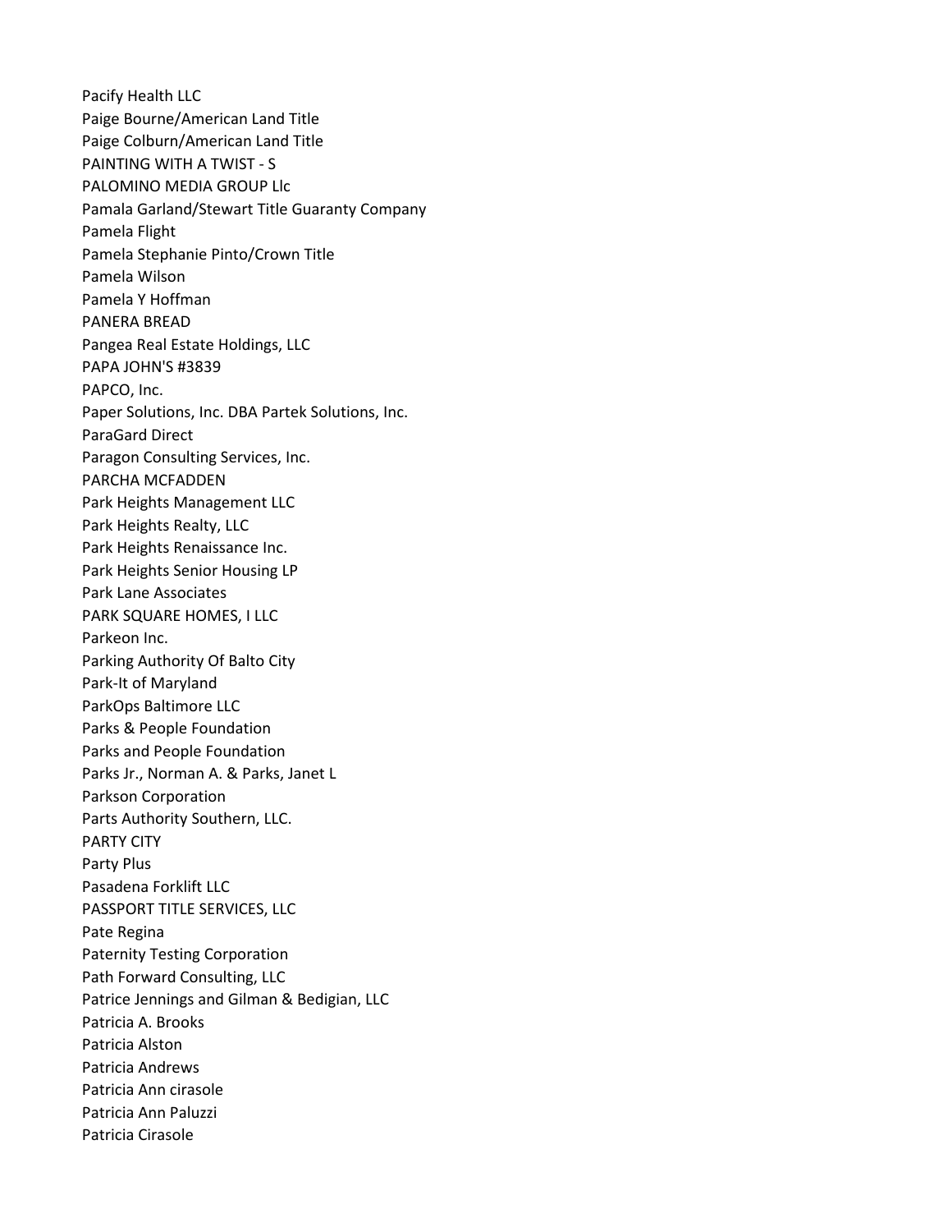Pacify Health LLC
Paige Bourne/American Land Title
Paige Colburn/American Land Title
PAINTING WITH A TWIST - S
PALOMINO MEDIA GROUP Llc
Pamala Garland/Stewart Title Guaranty Company
Pamela Flight
Pamela Stephanie Pinto/Crown Title
Pamela Wilson
Pamela Y Hoffman
PANERA BREAD
Pangea Real Estate Holdings, LLC
PAPA JOHN'S #3839
PAPCO, Inc.
Paper Solutions, Inc. DBA Partek Solutions, Inc.
ParaGard Direct
Paragon Consulting Services, Inc.
PARCHA MCFADDEN
Park Heights Management LLC
Park Heights Realty, LLC
Park Heights Renaissance Inc.
Park Heights Senior Housing LP
Park Lane Associates
PARK SQUARE HOMES, I LLC
Parkeon Inc.
Parking Authority Of Balto City
Park-It of Maryland
ParkOps Baltimore LLC
Parks & People Foundation
Parks and People Foundation
Parks Jr., Norman A. & Parks, Janet L
Parkson Corporation
Parts Authority Southern, LLC.
PARTY CITY
Party Plus
Pasadena Forklift LLC
PASSPORT TITLE SERVICES, LLC
Pate Regina
Paternity Testing Corporation
Path Forward Consulting, LLC
Patrice Jennings and Gilman & Bedigian, LLC
Patricia A. Brooks
Patricia Alston
Patricia Andrews
Patricia Ann cirasole
Patricia Ann Paluzzi
Patricia Cirasole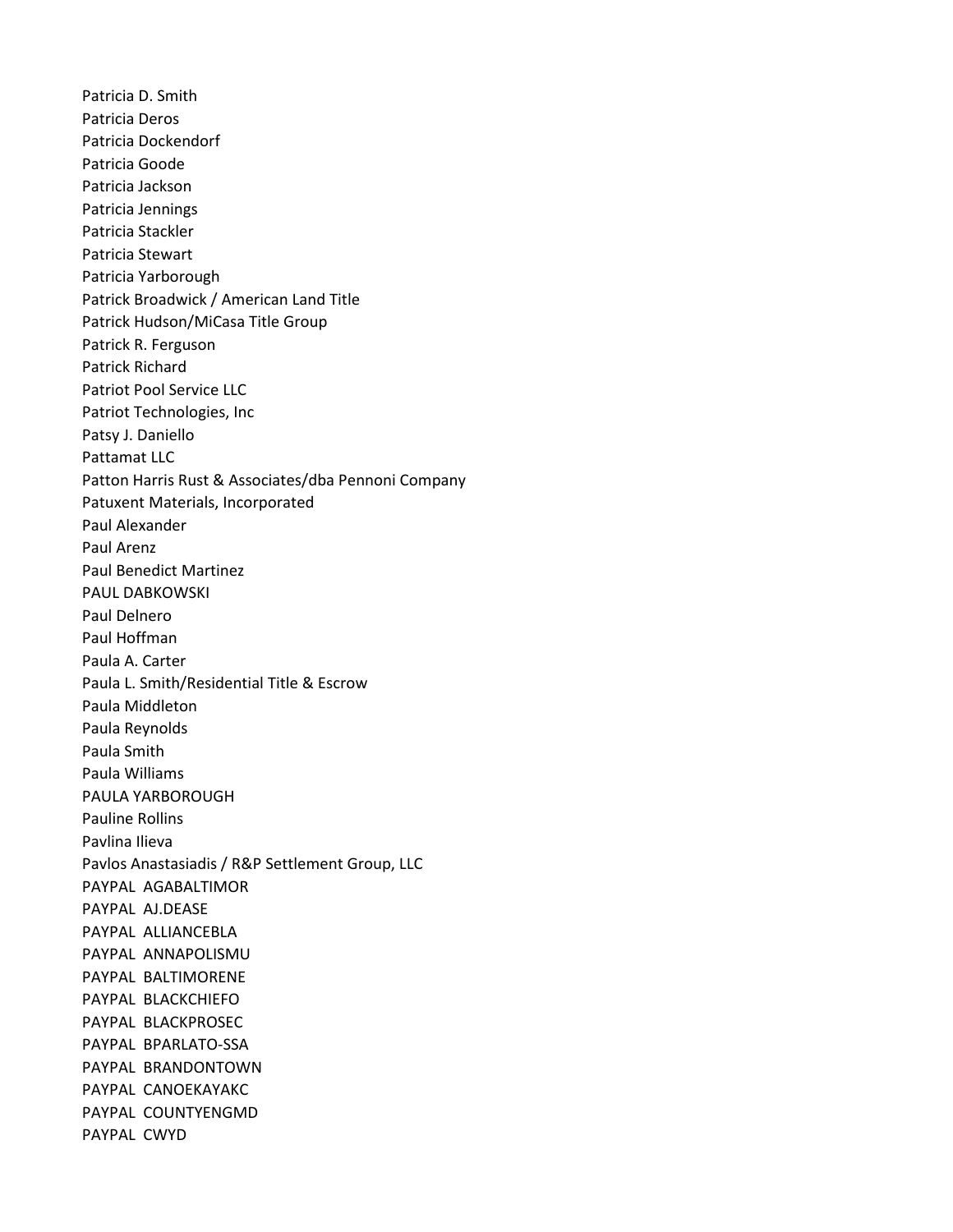Patricia D. Smith
Patricia Deros
Patricia Dockendorf
Patricia Goode
Patricia Jackson
Patricia Jennings
Patricia Stackler
Patricia Stewart
Patricia Yarborough
Patrick Broadwick / American Land Title
Patrick Hudson/MiCasa Title Group
Patrick R. Ferguson
Patrick Richard
Patriot Pool Service LLC
Patriot Technologies, Inc
Patsy J. Daniello
Pattamat LLC
Patton Harris Rust & Associates/dba Pennoni Company
Patuxent Materials, Incorporated
Paul Alexander
Paul Arenz
Paul Benedict Martinez
PAUL DABKOWSKI
Paul Delnero
Paul Hoffman
Paula A. Carter
Paula L. Smith/Residential Title & Escrow
Paula Middleton
Paula Reynolds
Paula Smith
Paula Williams
PAULA YARBOROUGH
Pauline Rollins
Pavlina Ilieva
Pavlos Anastasiadis / R&P Settlement Group, LLC
PAYPAL AGABALTIMOR
PAYPAL AJ.DEASE
PAYPAL ALLIANCEBLA
PAYPAL ANNAPOLISMU
PAYPAL BALTIMORENE
PAYPAL BLACKCHIEFO
PAYPAL BLACKPROSEC
PAYPAL BPARLATO-SSA
PAYPAL BRANDONTOWN
PAYPAL CANOEKAYAKC
PAYPAL COUNTYENGMD
PAYPAL CWYD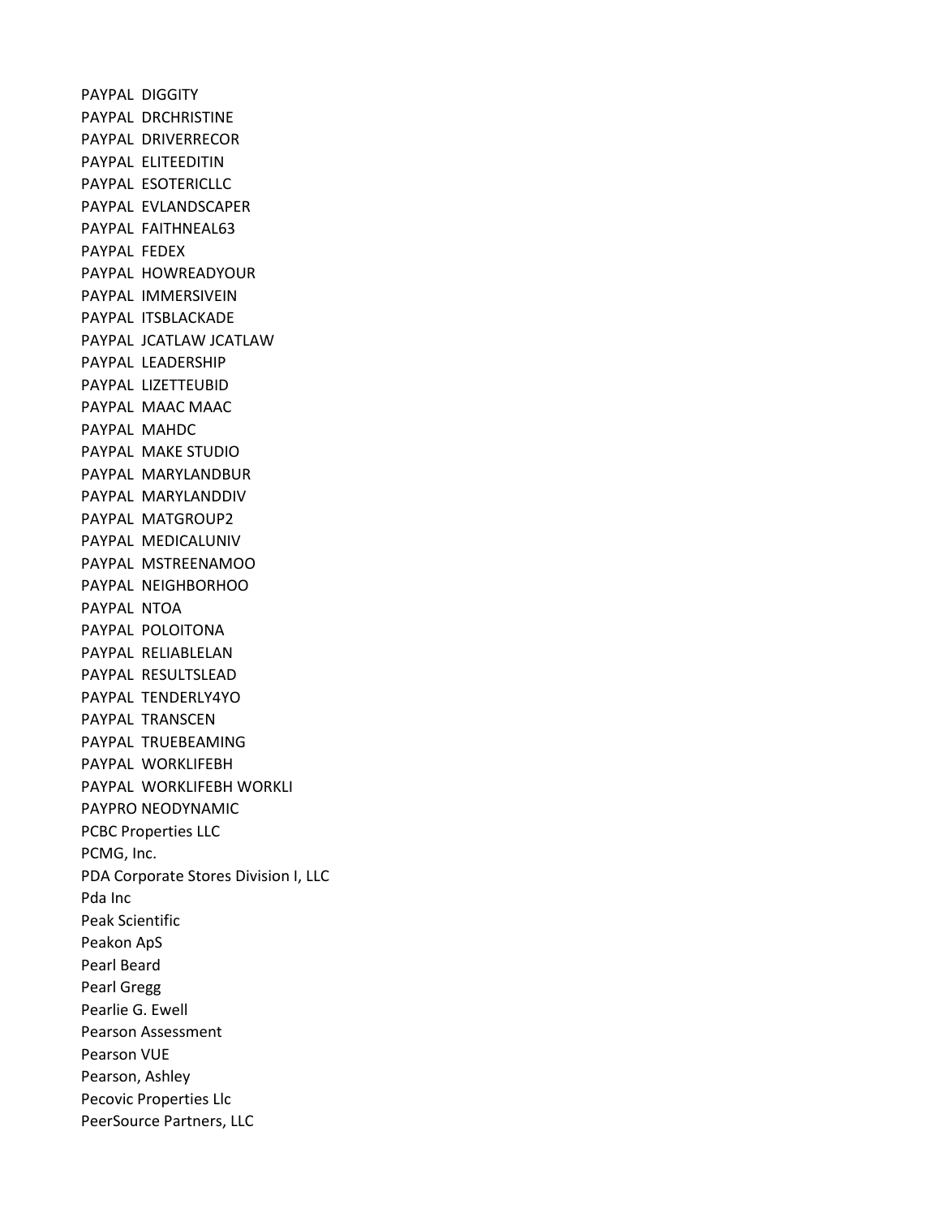PAYPAL DIGGITY
PAYPAL DRCHRISTINE
PAYPAL DRIVERRECOR
PAYPAL ELITEEDITIN
PAYPAL ESOTERICLLC
PAYPAL EVLANDSCAPER
PAYPAL FAITHNEAL63
PAYPAL FEDEX
PAYPAL HOWREADYOUR
PAYPAL IMMERSIVEIN
PAYPAL ITSBLACKADE
PAYPAL JCATLAW JCATLAW
PAYPAL LEADERSHIP
PAYPAL LIZETTEUBID
PAYPAL MAAC MAAC
PAYPAL MAHDC
PAYPAL MAKE STUDIO
PAYPAL MARYLANDBUR
PAYPAL MARYLANDDIV
PAYPAL MATGROUP2
PAYPAL MEDICALUNIV
PAYPAL MSTREENAMOO
PAYPAL NEIGHBORHOO
PAYPAL NTOA
PAYPAL POLOITONA
PAYPAL RELIABLELAN
PAYPAL RESULTSLEAD
PAYPAL TENDERLY4YO
PAYPAL TRANSCEN
PAYPAL TRUEBEAMING
PAYPAL WORKLIFEBH
PAYPAL WORKLIFEBH WORKLI
PAYPRO NEODYNAMIC
PCBC Properties LLC
PCMG, Inc.
PDA Corporate Stores Division I, LLC
Pda Inc
Peak Scientific
Peakon ApS
Pearl Beard
Pearl Gregg
Pearlie G. Ewell
Pearson Assessment
Pearson VUE
Pearson, Ashley
Pecovic Properties Llc
PeerSource Partners, LLC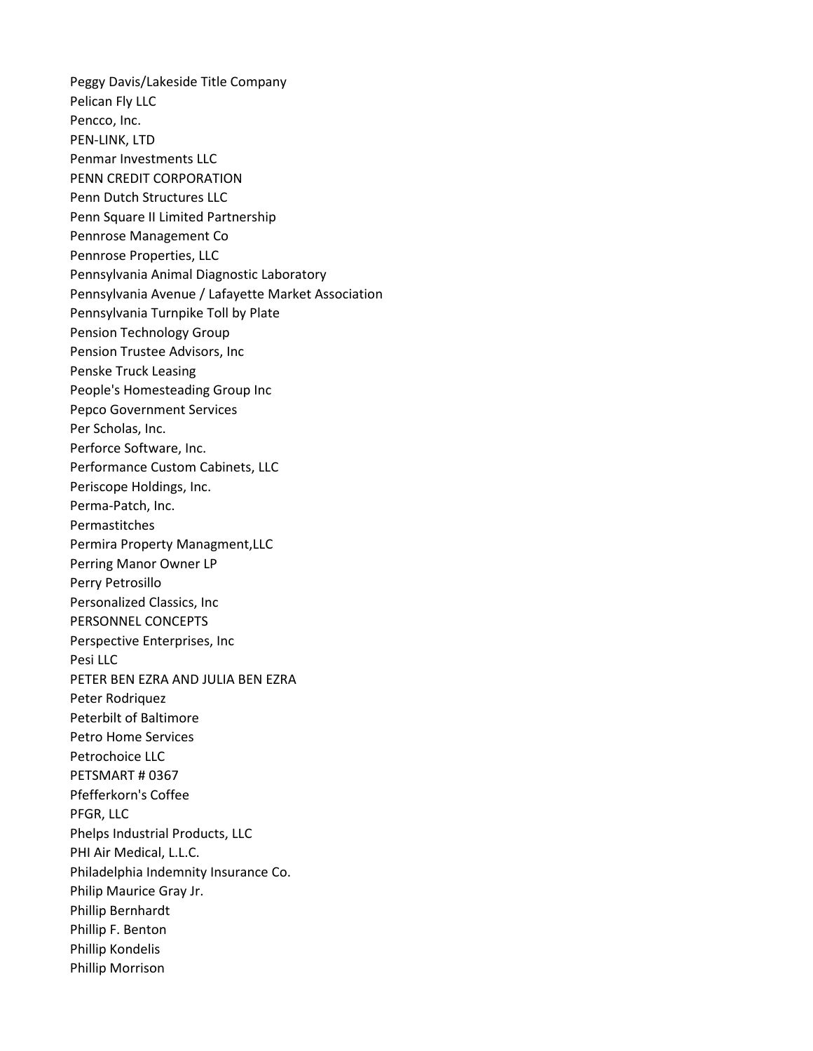Peggy Davis/Lakeside Title Company
Pelican Fly LLC
Pencco, Inc.
PEN-LINK, LTD
Penmar Investments LLC
PENN CREDIT CORPORATION
Penn Dutch Structures LLC
Penn Square II Limited Partnership
Pennrose Management Co
Pennrose Properties, LLC
Pennsylvania Animal Diagnostic Laboratory
Pennsylvania Avenue / Lafayette Market Association
Pennsylvania Turnpike Toll by Plate
Pension Technology Group
Pension Trustee Advisors, Inc
Penske Truck Leasing
People's Homesteading Group Inc
Pepco Government Services
Per Scholas, Inc.
Perforce Software, Inc.
Performance Custom Cabinets, LLC
Periscope Holdings, Inc.
Perma-Patch, Inc.
Permastitches
Permira Property Managment,LLC
Perring Manor Owner LP
Perry Petrosillo
Personalized Classics, Inc
PERSONNEL CONCEPTS
Perspective Enterprises, Inc
Pesi LLC
PETER BEN EZRA AND JULIA BEN EZRA
Peter Rodriquez
Peterbilt of Baltimore
Petro Home Services
Petrochoice LLC
PETSMART # 0367
Pfefferkorn's Coffee
PFGR, LLC
Phelps Industrial Products, LLC
PHI Air Medical, L.L.C.
Philadelphia Indemnity Insurance Co.
Philip Maurice Gray Jr.
Phillip Bernhardt
Phillip F. Benton
Phillip Kondelis
Phillip Morrison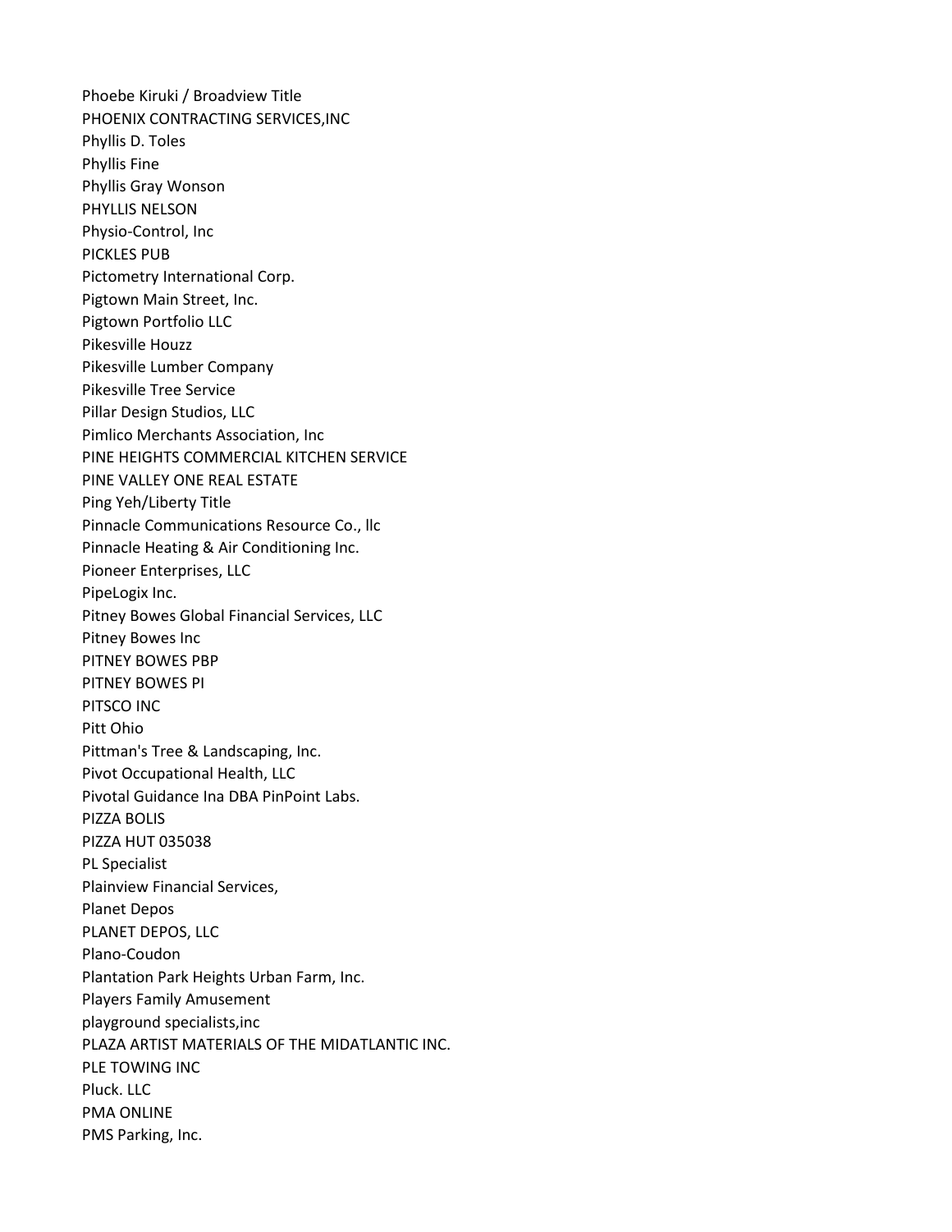Phoebe Kiruki / Broadview Title
PHOENIX CONTRACTING SERVICES,INC
Phyllis D. Toles
Phyllis Fine
Phyllis Gray Wonson
PHYLLIS NELSON
Physio-Control, Inc
PICKLES PUB
Pictometry International Corp.
Pigtown Main Street, Inc.
Pigtown Portfolio LLC
Pikesville Houzz
Pikesville Lumber Company
Pikesville Tree Service
Pillar Design Studios, LLC
Pimlico Merchants Association, Inc
PINE HEIGHTS COMMERCIAL KITCHEN SERVICE
PINE VALLEY ONE REAL ESTATE
Ping Yeh/Liberty Title
Pinnacle Communications Resource Co., llc
Pinnacle Heating & Air Conditioning Inc.
Pioneer Enterprises, LLC
PipeLogix Inc.
Pitney Bowes Global Financial Services, LLC
Pitney Bowes Inc
PITNEY BOWES PBP
PITNEY BOWES PI
PITSCO INC
Pitt Ohio
Pittman's Tree & Landscaping, Inc.
Pivot Occupational Health, LLC
Pivotal Guidance Ina DBA PinPoint Labs.
PIZZA BOLIS
PIZZA HUT 035038
PL Specialist
Plainview Financial Services,
Planet Depos
PLANET DEPOS, LLC
Plano-Coudon
Plantation Park Heights Urban Farm, Inc.
Players Family Amusement
playground specialists,inc
PLAZA ARTIST MATERIALS OF THE MIDATLANTIC INC.
PLE TOWING INC
Pluck. LLC
PMA ONLINE
PMS Parking, Inc.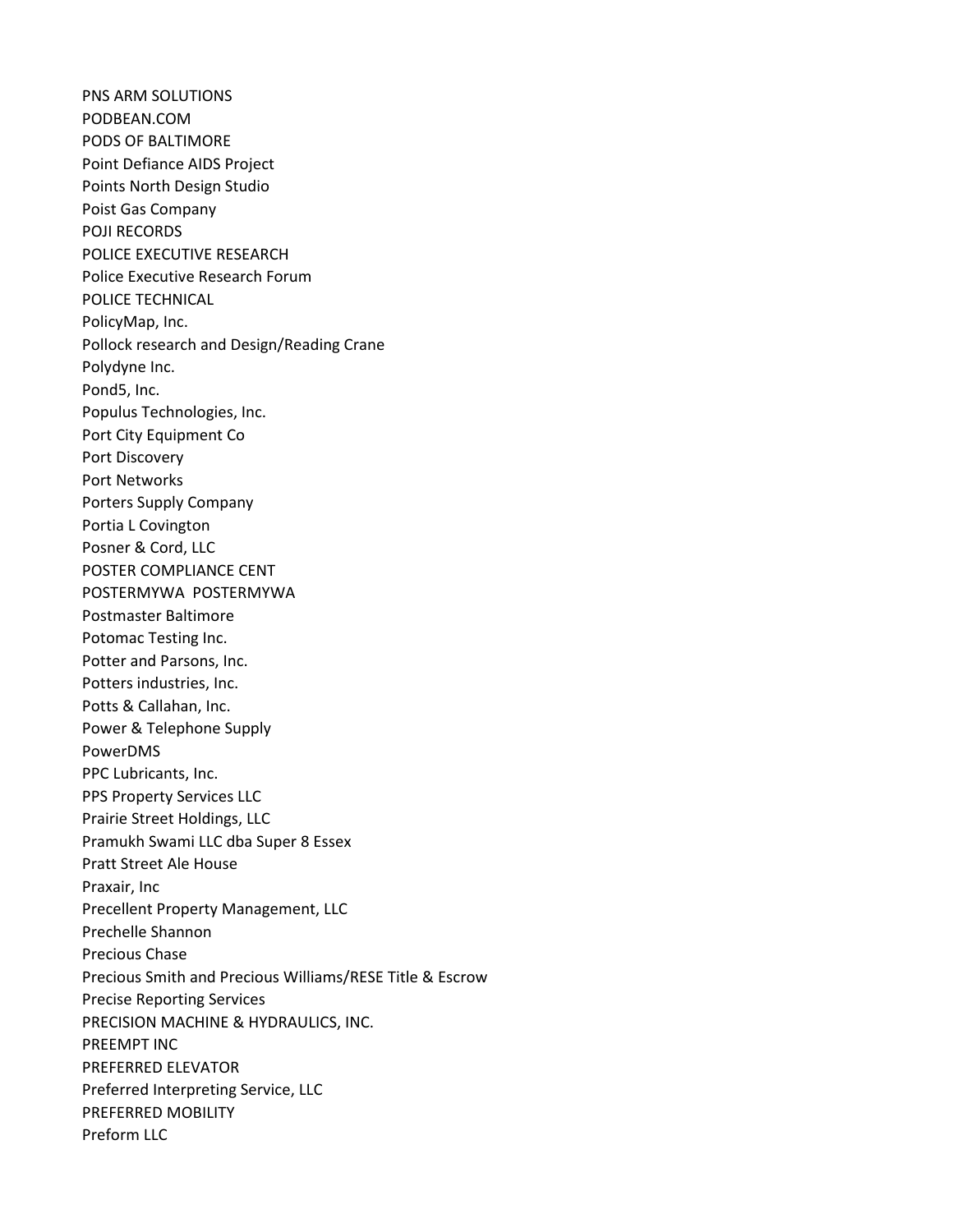PNS ARM SOLUTIONS
PODBEAN.COM
PODS OF BALTIMORE
Point Defiance AIDS Project
Points North Design Studio
Poist Gas Company
POJI RECORDS
POLICE EXECUTIVE RESEARCH
Police Executive Research Forum
POLICE TECHNICAL
PolicyMap, Inc.
Pollock research and Design/Reading Crane
Polydyne Inc.
Pond5, Inc.
Populus Technologies, Inc.
Port City Equipment Co
Port Discovery
Port Networks
Porters Supply Company
Portia L Covington
Posner & Cord, LLC
POSTER COMPLIANCE CENT
POSTERMYWA  POSTERMYWA
Postmaster Baltimore
Potomac Testing Inc.
Potter and Parsons, Inc.
Potters industries, Inc.
Potts & Callahan, Inc.
Power & Telephone Supply
PowerDMS
PPC Lubricants, Inc.
PPS Property Services LLC
Prairie Street Holdings, LLC
Pramukh Swami LLC dba Super 8 Essex
Pratt Street Ale House
Praxair, Inc
Precellent Property Management, LLC
Prechelle Shannon
Precious Chase
Precious Smith and Precious Williams/RESE Title & Escrow
Precise Reporting Services
PRECISION MACHINE & HYDRAULICS, INC.
PREEMPT INC
PREFERRED ELEVATOR
Preferred Interpreting Service, LLC
PREFERRED MOBILITY
Preform LLC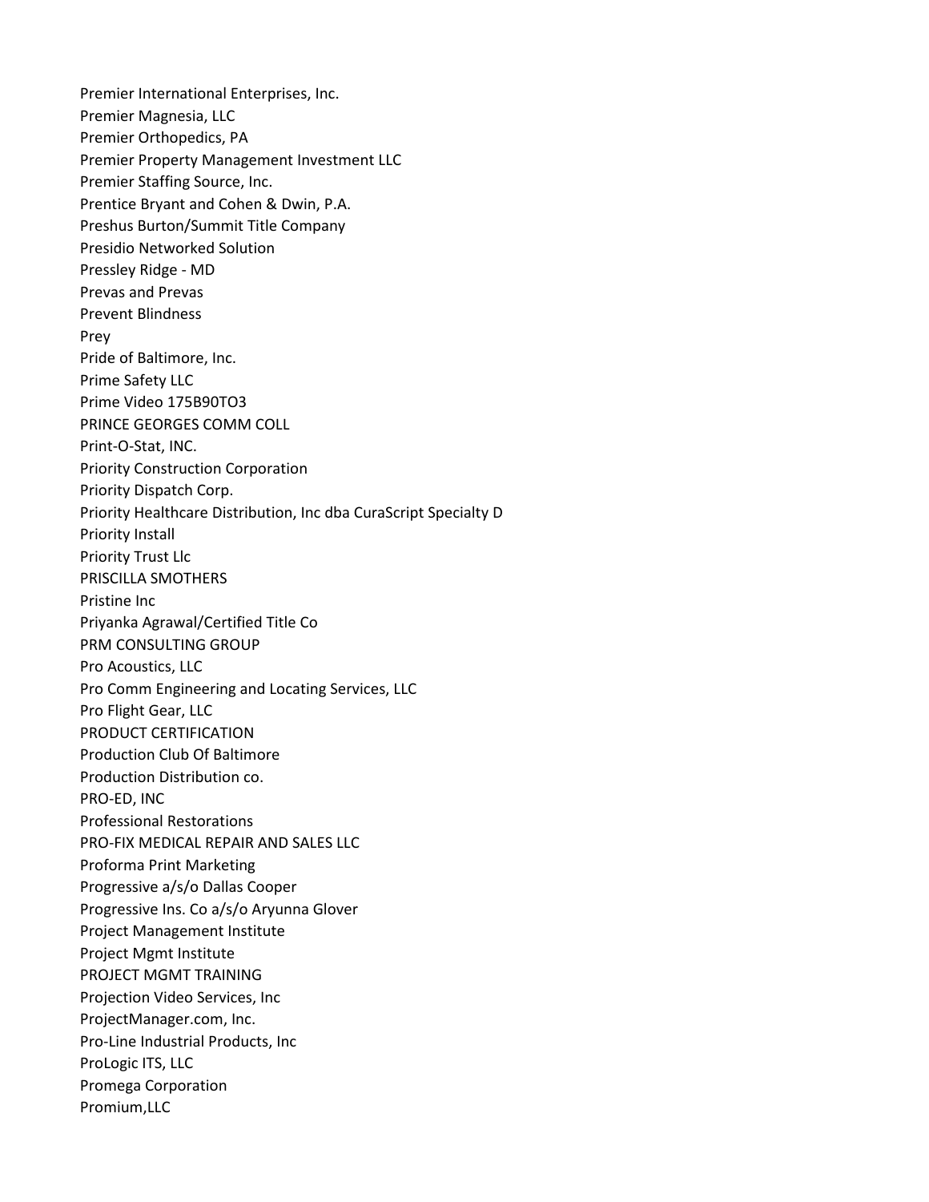Premier International Enterprises, Inc.
Premier Magnesia, LLC
Premier Orthopedics, PA
Premier Property Management Investment LLC
Premier Staffing Source, Inc.
Prentice Bryant and Cohen & Dwin, P.A.
Preshus Burton/Summit Title Company
Presidio Networked Solution
Pressley Ridge - MD
Prevas and Prevas
Prevent Blindness
Prey
Pride of Baltimore, Inc.
Prime Safety LLC
Prime Video 175B90TO3
PRINCE GEORGES COMM COLL
Print-O-Stat, INC.
Priority Construction Corporation
Priority Dispatch Corp.
Priority Healthcare Distribution, Inc dba CuraScript Specialty D
Priority Install
Priority Trust Llc
PRISCILLA SMOTHERS
Pristine Inc
Priyanka Agrawal/Certified Title Co
PRM CONSULTING GROUP
Pro Acoustics, LLC
Pro Comm Engineering and Locating Services, LLC
Pro Flight Gear, LLC
PRODUCT CERTIFICATION
Production Club Of Baltimore
Production Distribution co.
PRO-ED, INC
Professional Restorations
PRO-FIX MEDICAL REPAIR AND SALES LLC
Proforma Print Marketing
Progressive a/s/o Dallas Cooper
Progressive Ins. Co a/s/o Aryunna Glover
Project Management Institute
Project Mgmt Institute
PROJECT MGMT TRAINING
Projection Video Services, Inc
ProjectManager.com, Inc.
Pro-Line Industrial Products, Inc
ProLogic ITS, LLC
Promega Corporation
Promium,LLC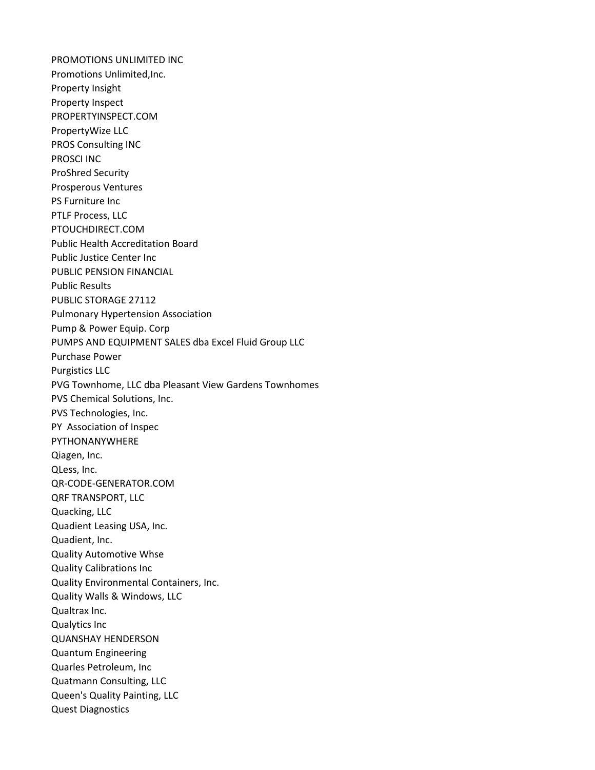PROMOTIONS UNLIMITED INC
Promotions Unlimited,Inc.
Property Insight
Property Inspect
PROPERTYINSPECT.COM
PropertyWize LLC
PROS Consulting INC
PROSCI INC
ProShred Security
Prosperous Ventures
PS Furniture Inc
PTLF Process, LLC
PTOUCHDIRECT.COM
Public Health Accreditation Board
Public Justice Center Inc
PUBLIC PENSION FINANCIAL
Public Results
PUBLIC STORAGE 27112
Pulmonary Hypertension Association
Pump & Power Equip. Corp
PUMPS AND EQUIPMENT SALES dba Excel Fluid Group LLC
Purchase Power
Purgistics LLC
PVG Townhome, LLC dba Pleasant View Gardens Townhomes
PVS Chemical Solutions, Inc.
PVS Technologies, Inc.
PY Association of Inspec
PYTHONANYWHERE
Qiagen, Inc.
QLess, Inc.
QR-CODE-GENERATOR.COM
QRF TRANSPORT, LLC
Quacking, LLC
Quadient Leasing USA, Inc.
Quadient, Inc.
Quality Automotive Whse
Quality Calibrations Inc
Quality Environmental Containers, Inc.
Quality Walls & Windows, LLC
Qualtrax Inc.
Qualytics Inc
QUANSHAY HENDERSON
Quantum Engineering
Quarles Petroleum, Inc
Quatmann Consulting, LLC
Queen's Quality Painting, LLC
Quest Diagnostics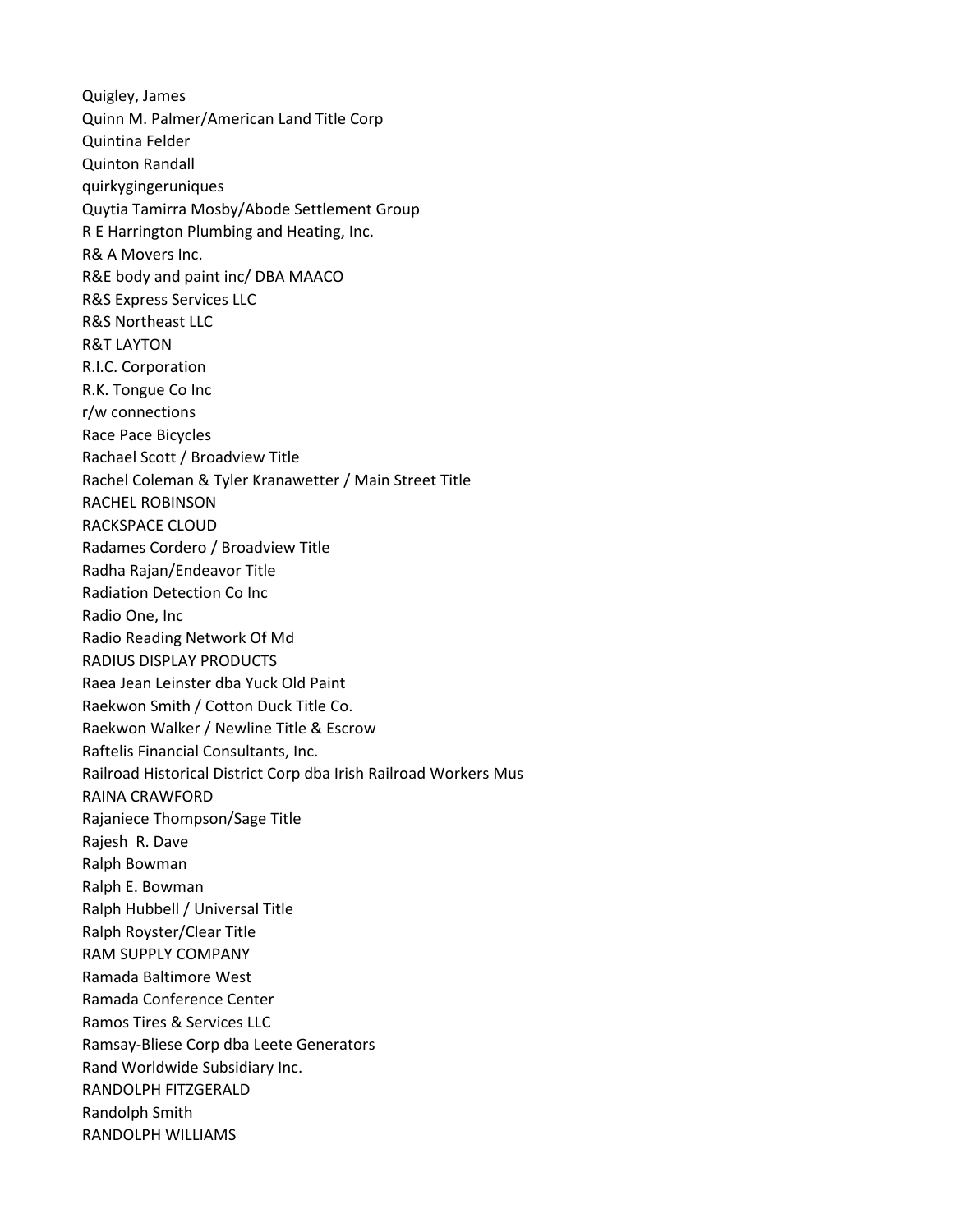Quigley, James
Quinn M. Palmer/American Land Title Corp
Quintina Felder
Quinton Randall
quirkygingeruniques
Quytia Tamirra Mosby/Abode Settlement Group
R E Harrington Plumbing and Heating, Inc.
R& A Movers Inc.
R&E body and paint inc/ DBA MAACO
R&S Express Services LLC
R&S Northeast LLC
R&T LAYTON
R.I.C. Corporation
R.K. Tongue Co Inc
r/w connections
Race Pace Bicycles
Rachael Scott / Broadview Title
Rachel Coleman & Tyler Kranawetter / Main Street Title
RACHEL ROBINSON
RACKSPACE CLOUD
Radames Cordero / Broadview Title
Radha Rajan/Endeavor Title
Radiation Detection Co Inc
Radio One, Inc
Radio Reading Network Of Md
RADIUS DISPLAY PRODUCTS
Raea Jean Leinster dba Yuck Old Paint
Raekwon Smith / Cotton Duck Title Co.
Raekwon Walker / Newline Title & Escrow
Raftelis Financial Consultants, Inc.
Railroad Historical District Corp dba Irish Railroad Workers Mus
RAINA CRAWFORD
Rajaniece Thompson/Sage Title
Rajesh R. Dave
Ralph Bowman
Ralph E. Bowman
Ralph Hubbell / Universal Title
Ralph Royster/Clear Title
RAM SUPPLY COMPANY
Ramada Baltimore West
Ramada Conference Center
Ramos Tires & Services LLC
Ramsay-Bliese Corp dba Leete Generators
Rand Worldwide Subsidiary Inc.
RANDOLPH FITZGERALD
Randolph Smith
RANDOLPH WILLIAMS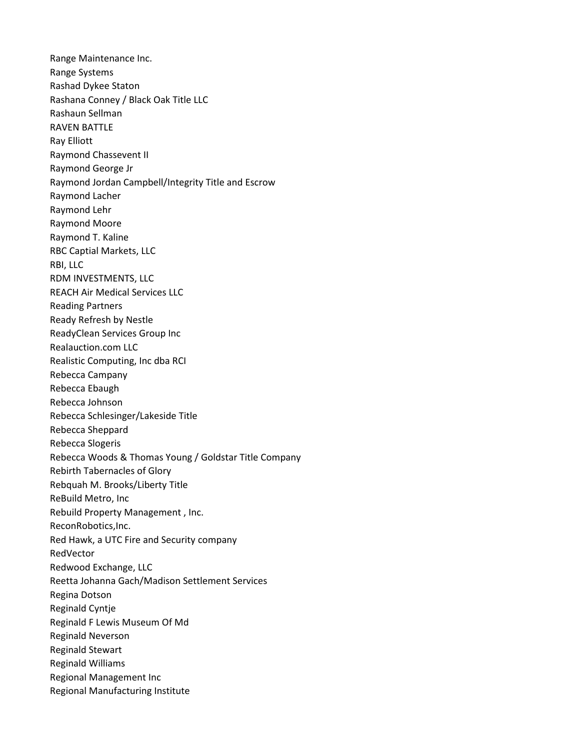Range Maintenance Inc.
Range Systems
Rashad Dykee Staton
Rashana Conney / Black Oak Title LLC
Rashaun Sellman
RAVEN BATTLE
Ray Elliott
Raymond Chassevent II
Raymond George Jr
Raymond Jordan Campbell/Integrity Title and Escrow
Raymond Lacher
Raymond Lehr
Raymond Moore
Raymond T. Kaline
RBC Captial Markets, LLC
RBI, LLC
RDM INVESTMENTS, LLC
REACH Air Medical Services LLC
Reading Partners
Ready Refresh by Nestle
ReadyClean Services Group Inc
Realauction.com LLC
Realistic Computing, Inc dba RCI
Rebecca Campany
Rebecca Ebaugh
Rebecca Johnson
Rebecca Schlesinger/Lakeside Title
Rebecca Sheppard
Rebecca Slogeris
Rebecca Woods & Thomas Young / Goldstar Title Company
Rebirth Tabernacles of Glory
Rebquah M. Brooks/Liberty Title
ReBuild Metro, Inc
Rebuild Property Management , Inc.
ReconRobotics,Inc.
Red Hawk, a UTC Fire and Security company
RedVector
Redwood Exchange, LLC
Reetta Johanna Gach/Madison Settlement Services
Regina Dotson
Reginald Cyntje
Reginald F Lewis Museum Of Md
Reginald Neverson
Reginald Stewart
Reginald Williams
Regional Management Inc
Regional Manufacturing Institute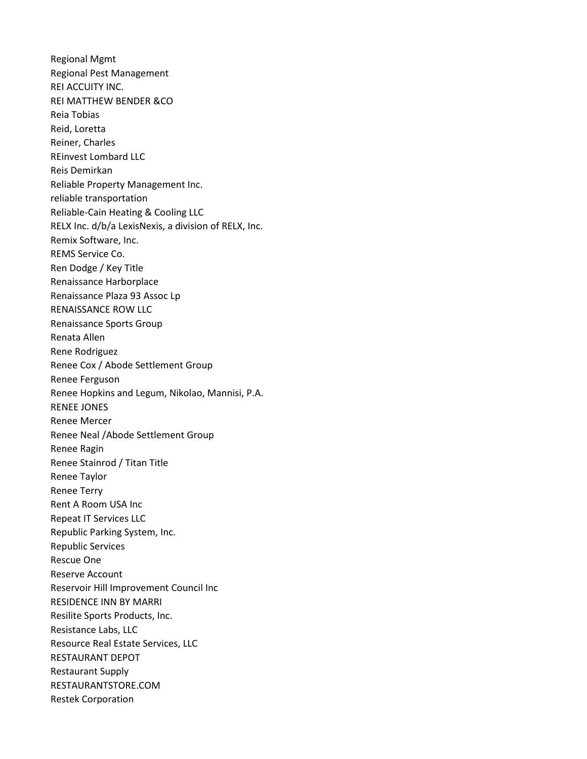Regional Mgmt
Regional Pest Management
REI ACCUITY INC.
REI MATTHEW BENDER &CO
Reia Tobias
Reid, Loretta
Reiner, Charles
REinvest Lombard LLC
Reis Demirkan
Reliable Property Management Inc.
reliable transportation
Reliable-Cain Heating & Cooling LLC
RELX Inc. d/b/a LexisNexis, a division of RELX, Inc.
Remix Software, Inc.
REMS Service Co.
Ren Dodge / Key Title
Renaissance Harborplace
Renaissance Plaza 93 Assoc Lp
RENAISSANCE ROW LLC
Renaissance Sports Group
Renata Allen
Rene Rodriguez
Renee Cox / Abode Settlement Group
Renee Ferguson
Renee Hopkins and Legum, Nikolao, Mannisi, P.A.
RENEE JONES
Renee Mercer
Renee Neal /Abode Settlement Group
Renee Ragin
Renee Stainrod / Titan Title
Renee Taylor
Renee Terry
Rent A Room USA Inc
Repeat IT Services LLC
Republic Parking System, Inc.
Republic Services
Rescue One
Reserve Account
Reservoir Hill Improvement Council Inc
RESIDENCE INN BY MARRI
Resilite Sports Products, Inc.
Resistance Labs, LLC
Resource Real Estate Services, LLC
RESTAURANT DEPOT
Restaurant Supply
RESTAURANTSTORE.COM
Restek Corporation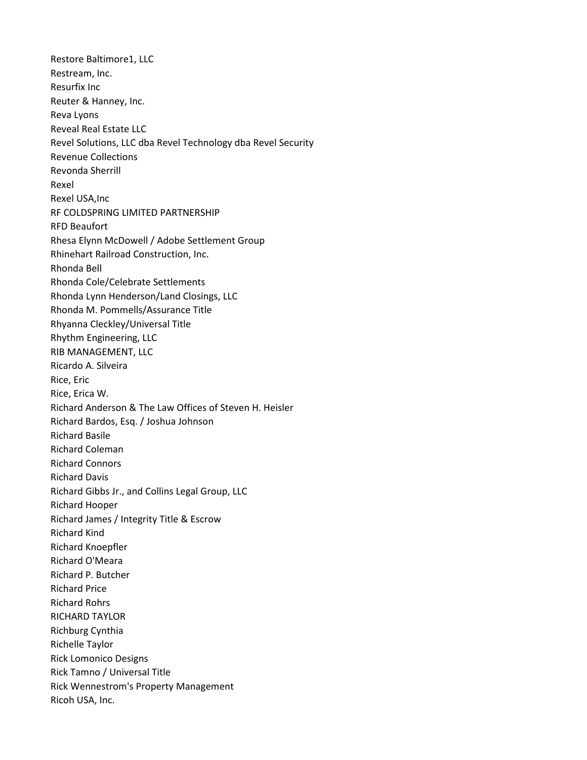Restore Baltimore1, LLC
Restream, Inc.
Resurfix Inc
Reuter & Hanney, Inc.
Reva Lyons
Reveal Real Estate LLC
Revel Solutions, LLC dba Revel Technology dba Revel Security
Revenue Collections
Revonda Sherrill
Rexel
Rexel USA,Inc
RF COLDSPRING LIMITED PARTNERSHIP
RFD Beaufort
Rhesa Elynn McDowell / Adobe Settlement Group
Rhinehart Railroad Construction, Inc.
Rhonda Bell
Rhonda Cole/Celebrate Settlements
Rhonda Lynn Henderson/Land Closings, LLC
Rhonda M. Pommells/Assurance Title
Rhyanna Cleckley/Universal Title
Rhythm Engineering, LLC
RIB MANAGEMENT, LLC
Ricardo A. Silveira
Rice, Eric
Rice, Erica W.
Richard Anderson & The Law Offices of Steven H. Heisler
Richard Bardos, Esq. / Joshua Johnson
Richard Basile
Richard Coleman
Richard Connors
Richard Davis
Richard Gibbs Jr., and Collins Legal Group, LLC
Richard Hooper
Richard James / Integrity Title & Escrow
Richard Kind
Richard Knoepfler
Richard O'Meara
Richard P. Butcher
Richard Price
Richard Rohrs
RICHARD TAYLOR
Richburg Cynthia
Richelle Taylor
Rick Lomonico Designs
Rick Tamno / Universal Title
Rick Wennestrom's Property Management
Ricoh USA, Inc.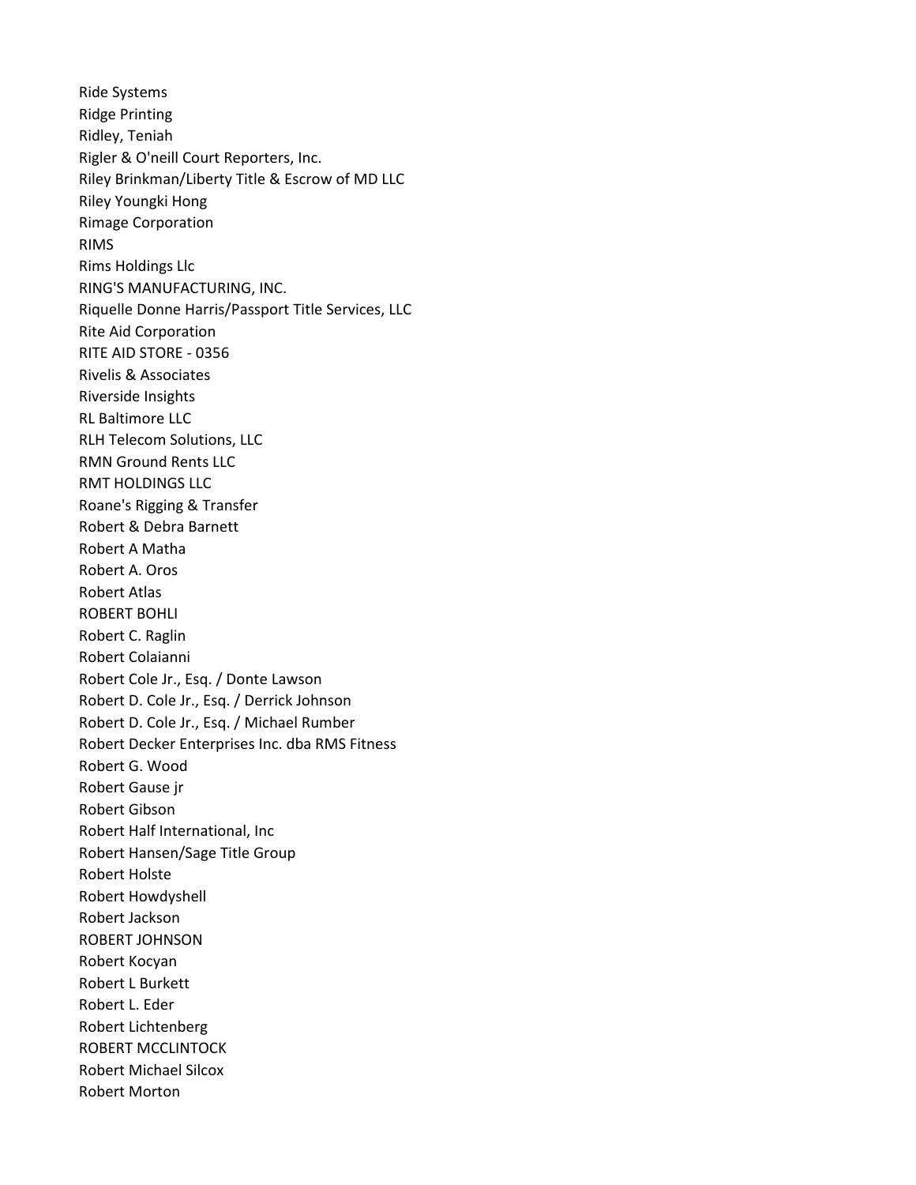Ride Systems
Ridge Printing
Ridley, Teniah
Rigler & O'neill Court Reporters, Inc.
Riley Brinkman/Liberty Title & Escrow of MD LLC
Riley Youngki Hong
Rimage Corporation
RIMS
Rims Holdings Llc
RING'S MANUFACTURING, INC.
Riquelle Donne Harris/Passport Title Services, LLC
Rite Aid Corporation
RITE AID STORE - 0356
Rivelis & Associates
Riverside Insights
RL Baltimore LLC
RLH Telecom Solutions, LLC
RMN Ground Rents LLC
RMT HOLDINGS LLC
Roane's Rigging & Transfer
Robert & Debra Barnett
Robert A Matha
Robert A. Oros
Robert Atlas
ROBERT BOHLI
Robert C. Raglin
Robert Colaianni
Robert Cole Jr., Esq. / Donte Lawson
Robert D. Cole Jr., Esq. / Derrick Johnson
Robert D. Cole Jr., Esq. / Michael Rumber
Robert Decker Enterprises Inc. dba RMS Fitness
Robert G. Wood
Robert Gause jr
Robert Gibson
Robert Half International, Inc
Robert Hansen/Sage Title Group
Robert Holste
Robert Howdyshell
Robert Jackson
ROBERT JOHNSON
Robert Kocyan
Robert L Burkett
Robert L. Eder
Robert Lichtenberg
ROBERT MCCLINTOCK
Robert Michael Silcox
Robert Morton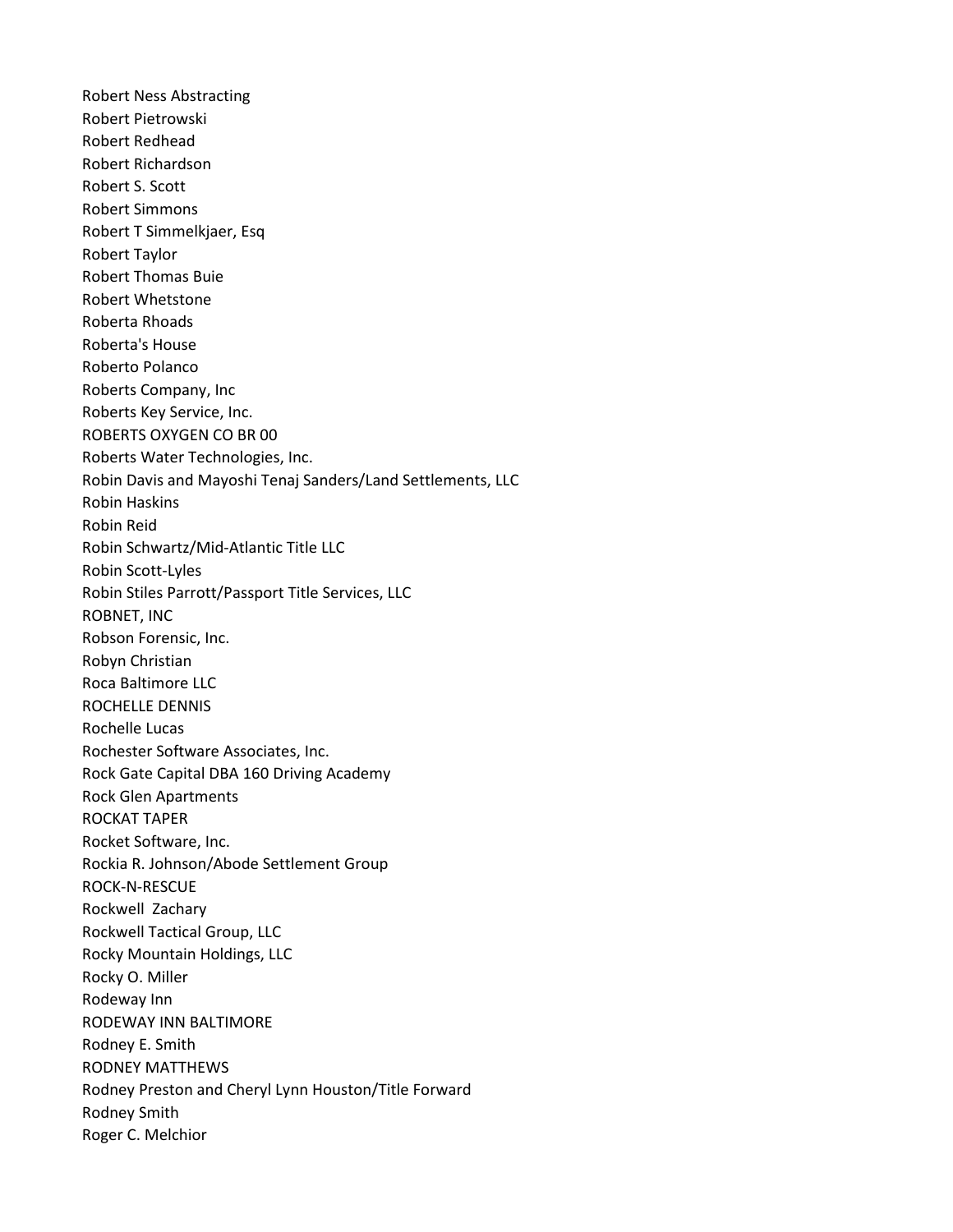Robert Ness Abstracting
Robert Pietrowski
Robert Redhead
Robert Richardson
Robert S. Scott
Robert Simmons
Robert T Simmelkjaer, Esq
Robert Taylor
Robert Thomas Buie
Robert Whetstone
Roberta Rhoads
Roberta's House
Roberto Polanco
Roberts Company, Inc
Roberts Key Service, Inc.
ROBERTS OXYGEN CO BR 00
Roberts Water Technologies, Inc.
Robin Davis and Mayoshi Tenaj Sanders/Land Settlements, LLC
Robin Haskins
Robin Reid
Robin Schwartz/Mid-Atlantic Title LLC
Robin Scott-Lyles
Robin Stiles Parrott/Passport Title Services, LLC
ROBNET, INC
Robson Forensic, Inc.
Robyn Christian
Roca Baltimore LLC
ROCHELLE DENNIS
Rochelle Lucas
Rochester Software Associates, Inc.
Rock Gate Capital DBA 160 Driving Academy
Rock Glen Apartments
ROCKAT TAPER
Rocket Software, Inc.
Rockia R. Johnson/Abode Settlement Group
ROCK-N-RESCUE
Rockwell  Zachary
Rockwell Tactical Group, LLC
Rocky Mountain Holdings, LLC
Rocky O. Miller
Rodeway Inn
RODEWAY INN BALTIMORE
Rodney E. Smith
RODNEY MATTHEWS
Rodney Preston and Cheryl Lynn Houston/Title Forward
Rodney Smith
Roger C. Melchior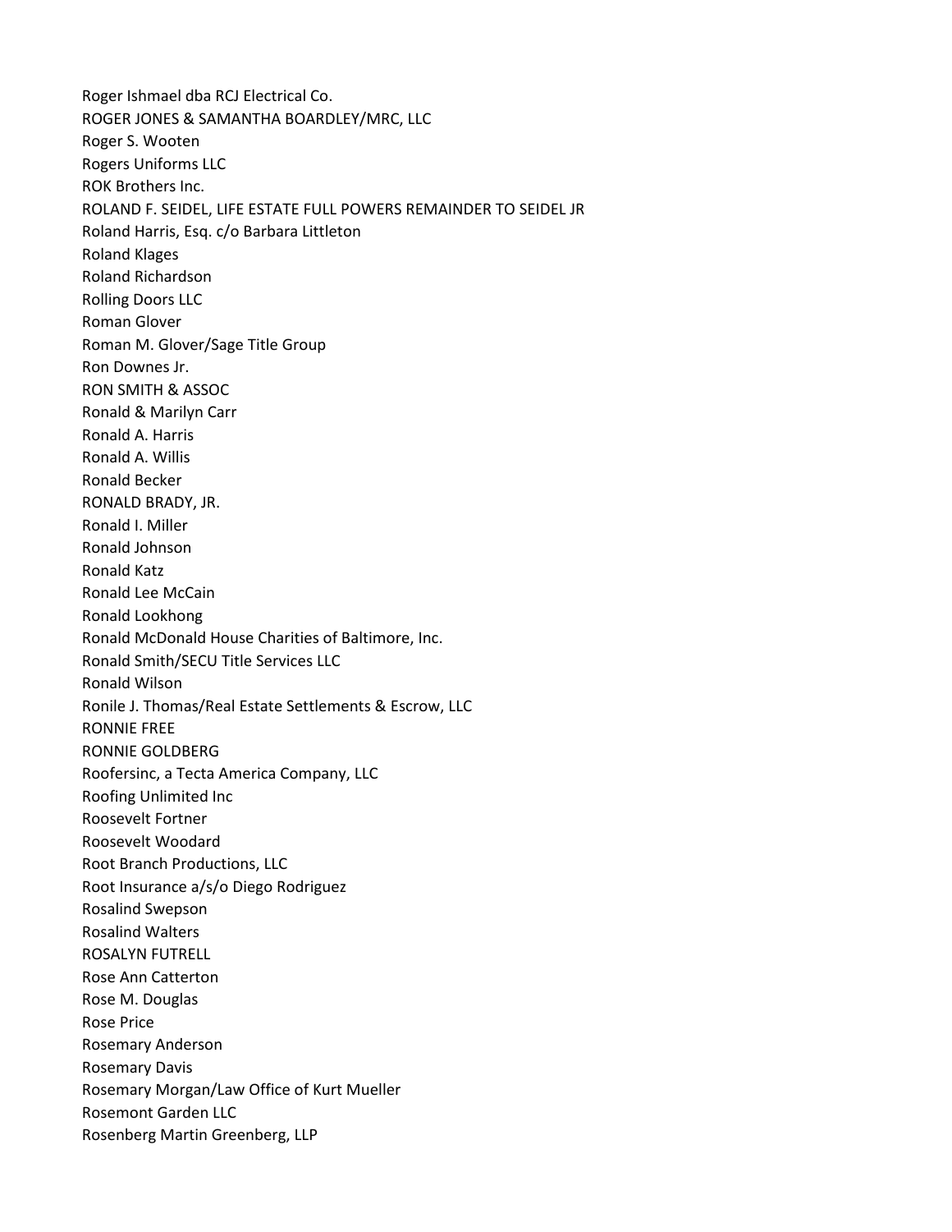Roger Ishmael dba RCJ Electrical Co.
ROGER JONES & SAMANTHA BOARDLEY/MRC, LLC
Roger S. Wooten
Rogers Uniforms LLC
ROK Brothers Inc.
ROLAND F. SEIDEL, LIFE ESTATE FULL POWERS REMAINDER TO SEIDEL JR
Roland Harris, Esq. c/o Barbara Littleton
Roland Klages
Roland Richardson
Rolling Doors LLC
Roman Glover
Roman M. Glover/Sage Title Group
Ron Downes Jr.
RON SMITH & ASSOC
Ronald & Marilyn Carr
Ronald A. Harris
Ronald A. Willis
Ronald Becker
RONALD BRADY, JR.
Ronald I. Miller
Ronald Johnson
Ronald Katz
Ronald Lee McCain
Ronald Lookhong
Ronald McDonald House Charities of Baltimore, Inc.
Ronald Smith/SECU Title Services LLC
Ronald Wilson
Ronile J. Thomas/Real Estate Settlements & Escrow, LLC
RONNIE FREE
RONNIE GOLDBERG
Roofersinc, a Tecta America Company, LLC
Roofing Unlimited Inc
Roosevelt Fortner
Roosevelt Woodard
Root Branch Productions, LLC
Root Insurance a/s/o Diego Rodriguez
Rosalind Swepson
Rosalind Walters
ROSALYN FUTRELL
Rose Ann Catterton
Rose M. Douglas
Rose Price
Rosemary Anderson
Rosemary Davis
Rosemary Morgan/Law Office of Kurt Mueller
Rosemont Garden LLC
Rosenberg Martin Greenberg, LLP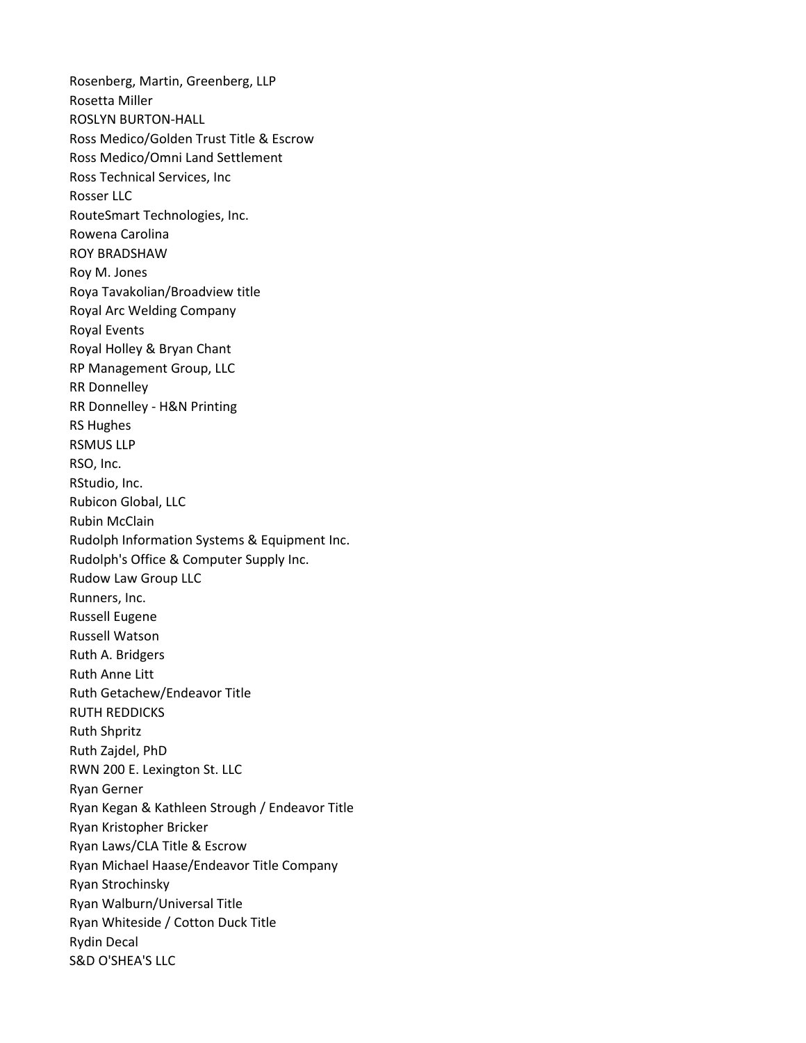Rosenberg, Martin, Greenberg, LLP
Rosetta Miller
ROSLYN BURTON-HALL
Ross Medico/Golden Trust Title & Escrow
Ross Medico/Omni Land Settlement
Ross Technical Services, Inc
Rosser LLC
RouteSmart Technologies, Inc.
Rowena Carolina
ROY BRADSHAW
Roy M. Jones
Roya Tavakolian/Broadview title
Royal Arc Welding Company
Royal Events
Royal Holley & Bryan Chant
RP Management Group, LLC
RR Donnelley
RR Donnelley - H&N Printing
RS Hughes
RSMUS LLP
RSO, Inc.
RStudio, Inc.
Rubicon Global, LLC
Rubin McClain
Rudolph Information Systems & Equipment Inc.
Rudolph's Office & Computer Supply Inc.
Rudow Law Group LLC
Runners, Inc.
Russell Eugene
Russell Watson
Ruth A. Bridgers
Ruth Anne Litt
Ruth Getachew/Endeavor Title
RUTH REDDICKS
Ruth Shpritz
Ruth Zajdel, PhD
RWN 200 E. Lexington St. LLC
Ryan Gerner
Ryan Kegan & Kathleen Strough / Endeavor Title
Ryan Kristopher Bricker
Ryan Laws/CLA Title & Escrow
Ryan Michael Haase/Endeavor Title Company
Ryan Strochinsky
Ryan Walburn/Universal Title
Ryan Whiteside / Cotton Duck Title
Rydin Decal
S&D O'SHEA'S LLC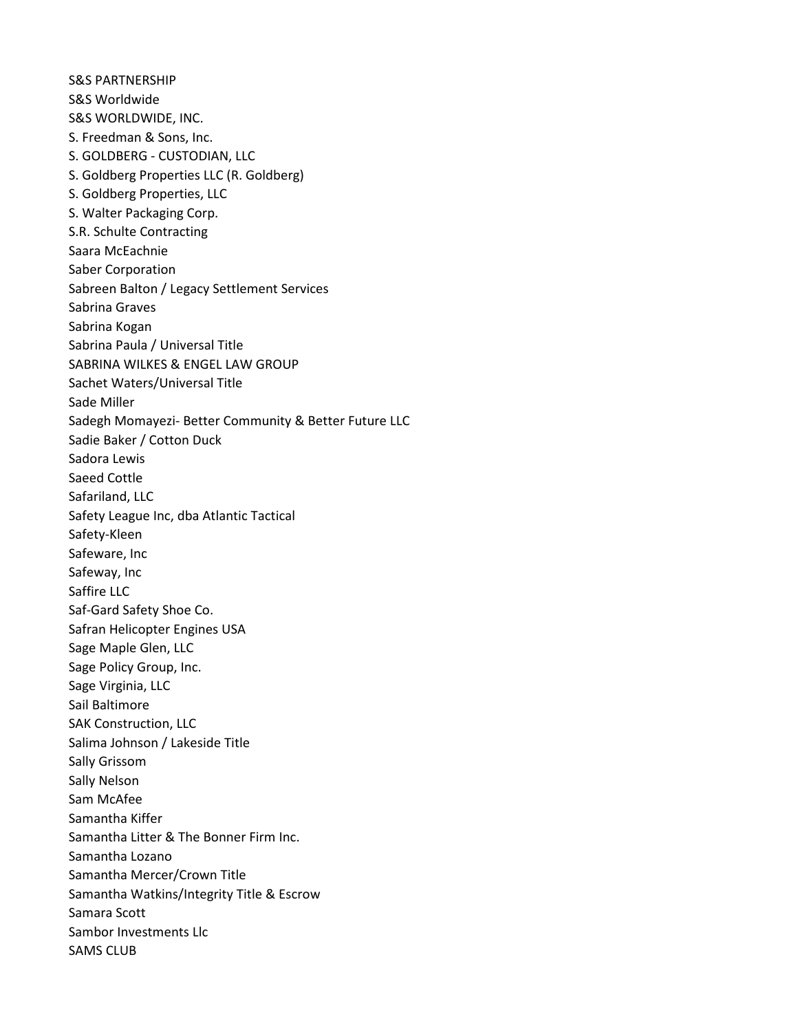S&S PARTNERSHIP
S&S Worldwide
S&S WORLDWIDE, INC.
S. Freedman & Sons, Inc.
S. GOLDBERG - CUSTODIAN, LLC
S. Goldberg Properties LLC (R. Goldberg)
S. Goldberg Properties, LLC
S. Walter Packaging Corp.
S.R. Schulte Contracting
Saara McEachnie
Saber Corporation
Sabreen Balton / Legacy Settlement Services
Sabrina Graves
Sabrina Kogan
Sabrina Paula / Universal Title
SABRINA WILKES & ENGEL LAW GROUP
Sachet Waters/Universal Title
Sade Miller
Sadegh Momayezi- Better Community & Better Future LLC
Sadie Baker / Cotton Duck
Sadora Lewis
Saeed Cottle
Safariland, LLC
Safety League Inc, dba Atlantic Tactical
Safety-Kleen
Safeware, Inc
Safeway, Inc
Saffire LLC
Saf-Gard Safety Shoe Co.
Safran Helicopter Engines USA
Sage Maple Glen, LLC
Sage Policy Group, Inc.
Sage Virginia, LLC
Sail Baltimore
SAK Construction, LLC
Salima Johnson / Lakeside Title
Sally Grissom
Sally Nelson
Sam McAfee
Samantha Kiffer
Samantha Litter & The Bonner Firm Inc.
Samantha Lozano
Samantha Mercer/Crown Title
Samantha Watkins/Integrity Title & Escrow
Samara Scott
Sambor Investments Llc
SAMS CLUB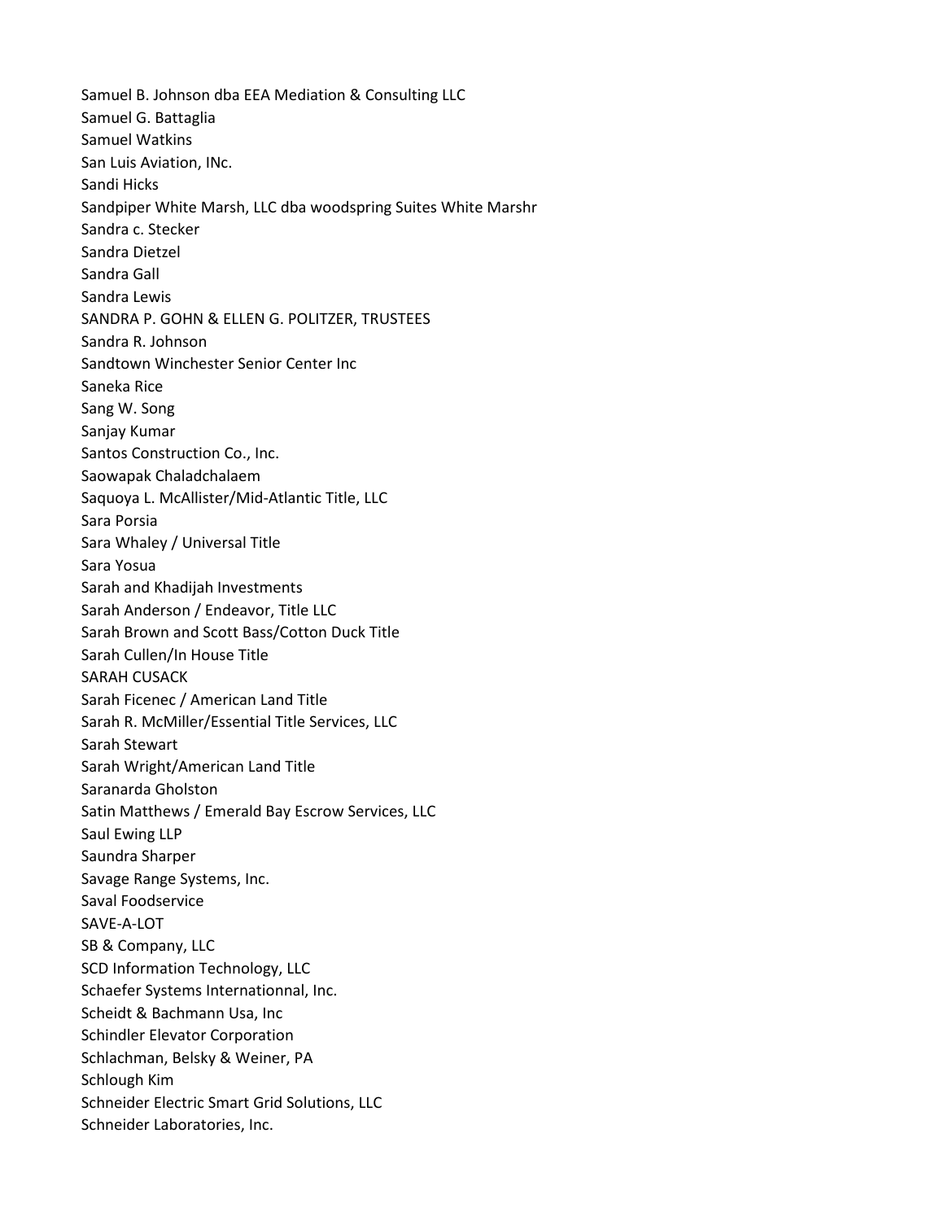Samuel B. Johnson dba EEA Mediation & Consulting LLC
Samuel G. Battaglia
Samuel Watkins
San Luis Aviation, INc.
Sandi Hicks
Sandpiper White Marsh, LLC dba woodspring Suites White Marshr
Sandra c. Stecker
Sandra Dietzel
Sandra Gall
Sandra Lewis
SANDRA P. GOHN & ELLEN G. POLITZER, TRUSTEES
Sandra R. Johnson
Sandtown Winchester Senior Center Inc
Saneka Rice
Sang W. Song
Sanjay Kumar
Santos Construction Co., Inc.
Saowapak Chaladchalaem
Saquoya L. McAllister/Mid-Atlantic Title, LLC
Sara Porsia
Sara Whaley / Universal Title
Sara Yosua
Sarah and Khadijah Investments
Sarah Anderson / Endeavor, Title LLC
Sarah Brown and Scott Bass/Cotton Duck Title
Sarah Cullen/In House Title
SARAH CUSACK
Sarah Ficenec / American Land Title
Sarah R. McMiller/Essential Title Services, LLC
Sarah Stewart
Sarah Wright/American Land Title
Saranarda Gholston
Satin Matthews / Emerald Bay Escrow Services, LLC
Saul Ewing LLP
Saundra Sharper
Savage Range Systems, Inc.
Saval Foodservice
SAVE-A-LOT
SB & Company, LLC
SCD Information Technology, LLC
Schaefer Systems Internationnal, Inc.
Scheidt & Bachmann Usa, Inc
Schindler Elevator Corporation
Schlachman, Belsky & Weiner, PA
Schlough Kim
Schneider Electric Smart Grid Solutions, LLC
Schneider Laboratories, Inc.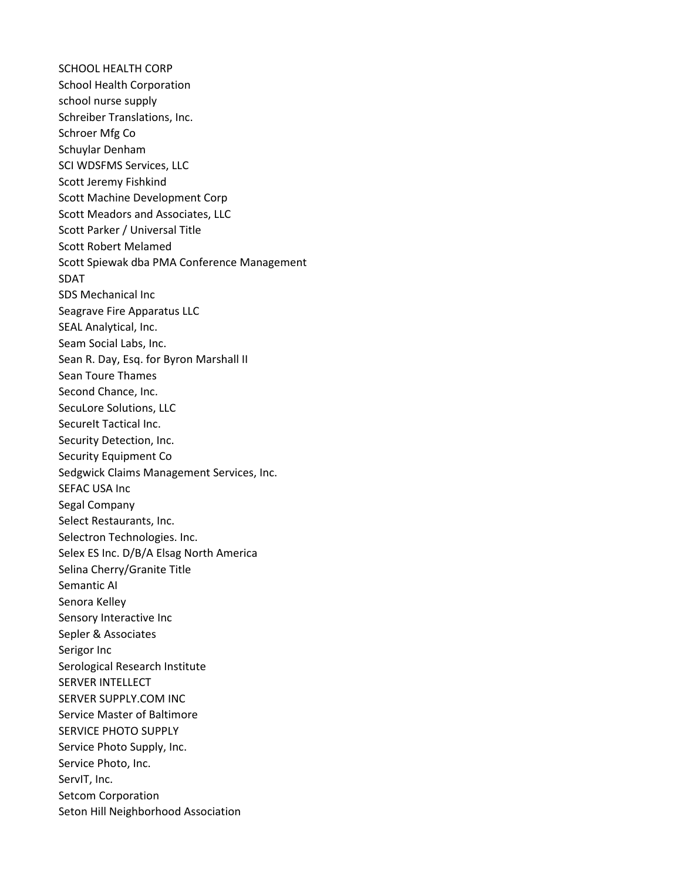SCHOOL HEALTH CORP
School Health Corporation
school nurse supply
Schreiber Translations, Inc.
Schroer Mfg Co
Schuylar Denham
SCI WDSFMS Services, LLC
Scott Jeremy Fishkind
Scott Machine Development Corp
Scott Meadors and Associates, LLC
Scott Parker / Universal Title
Scott Robert Melamed
Scott Spiewak dba PMA Conference Management
SDAT
SDS Mechanical Inc
Seagrave Fire Apparatus LLC
SEAL Analytical, Inc.
Seam Social Labs, Inc.
Sean R. Day, Esq. for Byron Marshall II
Sean Toure Thames
Second Chance, Inc.
SecuLore Solutions, LLC
SecureIt Tactical Inc.
Security Detection, Inc.
Security Equipment Co
Sedgwick Claims Management Services, Inc.
SEFAC USA Inc
Segal Company
Select Restaurants, Inc.
Selectron Technologies. Inc.
Selex ES Inc. D/B/A Elsag North America
Selina Cherry/Granite Title
Semantic AI
Senora Kelley
Sensory Interactive Inc
Sepler & Associates
Serigor Inc
Serological Research Institute
SERVER INTELLECT
SERVER SUPPLY.COM INC
Service Master of Baltimore
SERVICE PHOTO SUPPLY
Service Photo Supply, Inc.
Service Photo, Inc.
ServIT, Inc.
Setcom Corporation
Seton Hill Neighborhood Association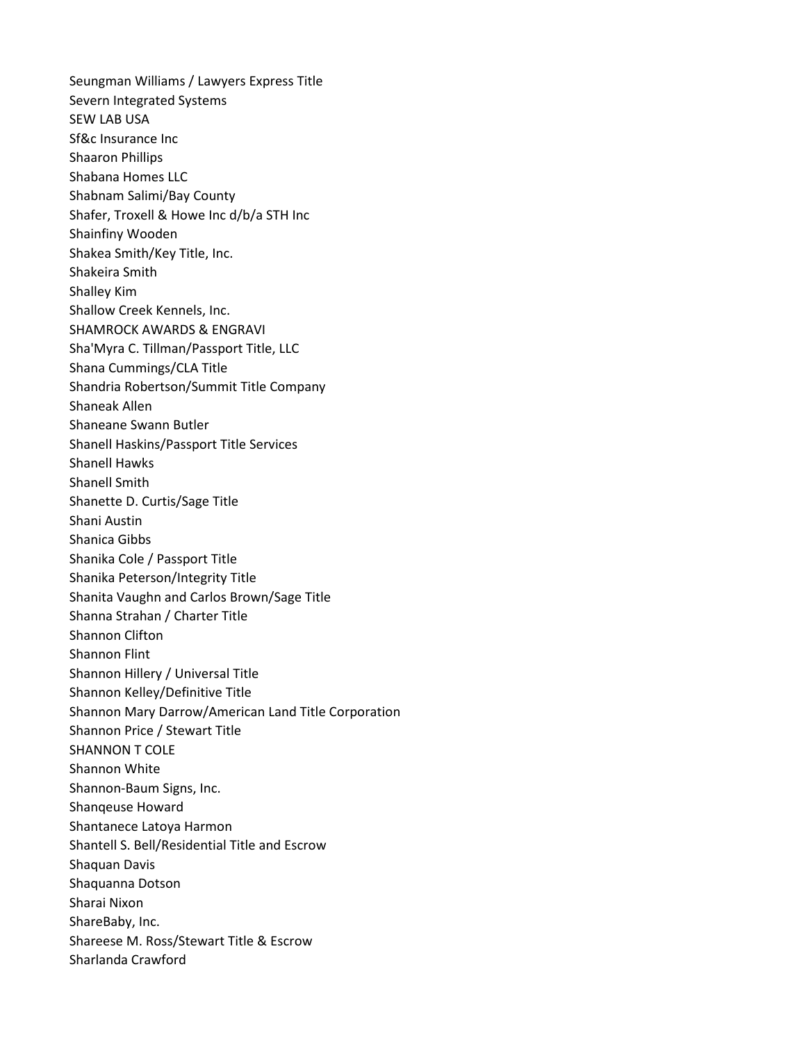Seungman Williams / Lawyers Express Title
Severn Integrated Systems
SEW LAB USA
Sf&c Insurance Inc
Shaaron Phillips
Shabana Homes LLC
Shabnam Salimi/Bay County
Shafer, Troxell & Howe Inc d/b/a STH Inc
Shainfiny Wooden
Shakea Smith/Key Title, Inc.
Shakeira Smith
Shalley Kim
Shallow Creek Kennels, Inc.
SHAMROCK AWARDS & ENGRAVI
Sha'Myra C. Tillman/Passport Title, LLC
Shana Cummings/CLA Title
Shandria Robertson/Summit Title Company
Shaneak Allen
Shaneane Swann Butler
Shanell Haskins/Passport Title Services
Shanell Hawks
Shanell Smith
Shanette D. Curtis/Sage Title
Shani Austin
Shanica Gibbs
Shanika Cole / Passport Title
Shanika Peterson/Integrity Title
Shanita Vaughn and Carlos Brown/Sage Title
Shanna Strahan / Charter Title
Shannon Clifton
Shannon Flint
Shannon Hillery / Universal Title
Shannon Kelley/Definitive Title
Shannon Mary Darrow/American Land Title Corporation
Shannon Price / Stewart Title
SHANNON T COLE
Shannon White
Shannon-Baum Signs, Inc.
Shanqeuse Howard
Shantanece Latoya Harmon
Shantell S. Bell/Residential Title and Escrow
Shaquan Davis
Shaquanna Dotson
Sharai Nixon
ShareBaby, Inc.
Shareese M. Ross/Stewart Title & Escrow
Sharlanda Crawford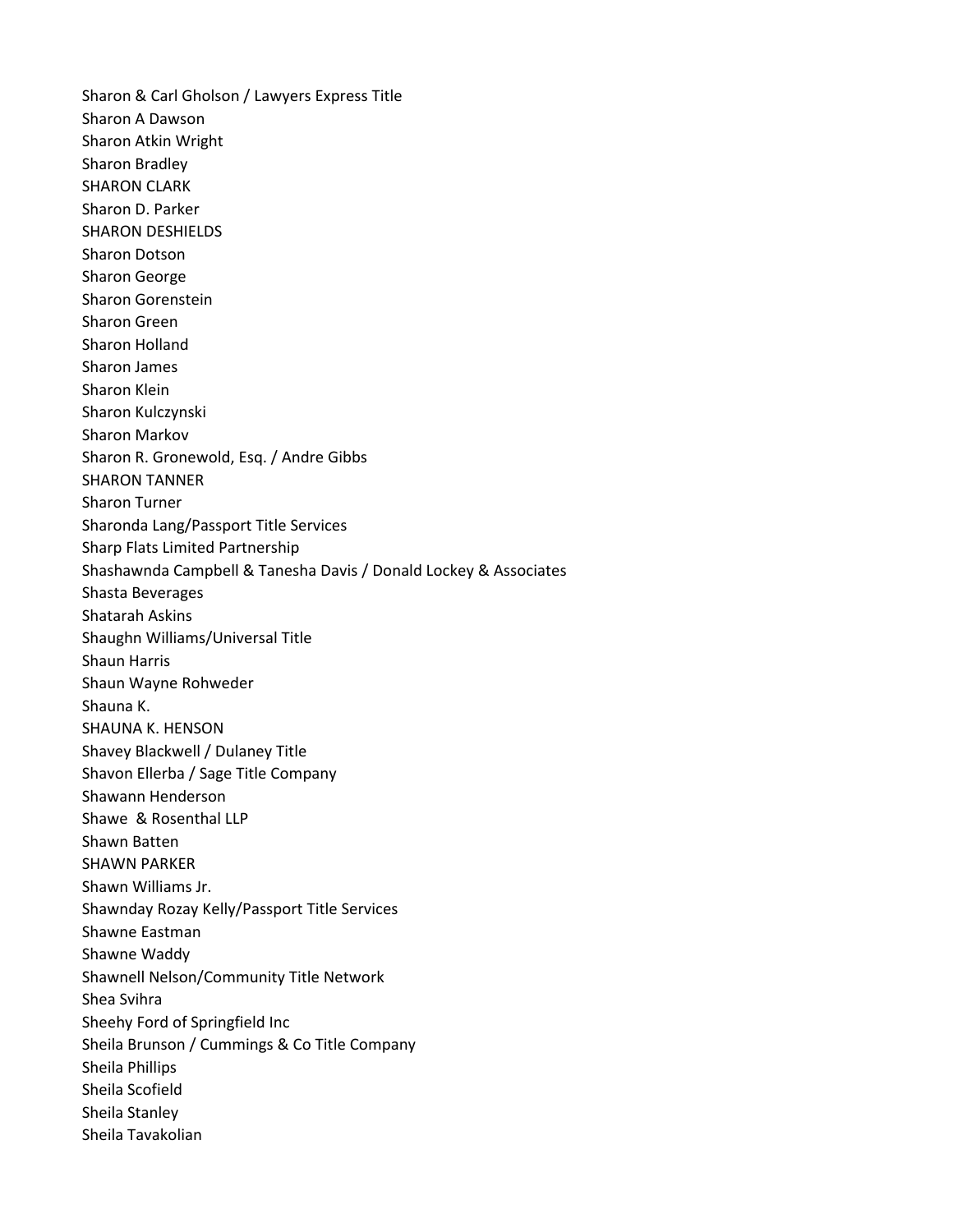Sharon & Carl Gholson / Lawyers Express Title
Sharon A Dawson
Sharon Atkin Wright
Sharon Bradley
SHARON CLARK
Sharon D. Parker
SHARON DESHIELDS
Sharon Dotson
Sharon George
Sharon Gorenstein
Sharon Green
Sharon Holland
Sharon James
Sharon Klein
Sharon Kulczynski
Sharon Markov
Sharon R. Gronewold, Esq. / Andre Gibbs
SHARON TANNER
Sharon Turner
Sharonda Lang/Passport Title Services
Sharp Flats Limited Partnership
Shashawnda Campbell & Tanesha Davis / Donald Lockey & Associates
Shasta Beverages
Shatarah Askins
Shaughn Williams/Universal Title
Shaun Harris
Shaun Wayne Rohweder
Shauna K.
SHAUNA K. HENSON
Shavey Blackwell / Dulaney Title
Shavon Ellerba / Sage Title Company
Shawann Henderson
Shawe & Rosenthal LLP
Shawn Batten
SHAWN PARKER
Shawn Williams Jr.
Shawnday Rozay Kelly/Passport Title Services
Shawne Eastman
Shawne Waddy
Shawnell Nelson/Community Title Network
Shea Svihra
Sheehy Ford of Springfield Inc
Sheila Brunson / Cummings & Co Title Company
Sheila Phillips
Sheila Scofield
Sheila Stanley
Sheila Tavakolian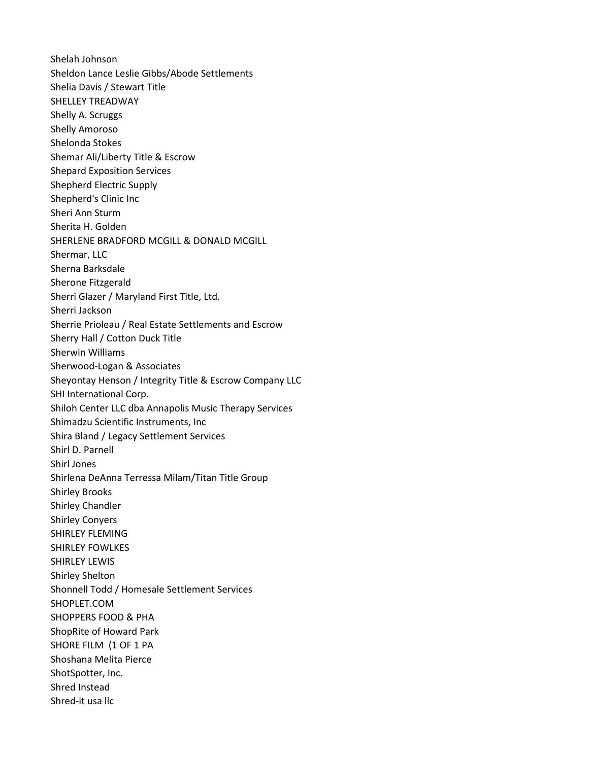Shelah Johnson
Sheldon Lance Leslie Gibbs/Abode Settlements
Shelia Davis / Stewart Title
SHELLEY TREADWAY
Shelly A. Scruggs
Shelly Amoroso
Shelonda Stokes
Shemar Ali/Liberty Title & Escrow
Shepard Exposition Services
Shepherd Electric Supply
Shepherd's Clinic Inc
Sheri Ann Sturm
Sherita H. Golden
SHERLENE BRADFORD MCGILL & DONALD MCGILL
Shermar, LLC
Sherna Barksdale
Sherone Fitzgerald
Sherri Glazer / Maryland First Title, Ltd.
Sherri Jackson
Sherrie Prioleau / Real Estate Settlements and Escrow
Sherry Hall / Cotton Duck Title
Sherwin Williams
Sherwood-Logan & Associates
Sheyontay Henson / Integrity Title & Escrow Company LLC
SHI International Corp.
Shiloh Center LLC dba Annapolis Music Therapy Services
Shimadzu Scientific Instruments, Inc
Shira Bland / Legacy Settlement Services
Shirl D. Parnell
Shirl Jones
Shirlena DeAnna Terressa Milam/Titan Title Group
Shirley Brooks
Shirley Chandler
Shirley Conyers
SHIRLEY FLEMING
SHIRLEY FOWLKES
SHIRLEY LEWIS
Shirley Shelton
Shonnell Todd / Homesale Settlement Services
SHOPLET.COM
SHOPPERS FOOD & PHA
ShopRite of Howard Park
SHORE FILM (1 OF 1 PA
Shoshana Melita Pierce
ShotSpotter, Inc.
Shred Instead
Shred-it usa llc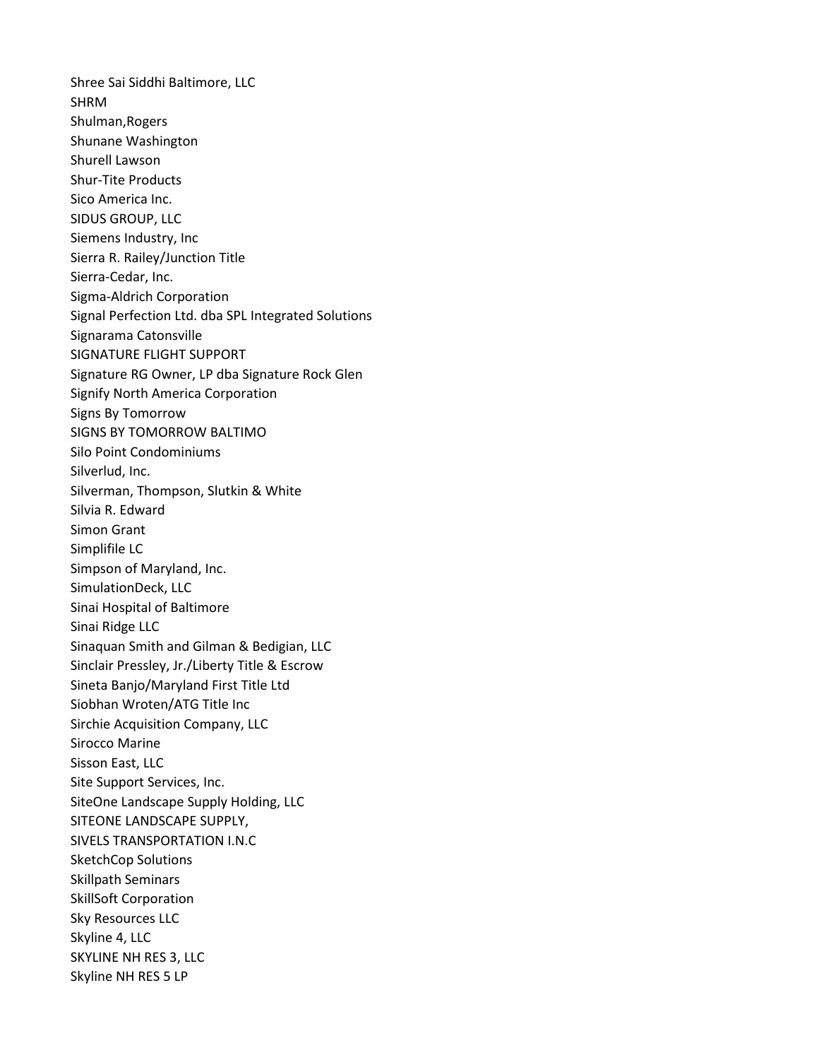Shree Sai Siddhi Baltimore, LLC
SHRM
Shulman,Rogers
Shunane Washington
Shurell Lawson
Shur-Tite Products
Sico America Inc.
SIDUS GROUP, LLC
Siemens Industry, Inc
Sierra R. Railey/Junction Title
Sierra-Cedar, Inc.
Sigma-Aldrich Corporation
Signal Perfection Ltd. dba SPL Integrated Solutions
Signarama Catonsville
SIGNATURE FLIGHT SUPPORT
Signature RG Owner, LP dba Signature Rock Glen
Signify North America Corporation
Signs By Tomorrow
SIGNS BY TOMORROW BALTIMO
Silo Point Condominiums
Silverlud, Inc.
Silverman, Thompson, Slutkin & White
Silvia R. Edward
Simon Grant
Simplifile LC
Simpson of Maryland, Inc.
SimulationDeck, LLC
Sinai Hospital of Baltimore
Sinai Ridge LLC
Sinaquan Smith and Gilman & Bedigian, LLC
Sinclair Pressley, Jr./Liberty Title & Escrow
Sineta Banjo/Maryland First Title Ltd
Siobhan Wroten/ATG Title Inc
Sirchie Acquisition Company, LLC
Sirocco Marine
Sisson East, LLC
Site Support Services, Inc.
SiteOne Landscape Supply Holding, LLC
SITEONE LANDSCAPE SUPPLY,
SIVELS TRANSPORTATION I.N.C
SketchCop Solutions
Skillpath Seminars
SkillSoft Corporation
Sky Resources LLC
Skyline 4, LLC
SKYLINE NH RES 3, LLC
Skyline NH RES 5 LP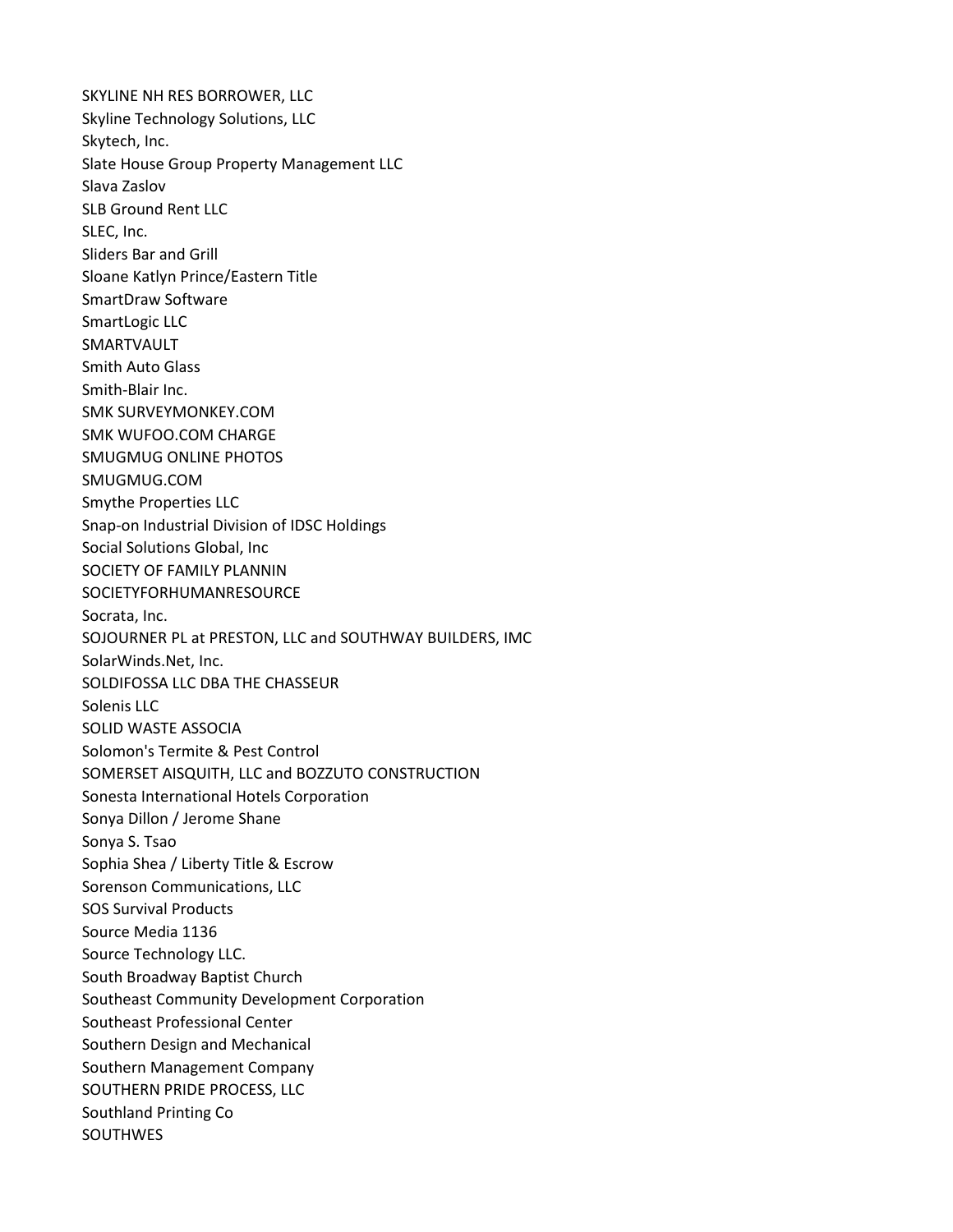SKYLINE NH RES BORROWER, LLC
Skyline Technology Solutions, LLC
Skytech, Inc.
Slate House Group Property Management LLC
Slava Zaslov
SLB Ground Rent LLC
SLEC, Inc.
Sliders Bar and Grill
Sloane Katlyn Prince/Eastern Title
SmartDraw Software
SmartLogic LLC
SMARTVAULT
Smith Auto Glass
Smith-Blair Inc.
SMK SURVEYMONKEY.COM
SMK WUFOO.COM CHARGE
SMUGMUG ONLINE PHOTOS
SMUGMUG.COM
Smythe Properties LLC
Snap-on Industrial Division of IDSC Holdings
Social Solutions Global, Inc
SOCIETY OF FAMILY PLANNIN
SOCIETYFORHUMANRESOURCE
Socrata, Inc.
SOJOURNER PL at PRESTON, LLC and SOUTHWAY BUILDERS, IMC
SolarWinds.Net, Inc.
SOLDIFOSSA LLC DBA THE CHASSEUR
Solenis LLC
SOLID WASTE ASSOCIA
Solomon's Termite & Pest Control
SOMERSET AISQUITH, LLC and BOZZUTO CONSTRUCTION
Sonesta International Hotels Corporation
Sonya Dillon / Jerome Shane
Sonya S. Tsao
Sophia Shea / Liberty Title & Escrow
Sorenson Communications, LLC
SOS Survival Products
Source Media 1136
Source Technology LLC.
South Broadway Baptist Church
Southeast Community Development Corporation
Southeast Professional Center
Southern Design and Mechanical
Southern Management Company
SOUTHERN PRIDE PROCESS, LLC
Southland Printing Co
SOUTHWES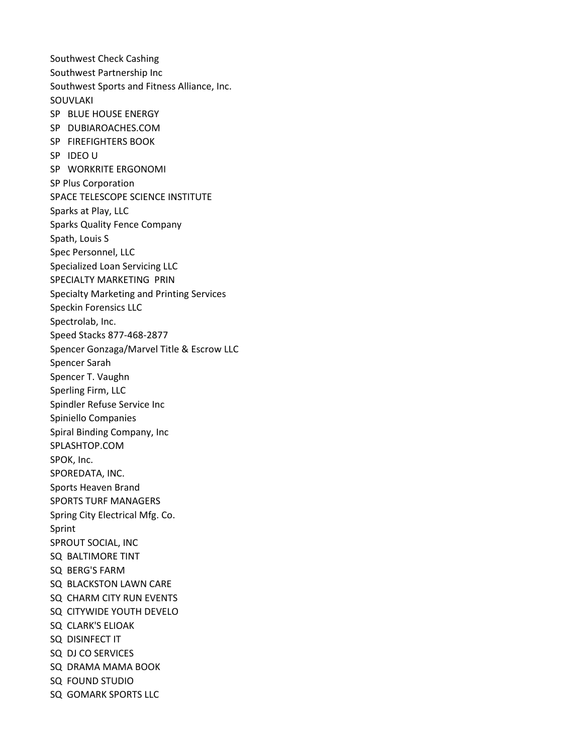Southwest Check Cashing
Southwest Partnership Inc
Southwest Sports and Fitness Alliance, Inc.
SOUVLAKI
SP BLUE HOUSE ENERGY
SP DUBIAROACHES.COM
SP FIREFIGHTERS BOOK
SP IDEO U
SP WORKRITE ERGONOMI
SP Plus Corporation
SPACE TELESCOPE SCIENCE INSTITUTE
Sparks at Play, LLC
Sparks Quality Fence Company
Spath, Louis S
Spec Personnel, LLC
Specialized Loan Servicing LLC
SPECIALTY MARKETING PRIN
Specialty Marketing and Printing Services
Speckin Forensics LLC
Spectrolab, Inc.
Speed Stacks 877-468-2877
Spencer Gonzaga/Marvel Title & Escrow LLC
Spencer Sarah
Spencer T. Vaughn
Sperling Firm, LLC
Spindler Refuse Service Inc
Spiniello Companies
Spiral Binding Company, Inc
SPLASHTOP.COM
SPOK, Inc.
SPOREDATA, INC.
Sports Heaven Brand
SPORTS TURF MANAGERS
Spring City Electrical Mfg. Co.
Sprint
SPROUT SOCIAL, INC
SQ BALTIMORE TINT
SQ BERG'S FARM
SQ BLACKSTON LAWN CARE
SQ CHARM CITY RUN EVENTS
SQ CITYWIDE YOUTH DEVELO
SQ CLARK'S ELIOAK
SQ DISINFECT IT
SQ DJ CO SERVICES
SQ DRAMA MAMA BOOK
SQ FOUND STUDIO
SQ GOMARK SPORTS LLC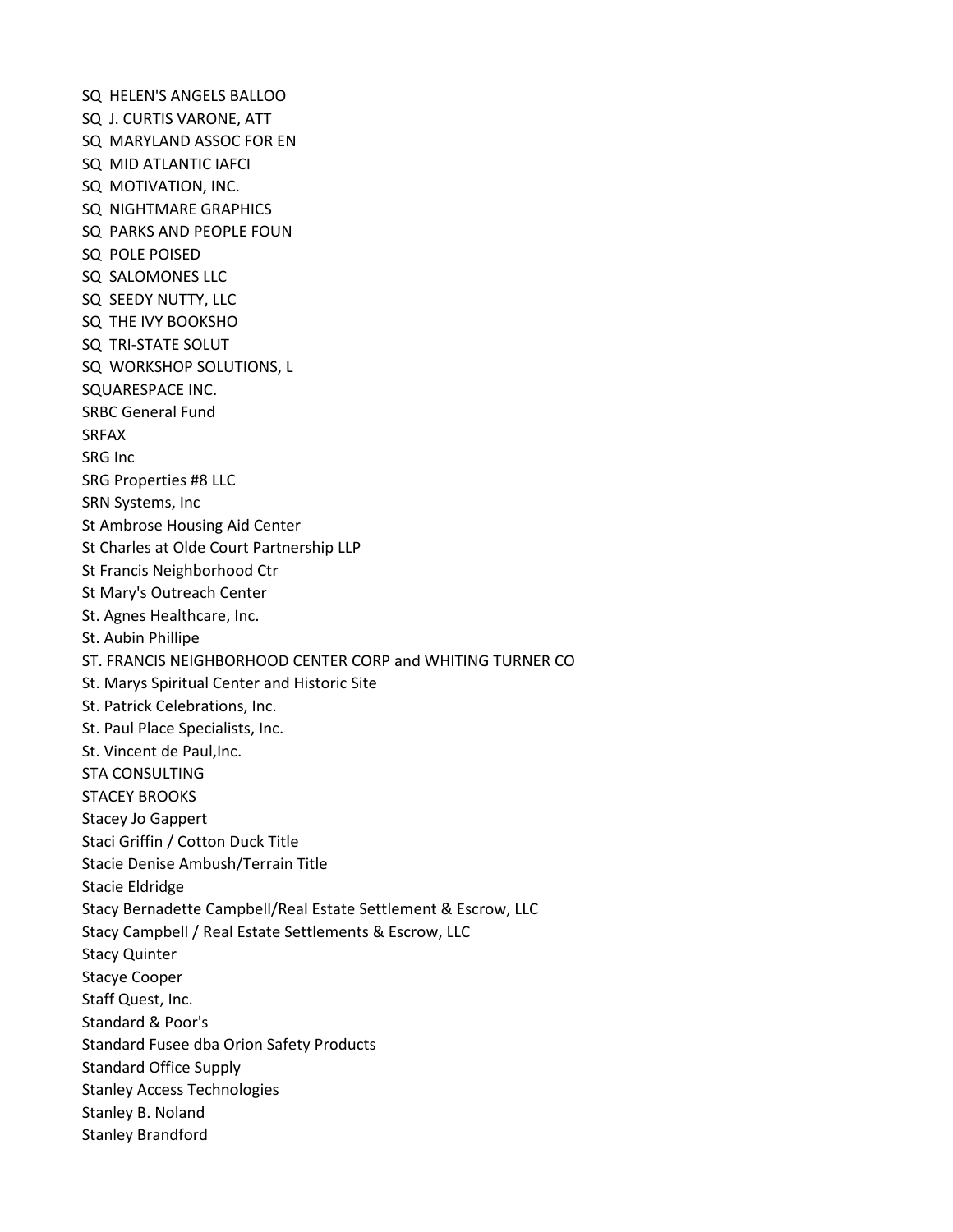SQ  HELEN'S ANGELS BALLOO
SQ  J. CURTIS VARONE, ATT
SQ  MARYLAND ASSOC FOR EN
SQ  MID ATLANTIC IAFCI
SQ  MOTIVATION, INC.
SQ  NIGHTMARE GRAPHICS
SQ  PARKS AND PEOPLE FOUN
SQ  POLE POISED
SQ  SALOMONES LLC
SQ  SEEDY NUTTY, LLC
SQ  THE IVY BOOKSHO
SQ  TRI-STATE SOLUT
SQ  WORKSHOP SOLUTIONS, L
SQUARESPACE INC.
SRBC General Fund
SRFAX
SRG Inc
SRG Properties #8 LLC
SRN Systems, Inc
St Ambrose Housing Aid Center
St Charles at Olde Court Partnership LLP
St Francis Neighborhood Ctr
St Mary's Outreach Center
St. Agnes Healthcare, Inc.
St. Aubin Phillipe
ST. FRANCIS NEIGHBORHOOD CENTER CORP and WHITING TURNER CO
St. Marys Spiritual Center and Historic Site
St. Patrick Celebrations, Inc.
St. Paul Place Specialists, Inc.
St. Vincent de Paul,Inc.
STA CONSULTING
STACEY BROOKS
Stacey Jo Gappert
Staci Griffin / Cotton Duck Title
Stacie Denise Ambush/Terrain Title
Stacie Eldridge
Stacy Bernadette Campbell/Real Estate Settlement & Escrow, LLC
Stacy Campbell / Real Estate Settlements & Escrow, LLC
Stacy Quinter
Stacye Cooper
Staff Quest, Inc.
Standard & Poor's
Standard Fusee dba Orion Safety Products
Standard Office Supply
Stanley Access Technologies
Stanley B. Noland
Stanley Brandford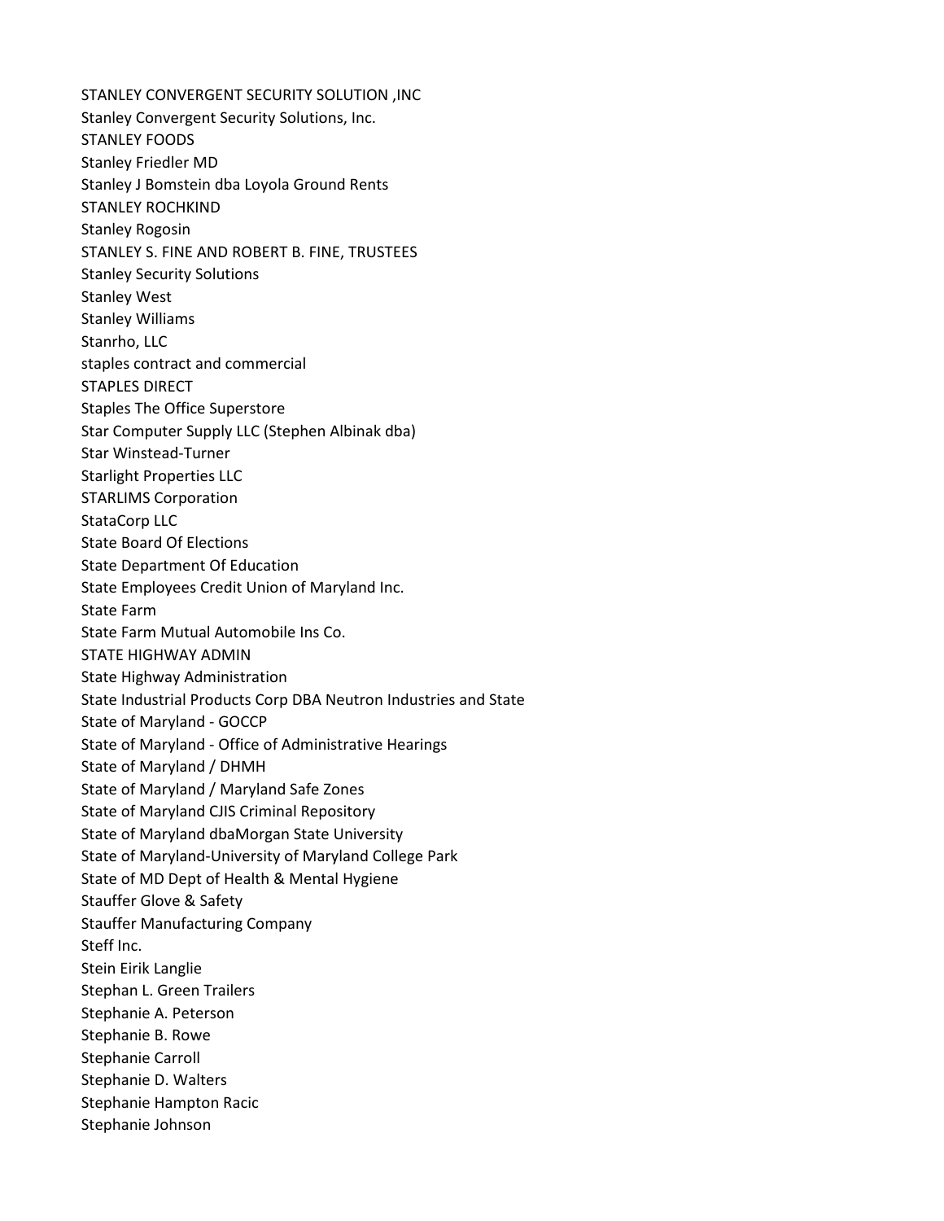STANLEY CONVERGENT SECURITY SOLUTION ,INC
Stanley Convergent Security Solutions, Inc.
STANLEY FOODS
Stanley Friedler MD
Stanley J Bomstein dba Loyola Ground Rents
STANLEY ROCHKIND
Stanley Rogosin
STANLEY S. FINE AND ROBERT B. FINE, TRUSTEES
Stanley Security Solutions
Stanley West
Stanley Williams
Stanrho, LLC
staples contract and commercial
STAPLES DIRECT
Staples The Office Superstore
Star Computer Supply LLC (Stephen Albinak dba)
Star Winstead-Turner
Starlight Properties LLC
STARLIMS Corporation
StataCorp LLC
State Board Of Elections
State Department Of Education
State Employees Credit Union of Maryland Inc.
State Farm
State Farm Mutual Automobile Ins Co.
STATE HIGHWAY ADMIN
State Highway Administration
State Industrial Products Corp DBA Neutron Industries and State
State of Maryland - GOCCP
State of Maryland - Office of Administrative Hearings
State of Maryland / DHMH
State of Maryland / Maryland Safe Zones
State of Maryland CJIS Criminal Repository
State of Maryland dbaMorgan State University
State of Maryland-University of Maryland College Park
State of MD Dept of Health & Mental Hygiene
Stauffer Glove & Safety
Stauffer Manufacturing Company
Steff Inc.
Stein Eirik Langlie
Stephan L. Green Trailers
Stephanie A. Peterson
Stephanie B. Rowe
Stephanie Carroll
Stephanie D. Walters
Stephanie Hampton Racic
Stephanie Johnson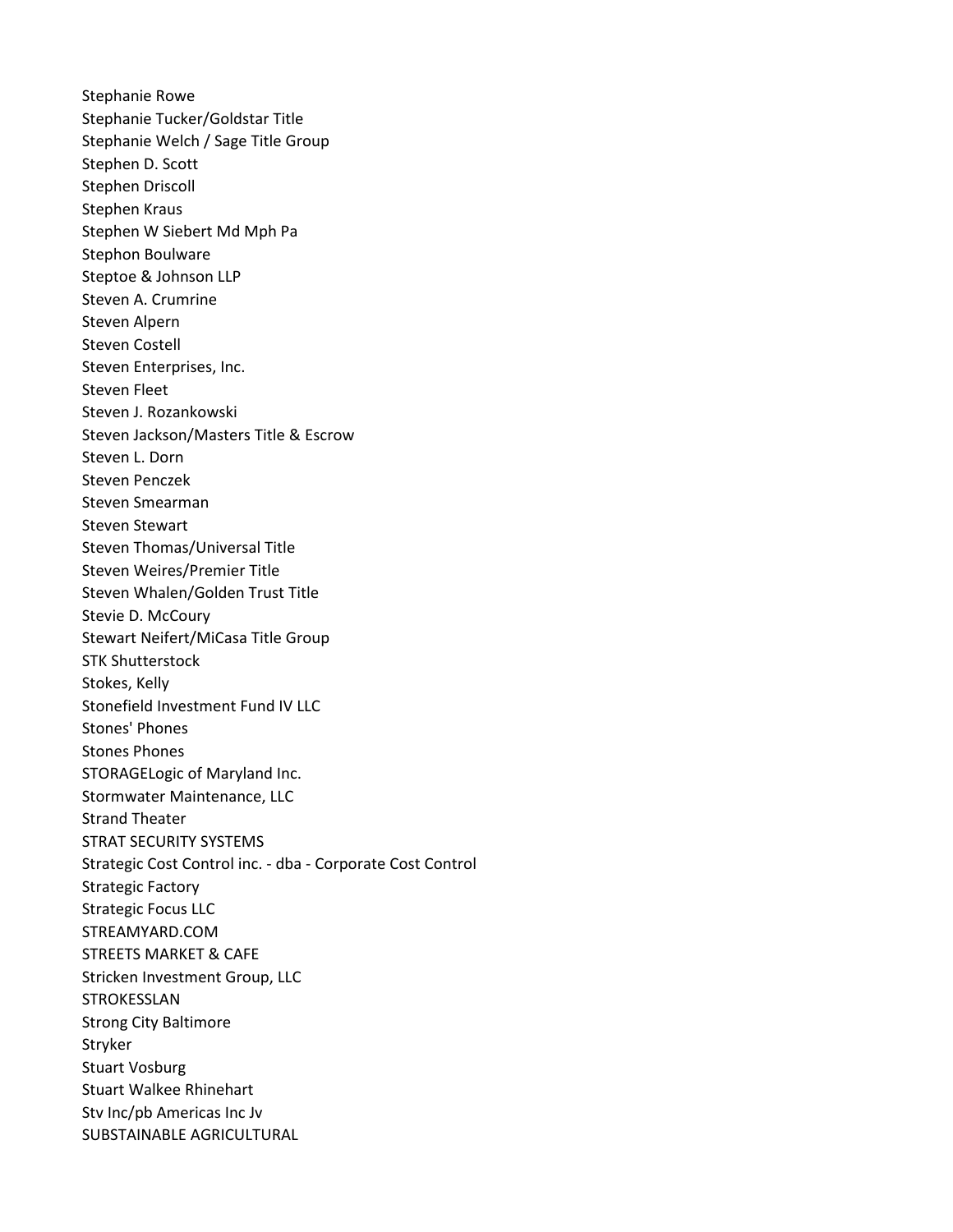Stephanie Rowe
Stephanie Tucker/Goldstar Title
Stephanie Welch / Sage Title Group
Stephen D. Scott
Stephen Driscoll
Stephen Kraus
Stephen W Siebert Md Mph Pa
Stephon Boulware
Steptoe & Johnson LLP
Steven A. Crumrine
Steven Alpern
Steven Costell
Steven Enterprises, Inc.
Steven Fleet
Steven J. Rozankowski
Steven Jackson/Masters Title & Escrow
Steven L. Dorn
Steven Penczek
Steven Smearman
Steven Stewart
Steven Thomas/Universal Title
Steven Weires/Premier Title
Steven Whalen/Golden Trust Title
Stevie D. McCoury
Stewart Neifert/MiCasa Title Group
STK Shutterstock
Stokes, Kelly
Stonefield Investment Fund IV LLC
Stones' Phones
Stones Phones
STORAGELogic of Maryland Inc.
Stormwater Maintenance, LLC
Strand Theater
STRAT SECURITY SYSTEMS
Strategic Cost Control inc. - dba - Corporate Cost Control
Strategic Factory
Strategic Focus LLC
STREAMYARD.COM
STREETS MARKET & CAFE
Stricken Investment Group, LLC
STROKESSLAN
Strong City Baltimore
Stryker
Stuart Vosburg
Stuart Walkee Rhinehart
Stv Inc/pb Americas Inc Jv
SUBSTAINABLE AGRICULTURAL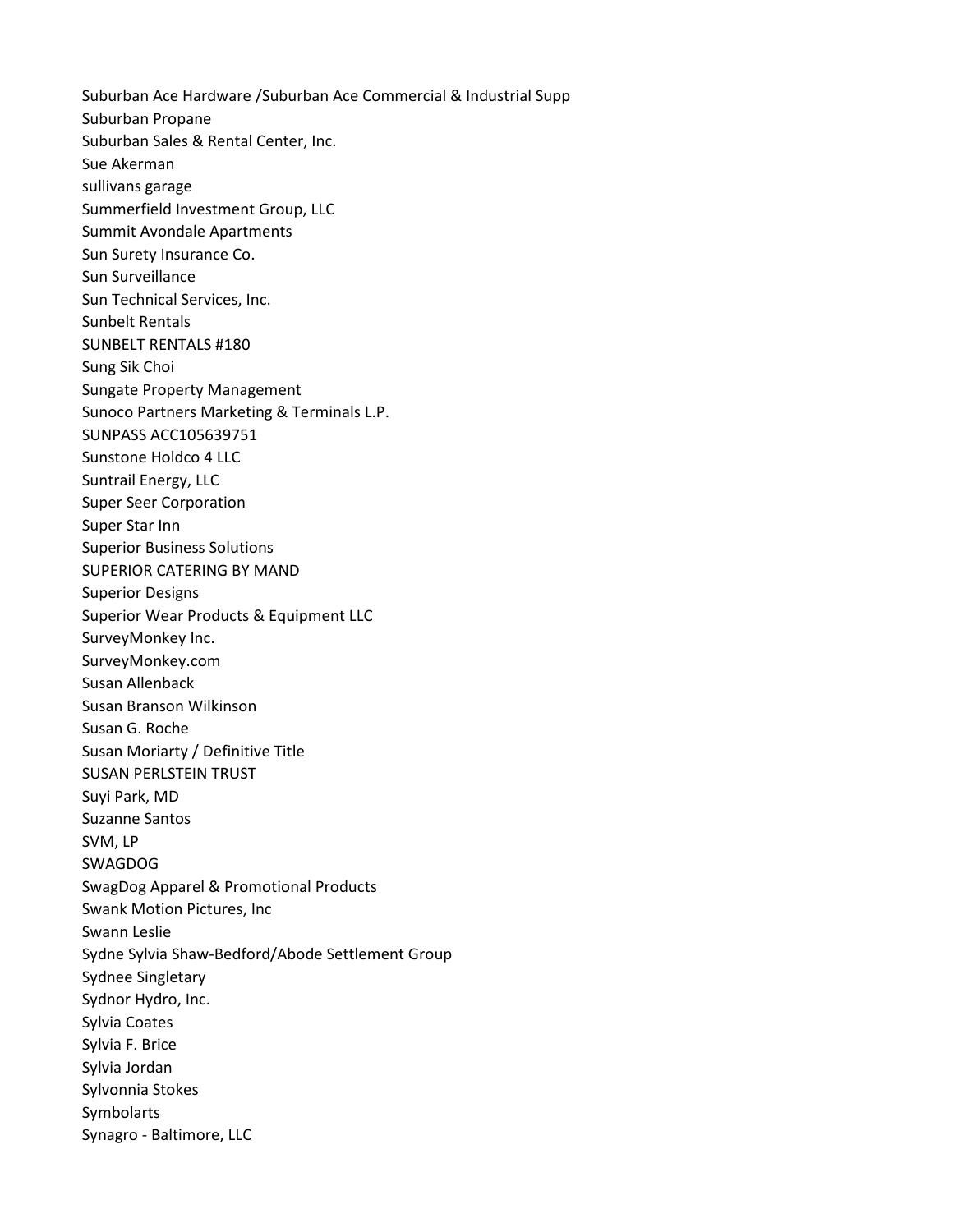Suburban Ace Hardware /Suburban Ace Commercial & Industrial Supp
Suburban Propane
Suburban Sales & Rental Center, Inc.
Sue Akerman
sullivans garage
Summerfield Investment Group, LLC
Summit Avondale Apartments
Sun Surety Insurance Co.
Sun Surveillance
Sun Technical Services, Inc.
Sunbelt Rentals
SUNBELT RENTALS #180
Sung Sik Choi
Sungate Property Management
Sunoco Partners Marketing & Terminals L.P.
SUNPASS ACC105639751
Sunstone Holdco 4 LLC
Suntrail Energy, LLC
Super Seer Corporation
Super Star Inn
Superior Business Solutions
SUPERIOR CATERING BY MAND
Superior Designs
Superior Wear Products & Equipment LLC
SurveyMonkey Inc.
SurveyMonkey.com
Susan Allenback
Susan Branson Wilkinson
Susan G. Roche
Susan Moriarty / Definitive Title
SUSAN PERLSTEIN TRUST
Suyi Park, MD
Suzanne Santos
SVM, LP
SWAGDOG
SwagDog Apparel & Promotional Products
Swank Motion Pictures, Inc
Swann Leslie
Sydne Sylvia Shaw-Bedford/Abode Settlement Group
Sydnee Singletary
Sydnor Hydro, Inc.
Sylvia Coates
Sylvia F. Brice
Sylvia Jordan
Sylvonnia Stokes
Symbolarts
Synagro - Baltimore, LLC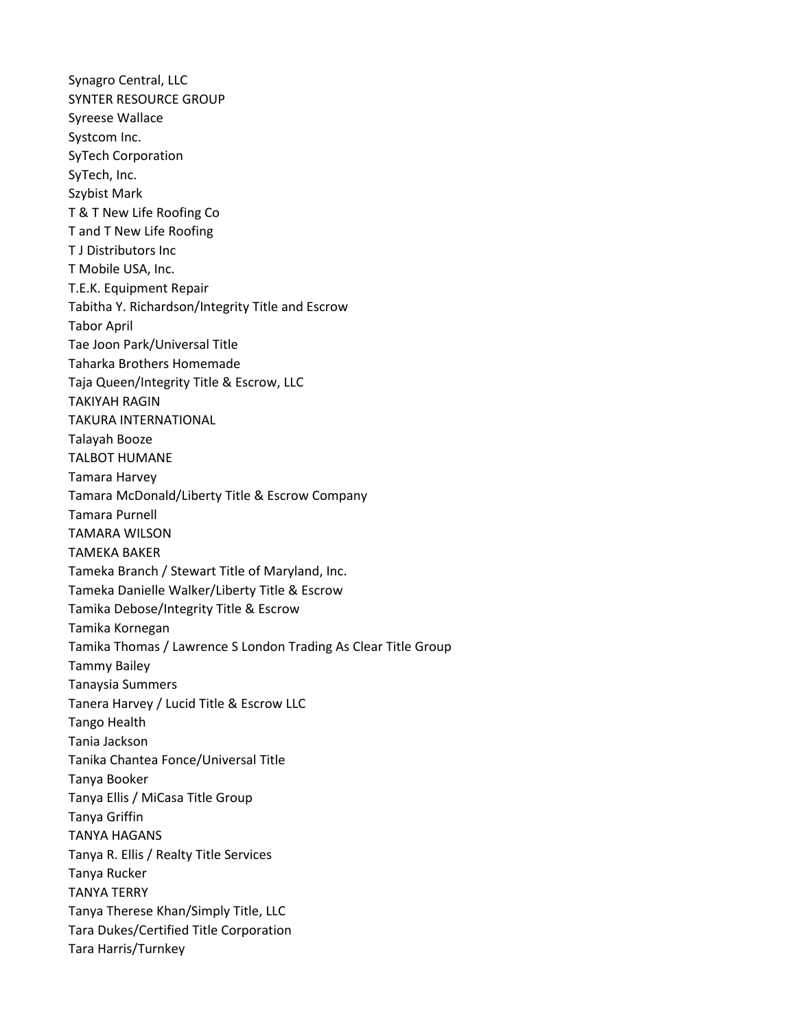Synagro Central, LLC
SYNTER RESOURCE GROUP
Syreese Wallace
Systcom Inc.
SyTech Corporation
SyTech, Inc.
Szybist Mark
T & T New Life Roofing Co
T and T New Life Roofing
T J Distributors Inc
T Mobile USA, Inc.
T.E.K. Equipment Repair
Tabitha Y. Richardson/Integrity Title and Escrow
Tabor April
Tae Joon Park/Universal Title
Taharka Brothers Homemade
Taja Queen/Integrity Title & Escrow, LLC
TAKIYAH RAGIN
TAKURA INTERNATIONAL
Talayah Booze
TALBOT HUMANE
Tamara Harvey
Tamara McDonald/Liberty Title & Escrow Company
Tamara Purnell
TAMARA WILSON
TAMEKA BAKER
Tameka Branch / Stewart Title of Maryland, Inc.
Tameka Danielle Walker/Liberty Title & Escrow
Tamika Debose/Integrity Title & Escrow
Tamika Kornegan
Tamika Thomas / Lawrence S London Trading As Clear Title Group
Tammy Bailey
Tanaysia Summers
Tanera Harvey / Lucid Title & Escrow LLC
Tango Health
Tania Jackson
Tanika Chantea Fonce/Universal Title
Tanya Booker
Tanya Ellis / MiCasa Title Group
Tanya Griffin
TANYA HAGANS
Tanya R. Ellis / Realty Title Services
Tanya Rucker
TANYA TERRY
Tanya Therese Khan/Simply Title, LLC
Tara Dukes/Certified Title Corporation
Tara Harris/Turnkey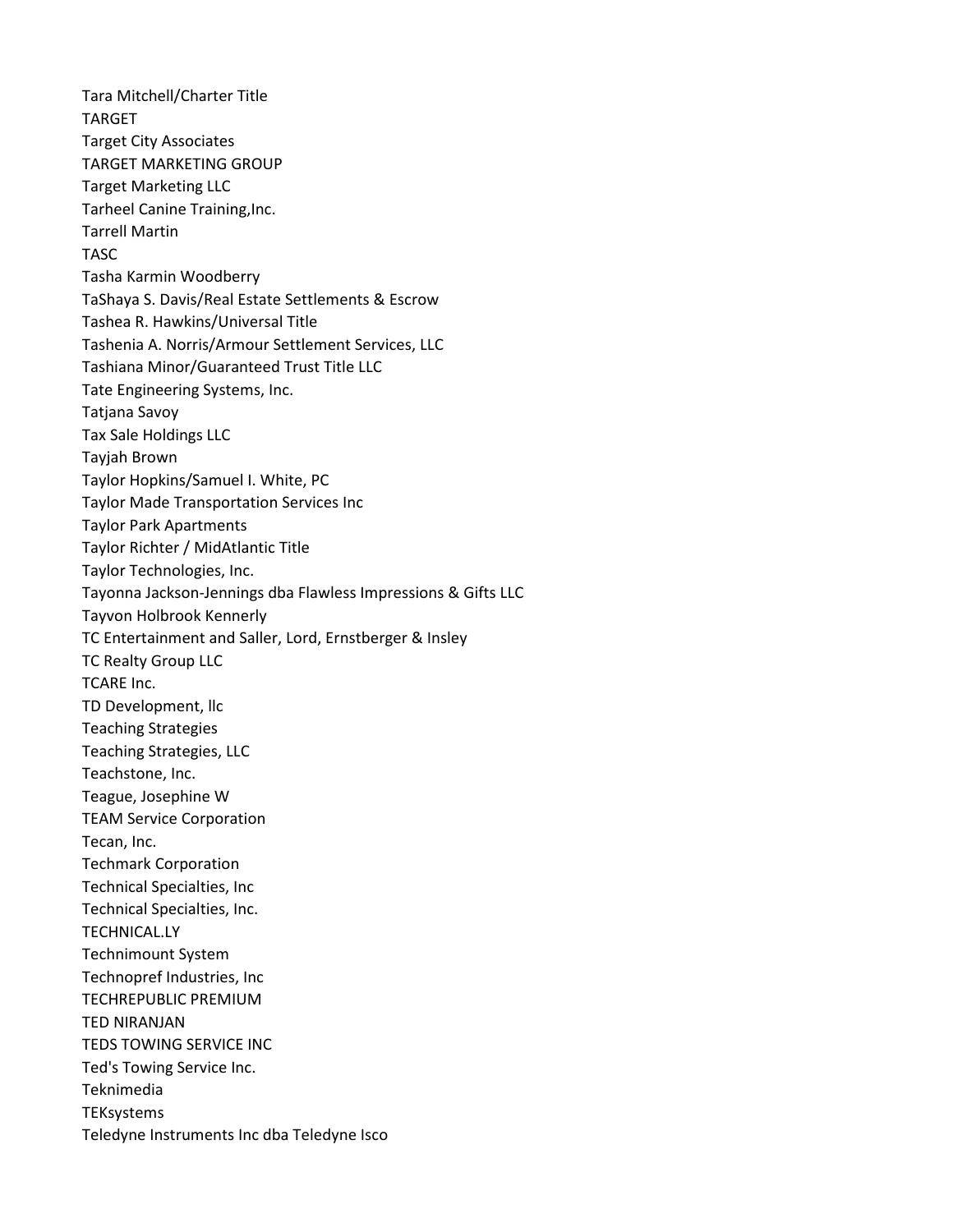Tara Mitchell/Charter Title
TARGET
Target City Associates
TARGET MARKETING GROUP
Target Marketing LLC
Tarheel Canine Training,Inc.
Tarrell Martin
TASC
Tasha Karmin Woodberry
TaShaya S. Davis/Real Estate Settlements & Escrow
Tashea R. Hawkins/Universal Title
Tashenia A. Norris/Armour Settlement Services, LLC
Tashiana Minor/Guaranteed Trust Title LLC
Tate Engineering Systems, Inc.
Tatjana Savoy
Tax Sale Holdings LLC
Tayjah Brown
Taylor Hopkins/Samuel I. White, PC
Taylor Made Transportation Services Inc
Taylor Park Apartments
Taylor Richter / MidAtlantic Title
Taylor Technologies, Inc.
Tayonna Jackson-Jennings dba Flawless Impressions & Gifts LLC
Tayvon Holbrook Kennerly
TC Entertainment and Saller, Lord, Ernstberger & Insley
TC Realty Group LLC
TCARE Inc.
TD Development, llc
Teaching Strategies
Teaching Strategies, LLC
Teachstone, Inc.
Teague, Josephine W
TEAM Service Corporation
Tecan, Inc.
Techmark Corporation
Technical Specialties, Inc
Technical Specialties, Inc.
TECHNICAL.LY
Technimount System
Technopref Industries, Inc
TECHREPUBLIC PREMIUM
TED NIRANJAN
TEDS TOWING SERVICE INC
Ted's Towing Service Inc.
Teknimedia
TEKsystems
Teledyne Instruments Inc dba Teledyne Isco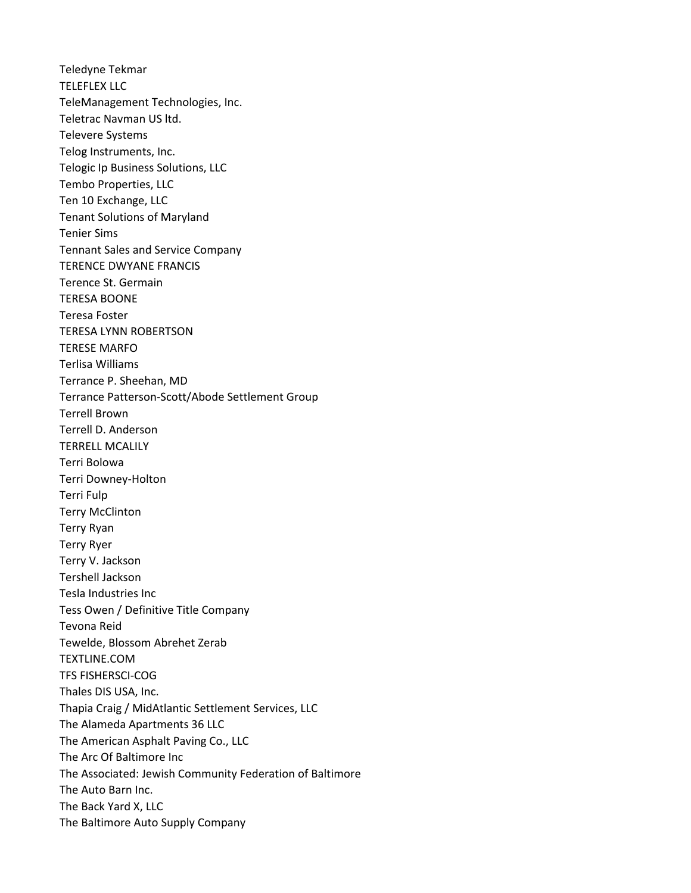Teledyne Tekmar
TELEFLEX LLC
TeleManagement Technologies, Inc.
Teletrac Navman US ltd.
Televere Systems
Telog Instruments, Inc.
Telogic Ip Business Solutions, LLC
Tembo Properties, LLC
Ten 10 Exchange, LLC
Tenant Solutions of Maryland
Tenier Sims
Tennant Sales and Service Company
TERENCE DWYANE FRANCIS
Terence St. Germain
TERESA BOONE
Teresa Foster
TERESA LYNN ROBERTSON
TERESE MARFO
Terlisa Williams
Terrance P. Sheehan, MD
Terrance Patterson-Scott/Abode Settlement Group
Terrell Brown
Terrell D. Anderson
TERRELL MCALILY
Terri Bolowa
Terri Downey-Holton
Terri Fulp
Terry McClinton
Terry Ryan
Terry Ryer
Terry V. Jackson
Tershell Jackson
Tesla Industries Inc
Tess Owen / Definitive Title Company
Tevona Reid
Tewelde, Blossom Abrehet Zerab
TEXTLINE.COM
TFS FISHERSCI-COG
Thales DIS USA, Inc.
Thapia Craig / MidAtlantic Settlement Services, LLC
The Alameda Apartments 36 LLC
The American Asphalt Paving Co., LLC
The Arc Of Baltimore Inc
The Associated: Jewish Community Federation of Baltimore
The Auto Barn Inc.
The Back Yard X, LLC
The Baltimore Auto Supply Company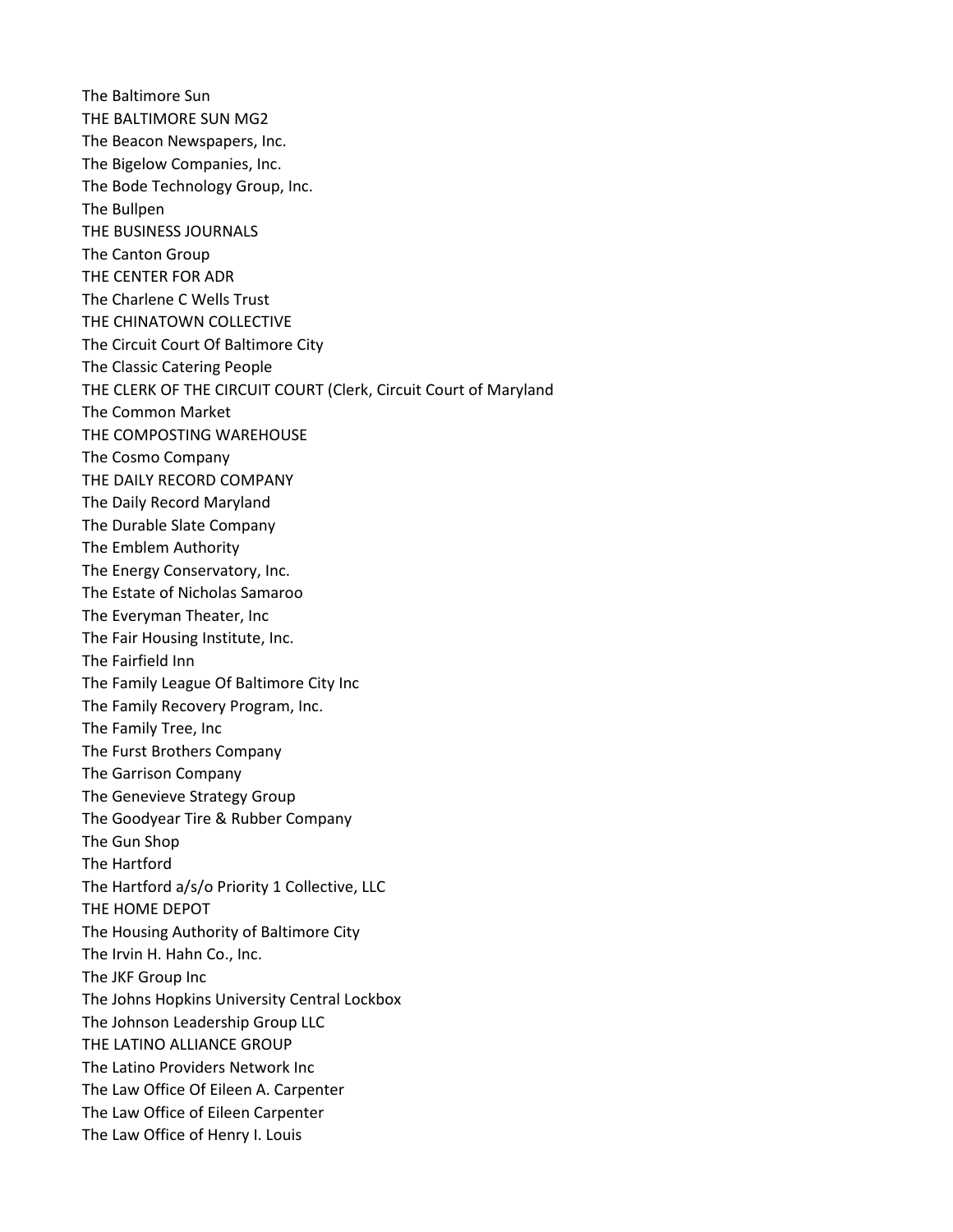The Baltimore Sun
THE BALTIMORE SUN MG2
The Beacon Newspapers, Inc.
The Bigelow Companies, Inc.
The Bode Technology Group, Inc.
The Bullpen
THE BUSINESS JOURNALS
The Canton Group
THE CENTER FOR ADR
The Charlene C Wells Trust
THE CHINATOWN COLLECTIVE
The Circuit Court Of Baltimore City
The Classic Catering People
THE CLERK OF THE CIRCUIT COURT (Clerk, Circuit Court of Maryland
The Common Market
THE COMPOSTING WAREHOUSE
The Cosmo Company
THE DAILY RECORD COMPANY
The Daily Record Maryland
The Durable Slate Company
The Emblem Authority
The Energy Conservatory, Inc.
The Estate of Nicholas Samaroo
The Everyman Theater, Inc
The Fair Housing Institute, Inc.
The Fairfield Inn
The Family League Of Baltimore City Inc
The Family Recovery Program, Inc.
The Family Tree, Inc
The Furst Brothers Company
The Garrison Company
The Genevieve Strategy Group
The Goodyear Tire & Rubber Company
The Gun Shop
The Hartford
The Hartford a/s/o Priority 1 Collective, LLC
THE HOME DEPOT
The Housing Authority of Baltimore City
The Irvin H. Hahn Co., Inc.
The JKF Group Inc
The Johns Hopkins University Central Lockbox
The Johnson Leadership Group LLC
THE LATINO ALLIANCE GROUP
The Latino Providers Network Inc
The Law Office Of Eileen A. Carpenter
The Law Office of Eileen Carpenter
The Law Office of Henry I. Louis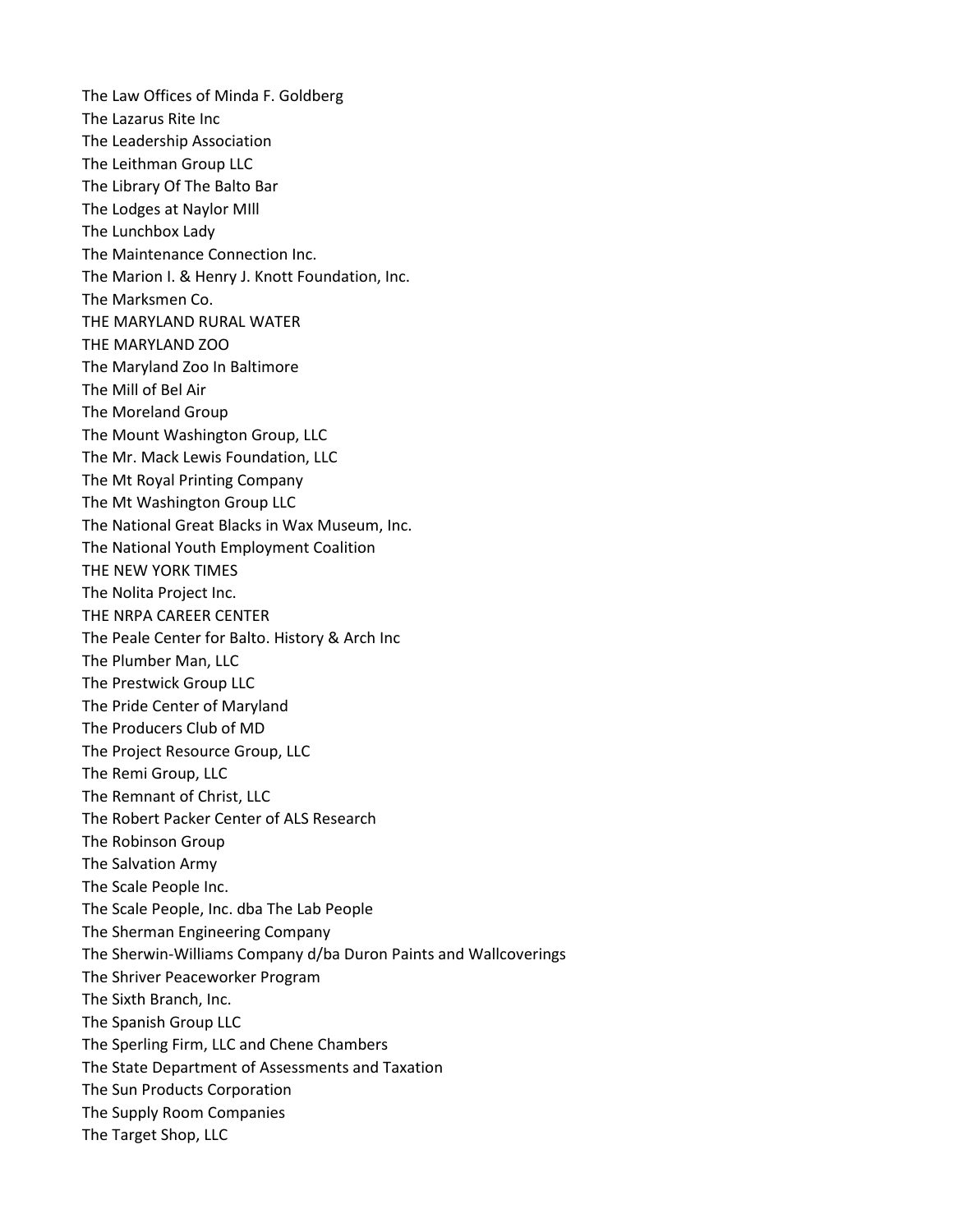The Law Offices of Minda F. Goldberg
The Lazarus Rite Inc
The Leadership Association
The Leithman Group LLC
The Library Of The Balto Bar
The Lodges at Naylor MIll
The Lunchbox Lady
The Maintenance Connection Inc.
The Marion I. & Henry J. Knott Foundation, Inc.
The Marksmen Co.
THE MARYLAND RURAL WATER
THE MARYLAND ZOO
The Maryland Zoo In Baltimore
The Mill of Bel Air
The Moreland Group
The Mount Washington Group, LLC
The Mr. Mack Lewis Foundation, LLC
The Mt Royal Printing Company
The Mt Washington Group LLC
The National Great Blacks in Wax Museum, Inc.
The National Youth Employment Coalition
THE NEW YORK TIMES
The Nolita Project Inc.
THE NRPA CAREER CENTER
The Peale Center for Balto. History & Arch Inc
The Plumber Man, LLC
The Prestwick Group LLC
The Pride Center of Maryland
The Producers Club of MD
The Project Resource Group, LLC
The Remi Group, LLC
The Remnant of Christ, LLC
The Robert Packer Center of ALS Research
The Robinson Group
The Salvation Army
The Scale People Inc.
The Scale People, Inc. dba The Lab People
The Sherman Engineering Company
The Sherwin-Williams Company d/ba Duron Paints and Wallcoverings
The Shriver Peaceworker Program
The Sixth Branch, Inc.
The Spanish Group LLC
The Sperling Firm, LLC and Chene Chambers
The State Department of Assessments and Taxation
The Sun Products Corporation
The Supply Room Companies
The Target Shop, LLC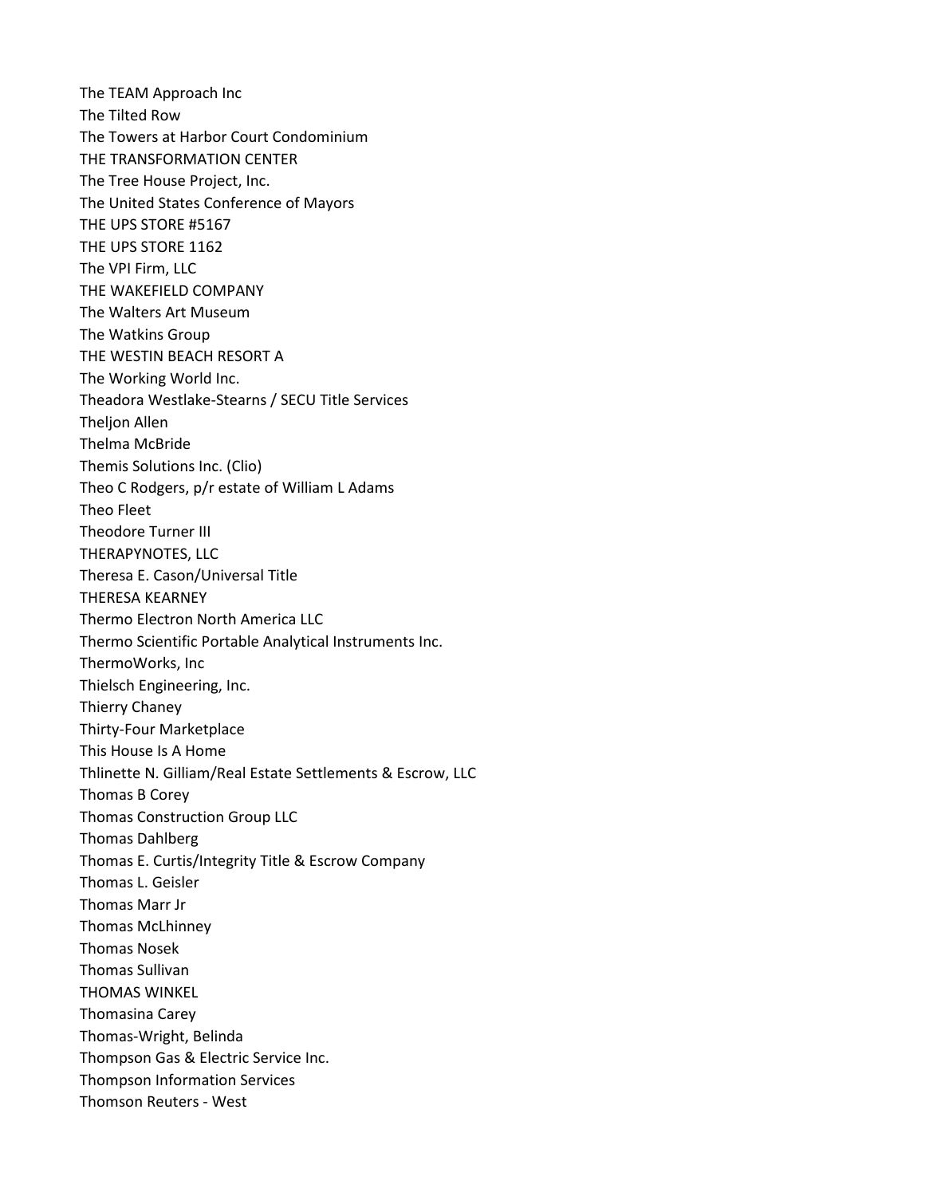The TEAM Approach Inc
The Tilted Row
The Towers at Harbor Court Condominium
THE TRANSFORMATION CENTER
The Tree House Project, Inc.
The United States Conference of Mayors
THE UPS STORE #5167
THE UPS STORE 1162
The VPI Firm, LLC
THE WAKEFIELD COMPANY
The Walters Art Museum
The Watkins Group
THE WESTIN BEACH RESORT A
The Working World Inc.
Theadora Westlake-Stearns / SECU Title Services
Theljon Allen
Thelma McBride
Themis Solutions Inc. (Clio)
Theo C Rodgers, p/r estate of William L Adams
Theo Fleet
Theodore Turner III
THERAPYNOTES, LLC
Theresa E. Cason/Universal Title
THERESA KEARNEY
Thermo Electron North America LLC
Thermo Scientific Portable Analytical Instruments Inc.
ThermoWorks, Inc
Thielsch Engineering, Inc.
Thierry Chaney
Thirty-Four Marketplace
This House Is A Home
Thlinette N. Gilliam/Real Estate Settlements & Escrow, LLC
Thomas B Corey
Thomas Construction Group LLC
Thomas Dahlberg
Thomas E. Curtis/Integrity Title & Escrow Company
Thomas L. Geisler
Thomas Marr Jr
Thomas McLhinney
Thomas Nosek
Thomas Sullivan
THOMAS WINKEL
Thomasina Carey
Thomas-Wright, Belinda
Thompson Gas & Electric Service Inc.
Thompson Information Services
Thomson Reuters - West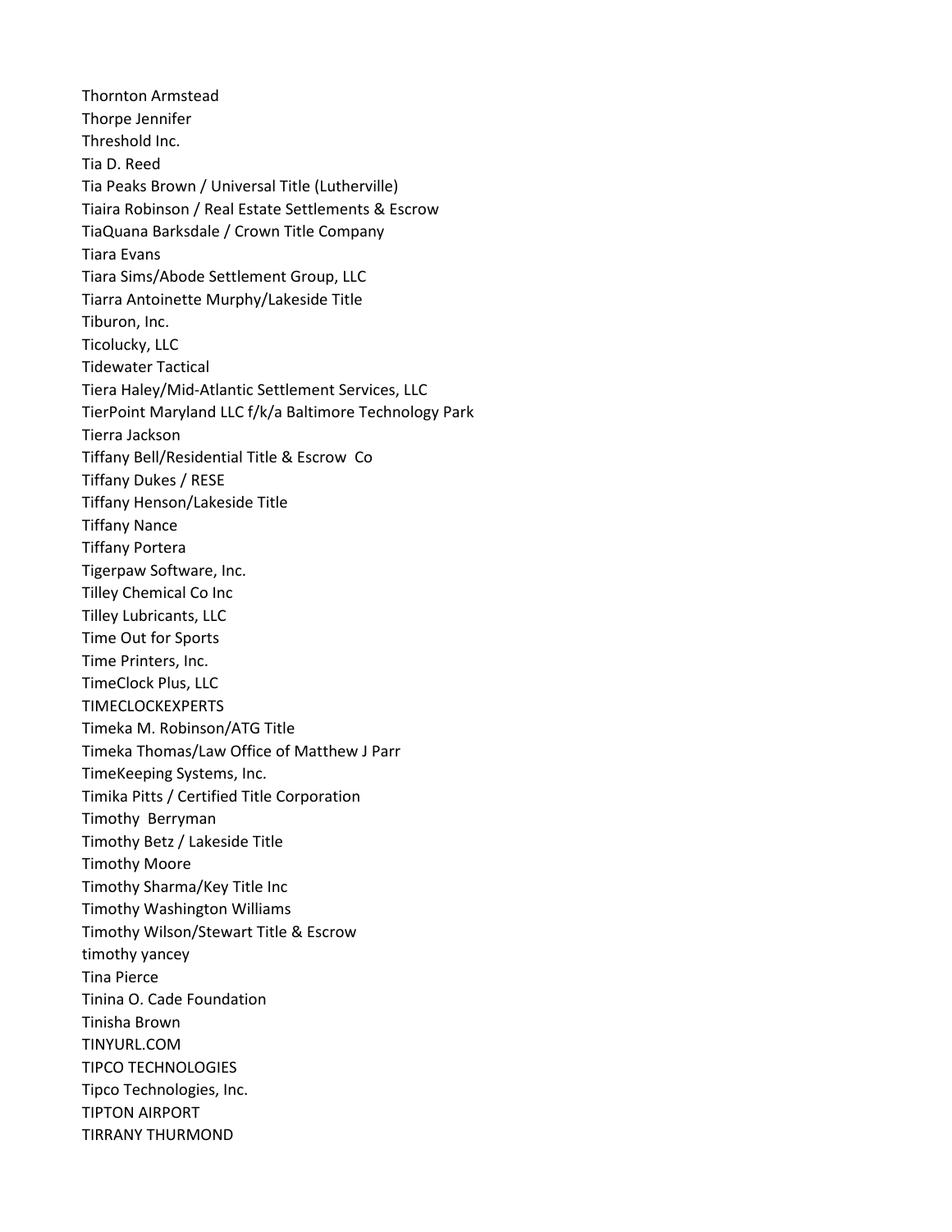Thornton Armstead
Thorpe Jennifer
Threshold Inc.
Tia D. Reed
Tia Peaks Brown / Universal Title (Lutherville)
Tiaira Robinson / Real Estate Settlements & Escrow
TiaQuana Barksdale / Crown Title Company
Tiara Evans
Tiara Sims/Abode Settlement Group, LLC
Tiarra Antoinette Murphy/Lakeside Title
Tiburon, Inc.
Ticolucky, LLC
Tidewater Tactical
Tiera Haley/Mid-Atlantic Settlement Services, LLC
TierPoint Maryland LLC f/k/a Baltimore Technology Park
Tierra Jackson
Tiffany Bell/Residential Title & Escrow Co
Tiffany Dukes / RESE
Tiffany Henson/Lakeside Title
Tiffany Nance
Tiffany Portera
Tigerpaw Software, Inc.
Tilley Chemical Co Inc
Tilley Lubricants, LLC
Time Out for Sports
Time Printers, Inc.
TimeClock Plus, LLC
TIMECLOCKEXPERTS
Timeka M. Robinson/ATG Title
Timeka Thomas/Law Office of Matthew J Parr
TimeKeeping Systems, Inc.
Timika Pitts / Certified Title Corporation
Timothy Berryman
Timothy Betz / Lakeside Title
Timothy Moore
Timothy Sharma/Key Title Inc
Timothy Washington Williams
Timothy Wilson/Stewart Title & Escrow
timothy yancey
Tina Pierce
Tinina O. Cade Foundation
Tinisha Brown
TINYURL.COM
TIPCO TECHNOLOGIES
Tipco Technologies, Inc.
TIPTON AIRPORT
TIRRANY THURMOND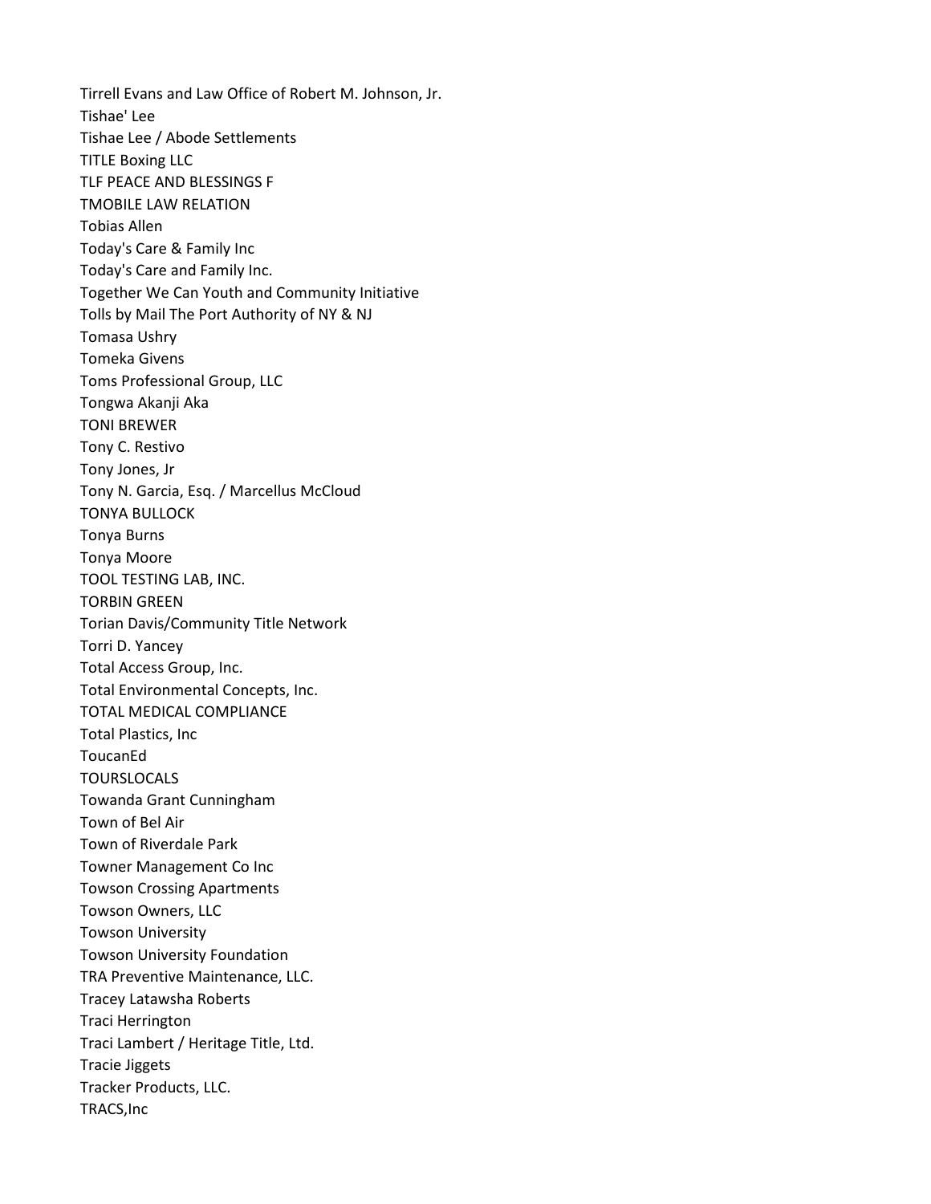Tirrell Evans and Law Office of Robert M. Johnson, Jr.
Tishae' Lee
Tishae Lee / Abode Settlements
TITLE Boxing LLC
TLF PEACE AND BLESSINGS F
TMOBILE LAW RELATION
Tobias Allen
Today's Care & Family Inc
Today's Care and Family Inc.
Together We Can Youth and Community Initiative
Tolls by Mail The Port Authority of NY & NJ
Tomasa Ushry
Tomeka Givens
Toms Professional Group, LLC
Tongwa Akanji Aka
TONI BREWER
Tony C. Restivo
Tony Jones, Jr
Tony N. Garcia, Esq. / Marcellus McCloud
TONYA BULLOCK
Tonya Burns
Tonya Moore
TOOL TESTING LAB, INC.
TORBIN GREEN
Torian Davis/Community Title Network
Torri D. Yancey
Total Access Group, Inc.
Total Environmental Concepts, Inc.
TOTAL MEDICAL COMPLIANCE
Total Plastics, Inc
ToucanEd
TOURSLOCALS
Towanda Grant Cunningham
Town of Bel Air
Town of Riverdale Park
Towner Management Co Inc
Towson Crossing Apartments
Towson Owners, LLC
Towson University
Towson University Foundation
TRA Preventive Maintenance, LLC.
Tracey Latawsha Roberts
Traci Herrington
Traci Lambert / Heritage Title, Ltd.
Tracie Jiggets
Tracker Products, LLC.
TRACS,Inc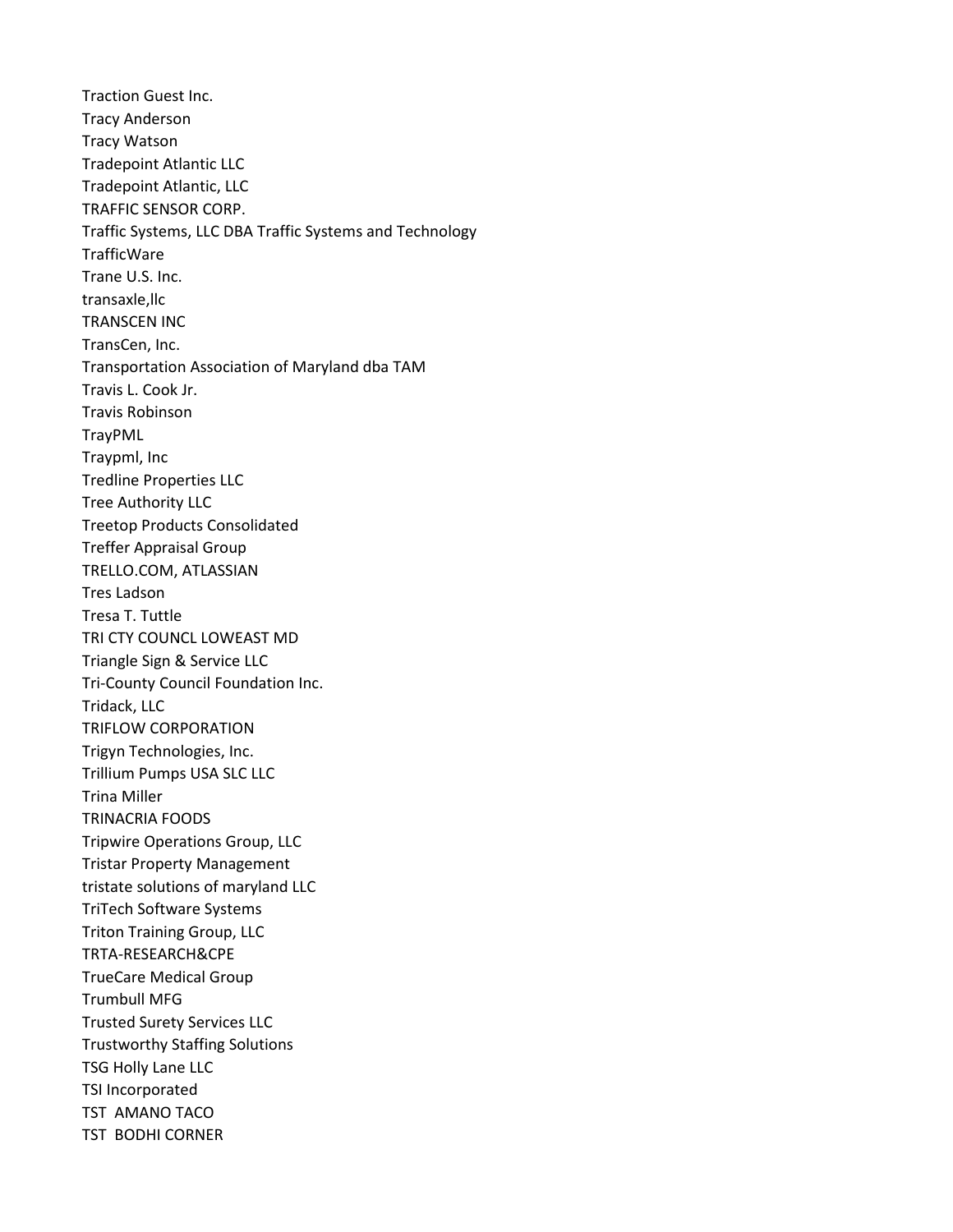Traction Guest Inc.
Tracy Anderson
Tracy Watson
Tradepoint Atlantic LLC
Tradepoint Atlantic, LLC
TRAFFIC SENSOR CORP.
Traffic Systems, LLC DBA Traffic Systems and Technology
TrafficWare
Trane U.S. Inc.
transaxle,llc
TRANSCEN INC
TransCen, Inc.
Transportation Association of Maryland dba TAM
Travis L. Cook Jr.
Travis Robinson
TrayPML
Traypml, Inc
Tredline Properties LLC
Tree Authority LLC
Treetop Products Consolidated
Treffer Appraisal Group
TRELLO.COM, ATLASSIAN
Tres Ladson
Tresa T. Tuttle
TRI CTY COUNCL LOWEAST MD
Triangle Sign & Service LLC
Tri-County Council Foundation Inc.
Tridack, LLC
TRIFLOW CORPORATION
Trigyn Technologies, Inc.
Trillium Pumps USA SLC LLC
Trina Miller
TRINACRIA FOODS
Tripwire Operations Group, LLC
Tristar Property Management
tristate solutions of maryland LLC
TriTech Software Systems
Triton Training Group, LLC
TRTA-RESEARCH&CPE
TrueCare Medical Group
Trumbull MFG
Trusted Surety Services LLC
Trustworthy Staffing Solutions
TSG Holly Lane LLC
TSI Incorporated
TST AMANO TACO
TST BODHI CORNER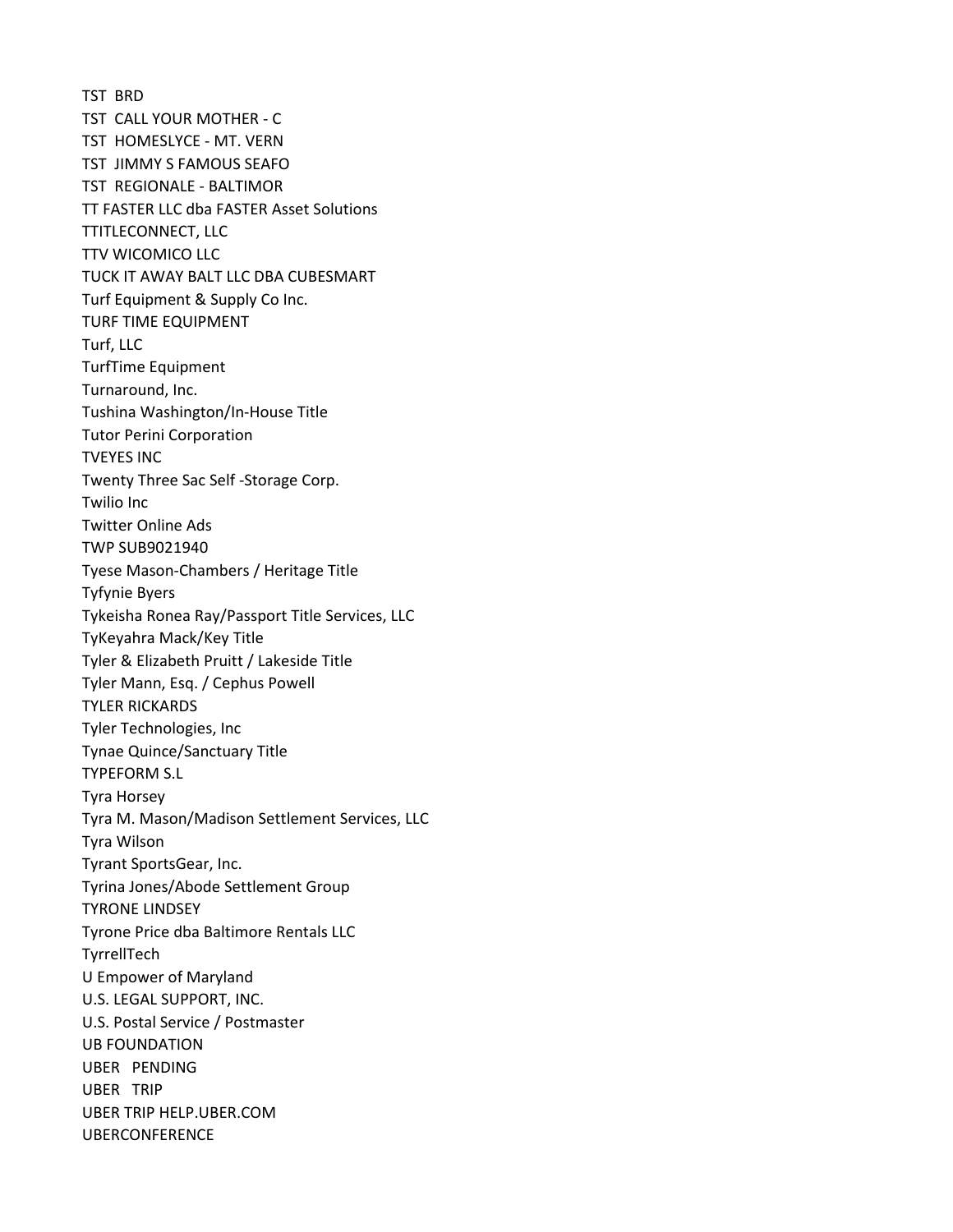TST  BRD
TST  CALL YOUR MOTHER - C
TST  HOMESLYCE - MT. VERN
TST  JIMMY S FAMOUS SEAFO
TST  REGIONALE - BALTIMOR
TT FASTER LLC dba FASTER Asset Solutions
TTITLECONNECT, LLC
TTV WICOMICO LLC
TUCK IT AWAY BALT LLC DBA CUBESMART
Turf Equipment & Supply Co Inc.
TURF TIME EQUIPMENT
Turf, LLC
TurfTime Equipment
Turnaround, Inc.
Tushina Washington/In-House Title
Tutor Perini Corporation
TVEYES INC
Twenty Three Sac Self -Storage Corp.
Twilio Inc
Twitter Online Ads
TWP SUB9021940
Tyese Mason-Chambers / Heritage Title
Tyfynie Byers
Tykeisha Ronea Ray/Passport Title Services, LLC
TyKeyahra Mack/Key Title
Tyler & Elizabeth Pruitt / Lakeside Title
Tyler Mann, Esq. / Cephus Powell
TYLER RICKARDS
Tyler Technologies, Inc
Tynae Quince/Sanctuary Title
TYPEFORM S.L
Tyra Horsey
Tyra M. Mason/Madison Settlement Services, LLC
Tyra Wilson
Tyrant SportsGear, Inc.
Tyrina Jones/Abode Settlement Group
TYRONE LINDSEY
Tyrone Price dba Baltimore Rentals LLC
TyrrellTech
U Empower of Maryland
U.S. LEGAL SUPPORT, INC.
U.S. Postal Service / Postmaster
UB FOUNDATION
UBER   PENDING
UBER   TRIP
UBER TRIP HELP.UBER.COM
UBERCONFERENCE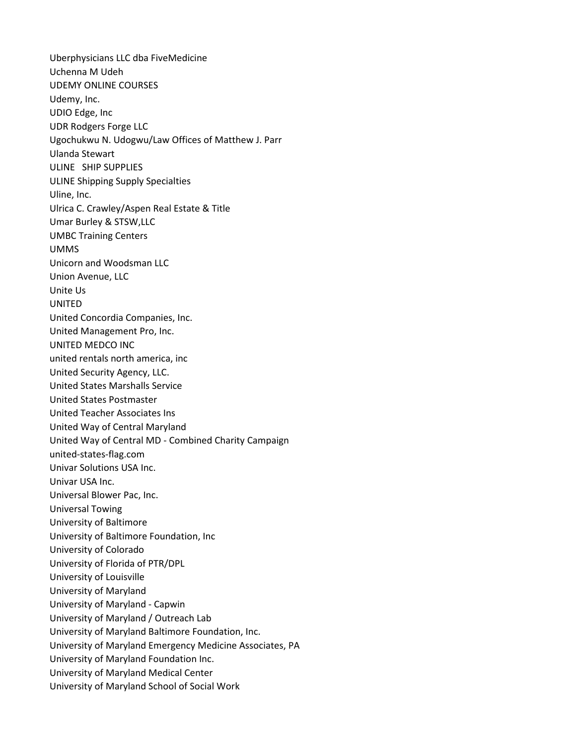Uberphysicians LLC dba FiveMedicine
Uchenna M Udeh
UDEMY ONLINE COURSES
Udemy, Inc.
UDIO Edge, Inc
UDR Rodgers Forge LLC
Ugochukwu N. Udogwu/Law Offices of Matthew J. Parr
Ulanda Stewart
ULINE SHIP SUPPLIES
ULINE Shipping Supply Specialties
Uline, Inc.
Ulrica C. Crawley/Aspen Real Estate & Title
Umar Burley & STSW,LLC
UMBC Training Centers
UMMS
Unicorn and Woodsman LLC
Union Avenue, LLC
Unite Us
UNITED
United Concordia Companies, Inc.
United Management Pro, Inc.
UNITED MEDCO INC
united rentals north america, inc
United Security Agency, LLC.
United States Marshalls Service
United States Postmaster
United Teacher Associates Ins
United Way of Central Maryland
United Way of Central MD - Combined Charity Campaign
united-states-flag.com
Univar Solutions USA Inc.
Univar USA Inc.
Universal Blower Pac, Inc.
Universal Towing
University of Baltimore
University of Baltimore Foundation, Inc
University of Colorado
University of Florida of PTR/DPL
University of Louisville
University of Maryland
University of Maryland - Capwin
University of Maryland / Outreach Lab
University of Maryland Baltimore Foundation, Inc.
University of Maryland Emergency Medicine Associates, PA
University of Maryland Foundation Inc.
University of Maryland Medical Center
University of Maryland School of Social Work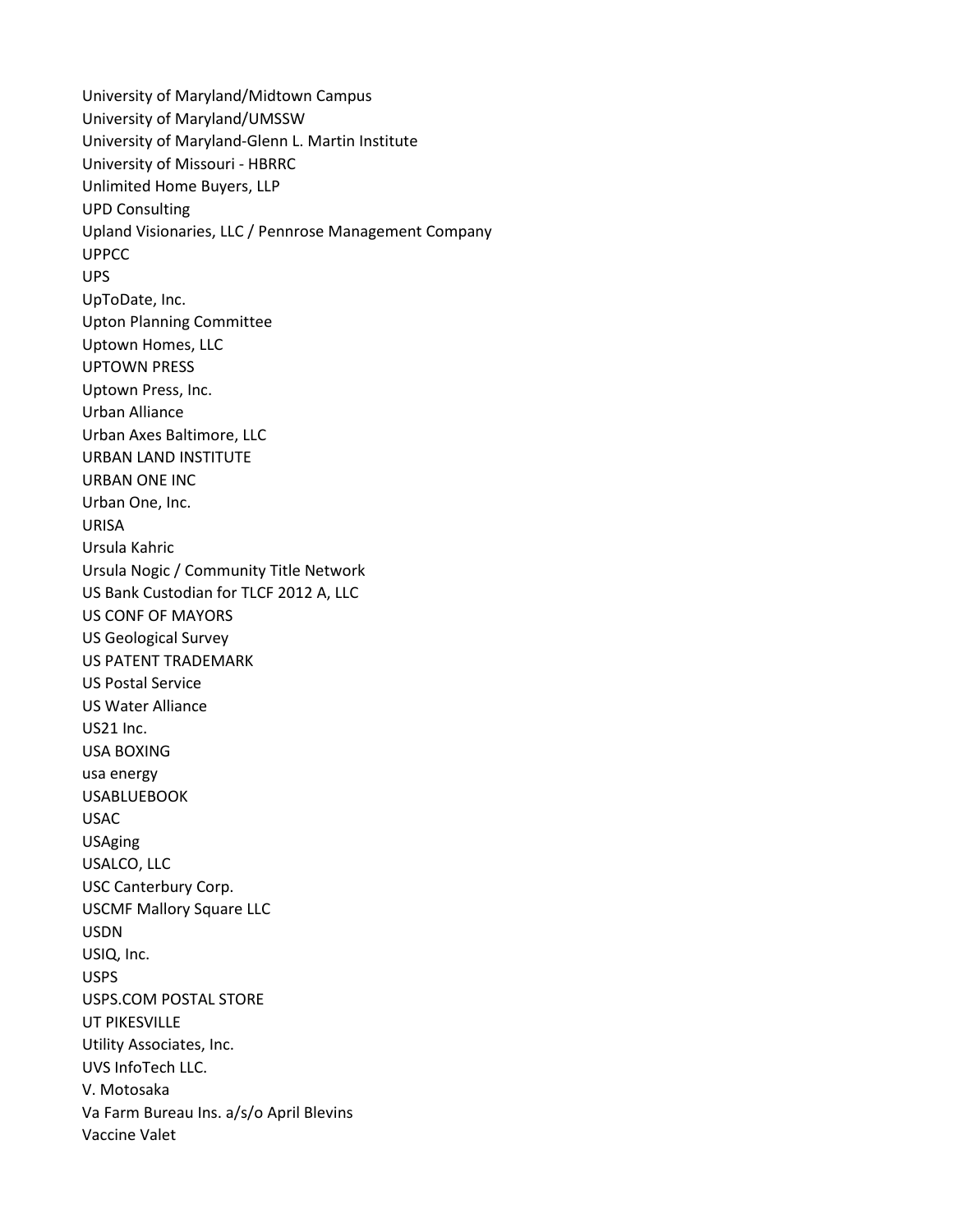University of Maryland/Midtown Campus
University of Maryland/UMSSW
University of Maryland-Glenn L. Martin Institute
University of Missouri - HBRRC
Unlimited Home Buyers, LLP
UPD Consulting
Upland Visionaries, LLC / Pennrose Management Company
UPPCC
UPS
UpToDate, Inc.
Upton Planning Committee
Uptown Homes, LLC
UPTOWN PRESS
Uptown Press, Inc.
Urban Alliance
Urban Axes Baltimore, LLC
URBAN LAND INSTITUTE
URBAN ONE INC
Urban One, Inc.
URISA
Ursula Kahric
Ursula Nogic / Community Title Network
US Bank Custodian for TLCF 2012 A, LLC
US CONF OF MAYORS
US Geological Survey
US PATENT TRADEMARK
US Postal Service
US Water Alliance
US21 Inc.
USA BOXING
usa energy
USABLUEBOOK
USAC
USAging
USALCO, LLC
USC Canterbury Corp.
USCMF Mallory Square LLC
USDN
USIQ, Inc.
USPS
USPS.COM POSTAL STORE
UT PIKESVILLE
Utility Associates, Inc.
UVS InfoTech LLC.
V. Motosaka
Va Farm Bureau Ins. a/s/o April Blevins
Vaccine Valet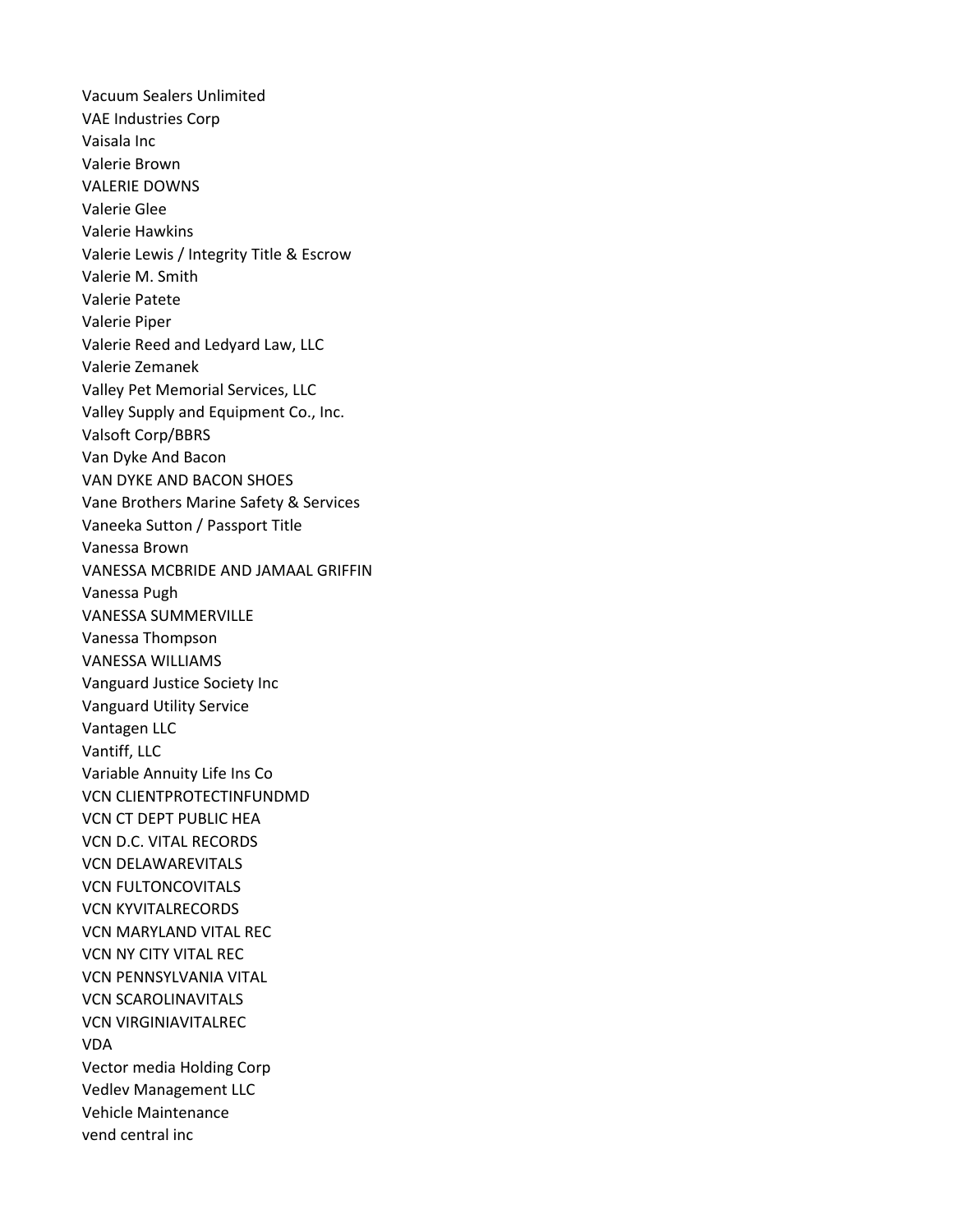Vacuum Sealers Unlimited
VAE Industries Corp
Vaisala Inc
Valerie Brown
VALERIE DOWNS
Valerie Glee
Valerie Hawkins
Valerie Lewis / Integrity Title & Escrow
Valerie M. Smith
Valerie Patete
Valerie Piper
Valerie Reed and Ledyard Law, LLC
Valerie Zemanek
Valley Pet Memorial Services, LLC
Valley Supply and Equipment Co., Inc.
Valsoft Corp/BBRS
Van Dyke And Bacon
VAN DYKE AND BACON SHOES
Vane Brothers Marine Safety & Services
Vaneeka Sutton / Passport Title
Vanessa Brown
VANESSA MCBRIDE AND JAMAAL GRIFFIN
Vanessa Pugh
VANESSA SUMMERVILLE
Vanessa Thompson
VANESSA WILLIAMS
Vanguard Justice Society Inc
Vanguard Utility Service
Vantagen LLC
Vantiff, LLC
Variable Annuity Life Ins Co
VCN CLIENTPROTECTINFUNDMD
VCN CT DEPT PUBLIC HEA
VCN D.C. VITAL RECORDS
VCN DELAWAREVITALS
VCN FULTONCOVITALS
VCN KYVITALRECORDS
VCN MARYLAND VITAL REC
VCN NY CITY VITAL REC
VCN PENNSYLVANIA VITAL
VCN SCAROLINAVITALS
VCN VIRGINIAVITALREC
VDA
Vector media Holding Corp
Vedlev Management LLC
Vehicle Maintenance
vend central inc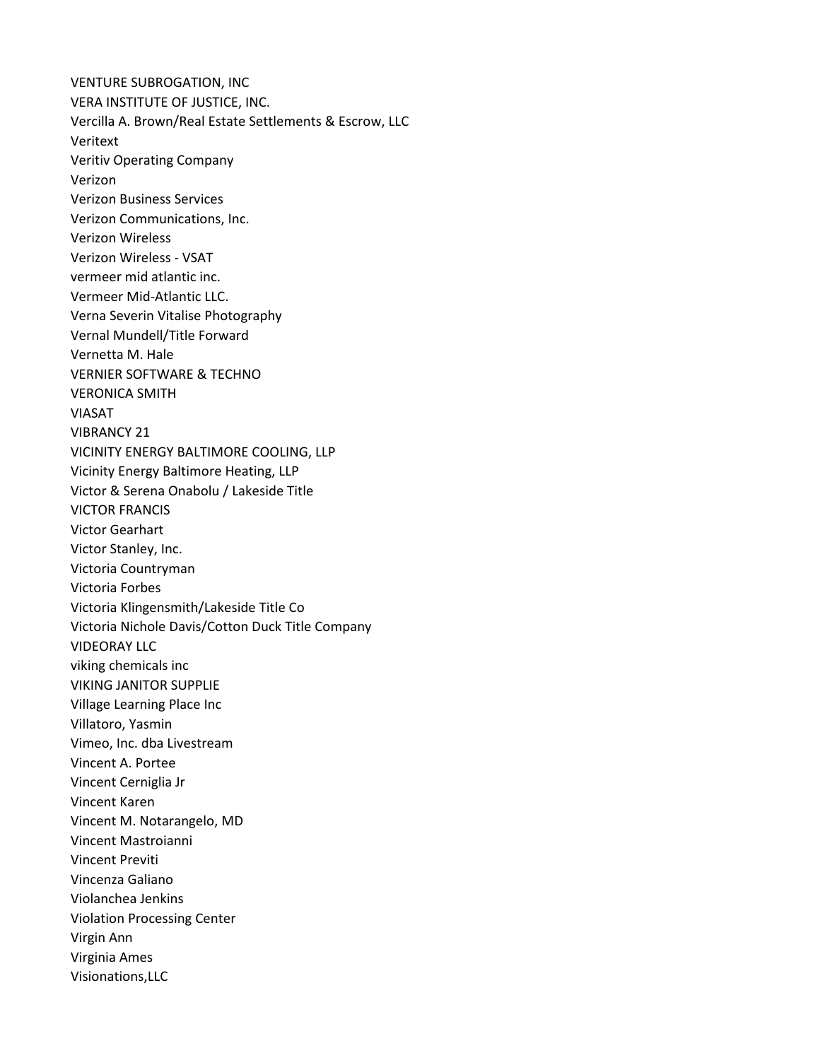VENTURE SUBROGATION, INC
VERA INSTITUTE OF JUSTICE, INC.
Vercilla A. Brown/Real Estate Settlements & Escrow, LLC
Veritext
Veritiv Operating Company
Verizon
Verizon Business Services
Verizon Communications, Inc.
Verizon Wireless
Verizon Wireless - VSAT
vermeer mid atlantic inc.
Vermeer Mid-Atlantic LLC.
Verna Severin Vitalise Photography
Vernal Mundell/Title Forward
Vernetta M. Hale
VERNIER SOFTWARE & TECHNO
VERONICA SMITH
VIASAT
VIBRANCY 21
VICINITY ENERGY BALTIMORE COOLING, LLP
Vicinity Energy Baltimore Heating, LLP
Victor & Serena Onabolu / Lakeside Title
VICTOR FRANCIS
Victor Gearhart
Victor Stanley, Inc.
Victoria Countryman
Victoria Forbes
Victoria Klingensmith/Lakeside Title Co
Victoria Nichole Davis/Cotton Duck Title Company
VIDEORAY LLC
viking chemicals inc
VIKING JANITOR SUPPLIE
Village Learning Place Inc
Villatoro, Yasmin
Vimeo, Inc. dba Livestream
Vincent A. Portee
Vincent Cerniglia Jr
Vincent Karen
Vincent M. Notarangelo, MD
Vincent Mastroianni
Vincent Previti
Vincenza Galiano
Violanchea Jenkins
Violation Processing Center
Virgin Ann
Virginia Ames
Visionations,LLC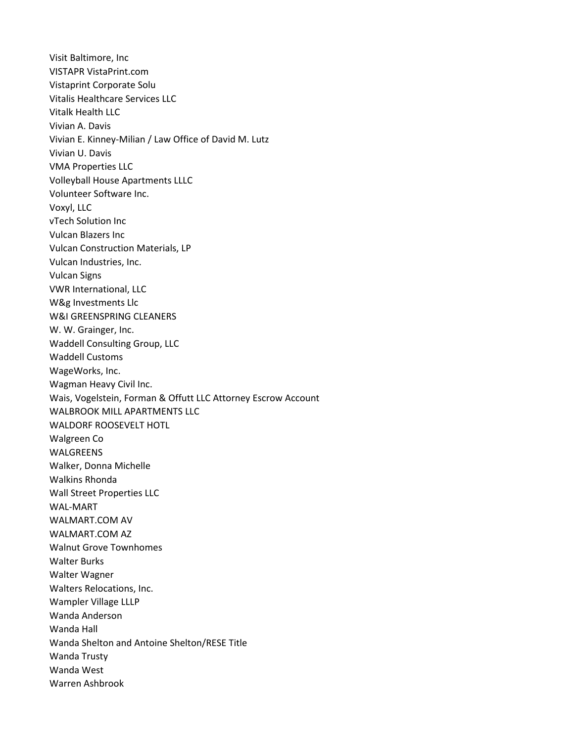Visit Baltimore, Inc
VISTAPR VistaPrint.com
Vistaprint Corporate Solu
Vitalis Healthcare Services LLC
Vitalk Health LLC
Vivian A. Davis
Vivian E. Kinney-Milian / Law Office of David M. Lutz
Vivian U. Davis
VMA Properties LLC
Volleyball House Apartments LLLC
Volunteer Software Inc.
Voxyl, LLC
vTech Solution Inc
Vulcan Blazers Inc
Vulcan Construction Materials, LP
Vulcan Industries, Inc.
Vulcan Signs
VWR International, LLC
W&g Investments Llc
W&I GREENSPRING CLEANERS
W. W. Grainger, Inc.
Waddell Consulting Group, LLC
Waddell Customs
WageWorks, Inc.
Wagman Heavy Civil Inc.
Wais, Vogelstein, Forman & Offutt LLC Attorney Escrow Account
WALBROOK MILL APARTMENTS LLC
WALDORF ROOSEVELT HOTL
Walgreen Co
WALGREENS
Walker, Donna Michelle
Walkins Rhonda
Wall Street Properties LLC
WAL-MART
WALMART.COM AV
WALMART.COM AZ
Walnut Grove Townhomes
Walter Burks
Walter Wagner
Walters Relocations, Inc.
Wampler Village LLLP
Wanda Anderson
Wanda Hall
Wanda Shelton and Antoine Shelton/RESE Title
Wanda Trusty
Wanda West
Warren Ashbrook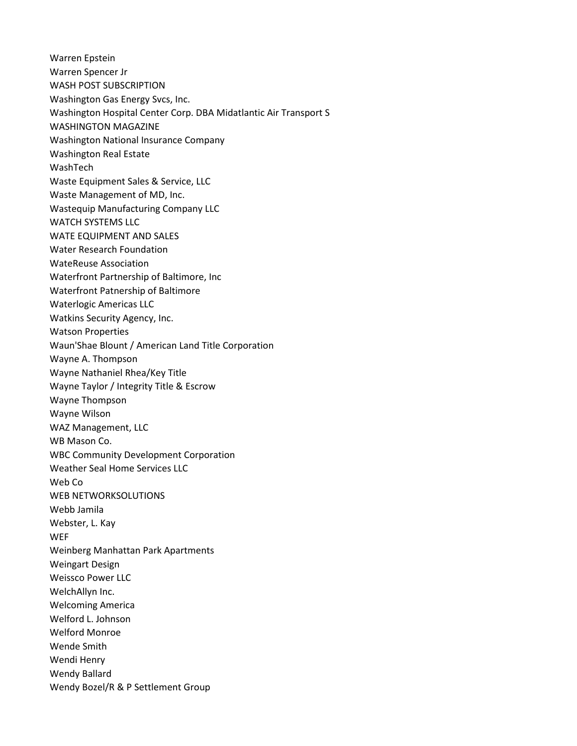Warren Epstein
Warren Spencer Jr
WASH POST SUBSCRIPTION
Washington Gas Energy Svcs, Inc.
Washington Hospital Center Corp. DBA Midatlantic Air Transport S
WASHINGTON MAGAZINE
Washington National Insurance Company
Washington Real Estate
WashTech
Waste Equipment Sales & Service, LLC
Waste Management of MD, Inc.
Wastequip Manufacturing Company LLC
WATCH SYSTEMS LLC
WATE EQUIPMENT AND SALES
Water Research Foundation
WateReuse Association
Waterfront Partnership of Baltimore, Inc
Waterfront Patnership of Baltimore
Waterlogic Americas LLC
Watkins Security Agency, Inc.
Watson Properties
Waun'Shae Blount / American Land Title Corporation
Wayne A. Thompson
Wayne Nathaniel Rhea/Key Title
Wayne Taylor / Integrity Title & Escrow
Wayne Thompson
Wayne Wilson
WAZ Management, LLC
WB Mason Co.
WBC Community Development Corporation
Weather Seal Home Services LLC
Web Co
WEB NETWORKSOLUTIONS
Webb Jamila
Webster, L. Kay
WEF
Weinberg Manhattan Park Apartments
Weingart Design
Weissco Power LLC
WelchAllyn Inc.
Welcoming America
Welford L. Johnson
Welford Monroe
Wende Smith
Wendi Henry
Wendy Ballard
Wendy Bozel/R & P Settlement Group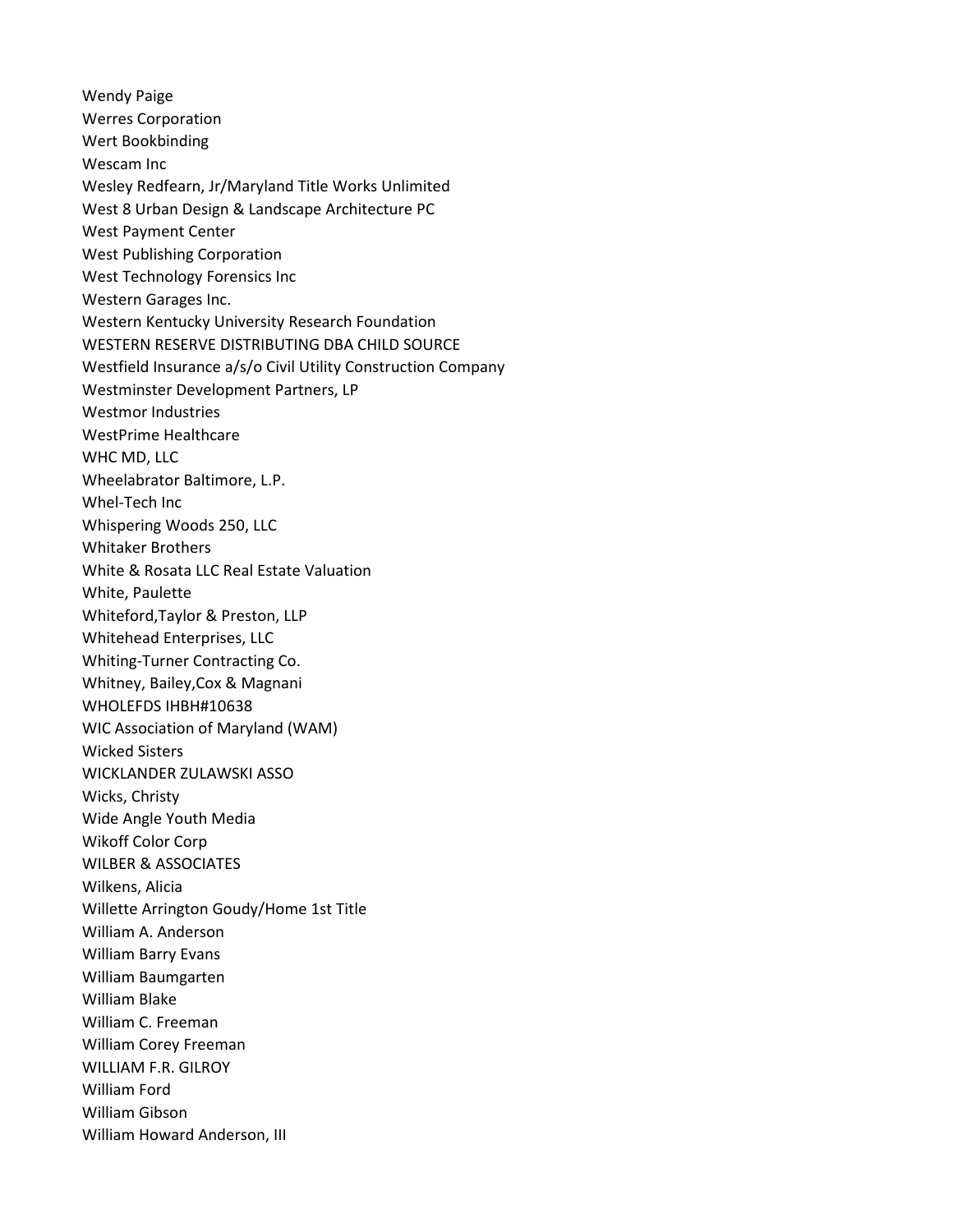Wendy Paige
Werres Corporation
Wert Bookbinding
Wescam Inc
Wesley Redfearn, Jr/Maryland Title Works Unlimited
West 8 Urban Design & Landscape Architecture PC
West Payment Center
West Publishing Corporation
West Technology Forensics Inc
Western Garages Inc.
Western Kentucky University Research Foundation
WESTERN RESERVE DISTRIBUTING DBA CHILD SOURCE
Westfield Insurance a/s/o Civil Utility Construction Company
Westminster Development Partners, LP
Westmor Industries
WestPrime Healthcare
WHC MD, LLC
Wheelabrator Baltimore, L.P.
Whel-Tech Inc
Whispering Woods 250, LLC
Whitaker Brothers
White & Rosata LLC Real Estate Valuation
White, Paulette
Whiteford,Taylor & Preston, LLP
Whitehead Enterprises, LLC
Whiting-Turner Contracting Co.
Whitney, Bailey,Cox & Magnani
WHOLEFDS IHBH#10638
WIC Association of Maryland (WAM)
Wicked Sisters
WICKLANDER ZULAWSKI ASSO
Wicks, Christy
Wide Angle Youth Media
Wikoff Color Corp
WILBER & ASSOCIATES
Wilkens, Alicia
Willette Arrington Goudy/Home 1st Title
William A. Anderson
William Barry Evans
William Baumgarten
William Blake
William C. Freeman
William Corey Freeman
WILLIAM F.R. GILROY
William Ford
William Gibson
William Howard Anderson, III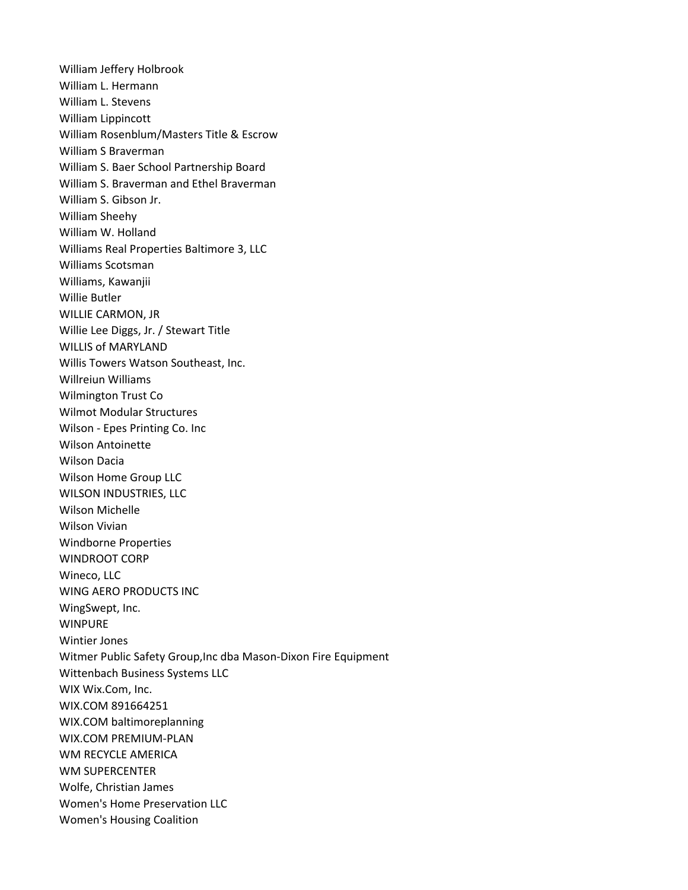William Jeffery Holbrook
William L. Hermann
William L. Stevens
William Lippincott
William Rosenblum/Masters Title & Escrow
William S Braverman
William S. Baer School Partnership Board
William S. Braverman and Ethel Braverman
William S. Gibson Jr.
William Sheehy
William W. Holland
Williams Real Properties Baltimore 3, LLC
Williams Scotsman
Williams, Kawanjii
Willie Butler
WILLIE CARMON, JR
Willie Lee Diggs, Jr. / Stewart Title
WILLIS of MARYLAND
Willis Towers Watson Southeast, Inc.
Willreiun Williams
Wilmington Trust Co
Wilmot Modular Structures
Wilson - Epes Printing Co. Inc
Wilson Antoinette
Wilson Dacia
Wilson Home Group LLC
WILSON INDUSTRIES, LLC
Wilson Michelle
Wilson Vivian
Windborne Properties
WINDROOT CORP
Wineco, LLC
WING AERO PRODUCTS INC
WingSwept, Inc.
WINPURE
Wintier Jones
Witmer Public Safety Group,Inc dba Mason-Dixon Fire Equipment
Wittenbach Business Systems LLC
WIX Wix.Com, Inc.
WIX.COM 891664251
WIX.COM baltimoreplanning
WIX.COM PREMIUM-PLAN
WM RECYCLE AMERICA
WM SUPERCENTER
Wolfe, Christian James
Women's Home Preservation LLC
Women's Housing Coalition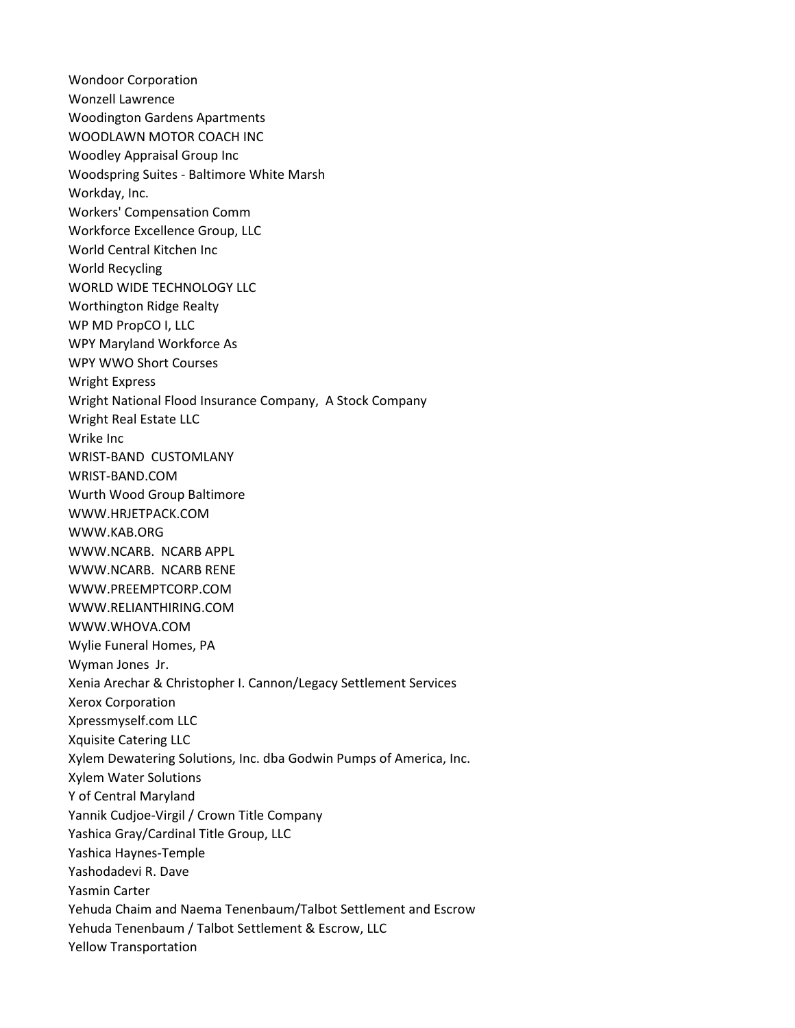Wondoor Corporation
Wonzell Lawrence
Woodington Gardens Apartments
WOODLAWN MOTOR COACH INC
Woodley Appraisal Group Inc
Woodspring Suites - Baltimore White Marsh
Workday, Inc.
Workers' Compensation Comm
Workforce Excellence Group, LLC
World Central Kitchen Inc
World Recycling
WORLD WIDE TECHNOLOGY LLC
Worthington Ridge Realty
WP MD PropCO I, LLC
WPY Maryland Workforce As
WPY WWO Short Courses
Wright Express
Wright National Flood Insurance Company,  A Stock Company
Wright Real Estate LLC
Wrike Inc
WRIST-BAND  CUSTOMLANY
WRIST-BAND.COM
Wurth Wood Group Baltimore
WWW.HRJETPACK.COM
WWW.KAB.ORG
WWW.NCARB.  NCARB APPL
WWW.NCARB.  NCARB RENE
WWW.PREEMPTCORP.COM
WWW.RELIANTHIRING.COM
WWW.WHOVA.COM
Wylie Funeral Homes, PA
Wyman Jones  Jr.
Xenia Arechar & Christopher I. Cannon/Legacy Settlement Services
Xerox Corporation
Xpressmyself.com LLC
Xquisite Catering LLC
Xylem Dewatering Solutions, Inc. dba Godwin Pumps of America, Inc.
Xylem Water Solutions
Y of Central Maryland
Yannik Cudjoe-Virgil / Crown Title Company
Yashica Gray/Cardinal Title Group, LLC
Yashica Haynes-Temple
Yashodadevi R. Dave
Yasmin Carter
Yehuda Chaim and Naema Tenenbaum/Talbot Settlement and Escrow
Yehuda Tenenbaum / Talbot Settlement & Escrow, LLC
Yellow Transportation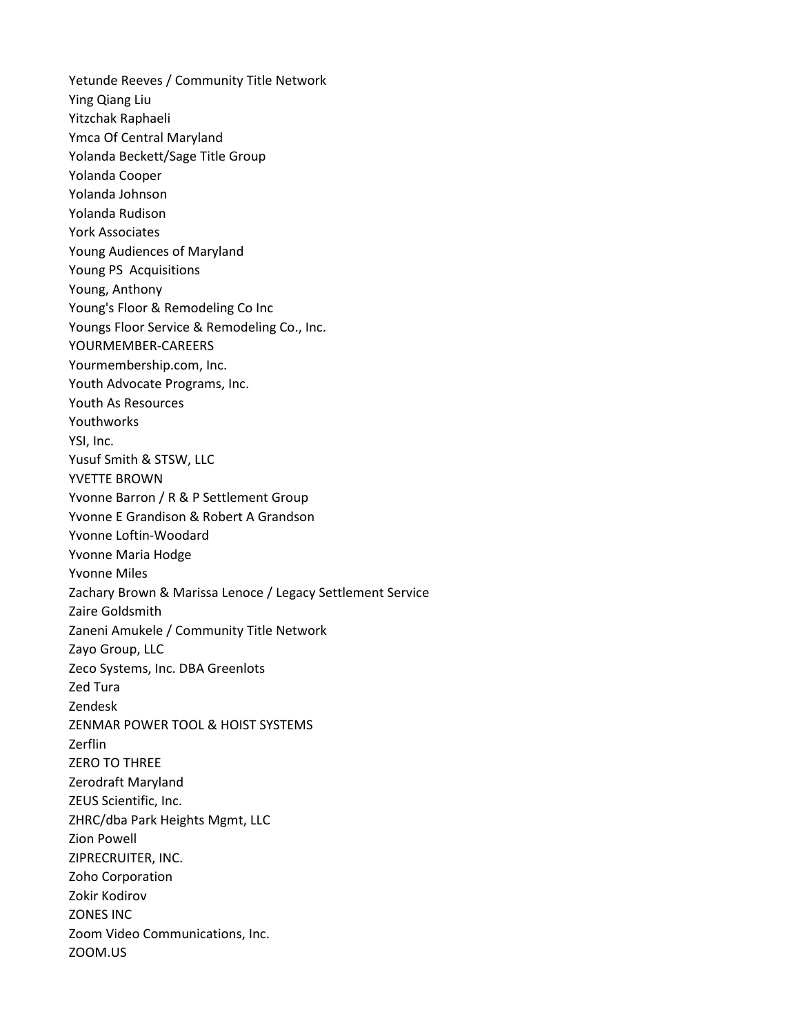Yetunde Reeves / Community Title Network
Ying Qiang Liu
Yitzchak Raphaeli
Ymca Of Central Maryland
Yolanda Beckett/Sage Title Group
Yolanda Cooper
Yolanda Johnson
Yolanda Rudison
York Associates
Young Audiences of Maryland
Young PS  Acquisitions
Young, Anthony
Young's Floor & Remodeling Co Inc
Youngs Floor Service & Remodeling Co., Inc.
YOURMEMBER-CAREERS
Yourmembership.com, Inc.
Youth Advocate Programs, Inc.
Youth As Resources
Youthworks
YSI, Inc.
Yusuf Smith & STSW, LLC
YVETTE BROWN
Yvonne Barron / R & P Settlement Group
Yvonne E Grandison & Robert A Grandson
Yvonne Loftin-Woodard
Yvonne Maria Hodge
Yvonne Miles
Zachary Brown & Marissa Lenoce / Legacy Settlement Service
Zaire Goldsmith
Zaneni Amukele / Community Title Network
Zayo Group, LLC
Zeco Systems, Inc. DBA Greenlots
Zed Tura
Zendesk
ZENMAR POWER TOOL & HOIST SYSTEMS
Zerflin
ZERO TO THREE
Zerodraft Maryland
ZEUS Scientific, Inc.
ZHRC/dba Park Heights Mgmt, LLC
Zion Powell
ZIPRECRUITER, INC.
Zoho Corporation
Zokir Kodirov
ZONES INC
Zoom Video Communications, Inc.
ZOOM.US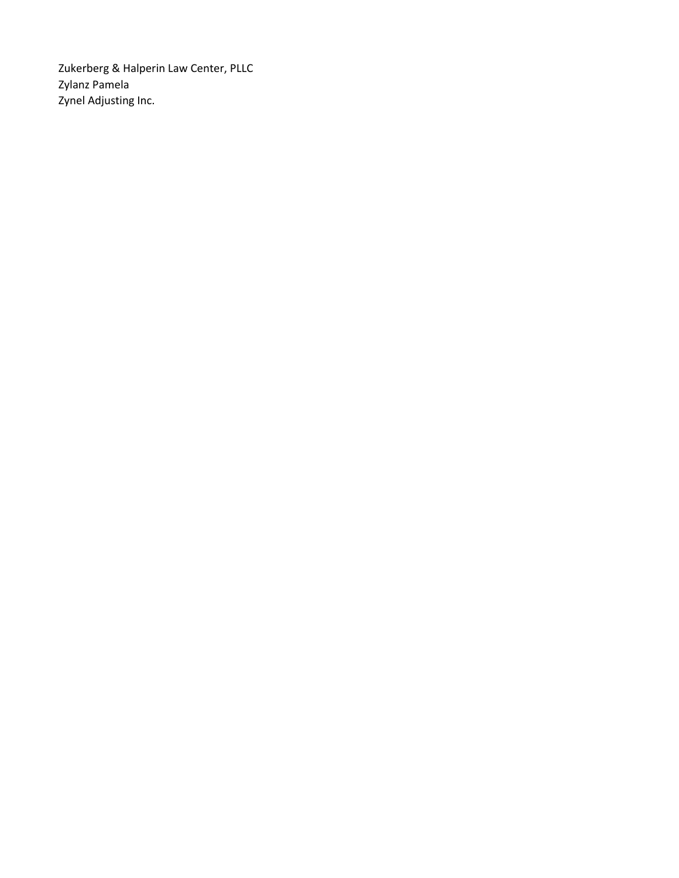Zukerberg & Halperin Law Center, PLLC
Zylanz Pamela
Zynel Adjusting Inc.